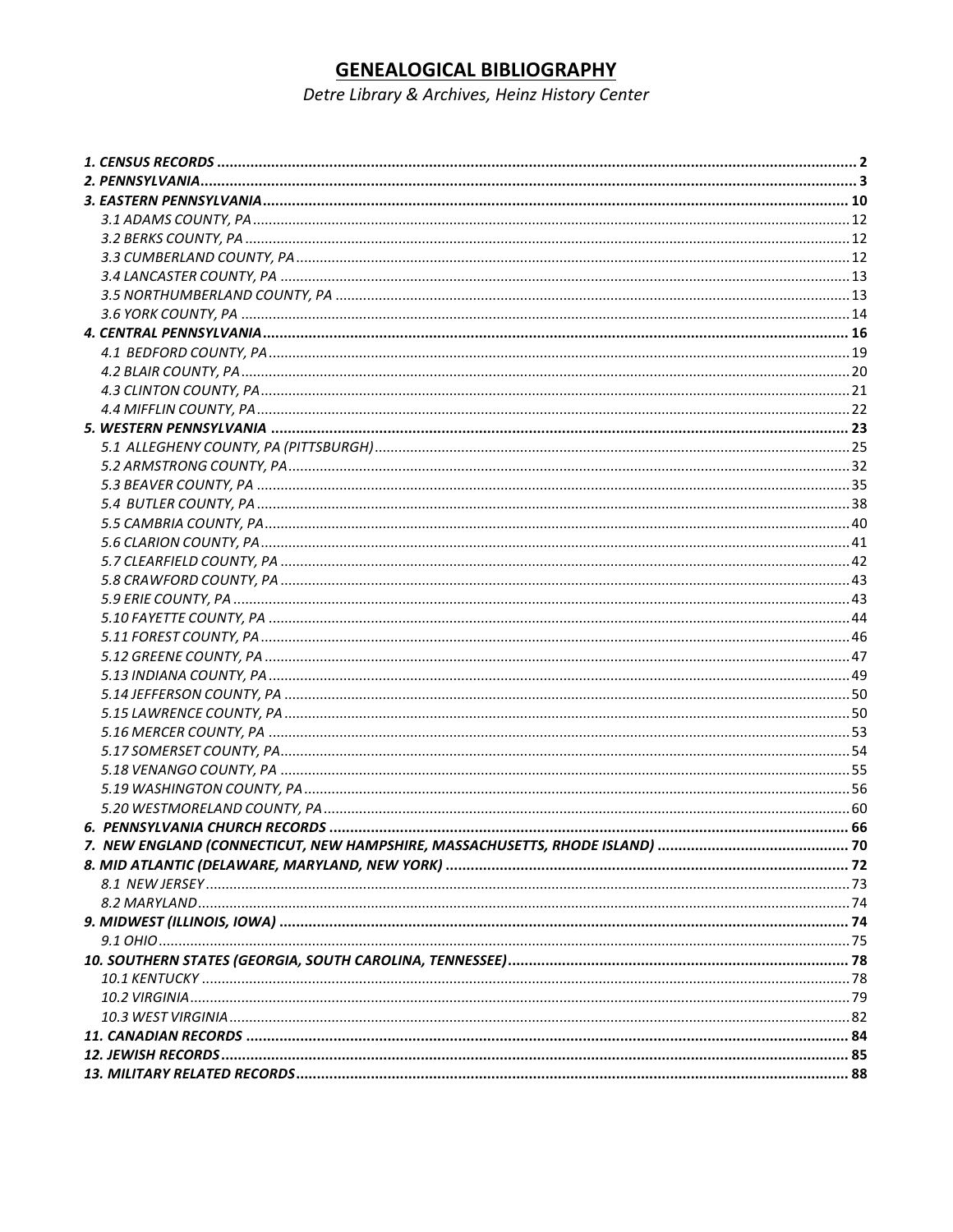# GENEALOGICAL BIBLIOGRAPHY

*Detre Library & Archives, Heinz History Center*

- ***1. CENSUS RECORDS*** ........ **2**
- ***2. PENNSYLVANIA*** ........ **3**
- ***3. EASTERN PENNSYLVANIA*** ........ **10**
  - *3.1 ADAMS COUNTY, PA* ........ 12
  - *3.2 BERKS COUNTY, PA* ........ 12
  - *3.3 CUMBERLAND COUNTY, PA* ........ 12
  - *3.4 LANCASTER COUNTY, PA* ........ 13
  - *3.5 NORTHUMBERLAND COUNTY, PA* ........ 13
  - *3.6 YORK COUNTY, PA* ........ 14
- ***4. CENTRAL PENNSYLVANIA*** ........ **16**
  - *4.1 BEDFORD COUNTY, PA* ........ 19
  - *4.2 BLAIR COUNTY, PA* ........ 20
  - *4.3 CLINTON COUNTY, PA* ........ 21
  - *4.4 MIFFLIN COUNTY, PA* ........ 22
- ***5. WESTERN PENNSYLVANIA*** ........ **23**
  - *5.1 ALLEGHENY COUNTY, PA (PITTSBURGH)* ........ 25
  - *5.2 ARMSTRONG COUNTY, PA* ........ 32
  - *5.3 BEAVER COUNTY, PA* ........ 35
  - *5.4 BUTLER COUNTY, PA* ........ 38
  - *5.5 CAMBRIA COUNTY, PA* ........ 40
  - *5.6 CLARION COUNTY, PA* ........ 41
  - *5.7 CLEARFIELD COUNTY, PA* ........ 42
  - *5.8 CRAWFORD COUNTY, PA* ........ 43
  - *5.9 ERIE COUNTY, PA* ........ 43
  - *5.10 FAYETTE COUNTY, PA* ........ 44
  - *5.11 FOREST COUNTY, PA* ........ 46
  - *5.12 GREENE COUNTY, PA* ........ 47
  - *5.13 INDIANA COUNTY, PA* ........ 49
  - *5.14 JEFFERSON COUNTY, PA* ........ 50
  - *5.15 LAWRENCE COUNTY, PA* ........ 50
  - *5.16 MERCER COUNTY, PA* ........ 53
  - *5.17 SOMERSET COUNTY, PA* ........ 54
  - *5.18 VENANGO COUNTY, PA* ........ 55
  - *5.19 WASHINGTON COUNTY, PA* ........ 56
  - *5.20 WESTMORELAND COUNTY, PA* ........ 60
- ***6. PENNSYLVANIA CHURCH RECORDS*** ........ **66**
- ***7. NEW ENGLAND (CONNECTICUT, NEW HAMPSHIRE, MASSACHUSETTS, RHODE ISLAND)*** ........ **70**
- ***8. MID ATLANTIC (DELAWARE, MARYLAND, NEW YORK)*** ........ **72**
  - *8.1 NEW JERSEY* ........ 73
  - *8.2 MARYLAND* ........ 74
- ***9. MIDWEST (ILLINOIS, IOWA)*** ........ **74**
  - *9.1 OHIO* ........ 75
- ***10. SOUTHERN STATES (GEORGIA, SOUTH CAROLINA, TENNESSEE)*** ........ **78**
  - *10.1 KENTUCKY* ........ 78
  - *10.2 VIRGINIA* ........ 79
  - *10.3 WEST VIRGINIA* ........ 82
- ***11. CANADIAN RECORDS*** ........ **84**
- ***12. JEWISH RECORDS*** ........ **85**
- ***13. MILITARY RELATED RECORDS*** ........ **88**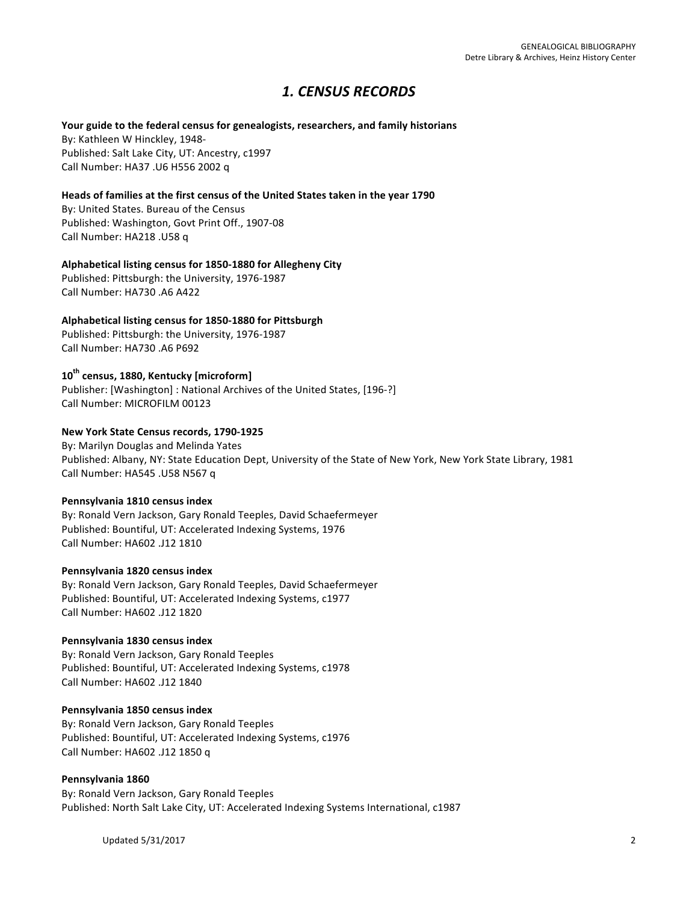# *1. CENSUS RECORDS*

**Your guide to the federal census for genealogists, researchers, and family historians**
By: Kathleen W Hinckley, 1948-
Published: Salt Lake City, UT: Ancestry, c1997
Call Number: HA37 .U6 H556 2002 q

**Heads of families at the first census of the United States taken in the year 1790**
By: United States. Bureau of the Census
Published: Washington, Govt Print Off., 1907-08
Call Number: HA218 .U58 q

**Alphabetical listing census for 1850-1880 for Allegheny City**
Published: Pittsburgh: the University, 1976-1987
Call Number: HA730 .A6 A422

**Alphabetical listing census for 1850-1880 for Pittsburgh**
Published: Pittsburgh: the University, 1976-1987
Call Number: HA730 .A6 P692

**10th census, 1880, Kentucky [microform]**
Publisher: [Washington] : National Archives of the United States, [196-?]
Call Number: MICROFILM 00123

**New York State Census records, 1790-1925**
By: Marilyn Douglas and Melinda Yates
Published: Albany, NY: State Education Dept, University of the State of New York, New York State Library, 1981
Call Number: HA545 .U58 N567 q

**Pennsylvania 1810 census index**
By: Ronald Vern Jackson, Gary Ronald Teeples, David Schaefermeyer
Published: Bountiful, UT: Accelerated Indexing Systems, 1976
Call Number: HA602 .J12 1810

**Pennsylvania 1820 census index**
By: Ronald Vern Jackson, Gary Ronald Teeples, David Schaefermeyer
Published: Bountiful, UT: Accelerated Indexing Systems, c1977
Call Number: HA602 .J12 1820

**Pennsylvania 1830 census index**
By: Ronald Vern Jackson, Gary Ronald Teeples
Published: Bountiful, UT: Accelerated Indexing Systems, c1978
Call Number: HA602 .J12 1840

**Pennsylvania 1850 census index**
By: Ronald Vern Jackson, Gary Ronald Teeples
Published: Bountiful, UT: Accelerated Indexing Systems, c1976
Call Number: HA602 .J12 1850 q

**Pennsylvania 1860**
By: Ronald Vern Jackson, Gary Ronald Teeples
Published: North Salt Lake City, UT: Accelerated Indexing Systems International, c1987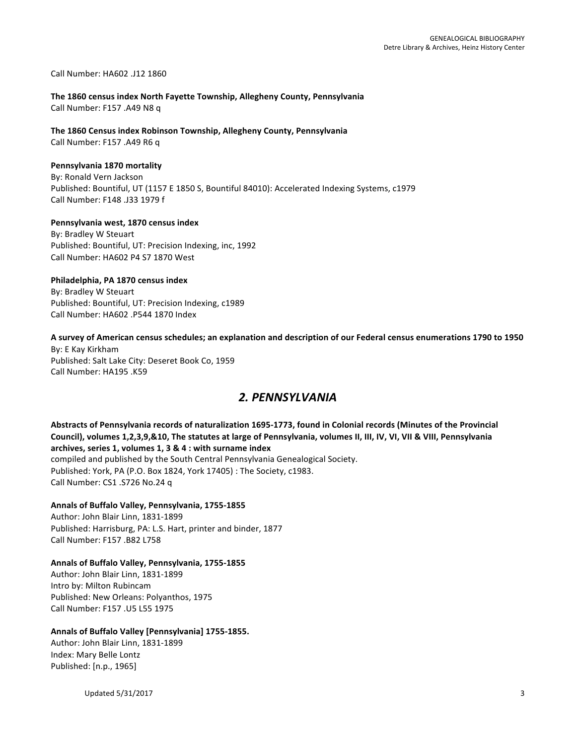Call Number: HA602 .J12 1860

**The 1860 census index North Fayette Township, Allegheny County, Pennsylvania**
Call Number: F157 .A49 N8 q

**The 1860 Census index Robinson Township, Allegheny County, Pennsylvania**
Call Number: F157 .A49 R6 q

**Pennsylvania 1870 mortality**
By: Ronald Vern Jackson
Published: Bountiful, UT (1157 E 1850 S, Bountiful 84010): Accelerated Indexing Systems, c1979
Call Number: F148 .J33 1979 f

**Pennsylvania west, 1870 census index**
By: Bradley W Steuart
Published: Bountiful, UT: Precision Indexing, inc, 1992
Call Number: HA602 P4 S7 1870 West

**Philadelphia, PA 1870 census index**
By: Bradley W Steuart
Published: Bountiful, UT: Precision Indexing, c1989
Call Number: HA602 .P544 1870 Index

**A survey of American census schedules; an explanation and description of our Federal census enumerations 1790 to 1950**
By: E Kay Kirkham
Published: Salt Lake City: Deseret Book Co, 1959
Call Number: HA195 .K59

## *2. PENNSYLVANIA*

**Abstracts of Pennsylvania records of naturalization 1695-1773, found in Colonial records (Minutes of the Provincial Council), volumes 1,2,3,9,&10, The statutes at large of Pennsylvania, volumes II, III, IV, VI, VII & VIII, Pennsylvania archives, series 1, volumes 1, 3 & 4 : with surname index**
compiled and published by the South Central Pennsylvania Genealogical Society.
Published: York, PA (P.O. Box 1824, York 17405) : The Society, c1983.
Call Number: CS1 .S726 No.24 q

**Annals of Buffalo Valley, Pennsylvania, 1755-1855**
Author: John Blair Linn, 1831-1899
Published: Harrisburg, PA: L.S. Hart, printer and binder, 1877
Call Number: F157 .B82 L758

**Annals of Buffalo Valley, Pennsylvania, 1755-1855**
Author: John Blair Linn, 1831-1899
Intro by: Milton Rubincam
Published: New Orleans: Polyanthos, 1975
Call Number: F157 .U5 L55 1975

**Annals of Buffalo Valley [Pennsylvania] 1755-1855.**
Author: John Blair Linn, 1831-1899
Index: Mary Belle Lontz
Published: [n.p., 1965]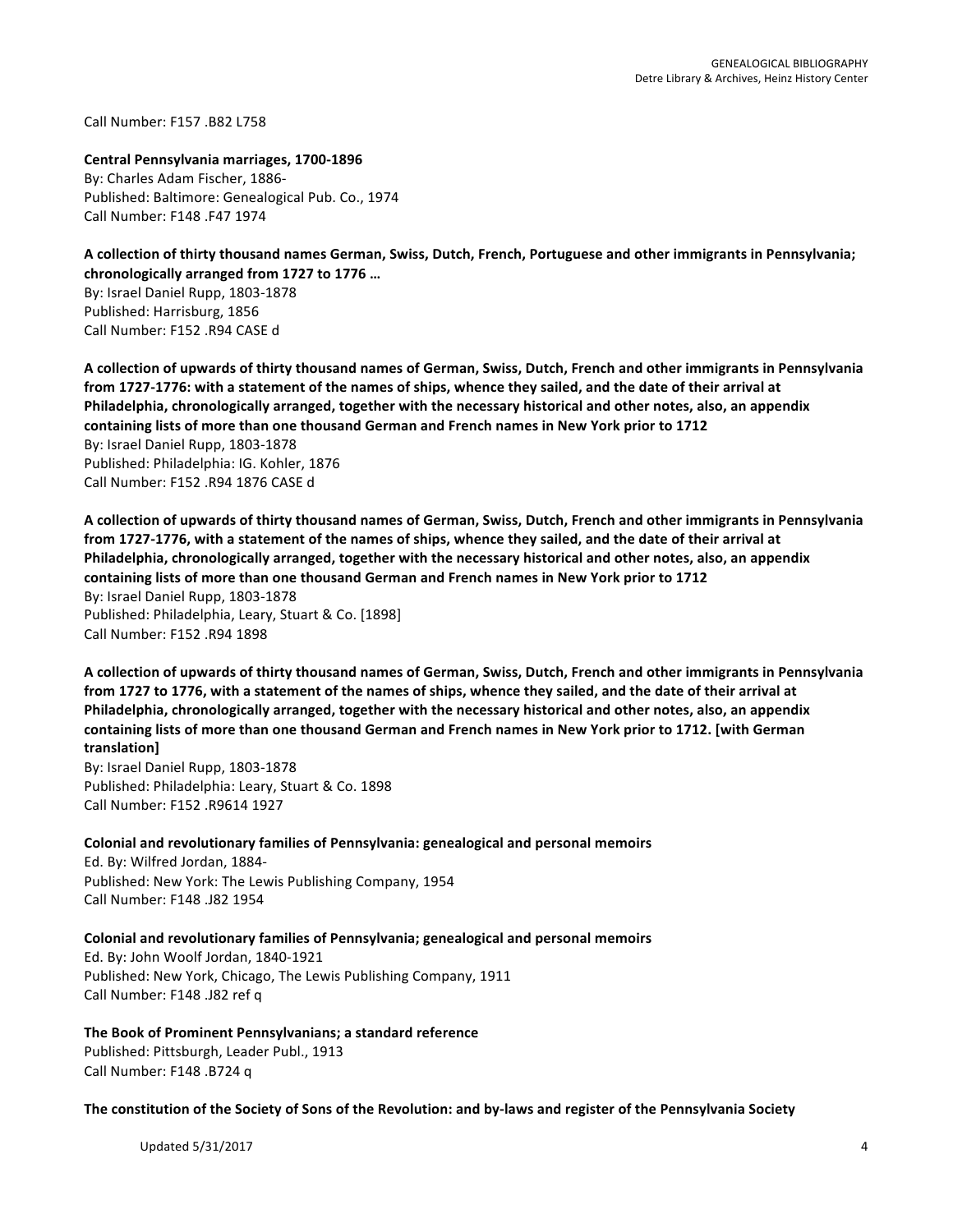Call Number: F157 .B82 L758

**Central Pennsylvania marriages, 1700-1896**
By: Charles Adam Fischer, 1886-
Published: Baltimore: Genealogical Pub. Co., 1974
Call Number: F148 .F47 1974

**A collection of thirty thousand names German, Swiss, Dutch, French, Portuguese and other immigrants in Pennsylvania; chronologically arranged from 1727 to 1776 …**
By: Israel Daniel Rupp, 1803-1878
Published: Harrisburg, 1856
Call Number: F152 .R94 CASE d

**A collection of upwards of thirty thousand names of German, Swiss, Dutch, French and other immigrants in Pennsylvania from 1727-1776: with a statement of the names of ships, whence they sailed, and the date of their arrival at Philadelphia, chronologically arranged, together with the necessary historical and other notes, also, an appendix containing lists of more than one thousand German and French names in New York prior to 1712**
By: Israel Daniel Rupp, 1803-1878
Published: Philadelphia: IG. Kohler, 1876
Call Number: F152 .R94 1876 CASE d

**A collection of upwards of thirty thousand names of German, Swiss, Dutch, French and other immigrants in Pennsylvania from 1727-1776, with a statement of the names of ships, whence they sailed, and the date of their arrival at Philadelphia, chronologically arranged, together with the necessary historical and other notes, also, an appendix containing lists of more than one thousand German and French names in New York prior to 1712**
By: Israel Daniel Rupp, 1803-1878
Published: Philadelphia, Leary, Stuart & Co. [1898]
Call Number: F152 .R94 1898

**A collection of upwards of thirty thousand names of German, Swiss, Dutch, French and other immigrants in Pennsylvania from 1727 to 1776, with a statement of the names of ships, whence they sailed, and the date of their arrival at Philadelphia, chronologically arranged, together with the necessary historical and other notes, also, an appendix containing lists of more than one thousand German and French names in New York prior to 1712. [with German translation]**
By: Israel Daniel Rupp, 1803-1878
Published: Philadelphia: Leary, Stuart & Co. 1898
Call Number: F152 .R9614 1927

**Colonial and revolutionary families of Pennsylvania: genealogical and personal memoirs**
Ed. By: Wilfred Jordan, 1884-
Published: New York: The Lewis Publishing Company, 1954
Call Number: F148 .J82 1954

**Colonial and revolutionary families of Pennsylvania; genealogical and personal memoirs**
Ed. By: John Woolf Jordan, 1840-1921
Published: New York, Chicago, The Lewis Publishing Company, 1911
Call Number: F148 .J82 ref q

**The Book of Prominent Pennsylvanians; a standard reference**
Published: Pittsburgh, Leader Publ., 1913
Call Number: F148 .B724 q

**The constitution of the Society of Sons of the Revolution: and by-laws and register of the Pennsylvania Society**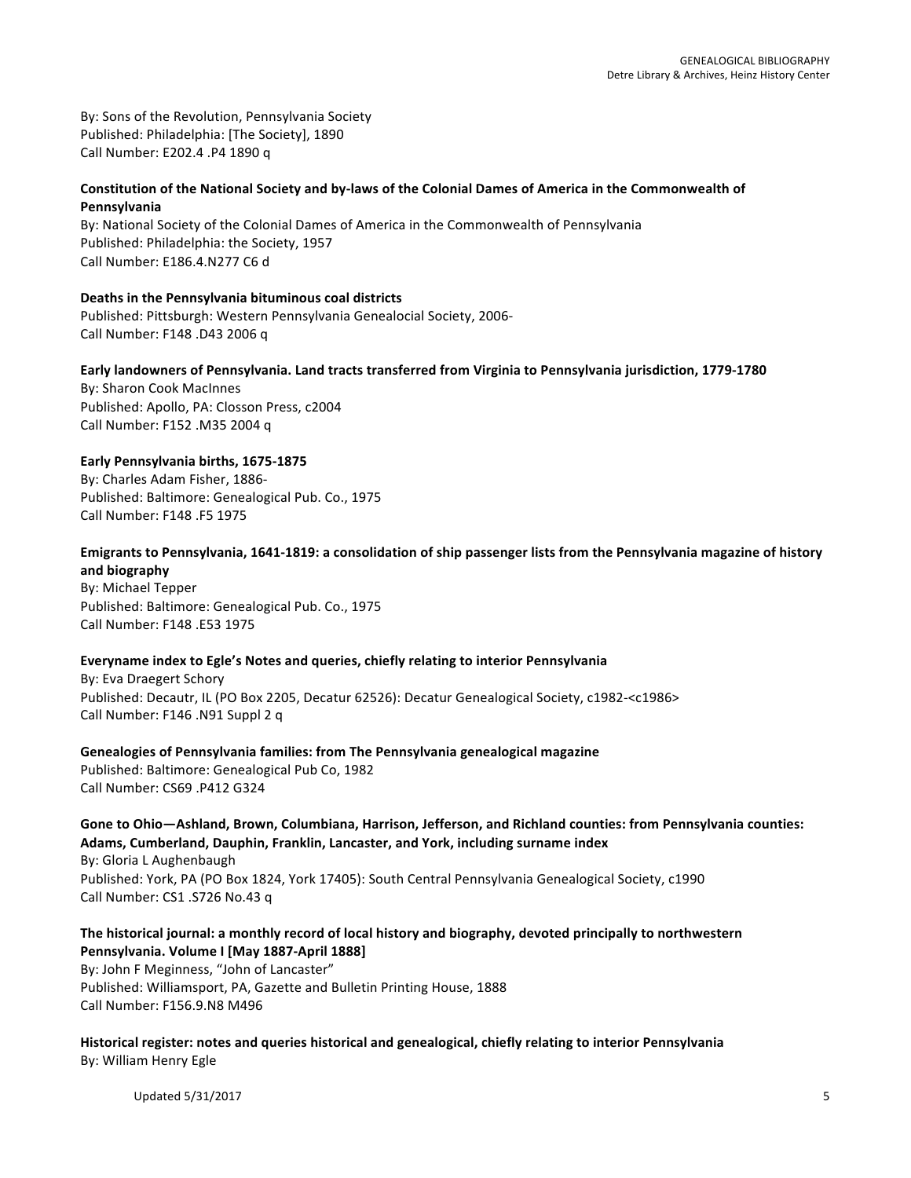By: Sons of the Revolution, Pennsylvania Society
Published: Philadelphia: [The Society], 1890
Call Number: E202.4 .P4 1890 q

**Constitution of the National Society and by-laws of the Colonial Dames of America in the Commonwealth of Pennsylvania**
By: National Society of the Colonial Dames of America in the Commonwealth of Pennsylvania
Published: Philadelphia: the Society, 1957
Call Number: E186.4.N277 C6 d

**Deaths in the Pennsylvania bituminous coal districts**
Published: Pittsburgh: Western Pennsylvania Genealocial Society, 2006-
Call Number: F148 .D43 2006 q

**Early landowners of Pennsylvania. Land tracts transferred from Virginia to Pennsylvania jurisdiction, 1779-1780**
By: Sharon Cook MacInnes
Published: Apollo, PA: Closson Press, c2004
Call Number: F152 .M35 2004 q

**Early Pennsylvania births, 1675-1875**
By: Charles Adam Fisher, 1886-
Published: Baltimore: Genealogical Pub. Co., 1975
Call Number: F148 .F5 1975

**Emigrants to Pennsylvania, 1641-1819: a consolidation of ship passenger lists from the Pennsylvania magazine of history and biography**
By: Michael Tepper
Published: Baltimore: Genealogical Pub. Co., 1975
Call Number: F148 .E53 1975

**Everyname index to Egle's Notes and queries, chiefly relating to interior Pennsylvania**
By: Eva Draegert Schory
Published: Decautr, IL (PO Box 2205, Decatur 62526): Decatur Genealogical Society, c1982-<c1986>
Call Number: F146 .N91 Suppl 2 q

**Genealogies of Pennsylvania families: from The Pennsylvania genealogical magazine**
Published: Baltimore: Genealogical Pub Co, 1982
Call Number: CS69 .P412 G324

**Gone to Ohio—Ashland, Brown, Columbiana, Harrison, Jefferson, and Richland counties: from Pennsylvania counties: Adams, Cumberland, Dauphin, Franklin, Lancaster, and York, including surname index**
By: Gloria L Aughenbaugh
Published: York, PA (PO Box 1824, York 17405): South Central Pennsylvania Genealogical Society, c1990
Call Number: CS1 .S726 No.43 q

**The historical journal: a monthly record of local history and biography, devoted principally to northwestern Pennsylvania. Volume I [May 1887-April 1888]**
By: John F Meginness, "John of Lancaster"
Published: Williamsport, PA, Gazette and Bulletin Printing House, 1888
Call Number: F156.9.N8 M496

**Historical register: notes and queries historical and genealogical, chiefly relating to interior Pennsylvania**
By: William Henry Egle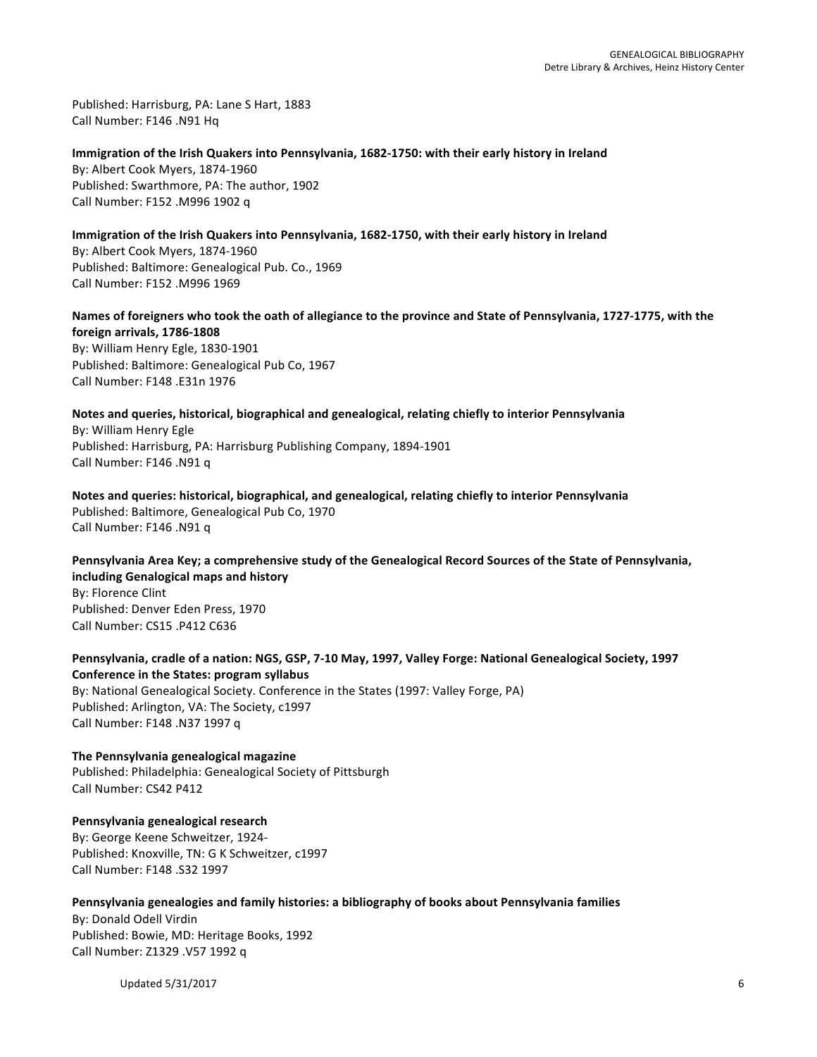Published: Harrisburg, PA: Lane S Hart, 1883
Call Number: F146 .N91 Hq

**Immigration of the Irish Quakers into Pennsylvania, 1682-1750: with their early history in Ireland**
By: Albert Cook Myers, 1874-1960
Published: Swarthmore, PA: The author, 1902
Call Number: F152 .M996 1902 q

**Immigration of the Irish Quakers into Pennsylvania, 1682-1750, with their early history in Ireland**
By: Albert Cook Myers, 1874-1960
Published: Baltimore: Genealogical Pub. Co., 1969
Call Number: F152 .M996 1969

**Names of foreigners who took the oath of allegiance to the province and State of Pennsylvania, 1727-1775, with the foreign arrivals, 1786-1808**
By: William Henry Egle, 1830-1901
Published: Baltimore: Genealogical Pub Co, 1967
Call Number: F148 .E31n 1976

**Notes and queries, historical, biographical and genealogical, relating chiefly to interior Pennsylvania**
By: William Henry Egle
Published: Harrisburg, PA: Harrisburg Publishing Company, 1894-1901
Call Number: F146 .N91 q

**Notes and queries: historical, biographical, and genealogical, relating chiefly to interior Pennsylvania**
Published: Baltimore, Genealogical Pub Co, 1970
Call Number: F146 .N91 q

**Pennsylvania Area Key; a comprehensive study of the Genealogical Record Sources of the State of Pennsylvania, including Genalogical maps and history**
By: Florence Clint
Published: Denver Eden Press, 1970
Call Number: CS15 .P412 C636

**Pennsylvania, cradle of a nation: NGS, GSP, 7-10 May, 1997, Valley Forge: National Genealogical Society, 1997 Conference in the States: program syllabus**
By: National Genealogical Society. Conference in the States (1997: Valley Forge, PA)
Published: Arlington, VA: The Society, c1997
Call Number: F148 .N37 1997 q

**The Pennsylvania genealogical magazine**
Published: Philadelphia: Genealogical Society of Pittsburgh
Call Number: CS42 P412

**Pennsylvania genealogical research**
By: George Keene Schweitzer, 1924-
Published: Knoxville, TN: G K Schweitzer, c1997
Call Number: F148 .S32 1997

**Pennsylvania genealogies and family histories: a bibliography of books about Pennsylvania families**
By: Donald Odell Virdin
Published: Bowie, MD: Heritage Books, 1992
Call Number: Z1329 .V57 1992 q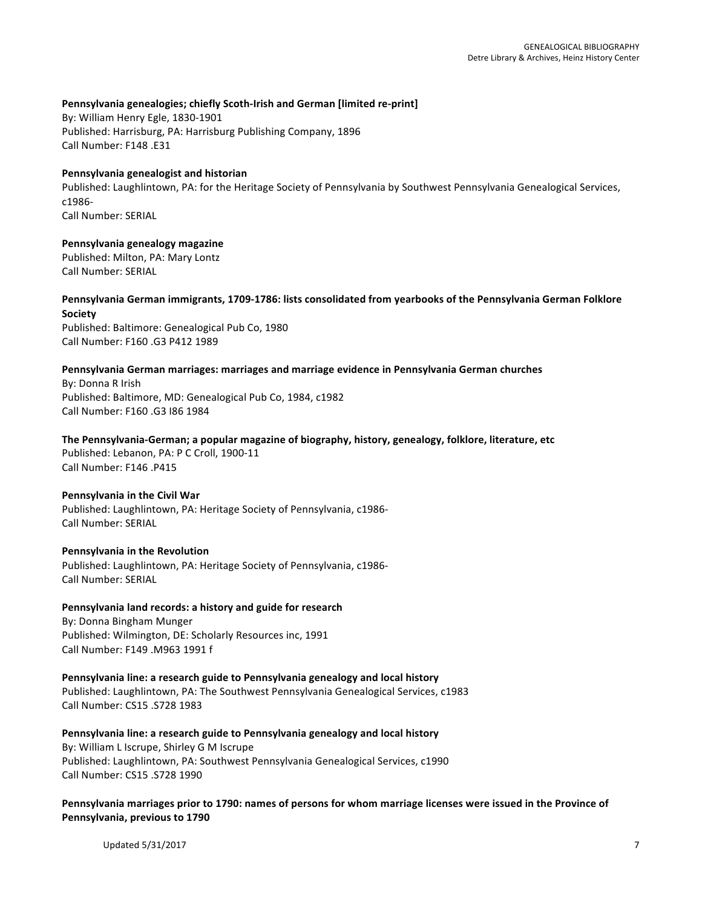**Pennsylvania genealogies; chiefly Scoth-Irish and German [limited re-print]**
By: William Henry Egle, 1830-1901
Published: Harrisburg, PA: Harrisburg Publishing Company, 1896
Call Number: F148 .E31

**Pennsylvania genealogist and historian**
Published: Laughlintown, PA: for the Heritage Society of Pennsylvania by Southwest Pennsylvania Genealogical Services, c1986-
Call Number: SERIAL

**Pennsylvania genealogy magazine**
Published: Milton, PA: Mary Lontz
Call Number: SERIAL

**Pennsylvania German immigrants, 1709-1786: lists consolidated from yearbooks of the Pennsylvania German Folklore Society**
Published: Baltimore: Genealogical Pub Co, 1980
Call Number: F160 .G3 P412 1989

**Pennsylvania German marriages: marriages and marriage evidence in Pennsylvania German churches**
By: Donna R Irish
Published: Baltimore, MD: Genealogical Pub Co, 1984, c1982
Call Number: F160 .G3 I86 1984

**The Pennsylvania-German; a popular magazine of biography, history, genealogy, folklore, literature, etc**
Published: Lebanon, PA: P C Croll, 1900-11
Call Number: F146 .P415

**Pennsylvania in the Civil War**
Published: Laughlintown, PA: Heritage Society of Pennsylvania, c1986-
Call Number: SERIAL

**Pennsylvania in the Revolution**
Published: Laughlintown, PA: Heritage Society of Pennsylvania, c1986-
Call Number: SERIAL

**Pennsylvania land records: a history and guide for research**
By: Donna Bingham Munger
Published: Wilmington, DE: Scholarly Resources inc, 1991
Call Number: F149 .M963 1991 f

**Pennsylvania line: a research guide to Pennsylvania genealogy and local history**
Published: Laughlintown, PA: The Southwest Pennsylvania Genealogical Services, c1983
Call Number: CS15 .S728 1983

**Pennsylvania line: a research guide to Pennsylvania genealogy and local history**
By: William L Iscrupe, Shirley G M Iscrupe
Published: Laughlintown, PA: Southwest Pennsylvania Genealogical Services, c1990
Call Number: CS15 .S728 1990

**Pennsylvania marriages prior to 1790: names of persons for whom marriage licenses were issued in the Province of Pennsylvania, previous to 1790**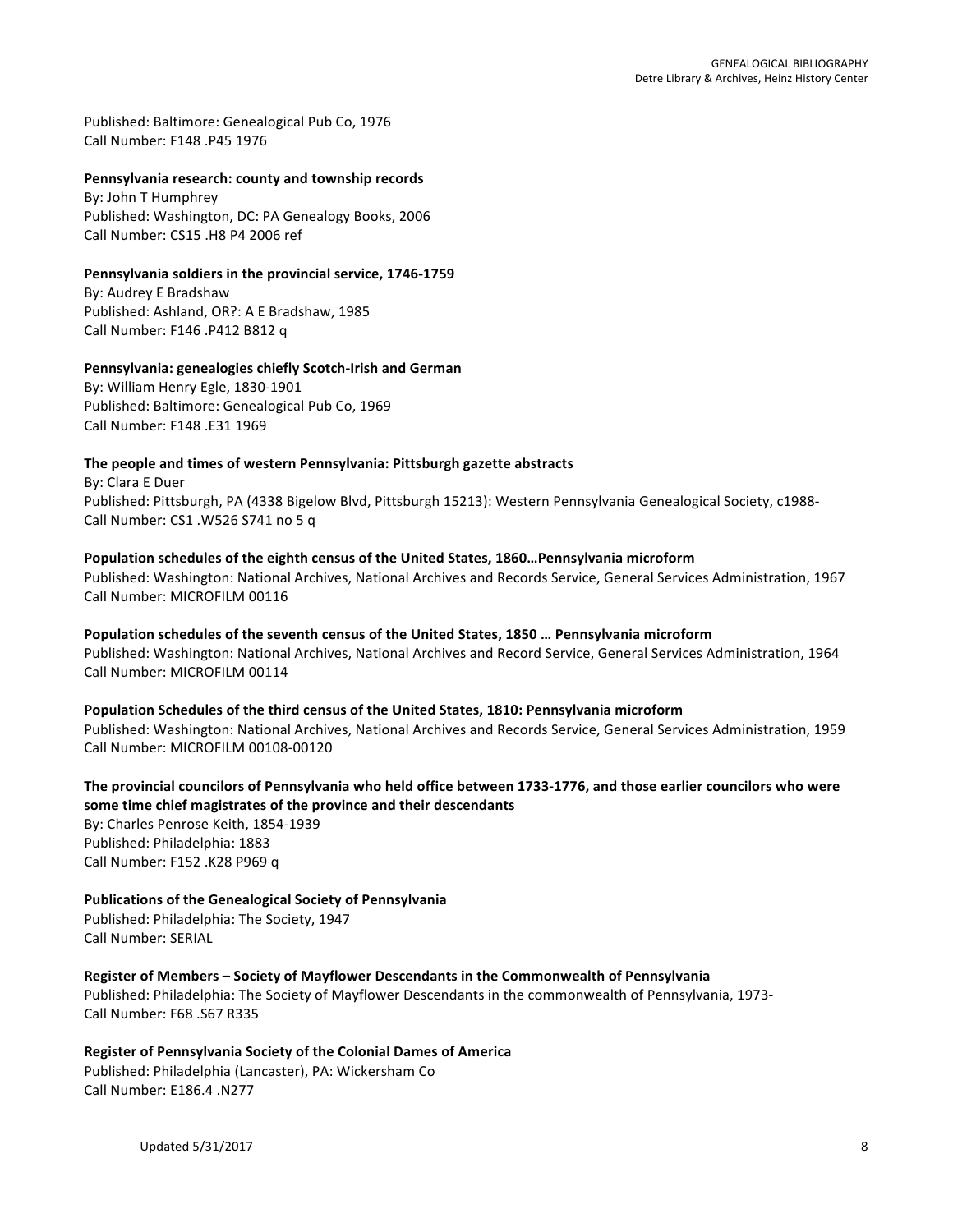Published: Baltimore: Genealogical Pub Co, 1976
Call Number: F148 .P45 1976

**Pennsylvania research: county and township records**
By: John T Humphrey
Published: Washington, DC: PA Genealogy Books, 2006
Call Number: CS15 .H8 P4 2006 ref

**Pennsylvania soldiers in the provincial service, 1746-1759**
By: Audrey E Bradshaw
Published: Ashland, OR?: A E Bradshaw, 1985
Call Number: F146 .P412 B812 q

**Pennsylvania: genealogies chiefly Scotch-Irish and German**
By: William Henry Egle, 1830-1901
Published: Baltimore: Genealogical Pub Co, 1969
Call Number: F148 .E31 1969

**The people and times of western Pennsylvania: Pittsburgh gazette abstracts**
By: Clara E Duer
Published: Pittsburgh, PA (4338 Bigelow Blvd, Pittsburgh 15213): Western Pennsylvania Genealogical Society, c1988-
Call Number: CS1 .W526 S741 no 5 q

**Population schedules of the eighth census of the United States, 1860…Pennsylvania microform**
Published: Washington: National Archives, National Archives and Records Service, General Services Administration, 1967
Call Number: MICROFILM 00116

**Population schedules of the seventh census of the United States, 1850 … Pennsylvania microform**
Published: Washington: National Archives, National Archives and Record Service, General Services Administration, 1964
Call Number: MICROFILM 00114

**Population Schedules of the third census of the United States, 1810: Pennsylvania microform**
Published: Washington: National Archives, National Archives and Records Service, General Services Administration, 1959
Call Number: MICROFILM 00108-00120

**The provincial councilors of Pennsylvania who held office between 1733-1776, and those earlier councilors who were some time chief magistrates of the province and their descendants**
By: Charles Penrose Keith, 1854-1939
Published: Philadelphia: 1883
Call Number: F152 .K28 P969 q

**Publications of the Genealogical Society of Pennsylvania**
Published: Philadelphia: The Society, 1947
Call Number: SERIAL

**Register of Members – Society of Mayflower Descendants in the Commonwealth of Pennsylvania**
Published: Philadelphia: The Society of Mayflower Descendants in the commonwealth of Pennsylvania, 1973-
Call Number: F68 .S67 R335

**Register of Pennsylvania Society of the Colonial Dames of America**
Published: Philadelphia (Lancaster), PA: Wickersham Co
Call Number: E186.4 .N277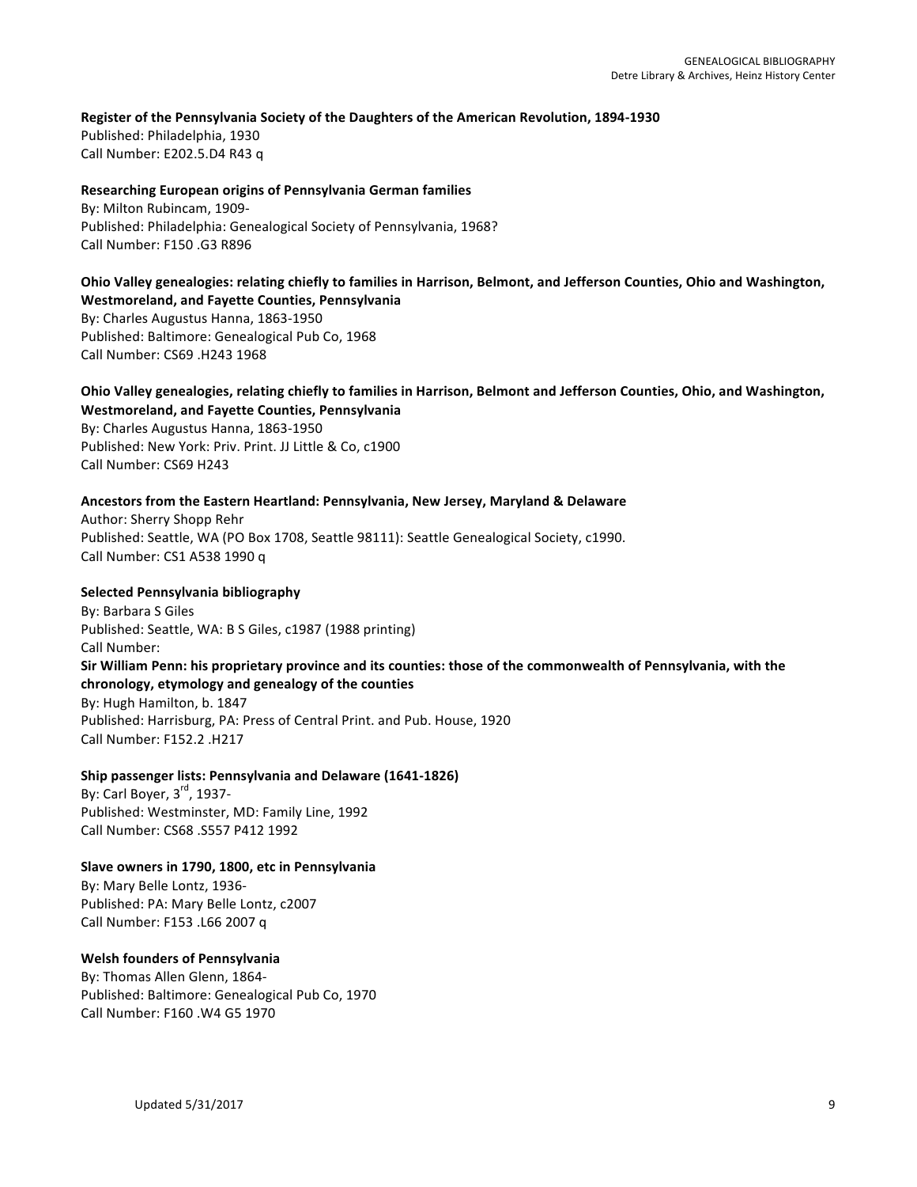**Register of the Pennsylvania Society of the Daughters of the American Revolution, 1894-1930**
Published: Philadelphia, 1930
Call Number: E202.5.D4 R43 q

**Researching European origins of Pennsylvania German families**
By: Milton Rubincam, 1909-
Published: Philadelphia: Genealogical Society of Pennsylvania, 1968?
Call Number: F150 .G3 R896

**Ohio Valley genealogies: relating chiefly to families in Harrison, Belmont, and Jefferson Counties, Ohio and Washington, Westmoreland, and Fayette Counties, Pennsylvania**
By: Charles Augustus Hanna, 1863-1950
Published: Baltimore: Genealogical Pub Co, 1968
Call Number: CS69 .H243 1968

**Ohio Valley genealogies, relating chiefly to families in Harrison, Belmont and Jefferson Counties, Ohio, and Washington, Westmoreland, and Fayette Counties, Pennsylvania**
By: Charles Augustus Hanna, 1863-1950
Published: New York: Priv. Print. JJ Little & Co, c1900
Call Number: CS69 H243

**Ancestors from the Eastern Heartland: Pennsylvania, New Jersey, Maryland & Delaware**
Author: Sherry Shopp Rehr
Published: Seattle, WA (PO Box 1708, Seattle 98111): Seattle Genealogical Society, c1990.
Call Number: CS1 A538 1990 q

**Selected Pennsylvania bibliography**
By: Barbara S Giles
Published: Seattle, WA: B S Giles, c1987 (1988 printing)
Call Number:

**Sir William Penn: his proprietary province and its counties: those of the commonwealth of Pennsylvania, with the chronology, etymology and genealogy of the counties**
By: Hugh Hamilton, b. 1847
Published: Harrisburg, PA: Press of Central Print. and Pub. House, 1920
Call Number: F152.2 .H217

**Ship passenger lists: Pennsylvania and Delaware (1641-1826)**
By: Carl Boyer, 3rd, 1937-
Published: Westminster, MD: Family Line, 1992
Call Number: CS68 .S557 P412 1992

**Slave owners in 1790, 1800, etc in Pennsylvania**
By: Mary Belle Lontz, 1936-
Published: PA: Mary Belle Lontz, c2007
Call Number: F153 .L66 2007 q

**Welsh founders of Pennsylvania**
By: Thomas Allen Glenn, 1864-
Published: Baltimore: Genealogical Pub Co, 1970
Call Number: F160 .W4 G5 1970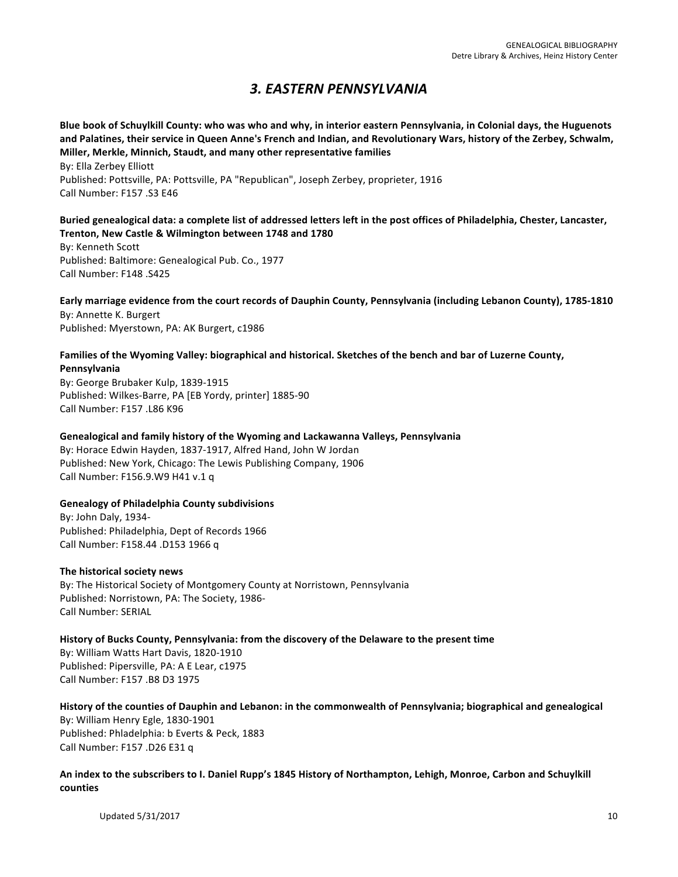# *3. EASTERN PENNSYLVANIA*

**Blue book of Schuylkill County: who was who and why, in interior eastern Pennsylvania, in Colonial days, the Huguenots and Palatines, their service in Queen Anne's French and Indian, and Revolutionary Wars, history of the Zerbey, Schwalm, Miller, Merkle, Minnich, Staudt, and many other representative families**
By: Ella Zerbey Elliott
Published: Pottsville, PA: Pottsville, PA "Republican", Joseph Zerbey, proprieter, 1916
Call Number: F157 .S3 E46

**Buried genealogical data: a complete list of addressed letters left in the post offices of Philadelphia, Chester, Lancaster, Trenton, New Castle & Wilmington between 1748 and 1780**
By: Kenneth Scott
Published: Baltimore: Genealogical Pub. Co., 1977
Call Number: F148 .S425

**Early marriage evidence from the court records of Dauphin County, Pennsylvania (including Lebanon County), 1785-1810**
By: Annette K. Burgert
Published: Myerstown, PA: AK Burgert, c1986

**Families of the Wyoming Valley: biographical and historical. Sketches of the bench and bar of Luzerne County, Pennsylvania**
By: George Brubaker Kulp, 1839-1915
Published: Wilkes-Barre, PA [EB Yordy, printer] 1885-90
Call Number: F157 .L86 K96

**Genealogical and family history of the Wyoming and Lackawanna Valleys, Pennsylvania**
By: Horace Edwin Hayden, 1837-1917, Alfred Hand, John W Jordan
Published: New York, Chicago: The Lewis Publishing Company, 1906
Call Number: F156.9.W9 H41 v.1 q

**Genealogy of Philadelphia County subdivisions**
By: John Daly, 1934-
Published: Philadelphia, Dept of Records 1966
Call Number: F158.44 .D153 1966 q

**The historical society news**
By: The Historical Society of Montgomery County at Norristown, Pennsylvania
Published: Norristown, PA: The Society, 1986-
Call Number: SERIAL

**History of Bucks County, Pennsylvania: from the discovery of the Delaware to the present time**
By: William Watts Hart Davis, 1820-1910
Published: Pipersville, PA: A E Lear, c1975
Call Number: F157 .B8 D3 1975

**History of the counties of Dauphin and Lebanon: in the commonwealth of Pennsylvania; biographical and genealogical**
By: William Henry Egle, 1830-1901
Published: Phladelphia: b Everts & Peck, 1883
Call Number: F157 .D26 E31 q

**An index to the subscribers to I. Daniel Rupp's 1845 History of Northampton, Lehigh, Monroe, Carbon and Schuylkill counties**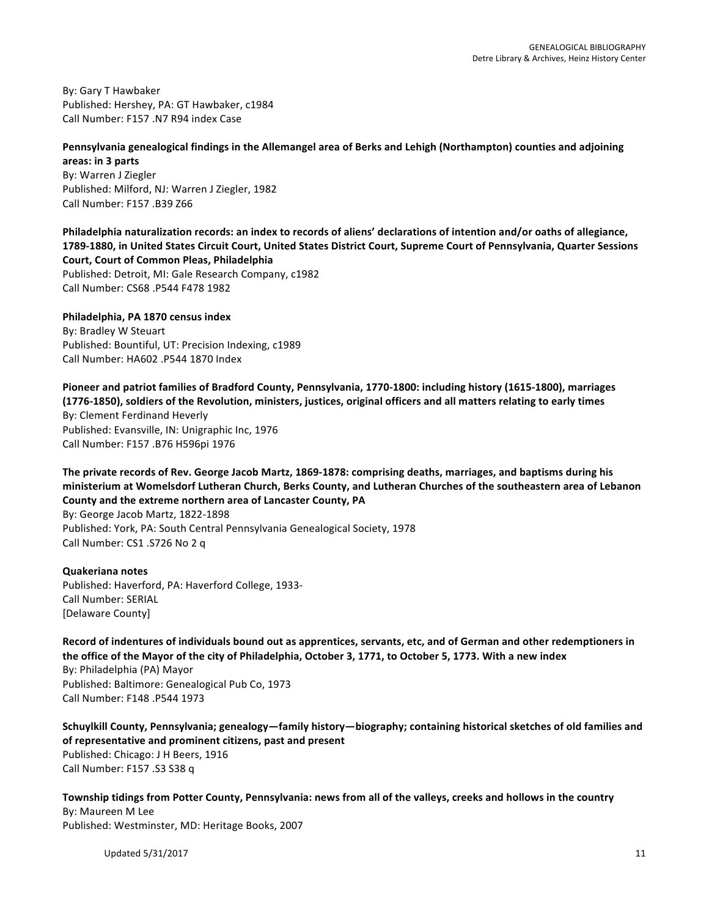By: Gary T Hawbaker
Published: Hershey, PA: GT Hawbaker, c1984
Call Number: F157 .N7 R94 index Case

**Pennsylvania genealogical findings in the Allemangel area of Berks and Lehigh (Northampton) counties and adjoining areas: in 3 parts**
By: Warren J Ziegler
Published: Milford, NJ: Warren J Ziegler, 1982
Call Number: F157 .B39 Z66

**Philadelphia naturalization records: an index to records of aliens' declarations of intention and/or oaths of allegiance, 1789-1880, in United States Circuit Court, United States District Court, Supreme Court of Pennsylvania, Quarter Sessions Court, Court of Common Pleas, Philadelphia**
Published: Detroit, MI: Gale Research Company, c1982
Call Number: CS68 .P544 F478 1982

**Philadelphia, PA 1870 census index**
By: Bradley W Steuart
Published: Bountiful, UT: Precision Indexing, c1989
Call Number: HA602 .P544 1870 Index

**Pioneer and patriot families of Bradford County, Pennsylvania, 1770-1800: including history (1615-1800), marriages (1776-1850), soldiers of the Revolution, ministers, justices, original officers and all matters relating to early times**
By: Clement Ferdinand Heverly
Published: Evansville, IN: Unigraphic Inc, 1976
Call Number: F157 .B76 H596pi 1976

**The private records of Rev. George Jacob Martz, 1869-1878: comprising deaths, marriages, and baptisms during his ministerium at Womelsdorf Lutheran Church, Berks County, and Lutheran Churches of the southeastern area of Lebanon County and the extreme northern area of Lancaster County, PA**
By: George Jacob Martz, 1822-1898
Published: York, PA: South Central Pennsylvania Genealogical Society, 1978
Call Number: CS1 .S726 No 2 q

**Quakeriana notes**
Published: Haverford, PA: Haverford College, 1933-
Call Number: SERIAL
[Delaware County]

**Record of indentures of individuals bound out as apprentices, servants, etc, and of German and other redemptioners in the office of the Mayor of the city of Philadelphia, October 3, 1771, to October 5, 1773. With a new index**
By: Philadelphia (PA) Mayor
Published: Baltimore: Genealogical Pub Co, 1973
Call Number: F148 .P544 1973

**Schuylkill County, Pennsylvania; genealogy—family history—biography; containing historical sketches of old families and of representative and prominent citizens, past and present**
Published: Chicago: J H Beers, 1916
Call Number: F157 .S3 S38 q

**Township tidings from Potter County, Pennsylvania: news from all of the valleys, creeks and hollows in the country**
By: Maureen M Lee
Published: Westminster, MD: Heritage Books, 2007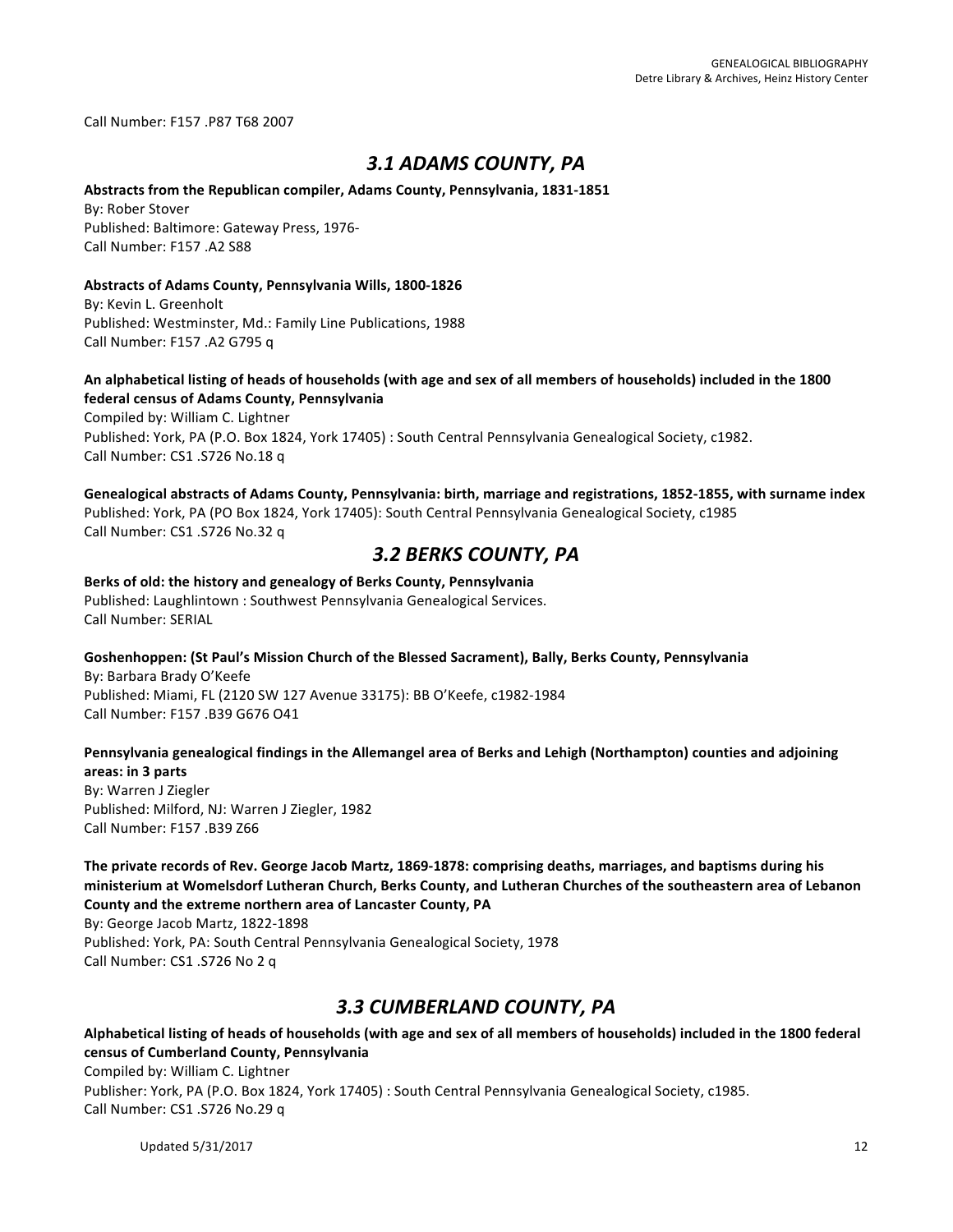Call Number: F157 .P87 T68 2007

## *3.1 ADAMS COUNTY, PA*

**Abstracts from the Republican compiler, Adams County, Pennsylvania, 1831-1851**
By: Rober Stover
Published: Baltimore: Gateway Press, 1976-
Call Number: F157 .A2 S88

**Abstracts of Adams County, Pennsylvania Wills, 1800-1826**
By: Kevin L. Greenholt
Published: Westminster, Md.: Family Line Publications, 1988
Call Number: F157 .A2 G795 q

**An alphabetical listing of heads of households (with age and sex of all members of households) included in the 1800 federal census of Adams County, Pennsylvania**
Compiled by: William C. Lightner
Published: York, PA (P.O. Box 1824, York 17405) : South Central Pennsylvania Genealogical Society, c1982.
Call Number: CS1 .S726 No.18 q

**Genealogical abstracts of Adams County, Pennsylvania: birth, marriage and registrations, 1852-1855, with surname index**
Published: York, PA (PO Box 1824, York 17405): South Central Pennsylvania Genealogical Society, c1985
Call Number: CS1 .S726 No.32 q

## *3.2 BERKS COUNTY, PA*

**Berks of old: the history and genealogy of Berks County, Pennsylvania**
Published: Laughlintown : Southwest Pennsylvania Genealogical Services.
Call Number: SERIAL

**Goshenhoppen: (St Paul's Mission Church of the Blessed Sacrament), Bally, Berks County, Pennsylvania**
By: Barbara Brady O'Keefe
Published: Miami, FL (2120 SW 127 Avenue 33175): BB O'Keefe, c1982-1984
Call Number: F157 .B39 G676 O41

**Pennsylvania genealogical findings in the Allemangel area of Berks and Lehigh (Northampton) counties and adjoining areas: in 3 parts**
By: Warren J Ziegler
Published: Milford, NJ: Warren J Ziegler, 1982
Call Number: F157 .B39 Z66

**The private records of Rev. George Jacob Martz, 1869-1878: comprising deaths, marriages, and baptisms during his ministerium at Womelsdorf Lutheran Church, Berks County, and Lutheran Churches of the southeastern area of Lebanon County and the extreme northern area of Lancaster County, PA**
By: George Jacob Martz, 1822-1898
Published: York, PA: South Central Pennsylvania Genealogical Society, 1978
Call Number: CS1 .S726 No 2 q

## *3.3 CUMBERLAND COUNTY, PA*

**Alphabetical listing of heads of households (with age and sex of all members of households) included in the 1800 federal census of Cumberland County, Pennsylvania**
Compiled by: William C. Lightner
Publisher: York, PA (P.O. Box 1824, York 17405) : South Central Pennsylvania Genealogical Society, c1985.
Call Number: CS1 .S726 No.29 q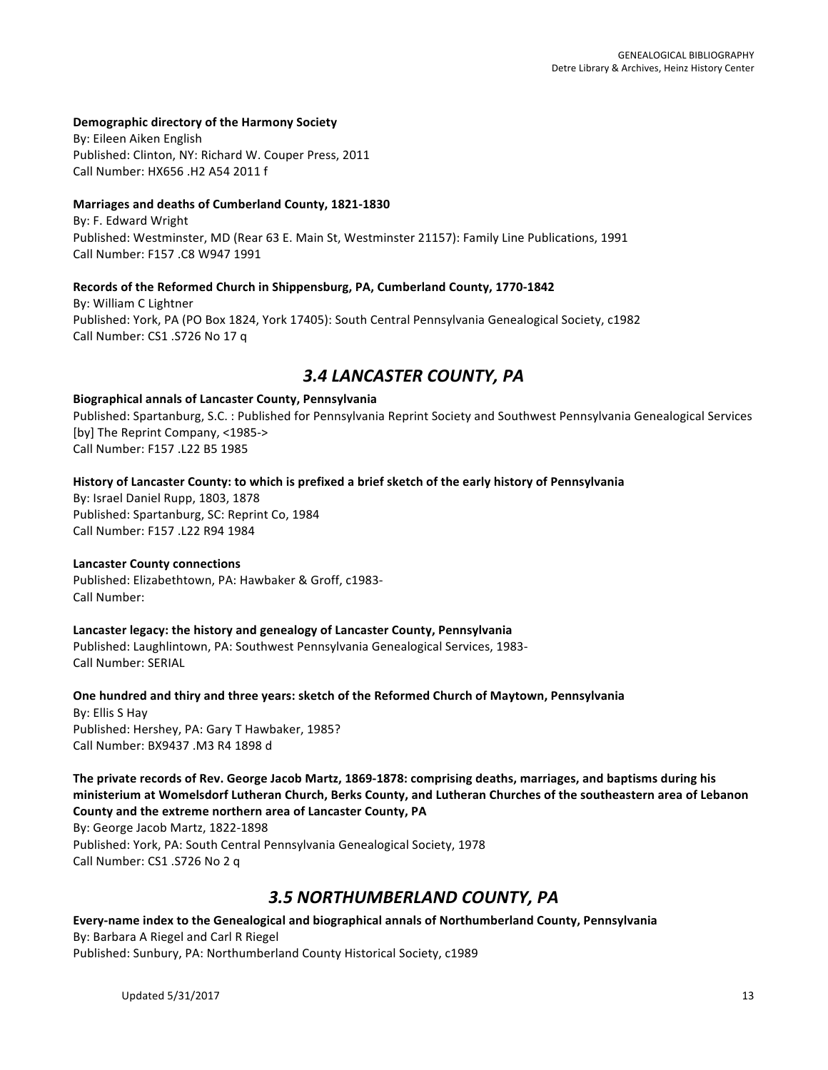**Demographic directory of the Harmony Society**
By: Eileen Aiken English
Published: Clinton, NY: Richard W. Couper Press, 2011
Call Number: HX656 .H2 A54 2011 f

**Marriages and deaths of Cumberland County, 1821-1830**
By: F. Edward Wright
Published: Westminster, MD (Rear 63 E. Main St, Westminster 21157): Family Line Publications, 1991
Call Number: F157 .C8 W947 1991

**Records of the Reformed Church in Shippensburg, PA, Cumberland County, 1770-1842**
By: William C Lightner
Published: York, PA (PO Box 1824, York 17405): South Central Pennsylvania Genealogical Society, c1982
Call Number: CS1 .S726 No 17 q

## *3.4 LANCASTER COUNTY, PA*

**Biographical annals of Lancaster County, Pennsylvania**
Published: Spartanburg, S.C. : Published for Pennsylvania Reprint Society and Southwest Pennsylvania Genealogical Services [by] The Reprint Company, <1985->
Call Number: F157 .L22 B5 1985

**History of Lancaster County: to which is prefixed a brief sketch of the early history of Pennsylvania**
By: Israel Daniel Rupp, 1803, 1878
Published: Spartanburg, SC: Reprint Co, 1984
Call Number: F157 .L22 R94 1984

**Lancaster County connections**
Published: Elizabethtown, PA: Hawbaker & Groff, c1983-
Call Number:

**Lancaster legacy: the history and genealogy of Lancaster County, Pennsylvania**
Published: Laughlintown, PA: Southwest Pennsylvania Genealogical Services, 1983-
Call Number: SERIAL

**One hundred and thiry and three years: sketch of the Reformed Church of Maytown, Pennsylvania**
By: Ellis S Hay
Published: Hershey, PA: Gary T Hawbaker, 1985?
Call Number: BX9437 .M3 R4 1898 d

**The private records of Rev. George Jacob Martz, 1869-1878: comprising deaths, marriages, and baptisms during his ministerium at Womelsdorf Lutheran Church, Berks County, and Lutheran Churches of the southeastern area of Lebanon County and the extreme northern area of Lancaster County, PA**
By: George Jacob Martz, 1822-1898
Published: York, PA: South Central Pennsylvania Genealogical Society, 1978
Call Number: CS1 .S726 No 2 q

## *3.5 NORTHUMBERLAND COUNTY, PA*

**Every-name index to the Genealogical and biographical annals of Northumberland County, Pennsylvania**
By: Barbara A Riegel and Carl R Riegel
Published: Sunbury, PA: Northumberland County Historical Society, c1989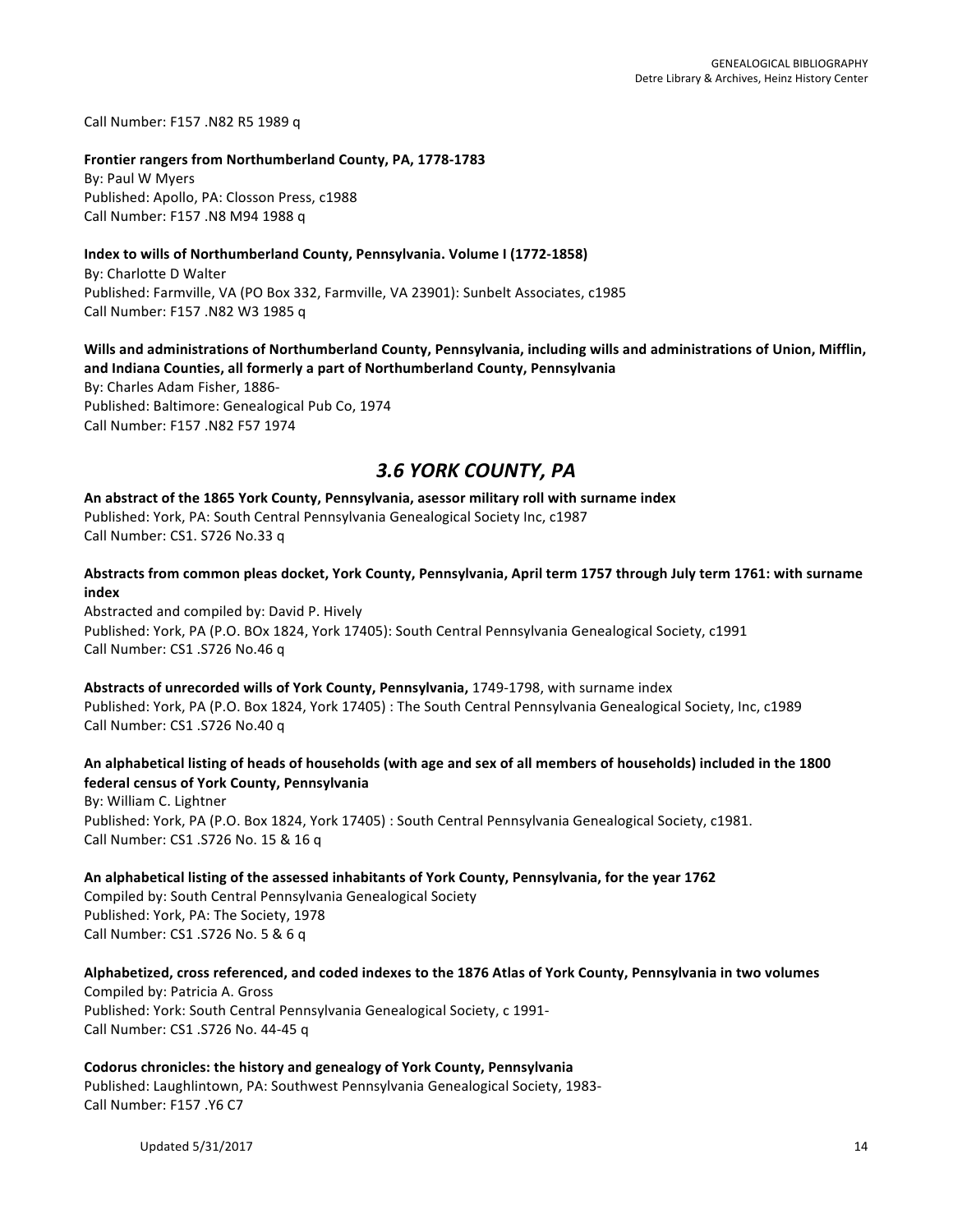Call Number: F157 .N82 R5 1989 q

**Frontier rangers from Northumberland County, PA, 1778-1783**
By: Paul W Myers
Published: Apollo, PA: Closson Press, c1988
Call Number: F157 .N8 M94 1988 q

**Index to wills of Northumberland County, Pennsylvania. Volume I (1772-1858)**
By: Charlotte D Walter
Published: Farmville, VA (PO Box 332, Farmville, VA 23901): Sunbelt Associates, c1985
Call Number: F157 .N82 W3 1985 q

**Wills and administrations of Northumberland County, Pennsylvania, including wills and administrations of Union, Mifflin, and Indiana Counties, all formerly a part of Northumberland County, Pennsylvania**
By: Charles Adam Fisher, 1886-
Published: Baltimore: Genealogical Pub Co, 1974
Call Number: F157 .N82 F57 1974

## *3.6 YORK COUNTY, PA*

**An abstract of the 1865 York County, Pennsylvania, asessor military roll with surname index**
Published: York, PA: South Central Pennsylvania Genealogical Society Inc, c1987
Call Number: CS1. S726 No.33 q

**Abstracts from common pleas docket, York County, Pennsylvania, April term 1757 through July term 1761: with surname index**
Abstracted and compiled by: David P. Hively
Published: York, PA (P.O. BOx 1824, York 17405): South Central Pennsylvania Genealogical Society, c1991
Call Number: CS1 .S726 No.46 q

**Abstracts of unrecorded wills of York County, Pennsylvania,** 1749-1798, with surname index
Published: York, PA (P.O. Box 1824, York 17405) : The South Central Pennsylvania Genealogical Society, Inc, c1989
Call Number: CS1 .S726 No.40 q

**An alphabetical listing of heads of households (with age and sex of all members of households) included in the 1800 federal census of York County, Pennsylvania**
By: William C. Lightner
Published: York, PA (P.O. Box 1824, York 17405) : South Central Pennsylvania Genealogical Society, c1981.
Call Number: CS1 .S726 No. 15 & 16 q

**An alphabetical listing of the assessed inhabitants of York County, Pennsylvania, for the year 1762**
Compiled by: South Central Pennsylvania Genealogical Society
Published: York, PA: The Society, 1978
Call Number: CS1 .S726 No. 5 & 6 q

**Alphabetized, cross referenced, and coded indexes to the 1876 Atlas of York County, Pennsylvania in two volumes**
Compiled by: Patricia A. Gross
Published: York: South Central Pennsylvania Genealogical Society, c 1991-
Call Number: CS1 .S726 No. 44-45 q

**Codorus chronicles: the history and genealogy of York County, Pennsylvania**
Published: Laughlintown, PA: Southwest Pennsylvania Genealogical Society, 1983-
Call Number: F157 .Y6 C7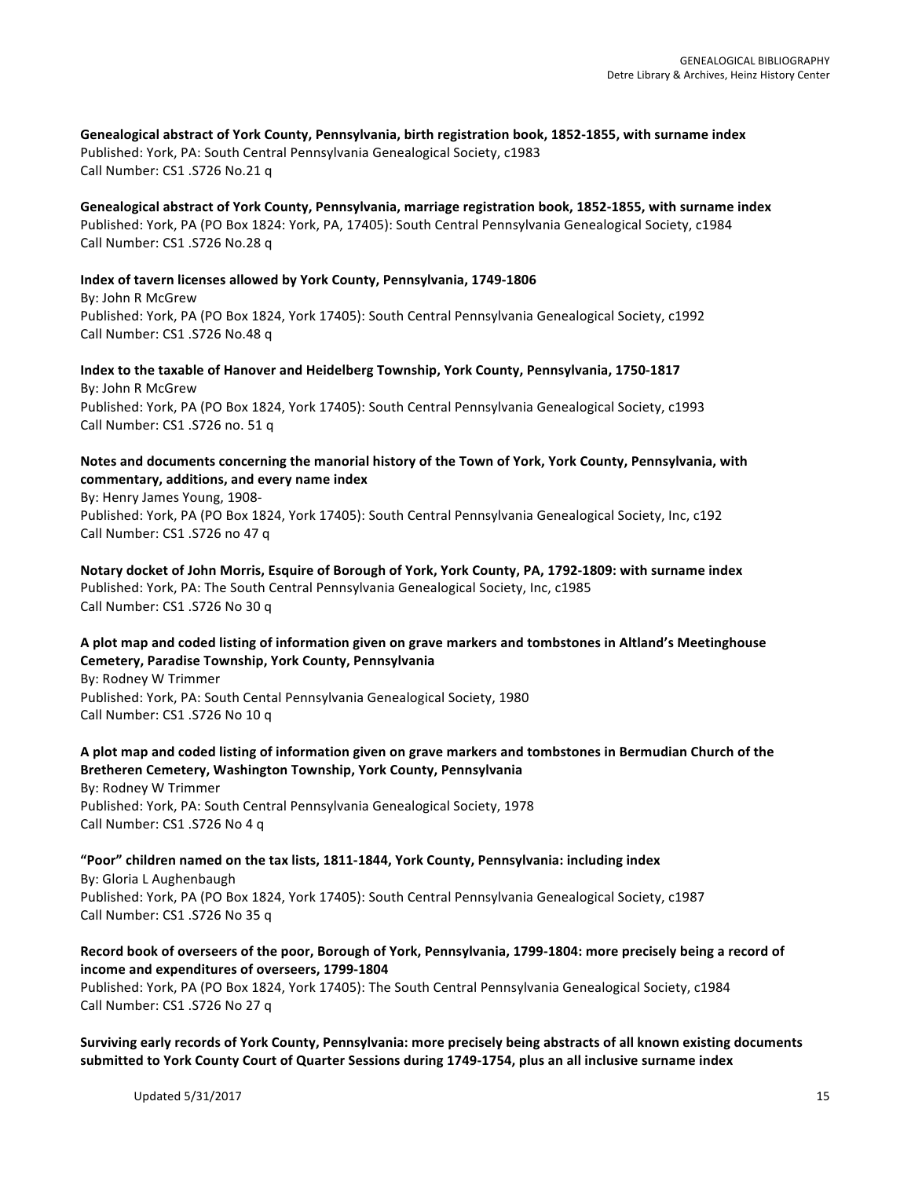**Genealogical abstract of York County, Pennsylvania, birth registration book, 1852-1855, with surname index**
Published: York, PA: South Central Pennsylvania Genealogical Society, c1983
Call Number: CS1 .S726 No.21 q

**Genealogical abstract of York County, Pennsylvania, marriage registration book, 1852-1855, with surname index**
Published: York, PA (PO Box 1824: York, PA, 17405): South Central Pennsylvania Genealogical Society, c1984
Call Number: CS1 .S726 No.28 q

**Index of tavern licenses allowed by York County, Pennsylvania, 1749-1806**
By: John R McGrew
Published: York, PA (PO Box 1824, York 17405): South Central Pennsylvania Genealogical Society, c1992
Call Number: CS1 .S726 No.48 q

**Index to the taxable of Hanover and Heidelberg Township, York County, Pennsylvania, 1750-1817**
By: John R McGrew
Published: York, PA (PO Box 1824, York 17405): South Central Pennsylvania Genealogical Society, c1993
Call Number: CS1 .S726 no. 51 q

**Notes and documents concerning the manorial history of the Town of York, York County, Pennsylvania, with commentary, additions, and every name index**
By: Henry James Young, 1908-
Published: York, PA (PO Box 1824, York 17405): South Central Pennsylvania Genealogical Society, Inc, c192
Call Number: CS1 .S726 no 47 q

**Notary docket of John Morris, Esquire of Borough of York, York County, PA, 1792-1809: with surname index**
Published: York, PA: The South Central Pennsylvania Genealogical Society, Inc, c1985
Call Number: CS1 .S726 No 30 q

**A plot map and coded listing of information given on grave markers and tombstones in Altland's Meetinghouse Cemetery, Paradise Township, York County, Pennsylvania**
By: Rodney W Trimmer
Published: York, PA: South Cental Pennsylvania Genealogical Society, 1980
Call Number: CS1 .S726 No 10 q

**A plot map and coded listing of information given on grave markers and tombstones in Bermudian Church of the Bretheren Cemetery, Washington Township, York County, Pennsylvania**
By: Rodney W Trimmer
Published: York, PA: South Central Pennsylvania Genealogical Society, 1978
Call Number: CS1 .S726 No 4 q

**"Poor" children named on the tax lists, 1811-1844, York County, Pennsylvania: including index**
By: Gloria L Aughenbaugh
Published: York, PA (PO Box 1824, York 17405): South Central Pennsylvania Genealogical Society, c1987
Call Number: CS1 .S726 No 35 q

**Record book of overseers of the poor, Borough of York, Pennsylvania, 1799-1804: more precisely being a record of income and expenditures of overseers, 1799-1804**
Published: York, PA (PO Box 1824, York 17405): The South Central Pennsylvania Genealogical Society, c1984
Call Number: CS1 .S726 No 27 q

**Surviving early records of York County, Pennsylvania: more precisely being abstracts of all known existing documents submitted to York County Court of Quarter Sessions during 1749-1754, plus an all inclusive surname index**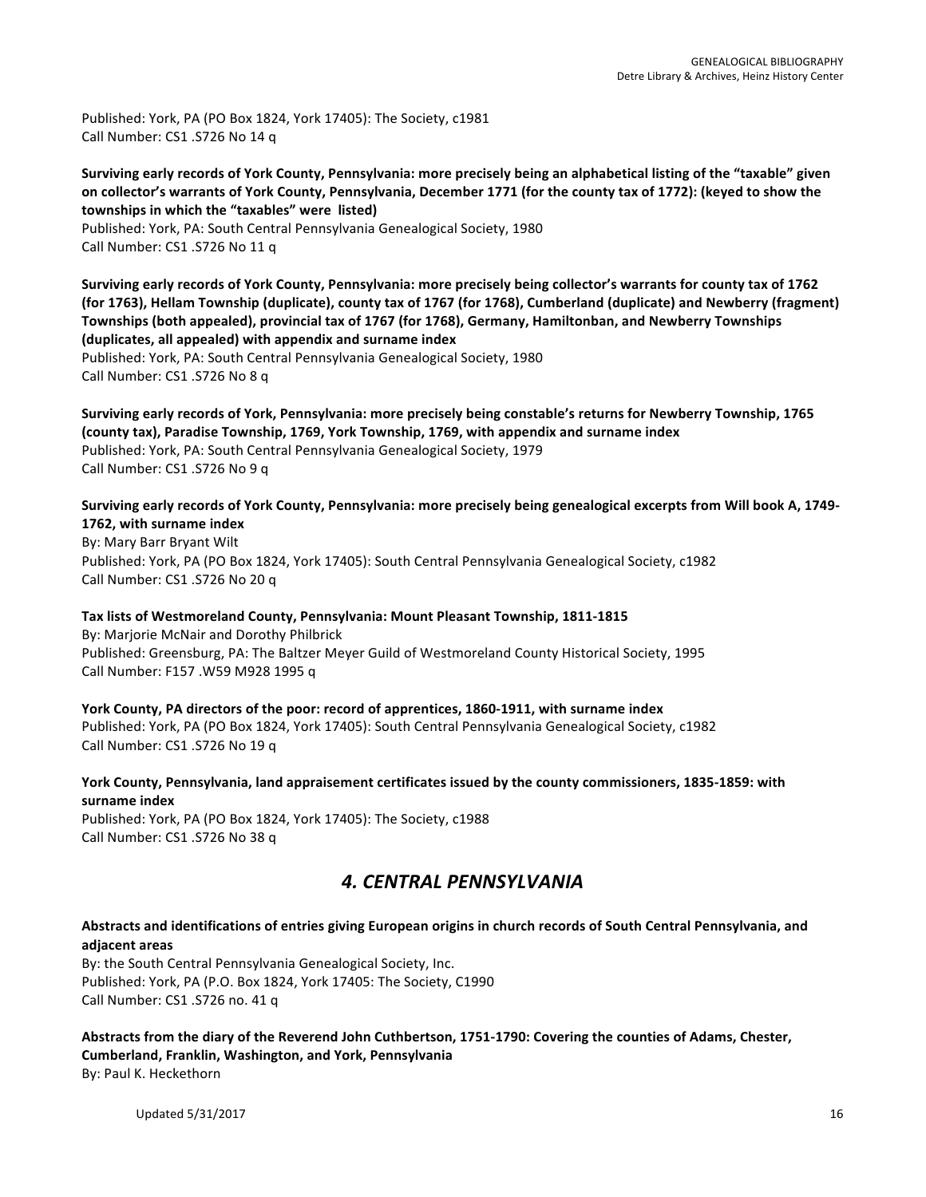Published: York, PA (PO Box 1824, York 17405): The Society, c1981
Call Number: CS1 .S726 No 14 q

**Surviving early records of York County, Pennsylvania: more precisely being an alphabetical listing of the "taxable" given on collector's warrants of York County, Pennsylvania, December 1771 (for the county tax of 1772): (keyed to show the townships in which the "taxables" were listed)**
Published: York, PA: South Central Pennsylvania Genealogical Society, 1980
Call Number: CS1 .S726 No 11 q

**Surviving early records of York County, Pennsylvania: more precisely being collector's warrants for county tax of 1762 (for 1763), Hellam Township (duplicate), county tax of 1767 (for 1768), Cumberland (duplicate) and Newberry (fragment) Townships (both appealed), provincial tax of 1767 (for 1768), Germany, Hamiltonban, and Newberry Townships (duplicates, all appealed) with appendix and surname index**
Published: York, PA: South Central Pennsylvania Genealogical Society, 1980
Call Number: CS1 .S726 No 8 q

**Surviving early records of York, Pennsylvania: more precisely being constable's returns for Newberry Township, 1765 (county tax), Paradise Township, 1769, York Township, 1769, with appendix and surname index**
Published: York, PA: South Central Pennsylvania Genealogical Society, 1979
Call Number: CS1 .S726 No 9 q

**Surviving early records of York County, Pennsylvania: more precisely being genealogical excerpts from Will book A, 1749-1762, with surname index**
By: Mary Barr Bryant Wilt
Published: York, PA (PO Box 1824, York 17405): South Central Pennsylvania Genealogical Society, c1982
Call Number: CS1 .S726 No 20 q

**Tax lists of Westmoreland County, Pennsylvania: Mount Pleasant Township, 1811-1815**
By: Marjorie McNair and Dorothy Philbrick
Published: Greensburg, PA: The Baltzer Meyer Guild of Westmoreland County Historical Society, 1995
Call Number: F157 .W59 M928 1995 q

**York County, PA directors of the poor: record of apprentices, 1860-1911, with surname index**
Published: York, PA (PO Box 1824, York 17405): South Central Pennsylvania Genealogical Society, c1982
Call Number: CS1 .S726 No 19 q

**York County, Pennsylvania, land appraisement certificates issued by the county commissioners, 1835-1859: with surname index**
Published: York, PA (PO Box 1824, York 17405): The Society, c1988
Call Number: CS1 .S726 No 38 q

## *4. CENTRAL PENNSYLVANIA*

**Abstracts and identifications of entries giving European origins in church records of South Central Pennsylvania, and adjacent areas**
By: the South Central Pennsylvania Genealogical Society, Inc.
Published: York, PA (P.O. Box 1824, York 17405: The Society, C1990
Call Number: CS1 .S726 no. 41 q

**Abstracts from the diary of the Reverend John Cuthbertson, 1751-1790: Covering the counties of Adams, Chester, Cumberland, Franklin, Washington, and York, Pennsylvania**
By: Paul K. Heckethorn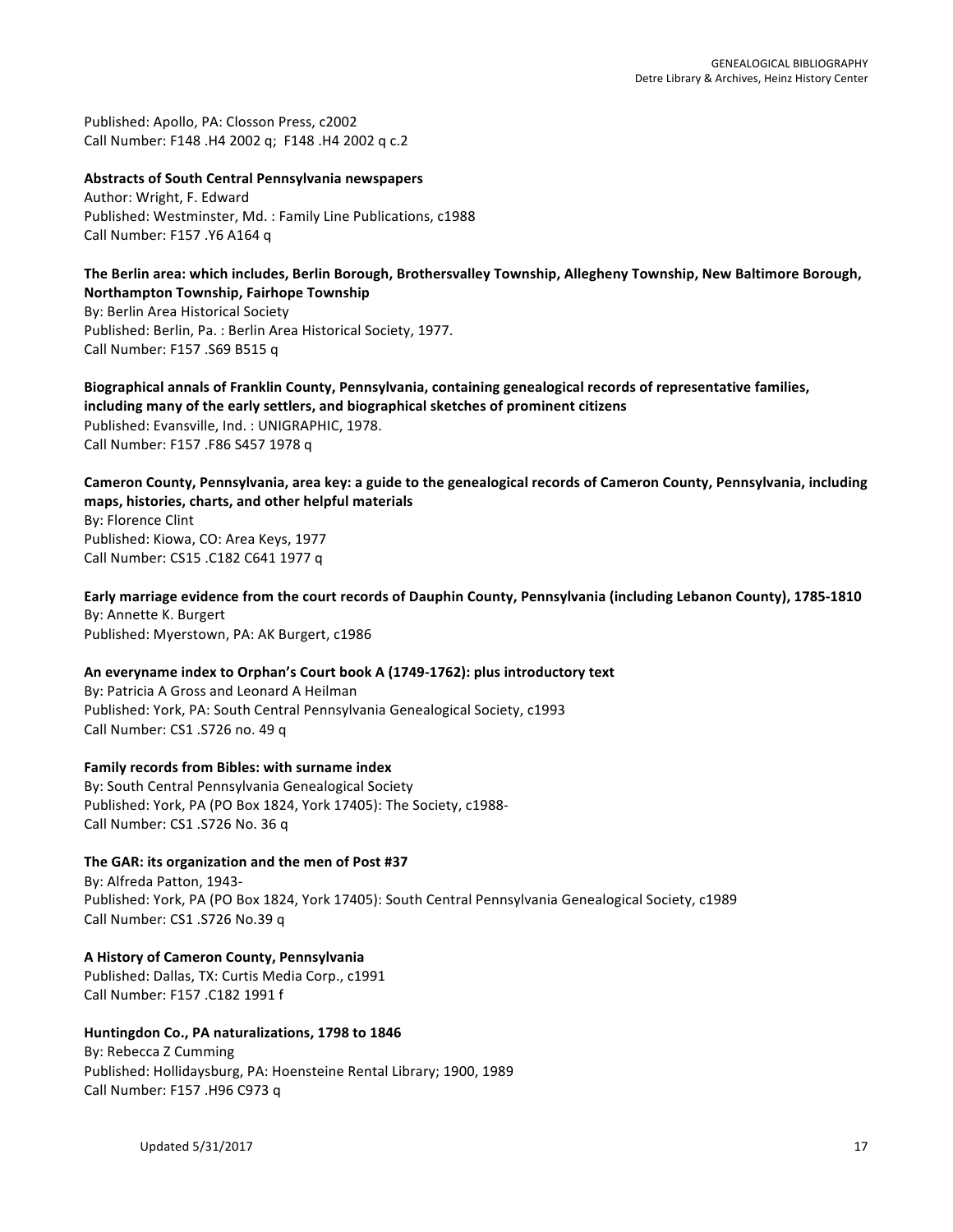Published: Apollo, PA: Closson Press, c2002
Call Number: F148 .H4 2002 q; F148 .H4 2002 q c.2

**Abstracts of South Central Pennsylvania newspapers**
Author: Wright, F. Edward
Published: Westminster, Md. : Family Line Publications, c1988
Call Number: F157 .Y6 A164 q

**The Berlin area: which includes, Berlin Borough, Brothersvalley Township, Allegheny Township, New Baltimore Borough, Northampton Township, Fairhope Township**
By: Berlin Area Historical Society
Published: Berlin, Pa. : Berlin Area Historical Society, 1977.
Call Number: F157 .S69 B515 q

**Biographical annals of Franklin County, Pennsylvania, containing genealogical records of representative families, including many of the early settlers, and biographical sketches of prominent citizens**
Published: Evansville, Ind. : UNIGRAPHIC, 1978.
Call Number: F157 .F86 S457 1978 q

**Cameron County, Pennsylvania, area key: a guide to the genealogical records of Cameron County, Pennsylvania, including maps, histories, charts, and other helpful materials**
By: Florence Clint
Published: Kiowa, CO: Area Keys, 1977
Call Number: CS15 .C182 C641 1977 q

**Early marriage evidence from the court records of Dauphin County, Pennsylvania (including Lebanon County), 1785-1810**
By: Annette K. Burgert
Published: Myerstown, PA: AK Burgert, c1986

**An everyname index to Orphan's Court book A (1749-1762): plus introductory text**
By: Patricia A Gross and Leonard A Heilman
Published: York, PA: South Central Pennsylvania Genealogical Society, c1993
Call Number: CS1 .S726 no. 49 q

**Family records from Bibles: with surname index**
By: South Central Pennsylvania Genealogical Society
Published: York, PA (PO Box 1824, York 17405): The Society, c1988-
Call Number: CS1 .S726 No. 36 q

**The GAR: its organization and the men of Post #37**
By: Alfreda Patton, 1943-
Published: York, PA (PO Box 1824, York 17405): South Central Pennsylvania Genealogical Society, c1989
Call Number: CS1 .S726 No.39 q

**A History of Cameron County, Pennsylvania**
Published: Dallas, TX: Curtis Media Corp., c1991
Call Number: F157 .C182 1991 f

**Huntingdon Co., PA naturalizations, 1798 to 1846**
By: Rebecca Z Cumming
Published: Hollidaysburg, PA: Hoensteine Rental Library; 1900, 1989
Call Number: F157 .H96 C973 q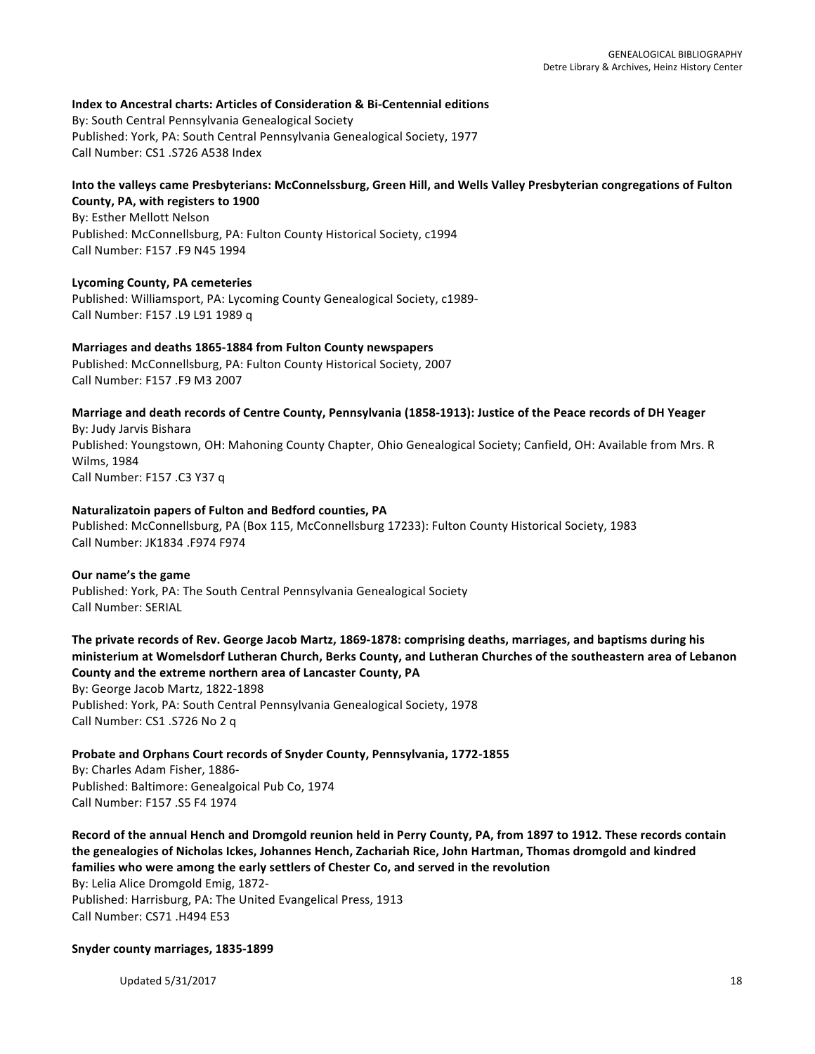**Index to Ancestral charts: Articles of Consideration & Bi-Centennial editions**
By: South Central Pennsylvania Genealogical Society
Published: York, PA: South Central Pennsylvania Genealogical Society, 1977
Call Number: CS1 .S726 A538 Index

**Into the valleys came Presbyterians: McConnelssburg, Green Hill, and Wells Valley Presbyterian congregations of Fulton County, PA, with registers to 1900**
By: Esther Mellott Nelson
Published: McConnellsburg, PA: Fulton County Historical Society, c1994
Call Number: F157 .F9 N45 1994

**Lycoming County, PA cemeteries**
Published: Williamsport, PA: Lycoming County Genealogical Society, c1989-
Call Number: F157 .L9 L91 1989 q

**Marriages and deaths 1865-1884 from Fulton County newspapers**
Published: McConnellsburg, PA: Fulton County Historical Society, 2007
Call Number: F157 .F9 M3 2007

**Marriage and death records of Centre County, Pennsylvania (1858-1913): Justice of the Peace records of DH Yeager**
By: Judy Jarvis Bishara
Published: Youngstown, OH: Mahoning County Chapter, Ohio Genealogical Society; Canfield, OH: Available from Mrs. R Wilms, 1984
Call Number: F157 .C3 Y37 q

**Naturalizatoin papers of Fulton and Bedford counties, PA**
Published: McConnellsburg, PA (Box 115, McConnellsburg 17233): Fulton County Historical Society, 1983
Call Number: JK1834 .F974 F974

**Our name's the game**
Published: York, PA: The South Central Pennsylvania Genealogical Society
Call Number: SERIAL

**The private records of Rev. George Jacob Martz, 1869-1878: comprising deaths, marriages, and baptisms during his ministerium at Womelsdorf Lutheran Church, Berks County, and Lutheran Churches of the southeastern area of Lebanon County and the extreme northern area of Lancaster County, PA**
By: George Jacob Martz, 1822-1898
Published: York, PA: South Central Pennsylvania Genealogical Society, 1978
Call Number: CS1 .S726 No 2 q

**Probate and Orphans Court records of Snyder County, Pennsylvania, 1772-1855**
By: Charles Adam Fisher, 1886-
Published: Baltimore: Genealgoical Pub Co, 1974
Call Number: F157 .S5 F4 1974

**Record of the annual Hench and Dromgold reunion held in Perry County, PA, from 1897 to 1912. These records contain the genealogies of Nicholas Ickes, Johannes Hench, Zachariah Rice, John Hartman, Thomas dromgold and kindred families who were among the early settlers of Chester Co, and served in the revolution**
By: Lelia Alice Dromgold Emig, 1872-
Published: Harrisburg, PA: The United Evangelical Press, 1913
Call Number: CS71 .H494 E53

**Snyder county marriages, 1835-1899**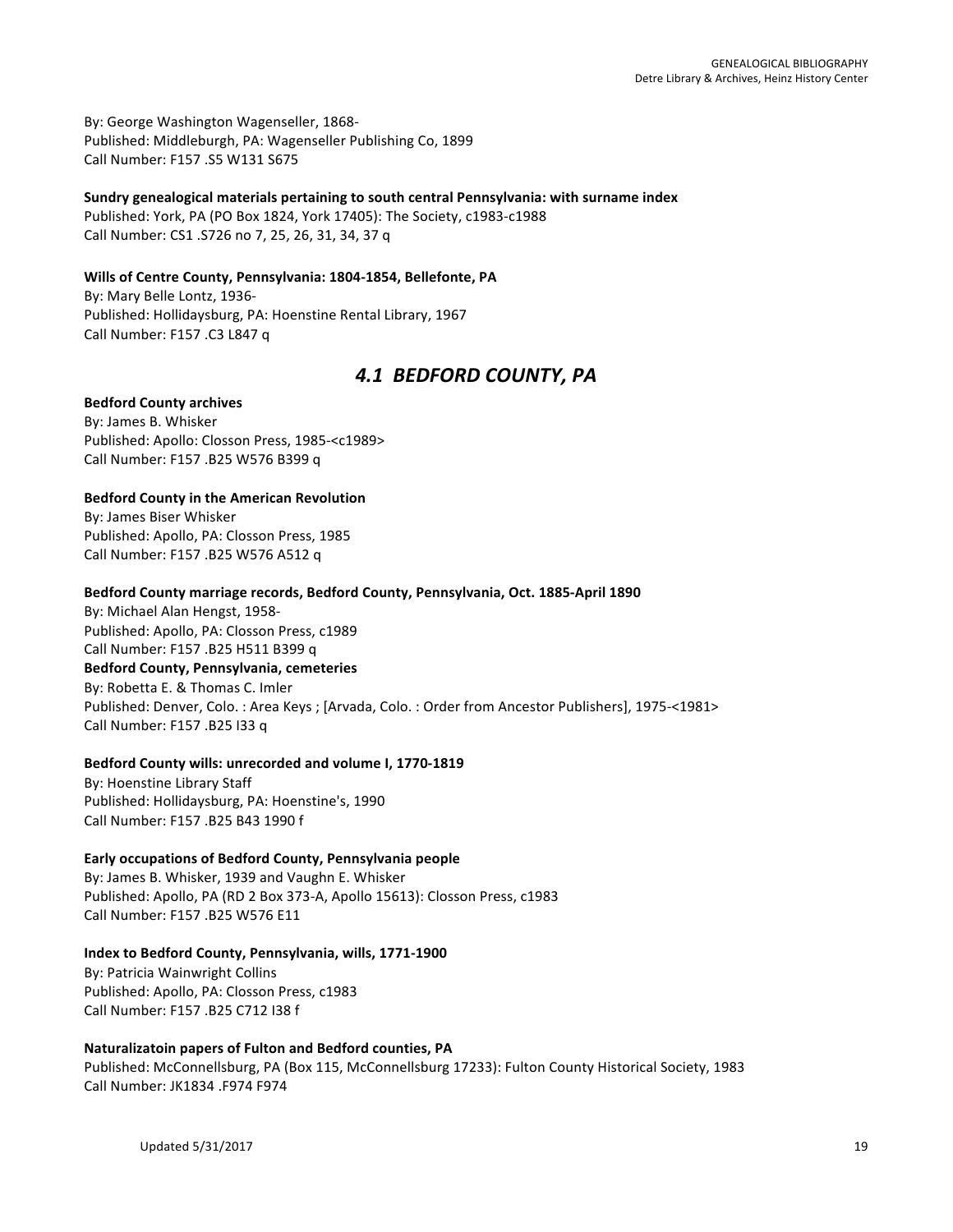By: George Washington Wagenseller, 1868-
Published: Middleburgh, PA: Wagenseller Publishing Co, 1899
Call Number: F157 .S5 W131 S675

**Sundry genealogical materials pertaining to south central Pennsylvania: with surname index**
Published: York, PA (PO Box 1824, York 17405): The Society, c1983-c1988
Call Number: CS1 .S726 no 7, 25, 26, 31, 34, 37 q

**Wills of Centre County, Pennsylvania: 1804-1854, Bellefonte, PA**
By: Mary Belle Lontz, 1936-
Published: Hollidaysburg, PA: Hoenstine Rental Library, 1967
Call Number: F157 .C3 L847 q

## *4.1 BEDFORD COUNTY, PA*

**Bedford County archives**
By: James B. Whisker
Published: Apollo: Closson Press, 1985-<c1989>
Call Number: F157 .B25 W576 B399 q

**Bedford County in the American Revolution**
By: James Biser Whisker
Published: Apollo, PA: Closson Press, 1985
Call Number: F157 .B25 W576 A512 q

**Bedford County marriage records, Bedford County, Pennsylvania, Oct. 1885-April 1890**
By: Michael Alan Hengst, 1958-
Published: Apollo, PA: Closson Press, c1989
Call Number: F157 .B25 H511 B399 q

**Bedford County, Pennsylvania, cemeteries**
By: Robetta E. & Thomas C. Imler
Published: Denver, Colo. : Area Keys ; [Arvada, Colo. : Order from Ancestor Publishers], 1975-<1981>
Call Number: F157 .B25 I33 q

**Bedford County wills: unrecorded and volume I, 1770-1819**
By: Hoenstine Library Staff
Published: Hollidaysburg, PA: Hoenstine's, 1990
Call Number: F157 .B25 B43 1990 f

**Early occupations of Bedford County, Pennsylvania people**
By: James B. Whisker, 1939 and Vaughn E. Whisker
Published: Apollo, PA (RD 2 Box 373-A, Apollo 15613): Closson Press, c1983
Call Number: F157 .B25 W576 E11

**Index to Bedford County, Pennsylvania, wills, 1771-1900**
By: Patricia Wainwright Collins
Published: Apollo, PA: Closson Press, c1983
Call Number: F157 .B25 C712 I38 f

**Naturalizatoin papers of Fulton and Bedford counties, PA**
Published: McConnellsburg, PA (Box 115, McConnellsburg 17233): Fulton County Historical Society, 1983
Call Number: JK1834 .F974 F974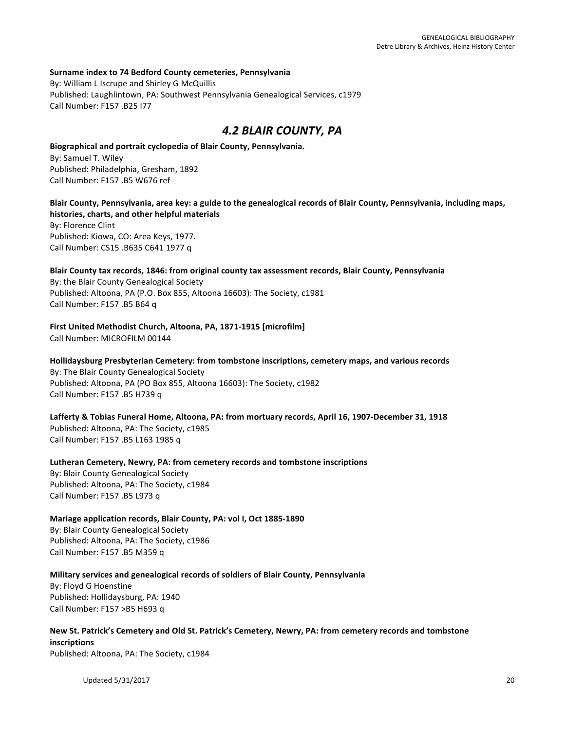**Surname index to 74 Bedford County cemeteries, Pennsylvania**
By: William L Iscrupe and Shirley G McQuillis
Published: Laughlintown, PA: Southwest Pennsylvania Genealogical Services, c1979
Call Number: F157 .B25 I77

## *4.2 BLAIR COUNTY, PA*

**Biographical and portrait cyclopedia of Blair County, Pennsylvania.**
By: Samuel T. Wiley
Published: Philadelphia, Gresham, 1892
Call Number: F157 .B5 W676 ref

**Blair County, Pennsylvania, area key: a guide to the genealogical records of Blair County, Pennsylvania, including maps, histories, charts, and other helpful materials**
By: Florence Clint
Published: Kiowa, CO: Area Keys, 1977.
Call Number: CS15 .B635 C641 1977 q

**Blair County tax records, 1846: from original county tax assessment records, Blair County, Pennsylvania**
By: the Blair County Genealogical Society
Published: Altoona, PA (P.O. Box 855, Altoona 16603): The Society, c1981
Call Number: F157 .B5 B64 q

**First United Methodist Church, Altoona, PA, 1871-1915 [microfilm]**
Call Number: MICROFILM 00144

**Hollidaysburg Presbyterian Cemetery: from tombstone inscriptions, cemetery maps, and various records**
By: The Blair County Genealogical Society
Published: Altoona, PA (PO Box 855, Altoona 16603): The Society, c1982
Call Number: F157 .B5 H739 q

**Lafferty & Tobias Funeral Home, Altoona, PA: from mortuary records, April 16, 1907-December 31, 1918**
Published: Altoona, PA: The Society, c1985
Call Number: F157 .B5 L163 1985 q

**Lutheran Cemetery, Newry, PA: from cemetery records and tombstone inscriptions**
By: Blair County Genealogical Society
Published: Altoona, PA: The Society, c1984
Call Number: F157 .B5 L973 q

**Mariage application records, Blair County, PA: vol I, Oct 1885-1890**
By: Blair County Genealogical Society
Published: Altoona, PA: The Society, c1986
Call Number: F157 .B5 M359 q

**Military services and genealogical records of soldiers of Blair County, Pennsylvania**
By: Floyd G Hoenstine
Published: Hollidaysburg, PA: 1940
Call Number: F157 >B5 H693 q

**New St. Patrick's Cemetery and Old St. Patrick's Cemetery, Newry, PA: from cemetery records and tombstone inscriptions**
Published: Altoona, PA: The Society, c1984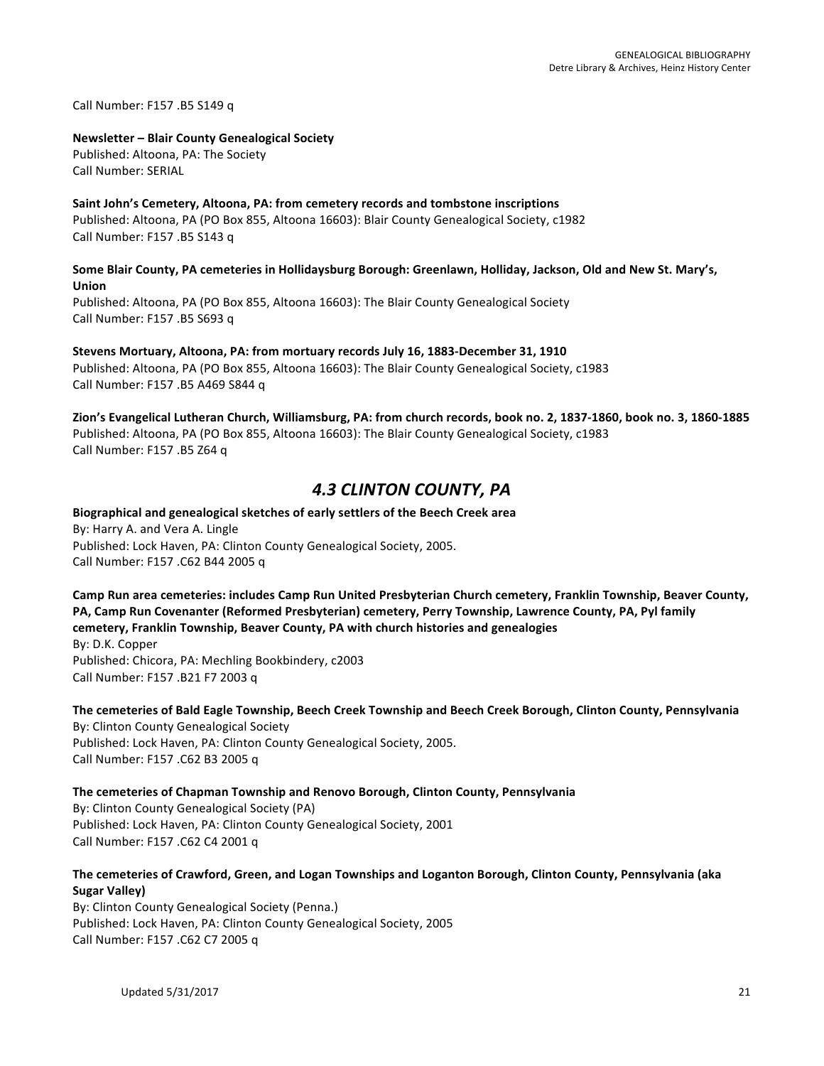Call Number: F157 .B5 S149 q

**Newsletter – Blair County Genealogical Society**
Published: Altoona, PA: The Society
Call Number: SERIAL

**Saint John's Cemetery, Altoona, PA: from cemetery records and tombstone inscriptions**
Published: Altoona, PA (PO Box 855, Altoona 16603): Blair County Genealogical Society, c1982
Call Number: F157 .B5 S143 q

**Some Blair County, PA cemeteries in Hollidaysburg Borough: Greenlawn, Holliday, Jackson, Old and New St. Mary's, Union**
Published: Altoona, PA (PO Box 855, Altoona 16603): The Blair County Genealogical Society
Call Number: F157 .B5 S693 q

**Stevens Mortuary, Altoona, PA: from mortuary records July 16, 1883-December 31, 1910**
Published: Altoona, PA (PO Box 855, Altoona 16603): The Blair County Genealogical Society, c1983
Call Number: F157 .B5 A469 S844 q

**Zion's Evangelical Lutheran Church, Williamsburg, PA: from church records, book no. 2, 1837-1860, book no. 3, 1860-1885**
Published: Altoona, PA (PO Box 855, Altoona 16603): The Blair County Genealogical Society, c1983
Call Number: F157 .B5 Z64 q

## *4.3 CLINTON COUNTY, PA*

**Biographical and genealogical sketches of early settlers of the Beech Creek area**
By: Harry A. and Vera A. Lingle
Published: Lock Haven, PA: Clinton County Genealogical Society, 2005.
Call Number: F157 .C62 B44 2005 q

**Camp Run area cemeteries: includes Camp Run United Presbyterian Church cemetery, Franklin Township, Beaver County, PA, Camp Run Covenanter (Reformed Presbyterian) cemetery, Perry Township, Lawrence County, PA, Pyl family cemetery, Franklin Township, Beaver County, PA with church histories and genealogies**
By: D.K. Copper
Published: Chicora, PA: Mechling Bookbindery, c2003
Call Number: F157 .B21 F7 2003 q

**The cemeteries of Bald Eagle Township, Beech Creek Township and Beech Creek Borough, Clinton County, Pennsylvania**
By: Clinton County Genealogical Society
Published: Lock Haven, PA: Clinton County Genealogical Society, 2005.
Call Number: F157 .C62 B3 2005 q

**The cemeteries of Chapman Township and Renovo Borough, Clinton County, Pennsylvania**
By: Clinton County Genealogical Society (PA)
Published: Lock Haven, PA: Clinton County Genealogical Society, 2001
Call Number: F157 .C62 C4 2001 q

**The cemeteries of Crawford, Green, and Logan Townships and Loganton Borough, Clinton County, Pennsylvania (aka Sugar Valley)**
By: Clinton County Genealogical Society (Penna.)
Published: Lock Haven, PA: Clinton County Genealogical Society, 2005
Call Number: F157 .C62 C7 2005 q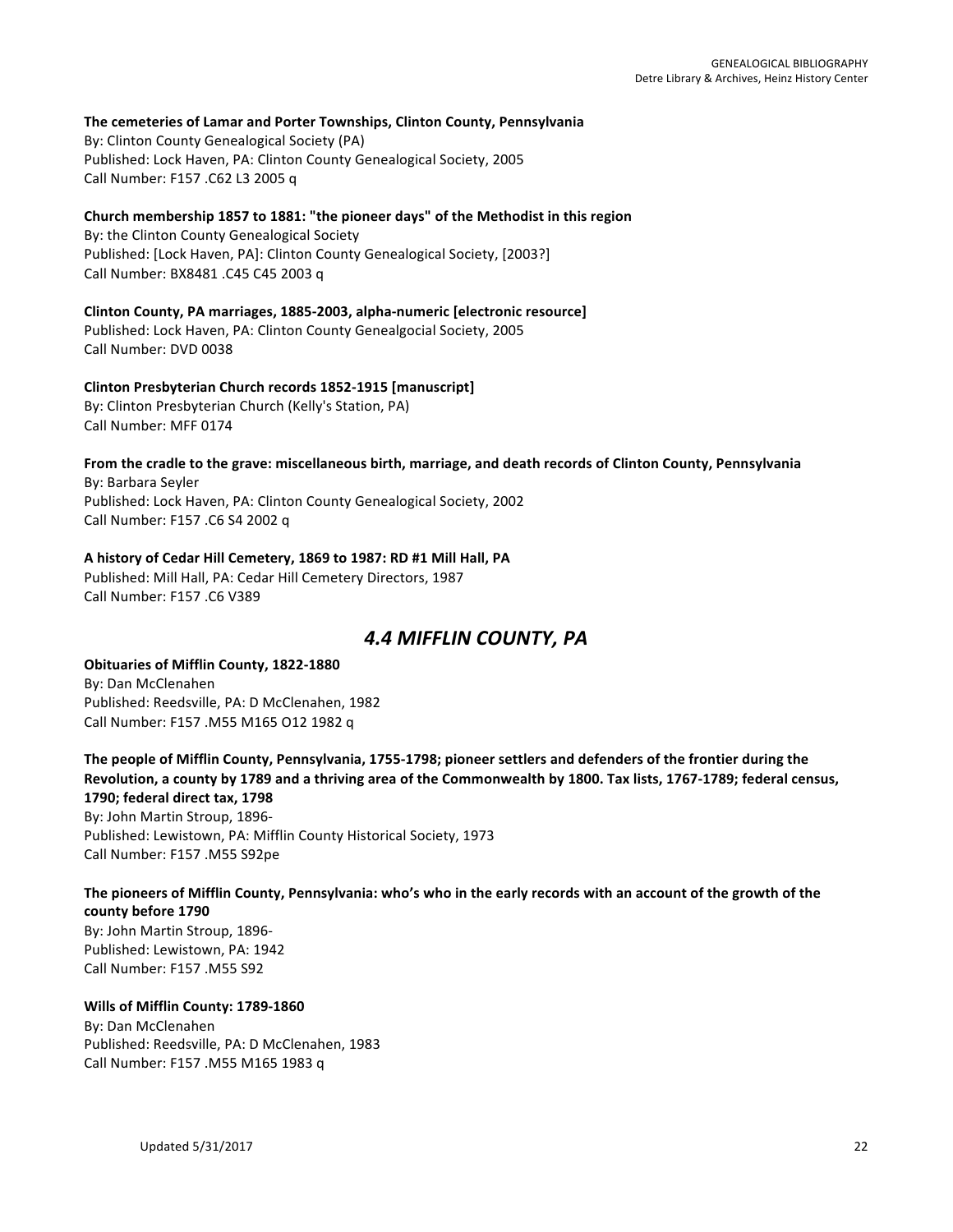**The cemeteries of Lamar and Porter Townships, Clinton County, Pennsylvania**
By: Clinton County Genealogical Society (PA)
Published: Lock Haven, PA: Clinton County Genealogical Society, 2005
Call Number: F157 .C62 L3 2005 q

**Church membership 1857 to 1881: "the pioneer days" of the Methodist in this region**
By: the Clinton County Genealogical Society
Published: [Lock Haven, PA]: Clinton County Genealogical Society, [2003?]
Call Number: BX8481 .C45 C45 2003 q

**Clinton County, PA marriages, 1885-2003, alpha-numeric [electronic resource]**
Published: Lock Haven, PA: Clinton County Genealgocial Society, 2005
Call Number: DVD 0038

**Clinton Presbyterian Church records 1852-1915 [manuscript]**
By: Clinton Presbyterian Church (Kelly's Station, PA)
Call Number: MFF 0174

**From the cradle to the grave: miscellaneous birth, marriage, and death records of Clinton County, Pennsylvania**
By: Barbara Seyler
Published: Lock Haven, PA: Clinton County Genealogical Society, 2002
Call Number: F157 .C6 S4 2002 q

**A history of Cedar Hill Cemetery, 1869 to 1987: RD #1 Mill Hall, PA**
Published: Mill Hall, PA: Cedar Hill Cemetery Directors, 1987
Call Number: F157 .C6 V389

## *4.4 MIFFLIN COUNTY, PA*

**Obituaries of Mifflin County, 1822-1880**
By: Dan McClenahen
Published: Reedsville, PA: D McClenahen, 1982
Call Number: F157 .M55 M165 O12 1982 q

**The people of Mifflin County, Pennsylvania, 1755-1798; pioneer settlers and defenders of the frontier during the Revolution, a county by 1789 and a thriving area of the Commonwealth by 1800. Tax lists, 1767-1789; federal census, 1790; federal direct tax, 1798**
By: John Martin Stroup, 1896-
Published: Lewistown, PA: Mifflin County Historical Society, 1973
Call Number: F157 .M55 S92pe

**The pioneers of Mifflin County, Pennsylvania: who's who in the early records with an account of the growth of the county before 1790**
By: John Martin Stroup, 1896-
Published: Lewistown, PA: 1942
Call Number: F157 .M55 S92

**Wills of Mifflin County: 1789-1860**
By: Dan McClenahen
Published: Reedsville, PA: D McClenahen, 1983
Call Number: F157 .M55 M165 1983 q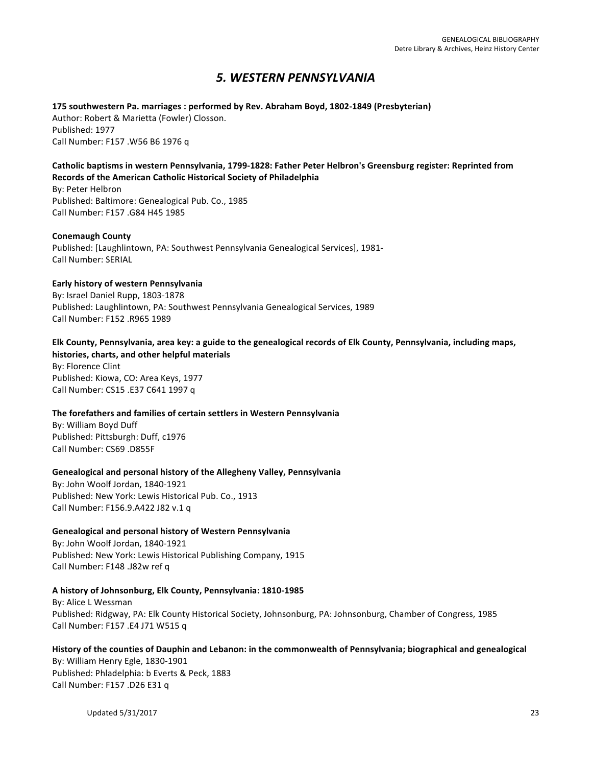# *5. WESTERN PENNSYLVANIA*

**175 southwestern Pa. marriages : performed by Rev. Abraham Boyd, 1802-1849 (Presbyterian)**
Author: Robert & Marietta (Fowler) Closson.
Published: 1977
Call Number: F157 .W56 B6 1976 q

**Catholic baptisms in western Pennsylvania, 1799-1828: Father Peter Helbron's Greensburg register: Reprinted from Records of the American Catholic Historical Society of Philadelphia**
By: Peter Helbron
Published: Baltimore: Genealogical Pub. Co., 1985
Call Number: F157 .G84 H45 1985

**Conemaugh County**
Published: [Laughlintown, PA: Southwest Pennsylvania Genealogical Services], 1981-
Call Number: SERIAL

**Early history of western Pennsylvania**
By: Israel Daniel Rupp, 1803-1878
Published: Laughlintown, PA: Southwest Pennsylvania Genealogical Services, 1989
Call Number: F152 .R965 1989

**Elk County, Pennsylvania, area key: a guide to the genealogical records of Elk County, Pennsylvania, including maps, histories, charts, and other helpful materials**
By: Florence Clint
Published: Kiowa, CO: Area Keys, 1977
Call Number: CS15 .E37 C641 1997 q

**The forefathers and families of certain settlers in Western Pennsylvania**
By: William Boyd Duff
Published: Pittsburgh: Duff, c1976
Call Number: CS69 .D855F

**Genealogical and personal history of the Allegheny Valley, Pennsylvania**
By: John Woolf Jordan, 1840-1921
Published: New York: Lewis Historical Pub. Co., 1913
Call Number: F156.9.A422 J82 v.1 q

**Genealogical and personal history of Western Pennsylvania**
By: John Woolf Jordan, 1840-1921
Published: New York: Lewis Historical Publishing Company, 1915
Call Number: F148 .J82w ref q

**A history of Johnsonburg, Elk County, Pennsylvania: 1810-1985**
By: Alice L Wessman
Published: Ridgway, PA: Elk County Historical Society, Johnsonburg, PA: Johnsonburg, Chamber of Congress, 1985
Call Number: F157 .E4 J71 W515 q

**History of the counties of Dauphin and Lebanon: in the commonwealth of Pennsylvania; biographical and genealogical**
By: William Henry Egle, 1830-1901
Published: Phladelphia: b Everts & Peck, 1883
Call Number: F157 .D26 E31 q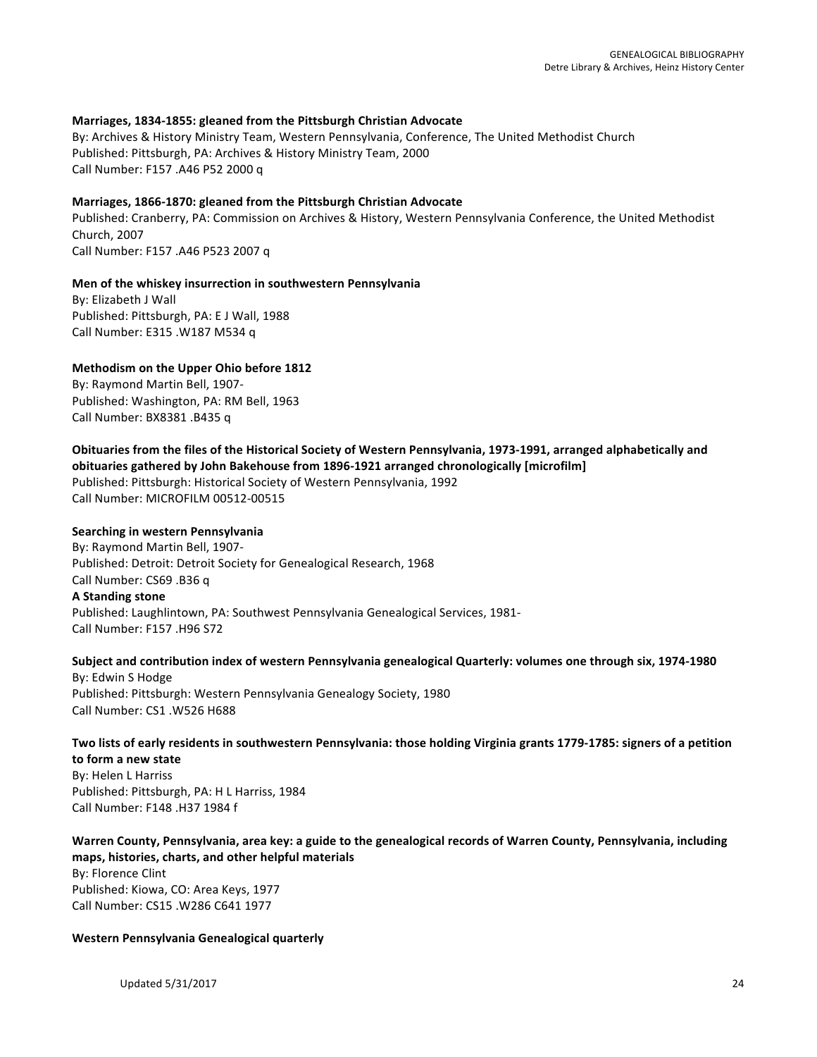**Marriages, 1834-1855: gleaned from the Pittsburgh Christian Advocate**
By: Archives & History Ministry Team, Western Pennsylvania, Conference, The United Methodist Church
Published: Pittsburgh, PA: Archives & History Ministry Team, 2000
Call Number: F157 .A46 P52 2000 q

**Marriages, 1866-1870: gleaned from the Pittsburgh Christian Advocate**
Published: Cranberry, PA: Commission on Archives & History, Western Pennsylvania Conference, the United Methodist Church, 2007
Call Number: F157 .A46 P523 2007 q

**Men of the whiskey insurrection in southwestern Pennsylvania**
By: Elizabeth J Wall
Published: Pittsburgh, PA: E J Wall, 1988
Call Number: E315 .W187 M534 q

**Methodism on the Upper Ohio before 1812**
By: Raymond Martin Bell, 1907-
Published: Washington, PA: RM Bell, 1963
Call Number: BX8381 .B435 q

**Obituaries from the files of the Historical Society of Western Pennsylvania, 1973-1991, arranged alphabetically and obituaries gathered by John Bakehouse from 1896-1921 arranged chronologically [microfilm]**
Published: Pittsburgh: Historical Society of Western Pennsylvania, 1992
Call Number: MICROFILM 00512-00515

**Searching in western Pennsylvania**
By: Raymond Martin Bell, 1907-
Published: Detroit: Detroit Society for Genealogical Research, 1968
Call Number: CS69 .B36 q

**A Standing stone**
Published: Laughlintown, PA: Southwest Pennsylvania Genealogical Services, 1981-
Call Number: F157 .H96 S72

**Subject and contribution index of western Pennsylvania genealogical Quarterly: volumes one through six, 1974-1980**
By: Edwin S Hodge
Published: Pittsburgh: Western Pennsylvania Genealogy Society, 1980
Call Number: CS1 .W526 H688

**Two lists of early residents in southwestern Pennsylvania: those holding Virginia grants 1779-1785: signers of a petition to form a new state**
By: Helen L Harriss
Published: Pittsburgh, PA: H L Harriss, 1984
Call Number: F148 .H37 1984 f

**Warren County, Pennsylvania, area key: a guide to the genealogical records of Warren County, Pennsylvania, including maps, histories, charts, and other helpful materials**
By: Florence Clint
Published: Kiowa, CO: Area Keys, 1977
Call Number: CS15 .W286 C641 1977

**Western Pennsylvania Genealogical quarterly**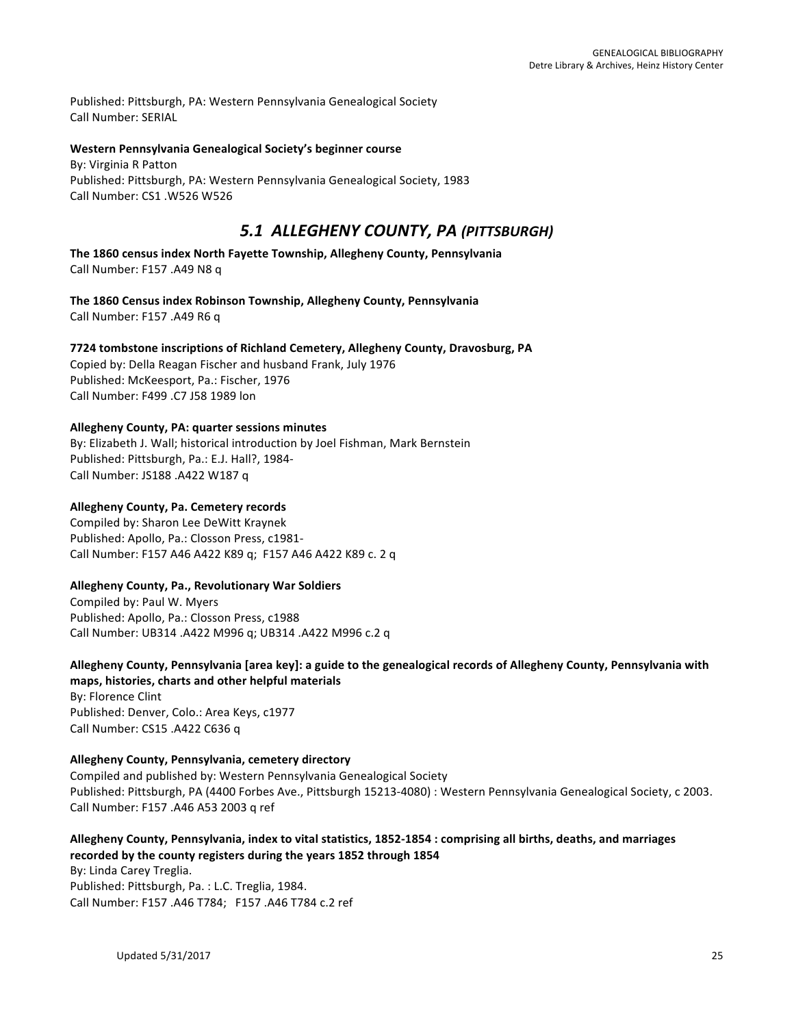Published: Pittsburgh, PA: Western Pennsylvania Genealogical Society
Call Number: SERIAL

**Western Pennsylvania Genealogical Society's beginner course**
By: Virginia R Patton
Published: Pittsburgh, PA: Western Pennsylvania Genealogical Society, 1983
Call Number: CS1 .W526 W526

## *5.1 ALLEGHENY COUNTY, PA (PITTSBURGH)*

**The 1860 census index North Fayette Township, Allegheny County, Pennsylvania**
Call Number: F157 .A49 N8 q

**The 1860 Census index Robinson Township, Allegheny County, Pennsylvania**
Call Number: F157 .A49 R6 q

**7724 tombstone inscriptions of Richland Cemetery, Allegheny County, Dravosburg, PA**
Copied by: Della Reagan Fischer and husband Frank, July 1976
Published: McKeesport, Pa.: Fischer, 1976
Call Number: F499 .C7 J58 1989 lon

**Allegheny County, PA: quarter sessions minutes**
By: Elizabeth J. Wall; historical introduction by Joel Fishman, Mark Bernstein
Published: Pittsburgh, Pa.: E.J. Hall?, 1984-
Call Number: JS188 .A422 W187 q

**Allegheny County, Pa. Cemetery records**
Compiled by: Sharon Lee DeWitt Kraynek
Published: Apollo, Pa.: Closson Press, c1981-
Call Number: F157 A46 A422 K89 q; F157 A46 A422 K89 c. 2 q

**Allegheny County, Pa., Revolutionary War Soldiers**
Compiled by: Paul W. Myers
Published: Apollo, Pa.: Closson Press, c1988
Call Number: UB314 .A422 M996 q; UB314 .A422 M996 c.2 q

**Allegheny County, Pennsylvania [area key]: a guide to the genealogical records of Allegheny County, Pennsylvania with maps, histories, charts and other helpful materials**
By: Florence Clint
Published: Denver, Colo.: Area Keys, c1977
Call Number: CS15 .A422 C636 q

**Allegheny County, Pennsylvania, cemetery directory**
Compiled and published by: Western Pennsylvania Genealogical Society
Published: Pittsburgh, PA (4400 Forbes Ave., Pittsburgh 15213-4080) : Western Pennsylvania Genealogical Society, c 2003.
Call Number: F157 .A46 A53 2003 q ref

**Allegheny County, Pennsylvania, index to vital statistics, 1852-1854 : comprising all births, deaths, and marriages recorded by the county registers during the years 1852 through 1854**
By: Linda Carey Treglia.
Published: Pittsburgh, Pa. : L.C. Treglia, 1984.
Call Number: F157 .A46 T784; F157 .A46 T784 c.2 ref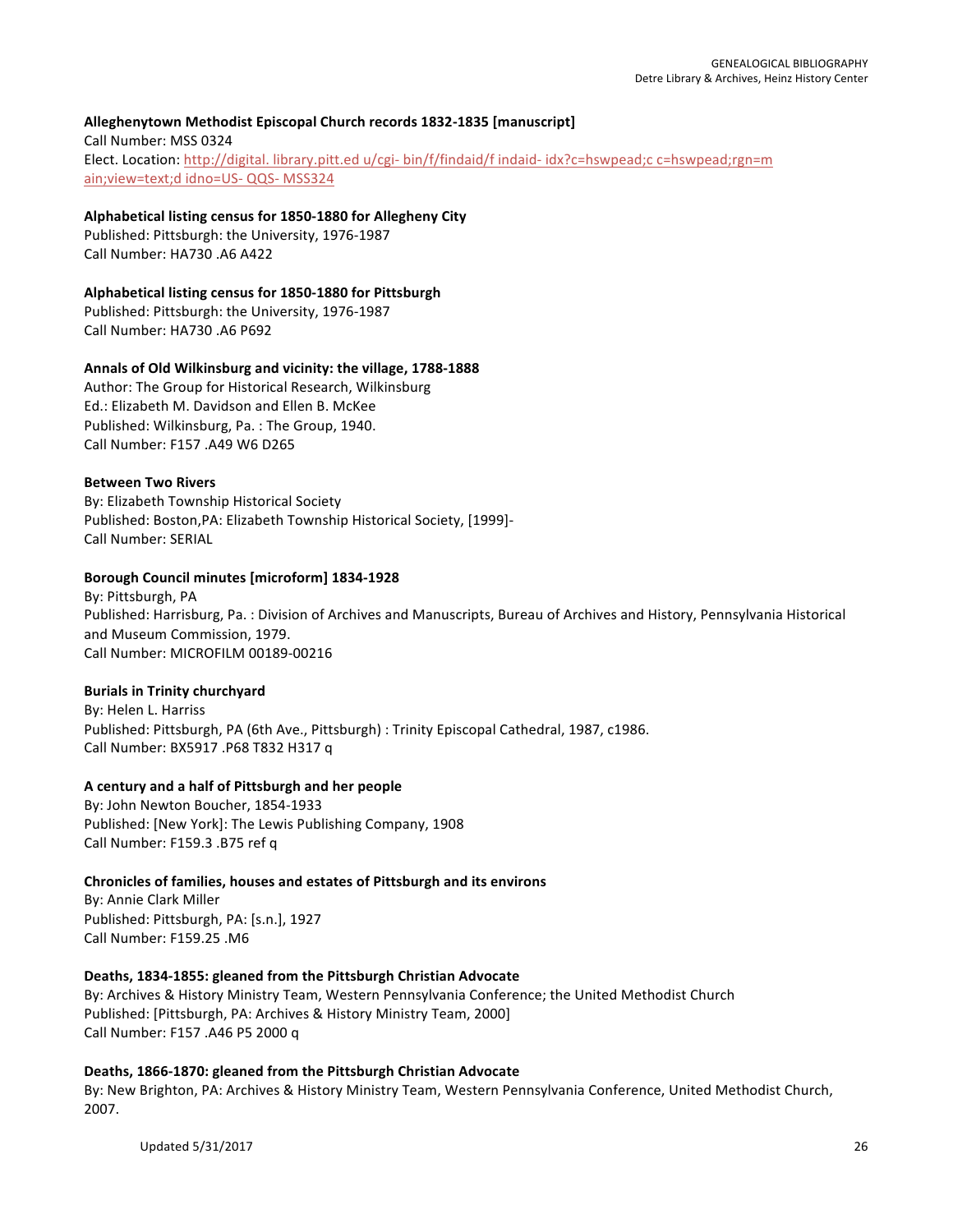**Alleghenytown Methodist Episcopal Church records 1832-1835 [manuscript]**
Call Number: MSS 0324
Elect. Location: http://digital. library.pitt.ed u/cgi- bin/f/findaid/f indaid- idx?c=hswpead;c c=hswpead;rgn=main;view=text;d idno=US- QQS- MSS324

**Alphabetical listing census for 1850-1880 for Allegheny City**
Published: Pittsburgh: the University, 1976-1987
Call Number: HA730 .A6 A422

**Alphabetical listing census for 1850-1880 for Pittsburgh**
Published: Pittsburgh: the University, 1976-1987
Call Number: HA730 .A6 P692

**Annals of Old Wilkinsburg and vicinity: the village, 1788-1888**
Author: The Group for Historical Research, Wilkinsburg
Ed.: Elizabeth M. Davidson and Ellen B. McKee
Published: Wilkinsburg, Pa. : The Group, 1940.
Call Number: F157 .A49 W6 D265

**Between Two Rivers**
By: Elizabeth Township Historical Society
Published: Boston,PA: Elizabeth Township Historical Society, [1999]-
Call Number: SERIAL

**Borough Council minutes [microform] 1834-1928**
By: Pittsburgh, PA
Published: Harrisburg, Pa. : Division of Archives and Manuscripts, Bureau of Archives and History, Pennsylvania Historical and Museum Commission, 1979.
Call Number: MICROFILM 00189-00216

**Burials in Trinity churchyard**
By: Helen L. Harriss
Published: Pittsburgh, PA (6th Ave., Pittsburgh) : Trinity Episcopal Cathedral, 1987, c1986.
Call Number: BX5917 .P68 T832 H317 q

**A century and a half of Pittsburgh and her people**
By: John Newton Boucher, 1854-1933
Published: [New York]: The Lewis Publishing Company, 1908
Call Number: F159.3 .B75 ref q

**Chronicles of families, houses and estates of Pittsburgh and its environs**
By: Annie Clark Miller
Published: Pittsburgh, PA: [s.n.], 1927
Call Number: F159.25 .M6

**Deaths, 1834-1855: gleaned from the Pittsburgh Christian Advocate**
By: Archives & History Ministry Team, Western Pennsylvania Conference; the United Methodist Church
Published: [Pittsburgh, PA: Archives & History Ministry Team, 2000]
Call Number: F157 .A46 P5 2000 q

**Deaths, 1866-1870: gleaned from the Pittsburgh Christian Advocate**
By: New Brighton, PA: Archives & History Ministry Team, Western Pennsylvania Conference, United Methodist Church, 2007.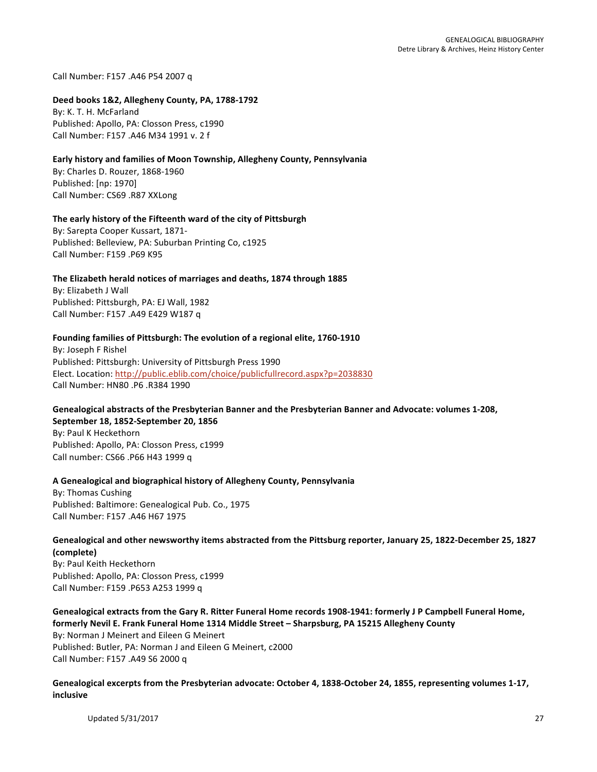Call Number: F157 .A46 P54 2007 q

**Deed books 1&2, Allegheny County, PA, 1788-1792**
By: K. T. H. McFarland
Published: Apollo, PA: Closson Press, c1990
Call Number: F157 .A46 M34 1991 v. 2 f

**Early history and families of Moon Township, Allegheny County, Pennsylvania**
By: Charles D. Rouzer, 1868-1960
Published: [np: 1970]
Call Number: CS69 .R87 XXLong

**The early history of the Fifteenth ward of the city of Pittsburgh**
By: Sarepta Cooper Kussart, 1871-
Published: Belleview, PA: Suburban Printing Co, c1925
Call Number: F159 .P69 K95

**The Elizabeth herald notices of marriages and deaths, 1874 through 1885**
By: Elizabeth J Wall
Published: Pittsburgh, PA: EJ Wall, 1982
Call Number: F157 .A49 E429 W187 q

**Founding families of Pittsburgh: The evolution of a regional elite, 1760-1910**
By: Joseph F Rishel
Published: Pittsburgh: University of Pittsburgh Press 1990
Elect. Location: http://public.eblib.com/choice/publicfullrecord.aspx?p=2038830
Call Number: HN80 .P6 .R384 1990

**Genealogical abstracts of the Presbyterian Banner and the Presbyterian Banner and Advocate: volumes 1-208, September 18, 1852-September 20, 1856**
By: Paul K Heckethorn
Published: Apollo, PA: Closson Press, c1999
Call number: CS66 .P66 H43 1999 q

**A Genealogical and biographical history of Allegheny County, Pennsylvania**
By: Thomas Cushing
Published: Baltimore: Genealogical Pub. Co., 1975
Call Number: F157 .A46 H67 1975

**Genealogical and other newsworthy items abstracted from the Pittsburg reporter, January 25, 1822-December 25, 1827 (complete)**
By: Paul Keith Heckethorn
Published: Apollo, PA: Closson Press, c1999
Call Number: F159 .P653 A253 1999 q

**Genealogical extracts from the Gary R. Ritter Funeral Home records 1908-1941: formerly J P Campbell Funeral Home, formerly Nevil E. Frank Funeral Home 1314 Middle Street – Sharpsburg, PA 15215 Allegheny County**
By: Norman J Meinert and Eileen G Meinert
Published: Butler, PA: Norman J and Eileen G Meinert, c2000
Call Number: F157 .A49 S6 2000 q

**Genealogical excerpts from the Presbyterian advocate: October 4, 1838-October 24, 1855, representing volumes 1-17, inclusive**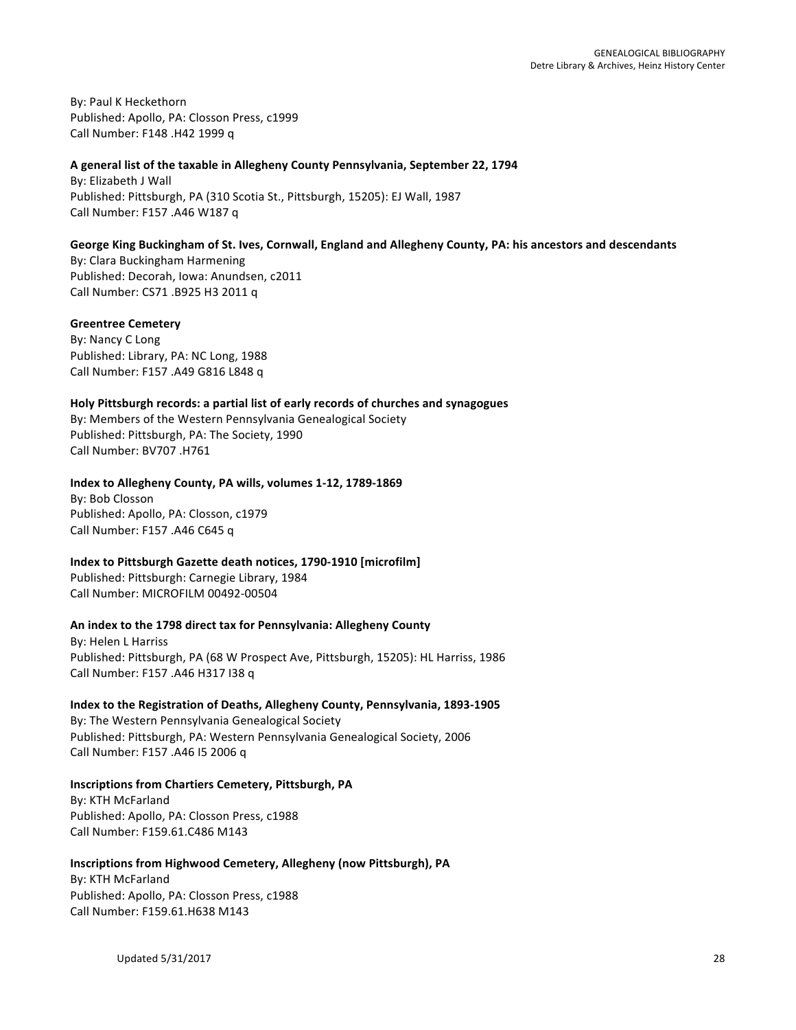By: Paul K Heckethorn
Published: Apollo, PA: Closson Press, c1999
Call Number: F148 .H42 1999 q

**A general list of the taxable in Allegheny County Pennsylvania, September 22, 1794**
By: Elizabeth J Wall
Published: Pittsburgh, PA (310 Scotia St., Pittsburgh, 15205): EJ Wall, 1987
Call Number: F157 .A46 W187 q

**George King Buckingham of St. Ives, Cornwall, England and Allegheny County, PA: his ancestors and descendants**
By: Clara Buckingham Harmening
Published: Decorah, Iowa: Anundsen, c2011
Call Number: CS71 .B925 H3 2011 q

**Greentree Cemetery**
By: Nancy C Long
Published: Library, PA: NC Long, 1988
Call Number: F157 .A49 G816 L848 q

**Holy Pittsburgh records: a partial list of early records of churches and synagogues**
By: Members of the Western Pennsylvania Genealogical Society
Published: Pittsburgh, PA: The Society, 1990
Call Number: BV707 .H761

**Index to Allegheny County, PA wills, volumes 1-12, 1789-1869**
By: Bob Closson
Published: Apollo, PA: Closson, c1979
Call Number: F157 .A46 C645 q

**Index to Pittsburgh Gazette death notices, 1790-1910 [microfilm]**
Published: Pittsburgh: Carnegie Library, 1984
Call Number: MICROFILM 00492-00504

**An index to the 1798 direct tax for Pennsylvania: Allegheny County**
By: Helen L Harriss
Published: Pittsburgh, PA (68 W Prospect Ave, Pittsburgh, 15205): HL Harriss, 1986
Call Number: F157 .A46 H317 I38 q

**Index to the Registration of Deaths, Allegheny County, Pennsylvania, 1893-1905**
By: The Western Pennsylvania Genealogical Society
Published: Pittsburgh, PA: Western Pennsylvania Genealogical Society, 2006
Call Number: F157 .A46 I5 2006 q

**Inscriptions from Chartiers Cemetery, Pittsburgh, PA**
By: KTH McFarland
Published: Apollo, PA: Closson Press, c1988
Call Number: F159.61.C486 M143

**Inscriptions from Highwood Cemetery, Allegheny (now Pittsburgh), PA**
By: KTH McFarland
Published: Apollo, PA: Closson Press, c1988
Call Number: F159.61.H638 M143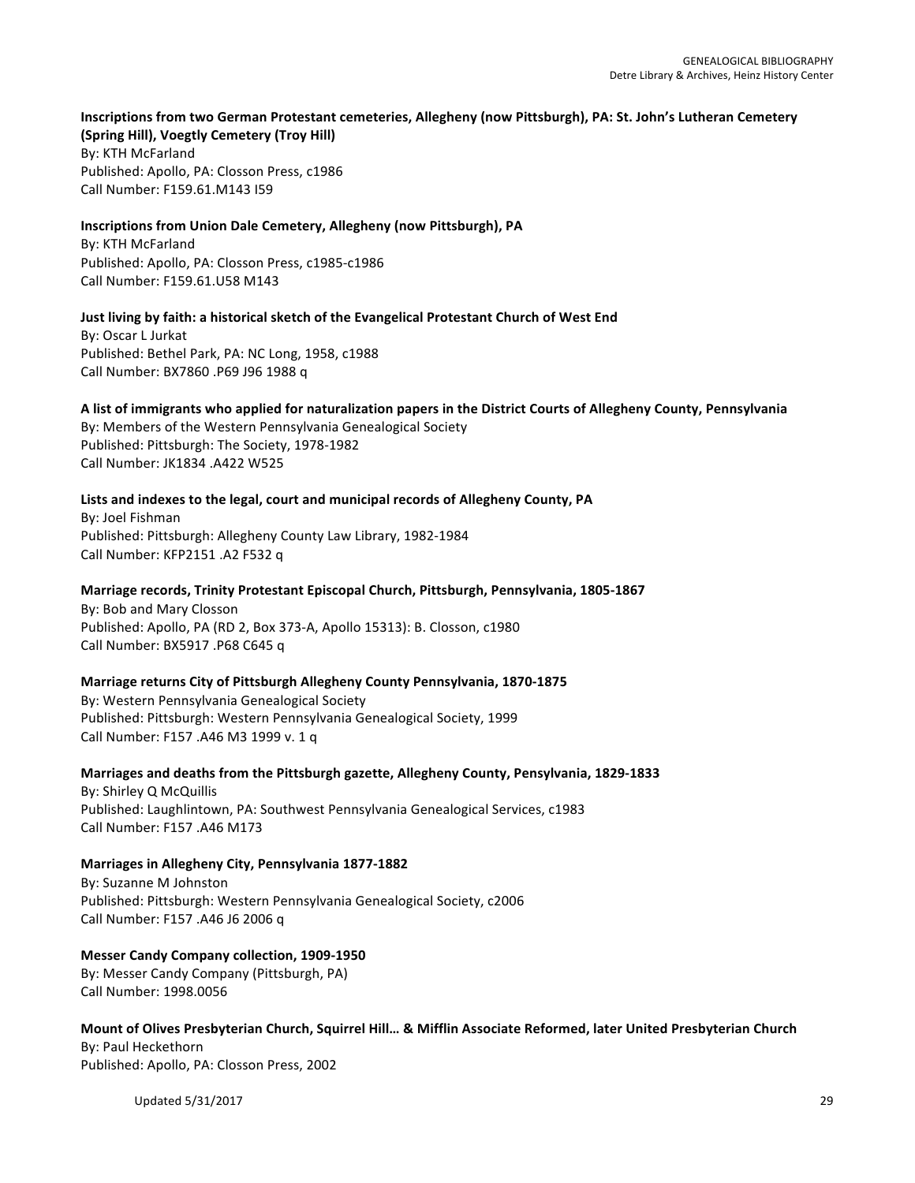**Inscriptions from two German Protestant cemeteries, Allegheny (now Pittsburgh), PA: St. John's Lutheran Cemetery (Spring Hill), Voegtly Cemetery (Troy Hill)**
By: KTH McFarland
Published: Apollo, PA: Closson Press, c1986
Call Number: F159.61.M143 I59

**Inscriptions from Union Dale Cemetery, Allegheny (now Pittsburgh), PA**
By: KTH McFarland
Published: Apollo, PA: Closson Press, c1985-c1986
Call Number: F159.61.U58 M143

**Just living by faith: a historical sketch of the Evangelical Protestant Church of West End**
By: Oscar L Jurkat
Published: Bethel Park, PA: NC Long, 1958, c1988
Call Number: BX7860 .P69 J96 1988 q

**A list of immigrants who applied for naturalization papers in the District Courts of Allegheny County, Pennsylvania**
By: Members of the Western Pennsylvania Genealogical Society
Published: Pittsburgh: The Society, 1978-1982
Call Number: JK1834 .A422 W525

**Lists and indexes to the legal, court and municipal records of Allegheny County, PA**
By: Joel Fishman
Published: Pittsburgh: Allegheny County Law Library, 1982-1984
Call Number: KFP2151 .A2 F532 q

**Marriage records, Trinity Protestant Episcopal Church, Pittsburgh, Pennsylvania, 1805-1867**
By: Bob and Mary Closson
Published: Apollo, PA (RD 2, Box 373-A, Apollo 15313): B. Closson, c1980
Call Number: BX5917 .P68 C645 q

**Marriage returns City of Pittsburgh Allegheny County Pennsylvania, 1870-1875**
By: Western Pennsylvania Genealogical Society
Published: Pittsburgh: Western Pennsylvania Genealogical Society, 1999
Call Number: F157 .A46 M3 1999 v. 1 q

**Marriages and deaths from the Pittsburgh gazette, Allegheny County, Pensylvania, 1829-1833**
By: Shirley Q McQuillis
Published: Laughlintown, PA: Southwest Pennsylvania Genealogical Services, c1983
Call Number: F157 .A46 M173

**Marriages in Allegheny City, Pennsylvania 1877-1882**
By: Suzanne M Johnston
Published: Pittsburgh: Western Pennsylvania Genealogical Society, c2006
Call Number: F157 .A46 J6 2006 q

**Messer Candy Company collection, 1909-1950**
By: Messer Candy Company (Pittsburgh, PA)
Call Number: 1998.0056

**Mount of Olives Presbyterian Church, Squirrel Hill… & Mifflin Associate Reformed, later United Presbyterian Church**
By: Paul Heckethorn
Published: Apollo, PA: Closson Press, 2002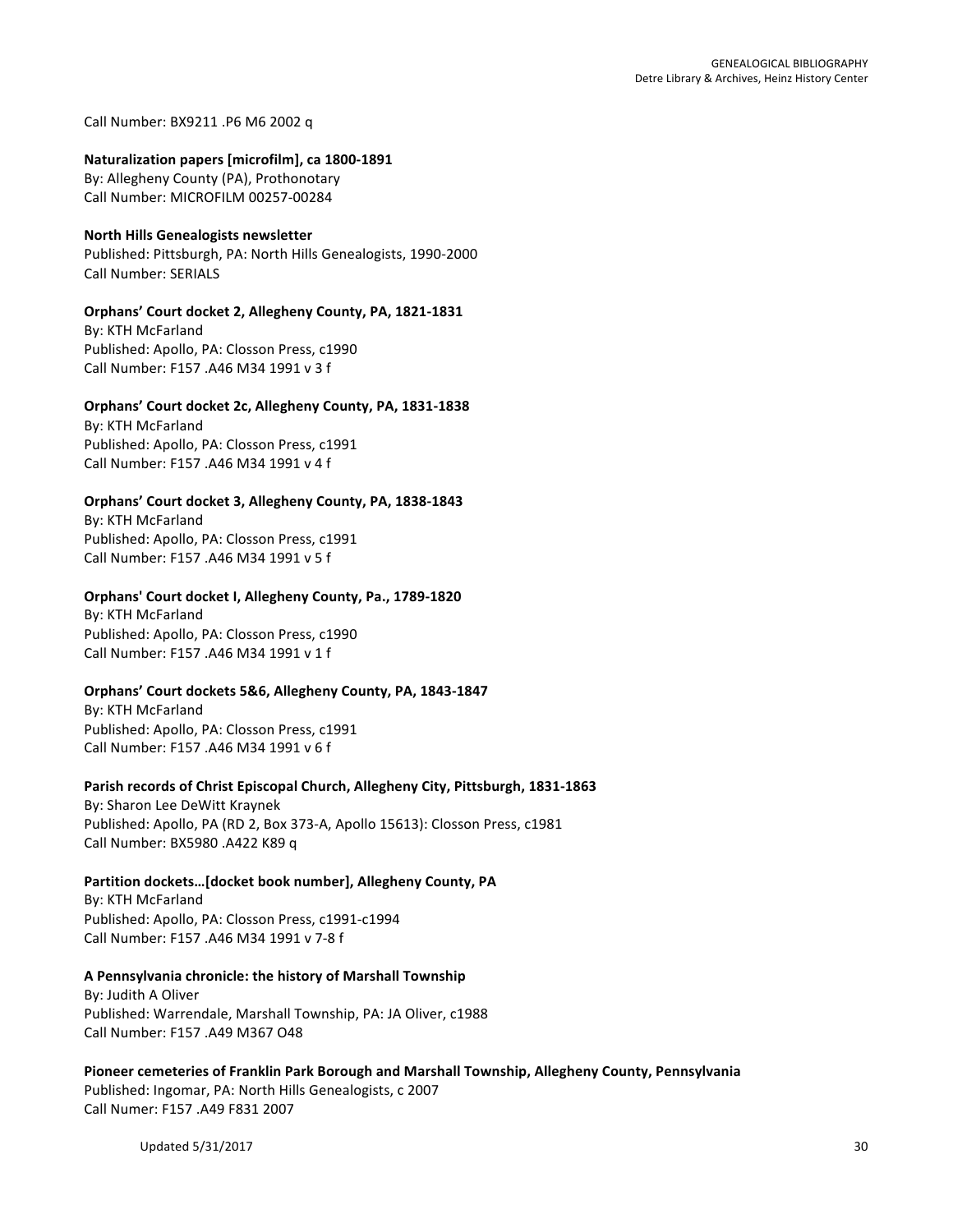Call Number: BX9211 .P6 M6 2002 q

**Naturalization papers [microfilm], ca 1800-1891**
By: Allegheny County (PA), Prothonotary
Call Number: MICROFILM 00257-00284

**North Hills Genealogists newsletter**
Published: Pittsburgh, PA: North Hills Genealogists, 1990-2000
Call Number: SERIALS

**Orphans' Court docket 2, Allegheny County, PA, 1821-1831**
By: KTH McFarland
Published: Apollo, PA: Closson Press, c1990
Call Number: F157 .A46 M34 1991 v 3 f

**Orphans' Court docket 2c, Allegheny County, PA, 1831-1838**
By: KTH McFarland
Published: Apollo, PA: Closson Press, c1991
Call Number: F157 .A46 M34 1991 v 4 f

**Orphans' Court docket 3, Allegheny County, PA, 1838-1843**
By: KTH McFarland
Published: Apollo, PA: Closson Press, c1991
Call Number: F157 .A46 M34 1991 v 5 f

**Orphans' Court docket I, Allegheny County, Pa., 1789-1820**
By: KTH McFarland
Published: Apollo, PA: Closson Press, c1990
Call Number: F157 .A46 M34 1991 v 1 f

**Orphans' Court dockets 5&6, Allegheny County, PA, 1843-1847**
By: KTH McFarland
Published: Apollo, PA: Closson Press, c1991
Call Number: F157 .A46 M34 1991 v 6 f

**Parish records of Christ Episcopal Church, Allegheny City, Pittsburgh, 1831-1863**
By: Sharon Lee DeWitt Kraynek
Published: Apollo, PA (RD 2, Box 373-A, Apollo 15613): Closson Press, c1981
Call Number: BX5980 .A422 K89 q

**Partition dockets…[docket book number], Allegheny County, PA**
By: KTH McFarland
Published: Apollo, PA: Closson Press, c1991-c1994
Call Number: F157 .A46 M34 1991 v 7-8 f

**A Pennsylvania chronicle: the history of Marshall Township**
By: Judith A Oliver
Published: Warrendale, Marshall Township, PA: JA Oliver, c1988
Call Number: F157 .A49 M367 O48

**Pioneer cemeteries of Franklin Park Borough and Marshall Township, Allegheny County, Pennsylvania**
Published: Ingomar, PA: North Hills Genealogists, c 2007
Call Numer: F157 .A49 F831 2007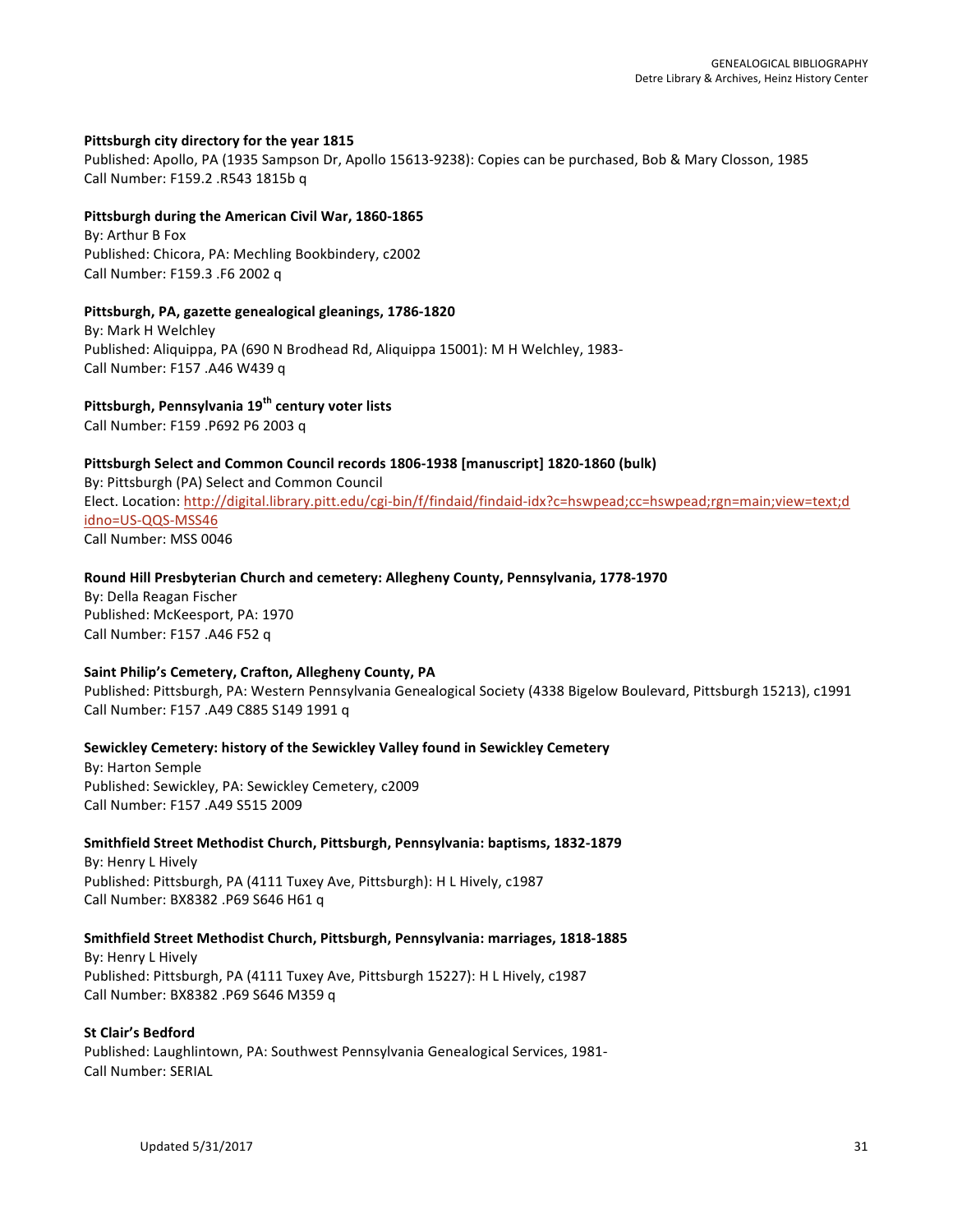**Pittsburgh city directory for the year 1815**
Published: Apollo, PA (1935 Sampson Dr, Apollo 15613-9238): Copies can be purchased, Bob & Mary Closson, 1985
Call Number: F159.2 .R543 1815b q

**Pittsburgh during the American Civil War, 1860-1865**
By: Arthur B Fox
Published: Chicora, PA: Mechling Bookbindery, c2002
Call Number: F159.3 .F6 2002 q

**Pittsburgh, PA, gazette genealogical gleanings, 1786-1820**
By: Mark H Welchley
Published: Aliquippa, PA (690 N Brodhead Rd, Aliquippa 15001): M H Welchley, 1983-
Call Number: F157 .A46 W439 q

**Pittsburgh, Pennsylvania 19th century voter lists**
Call Number: F159 .P692 P6 2003 q

**Pittsburgh Select and Common Council records 1806-1938 [manuscript] 1820-1860 (bulk)**
By: Pittsburgh (PA) Select and Common Council
Elect. Location: http://digital.library.pitt.edu/cgi-bin/f/findaid/findaid-idx?c=hswpead;cc=hswpead;rgn=main;view=text;didno=US-QQS-MSS46
Call Number: MSS 0046

**Round Hill Presbyterian Church and cemetery: Allegheny County, Pennsylvania, 1778-1970**
By: Della Reagan Fischer
Published: McKeesport, PA: 1970
Call Number: F157 .A46 F52 q

**Saint Philip's Cemetery, Crafton, Allegheny County, PA**
Published: Pittsburgh, PA: Western Pennsylvania Genealogical Society (4338 Bigelow Boulevard, Pittsburgh 15213), c1991
Call Number: F157 .A49 C885 S149 1991 q

**Sewickley Cemetery: history of the Sewickley Valley found in Sewickley Cemetery**
By: Harton Semple
Published: Sewickley, PA: Sewickley Cemetery, c2009
Call Number: F157 .A49 S515 2009

**Smithfield Street Methodist Church, Pittsburgh, Pennsylvania: baptisms, 1832-1879**
By: Henry L Hively
Published: Pittsburgh, PA (4111 Tuxey Ave, Pittsburgh): H L Hively, c1987
Call Number: BX8382 .P69 S646 H61 q

**Smithfield Street Methodist Church, Pittsburgh, Pennsylvania: marriages, 1818-1885**
By: Henry L Hively
Published: Pittsburgh, PA (4111 Tuxey Ave, Pittsburgh 15227): H L Hively, c1987
Call Number: BX8382 .P69 S646 M359 q

**St Clair's Bedford**
Published: Laughlintown, PA: Southwest Pennsylvania Genealogical Services, 1981-
Call Number: SERIAL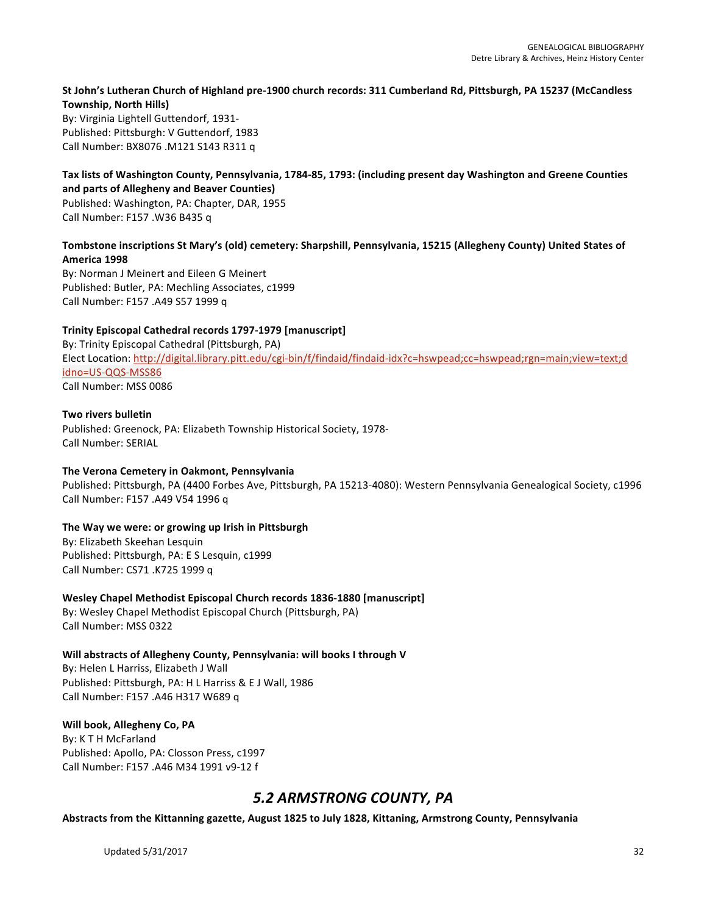**St John's Lutheran Church of Highland pre-1900 church records: 311 Cumberland Rd, Pittsburgh, PA 15237 (McCandless Township, North Hills)**
By: Virginia Lightell Guttendorf, 1931-
Published: Pittsburgh: V Guttendorf, 1983
Call Number: BX8076 .M121 S143 R311 q

**Tax lists of Washington County, Pennsylvania, 1784-85, 1793: (including present day Washington and Greene Counties and parts of Allegheny and Beaver Counties)**
Published: Washington, PA: Chapter, DAR, 1955
Call Number: F157 .W36 B435 q

**Tombstone inscriptions St Mary's (old) cemetery: Sharpshill, Pennsylvania, 15215 (Allegheny County) United States of America 1998**
By: Norman J Meinert and Eileen G Meinert
Published: Butler, PA: Mechling Associates, c1999
Call Number: F157 .A49 S57 1999 q

**Trinity Episcopal Cathedral records 1797-1979 [manuscript]**
By: Trinity Episcopal Cathedral (Pittsburgh, PA)
Elect Location: http://digital.library.pitt.edu/cgi-bin/f/findaid/findaid-idx?c=hswpead;cc=hswpead;rgn=main;view=text;didno=US-QQS-MSS86
Call Number: MSS 0086

**Two rivers bulletin**
Published: Greenock, PA: Elizabeth Township Historical Society, 1978-
Call Number: SERIAL

**The Verona Cemetery in Oakmont, Pennsylvania**
Published: Pittsburgh, PA (4400 Forbes Ave, Pittsburgh, PA 15213-4080): Western Pennsylvania Genealogical Society, c1996
Call Number: F157 .A49 V54 1996 q

**The Way we were: or growing up Irish in Pittsburgh**
By: Elizabeth Skeehan Lesquin
Published: Pittsburgh, PA: E S Lesquin, c1999
Call Number: CS71 .K725 1999 q

**Wesley Chapel Methodist Episcopal Church records 1836-1880 [manuscript]**
By: Wesley Chapel Methodist Episcopal Church (Pittsburgh, PA)
Call Number: MSS 0322

**Will abstracts of Allegheny County, Pennsylvania: will books I through V**
By: Helen L Harriss, Elizabeth J Wall
Published: Pittsburgh, PA: H L Harriss & E J Wall, 1986
Call Number: F157 .A46 H317 W689 q

**Will book, Allegheny Co, PA**
By: K T H McFarland
Published: Apollo, PA: Closson Press, c1997
Call Number: F157 .A46 M34 1991 v9-12 f

## *5.2 ARMSTRONG COUNTY, PA*

**Abstracts from the Kittanning gazette, August 1825 to July 1828, Kittaning, Armstrong County, Pennsylvania**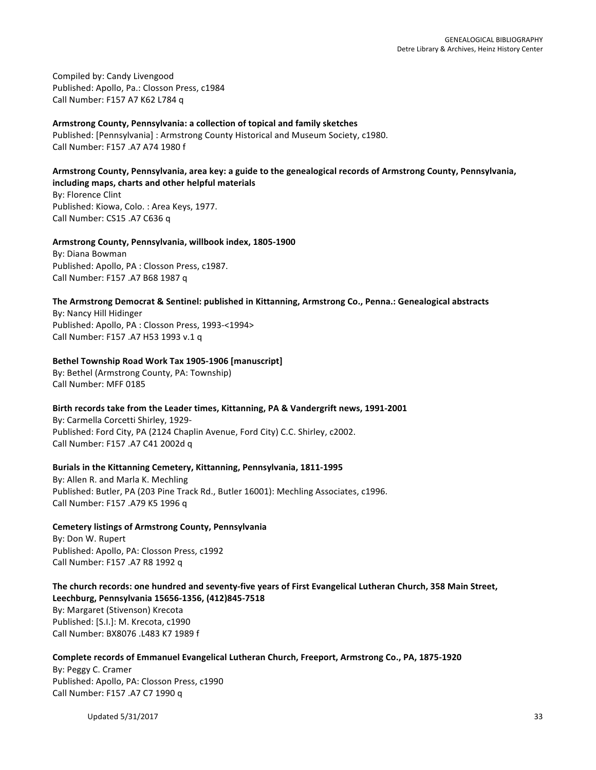Compiled by: Candy Livengood
Published: Apollo, Pa.: Closson Press, c1984
Call Number: F157 A7 K62 L784 q

**Armstrong County, Pennsylvania: a collection of topical and family sketches**
Published: [Pennsylvania] : Armstrong County Historical and Museum Society, c1980.
Call Number: F157 .A7 A74 1980 f

**Armstrong County, Pennsylvania, area key: a guide to the genealogical records of Armstrong County, Pennsylvania, including maps, charts and other helpful materials**
By: Florence Clint
Published: Kiowa, Colo. : Area Keys, 1977.
Call Number: CS15 .A7 C636 q

**Armstrong County, Pennsylvania, willbook index, 1805-1900**
By: Diana Bowman
Published: Apollo, PA : Closson Press, c1987.
Call Number: F157 .A7 B68 1987 q

**The Armstrong Democrat & Sentinel: published in Kittanning, Armstrong Co., Penna.: Genealogical abstracts**
By: Nancy Hill Hidinger
Published: Apollo, PA : Closson Press, 1993-<1994>
Call Number: F157 .A7 H53 1993 v.1 q

**Bethel Township Road Work Tax 1905-1906 [manuscript]**
By: Bethel (Armstrong County, PA: Township)
Call Number: MFF 0185

**Birth records take from the Leader times, Kittanning, PA & Vandergrift news, 1991-2001**
By: Carmella Corcetti Shirley, 1929-
Published: Ford City, PA (2124 Chaplin Avenue, Ford City) C.C. Shirley, c2002.
Call Number: F157 .A7 C41 2002d q

**Burials in the Kittanning Cemetery, Kittanning, Pennsylvania, 1811-1995**
By: Allen R. and Marla K. Mechling
Published: Butler, PA (203 Pine Track Rd., Butler 16001): Mechling Associates, c1996.
Call Number: F157 .A79 K5 1996 q

**Cemetery listings of Armstrong County, Pennsylvania**
By: Don W. Rupert
Published: Apollo, PA: Closson Press, c1992
Call Number: F157 .A7 R8 1992 q

**The church records: one hundred and seventy-five years of First Evangelical Lutheran Church, 358 Main Street, Leechburg, Pennsylvania 15656-1356, (412)845-7518**
By: Margaret (Stivenson) Krecota
Published: [S.I.]: M. Krecota, c1990
Call Number: BX8076 .L483 K7 1989 f

**Complete records of Emmanuel Evangelical Lutheran Church, Freeport, Armstrong Co., PA, 1875-1920**
By: Peggy C. Cramer
Published: Apollo, PA: Closson Press, c1990
Call Number: F157 .A7 C7 1990 q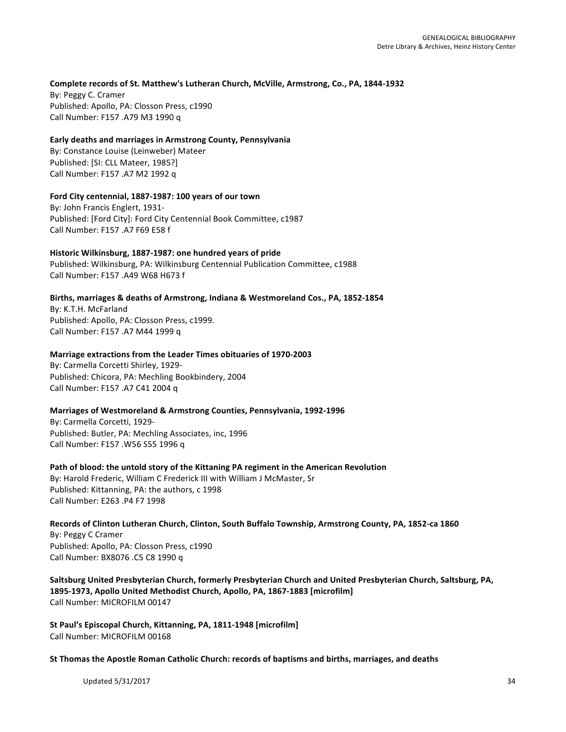**Complete records of St. Matthew's Lutheran Church, McVille, Armstrong, Co., PA, 1844-1932**
By: Peggy C. Cramer
Published: Apollo, PA: Closson Press, c1990
Call Number: F157 .A79 M3 1990 q

**Early deaths and marriages in Armstrong County, Pennsylvania**
By: Constance Louise (Leinweber) Mateer
Published: [SI: CLL Mateer, 1985?]
Call Number: F157 .A7 M2 1992 q

**Ford City centennial, 1887-1987: 100 years of our town**
By: John Francis Englert, 1931-
Published: [Ford City]: Ford City Centennial Book Committee, c1987
Call Number: F157 .A7 F69 E58 f

**Historic Wilkinsburg, 1887-1987: one hundred years of pride**
Published: Wilkinsburg, PA: Wilkinsburg Centennial Publication Committee, c1988
Call Number: F157 .A49 W68 H673 f

**Births, marriages & deaths of Armstrong, Indiana & Westmoreland Cos., PA, 1852-1854**
By: K.T.H. McFarland
Published: Apollo, PA: Closson Press, c1999.
Call Number: F157 .A7 M44 1999 q

**Marriage extractions from the Leader Times obituaries of 1970-2003**
By: Carmella Corcetti Shirley, 1929-
Published: Chicora, PA: Mechling Bookbindery, 2004
Call Number: F157 .A7 C41 2004 q

**Marriages of Westmoreland & Armstrong Counties, Pennsylvania, 1992-1996**
By: Carmella Corcetti, 1929-
Published: Butler, PA: Mechling Associates, inc, 1996
Call Number: F157 .W56 S55 1996 q

**Path of blood: the untold story of the Kittaning PA regiment in the American Revolution**
By: Harold Frederic, William C Frederick III with William J McMaster, Sr
Published: Kittanning, PA: the authors, c 1998
Call Number: E263 .P4 F7 1998

**Records of Clinton Lutheran Church, Clinton, South Buffalo Township, Armstrong County, PA, 1852-ca 1860**
By: Peggy C Cramer
Published: Apollo, PA: Closson Press, c1990
Call Number: BX8076 .C5 C8 1990 q

**Saltsburg United Presbyterian Church, formerly Presbyterian Church and United Presbyterian Church, Saltsburg, PA, 1895-1973, Apollo United Methodist Church, Apollo, PA, 1867-1883 [microfilm]**
Call Number: MICROFILM 00147

**St Paul's Episcopal Church, Kittanning, PA, 1811-1948 [microfilm]**
Call Number: MICROFILM 00168

**St Thomas the Apostle Roman Catholic Church: records of baptisms and births, marriages, and deaths**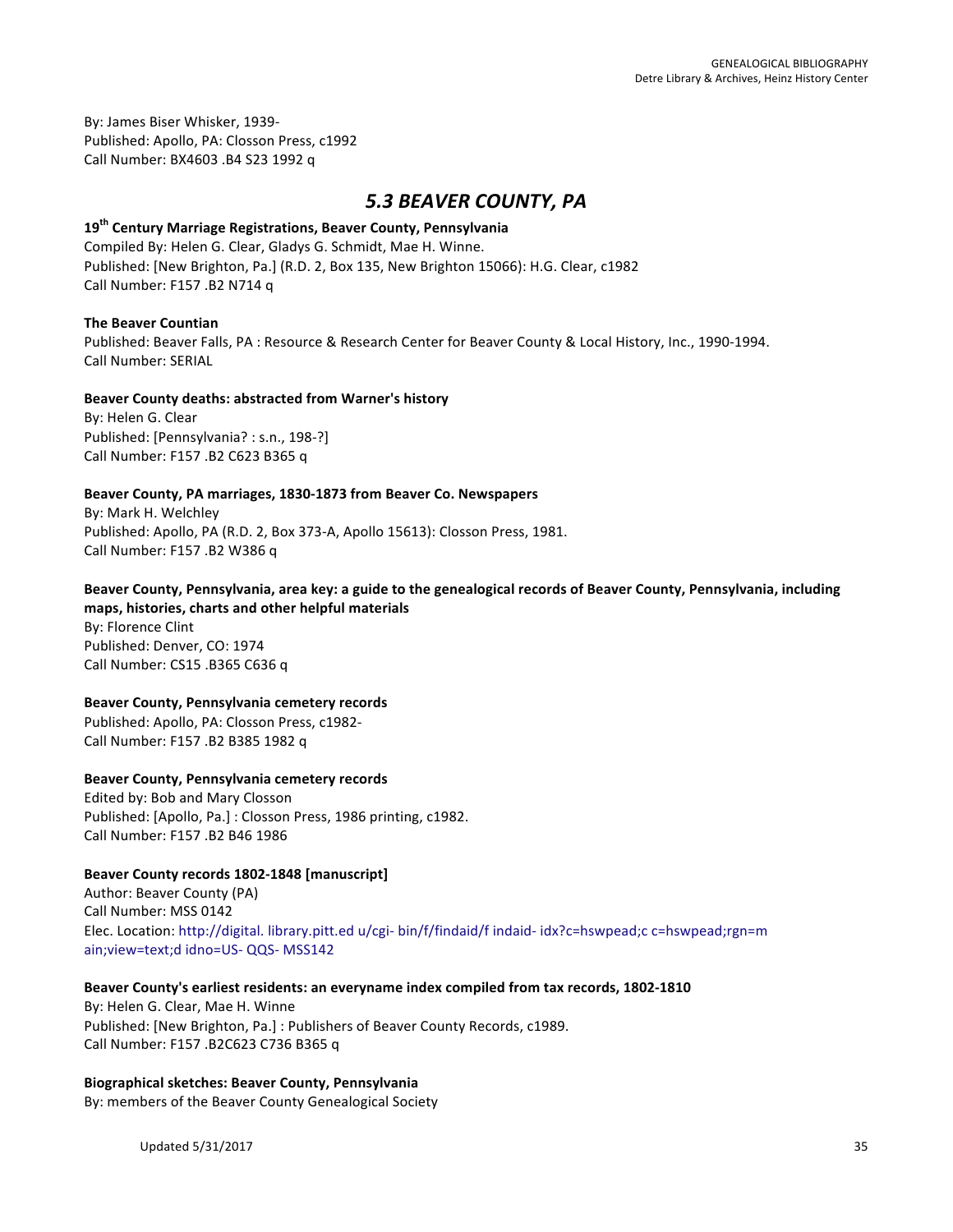By: James Biser Whisker, 1939-
Published: Apollo, PA: Closson Press, c1992
Call Number: BX4603 .B4 S23 1992 q

## *5.3 BEAVER COUNTY, PA*

**19th Century Marriage Registrations, Beaver County, Pennsylvania**
Compiled By: Helen G. Clear, Gladys G. Schmidt, Mae H. Winne.
Published: [New Brighton, Pa.] (R.D. 2, Box 135, New Brighton 15066): H.G. Clear, c1982
Call Number: F157 .B2 N714 q

**The Beaver Countian**
Published: Beaver Falls, PA : Resource & Research Center for Beaver County & Local History, Inc., 1990-1994.
Call Number: SERIAL

**Beaver County deaths: abstracted from Warner's history**
By: Helen G. Clear
Published: [Pennsylvania? : s.n., 198-?]
Call Number: F157 .B2 C623 B365 q

**Beaver County, PA marriages, 1830-1873 from Beaver Co. Newspapers**
By: Mark H. Welchley
Published: Apollo, PA (R.D. 2, Box 373-A, Apollo 15613): Closson Press, 1981.
Call Number: F157 .B2 W386 q

**Beaver County, Pennsylvania, area key: a guide to the genealogical records of Beaver County, Pennsylvania, including maps, histories, charts and other helpful materials**
By: Florence Clint
Published: Denver, CO: 1974
Call Number: CS15 .B365 C636 q

**Beaver County, Pennsylvania cemetery records**
Published: Apollo, PA: Closson Press, c1982-
Call Number: F157 .B2 B385 1982 q

**Beaver County, Pennsylvania cemetery records**
Edited by: Bob and Mary Closson
Published: [Apollo, Pa.] : Closson Press, 1986 printing, c1982.
Call Number: F157 .B2 B46 1986

**Beaver County records 1802-1848 [manuscript]**
Author: Beaver County (PA)
Call Number: MSS 0142
Elec. Location: http://digital. library.pitt.ed u/cgi- bin/f/findaid/f indaid- idx?c=hswpead;c c=hswpead;rgn=m ain;view=text;d idno=US- QQS- MSS142

**Beaver County's earliest residents: an everyname index compiled from tax records, 1802-1810**
By: Helen G. Clear, Mae H. Winne
Published: [New Brighton, Pa.] : Publishers of Beaver County Records, c1989.
Call Number: F157 .B2C623 C736 B365 q

**Biographical sketches: Beaver County, Pennsylvania**
By: members of the Beaver County Genealogical Society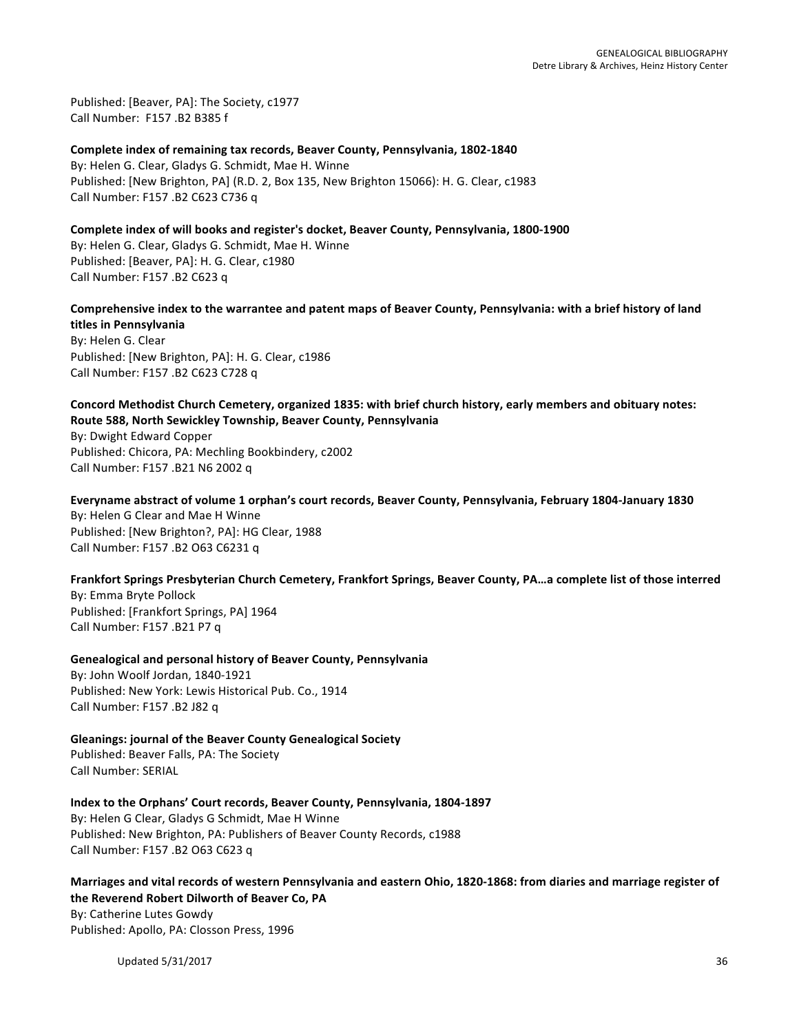Published: [Beaver, PA]: The Society, c1977
Call Number: F157 .B2 B385 f

**Complete index of remaining tax records, Beaver County, Pennsylvania, 1802-1840**
By: Helen G. Clear, Gladys G. Schmidt, Mae H. Winne
Published: [New Brighton, PA] (R.D. 2, Box 135, New Brighton 15066): H. G. Clear, c1983
Call Number: F157 .B2 C623 C736 q

**Complete index of will books and register's docket, Beaver County, Pennsylvania, 1800-1900**
By: Helen G. Clear, Gladys G. Schmidt, Mae H. Winne
Published: [Beaver, PA]: H. G. Clear, c1980
Call Number: F157 .B2 C623 q

**Comprehensive index to the warrantee and patent maps of Beaver County, Pennsylvania: with a brief history of land titles in Pennsylvania**
By: Helen G. Clear
Published: [New Brighton, PA]: H. G. Clear, c1986
Call Number: F157 .B2 C623 C728 q

**Concord Methodist Church Cemetery, organized 1835: with brief church history, early members and obituary notes: Route 588, North Sewickley Township, Beaver County, Pennsylvania**
By: Dwight Edward Copper
Published: Chicora, PA: Mechling Bookbindery, c2002
Call Number: F157 .B21 N6 2002 q

**Everyname abstract of volume 1 orphan's court records, Beaver County, Pennsylvania, February 1804-January 1830**
By: Helen G Clear and Mae H Winne
Published: [New Brighton?, PA]: HG Clear, 1988
Call Number: F157 .B2 O63 C6231 q

**Frankfort Springs Presbyterian Church Cemetery, Frankfort Springs, Beaver County, PA…a complete list of those interred**
By: Emma Bryte Pollock
Published: [Frankfort Springs, PA] 1964
Call Number: F157 .B21 P7 q

**Genealogical and personal history of Beaver County, Pennsylvania**
By: John Woolf Jordan, 1840-1921
Published: New York: Lewis Historical Pub. Co., 1914
Call Number: F157 .B2 J82 q

**Gleanings: journal of the Beaver County Genealogical Society**
Published: Beaver Falls, PA: The Society
Call Number: SERIAL

**Index to the Orphans' Court records, Beaver County, Pennsylvania, 1804-1897**
By: Helen G Clear, Gladys G Schmidt, Mae H Winne
Published: New Brighton, PA: Publishers of Beaver County Records, c1988
Call Number: F157 .B2 O63 C623 q

**Marriages and vital records of western Pennsylvania and eastern Ohio, 1820-1868: from diaries and marriage register of the Reverend Robert Dilworth of Beaver Co, PA**
By: Catherine Lutes Gowdy
Published: Apollo, PA: Closson Press, 1996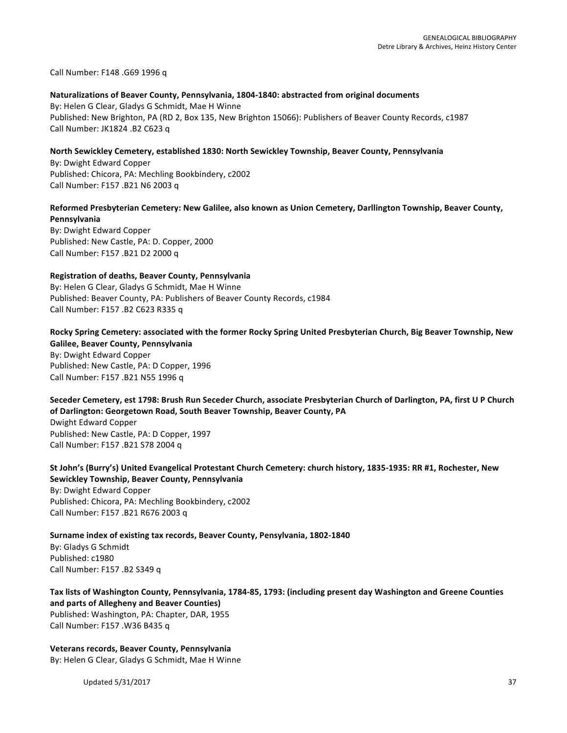Call Number: F148 .G69 1996 q

**Naturalizations of Beaver County, Pennsylvania, 1804-1840: abstracted from original documents**
By: Helen G Clear, Gladys G Schmidt, Mae H Winne
Published: New Brighton, PA (RD 2, Box 135, New Brighton 15066): Publishers of Beaver County Records, c1987
Call Number: JK1824 .B2 C623 q

**North Sewickley Cemetery, established 1830: North Sewickley Township, Beaver County, Pennsylvania**
By: Dwight Edward Copper
Published: Chicora, PA: Mechling Bookbindery, c2002
Call Number: F157 .B21 N6 2003 q

**Reformed Presbyterian Cemetery: New Galilee, also known as Union Cemetery, Darllington Township, Beaver County, Pennsylvania**
By: Dwight Edward Copper
Published: New Castle, PA: D. Copper, 2000
Call Number: F157 .B21 D2 2000 q

**Registration of deaths, Beaver County, Pennsylvania**
By: Helen G Clear, Gladys G Schmidt, Mae H Winne
Published: Beaver County, PA: Publishers of Beaver County Records, c1984
Call Number: F157 .B2 C623 R335 q

**Rocky Spring Cemetery: associated with the former Rocky Spring United Presbyterian Church, Big Beaver Township, New Galilee, Beaver County, Pennsylvania**
By: Dwight Edward Copper
Published: New Castle, PA: D Copper, 1996
Call Number: F157 .B21 N55 1996 q

**Seceder Cemetery, est 1798: Brush Run Seceder Church, associate Presbyterian Church of Darlington, PA, first U P Church of Darlington: Georgetown Road, South Beaver Township, Beaver County, PA**
Dwight Edward Copper
Published: New Castle, PA: D Copper, 1997
Call Number: F157 .B21 S78 2004 q

**St John's (Burry's) United Evangelical Protestant Church Cemetery: church history, 1835-1935: RR #1, Rochester, New Sewickley Township, Beaver County, Pennsylvania**
By: Dwight Edward Copper
Published: Chicora, PA: Mechling Bookbindery, c2002
Call Number: F157 .B21 R676 2003 q

**Surname index of existing tax records, Beaver County, Pensylvania, 1802-1840**
By: Gladys G Schmidt
Published: c1980
Call Number: F157 .B2 S349 q

**Tax lists of Washington County, Pennsylvania, 1784-85, 1793: (including present day Washington and Greene Counties and parts of Allegheny and Beaver Counties)**
Published: Washington, PA: Chapter, DAR, 1955
Call Number: F157 .W36 B435 q

**Veterans records, Beaver County, Pennsylvania**
By: Helen G Clear, Gladys G Schmidt, Mae H Winne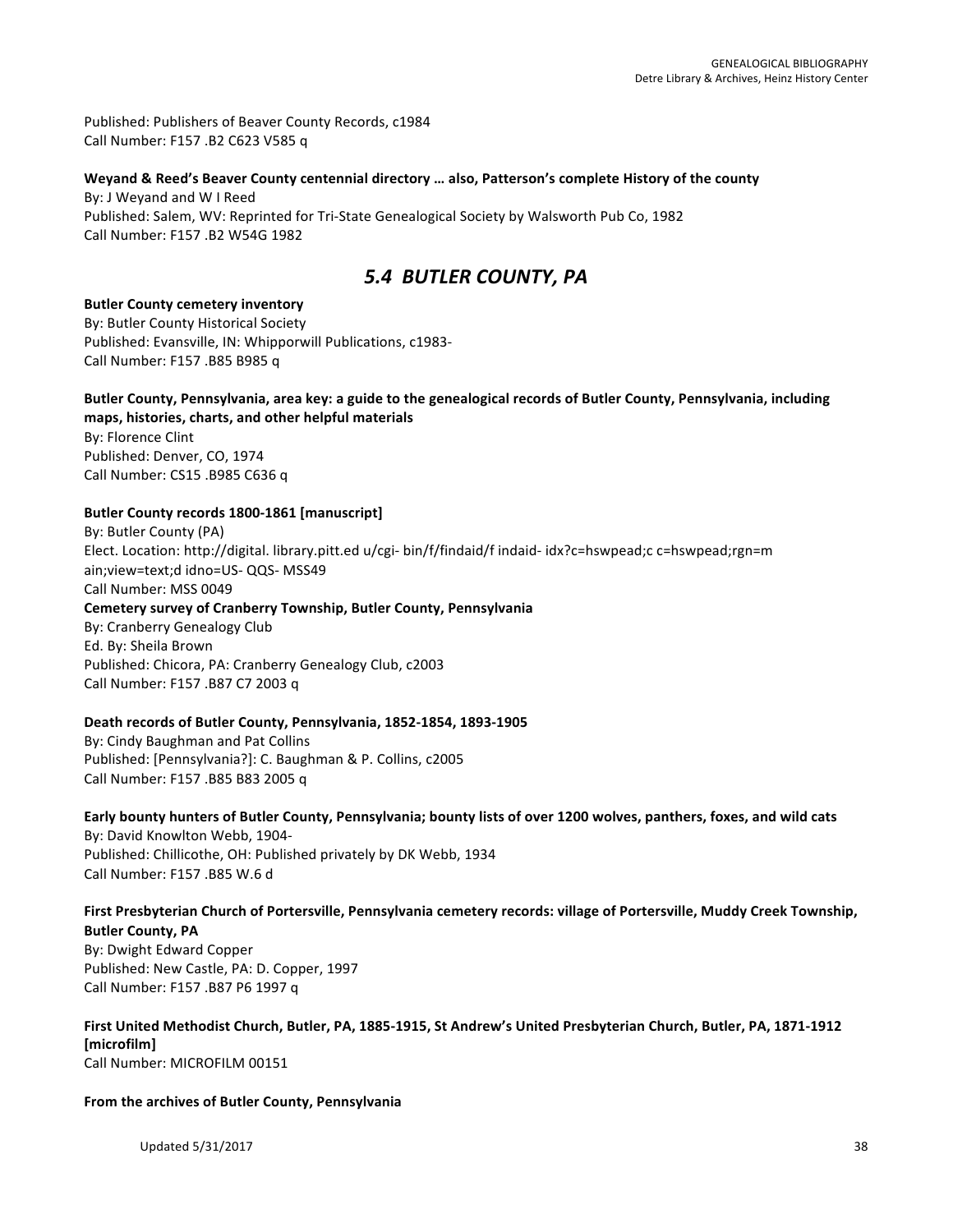Published: Publishers of Beaver County Records, c1984
Call Number: F157 .B2 C623 V585 q

**Weyand & Reed's Beaver County centennial directory … also, Patterson's complete History of the county**
By: J Weyand and W I Reed
Published: Salem, WV: Reprinted for Tri-State Genealogical Society by Walsworth Pub Co, 1982
Call Number: F157 .B2 W54G 1982

## *5.4 BUTLER COUNTY, PA*

**Butler County cemetery inventory**
By: Butler County Historical Society
Published: Evansville, IN: Whipporwill Publications, c1983-
Call Number: F157 .B85 B985 q

**Butler County, Pennsylvania, area key: a guide to the genealogical records of Butler County, Pennsylvania, including maps, histories, charts, and other helpful materials**
By: Florence Clint
Published: Denver, CO, 1974
Call Number: CS15 .B985 C636 q

**Butler County records 1800-1861 [manuscript]**
By: Butler County (PA)
Elect. Location: http://digital. library.pitt.ed u/cgi- bin/f/findaid/f indaid- idx?c=hswpead;c c=hswpead;rgn=m ain;view=text;d idno=US- QQS- MSS49
Call Number: MSS 0049

**Cemetery survey of Cranberry Township, Butler County, Pennsylvania**
By: Cranberry Genealogy Club
Ed. By: Sheila Brown
Published: Chicora, PA: Cranberry Genealogy Club, c2003
Call Number: F157 .B87 C7 2003 q

**Death records of Butler County, Pennsylvania, 1852-1854, 1893-1905**
By: Cindy Baughman and Pat Collins
Published: [Pennsylvania?]: C. Baughman & P. Collins, c2005
Call Number: F157 .B85 B83 2005 q

**Early bounty hunters of Butler County, Pennsylvania; bounty lists of over 1200 wolves, panthers, foxes, and wild cats**
By: David Knowlton Webb, 1904-
Published: Chillicothe, OH: Published privately by DK Webb, 1934
Call Number: F157 .B85 W.6 d

**First Presbyterian Church of Portersville, Pennsylvania cemetery records: village of Portersville, Muddy Creek Township, Butler County, PA**
By: Dwight Edward Copper
Published: New Castle, PA: D. Copper, 1997
Call Number: F157 .B87 P6 1997 q

**First United Methodist Church, Butler, PA, 1885-1915, St Andrew's United Presbyterian Church, Butler, PA, 1871-1912 [microfilm]**
Call Number: MICROFILM 00151

**From the archives of Butler County, Pennsylvania**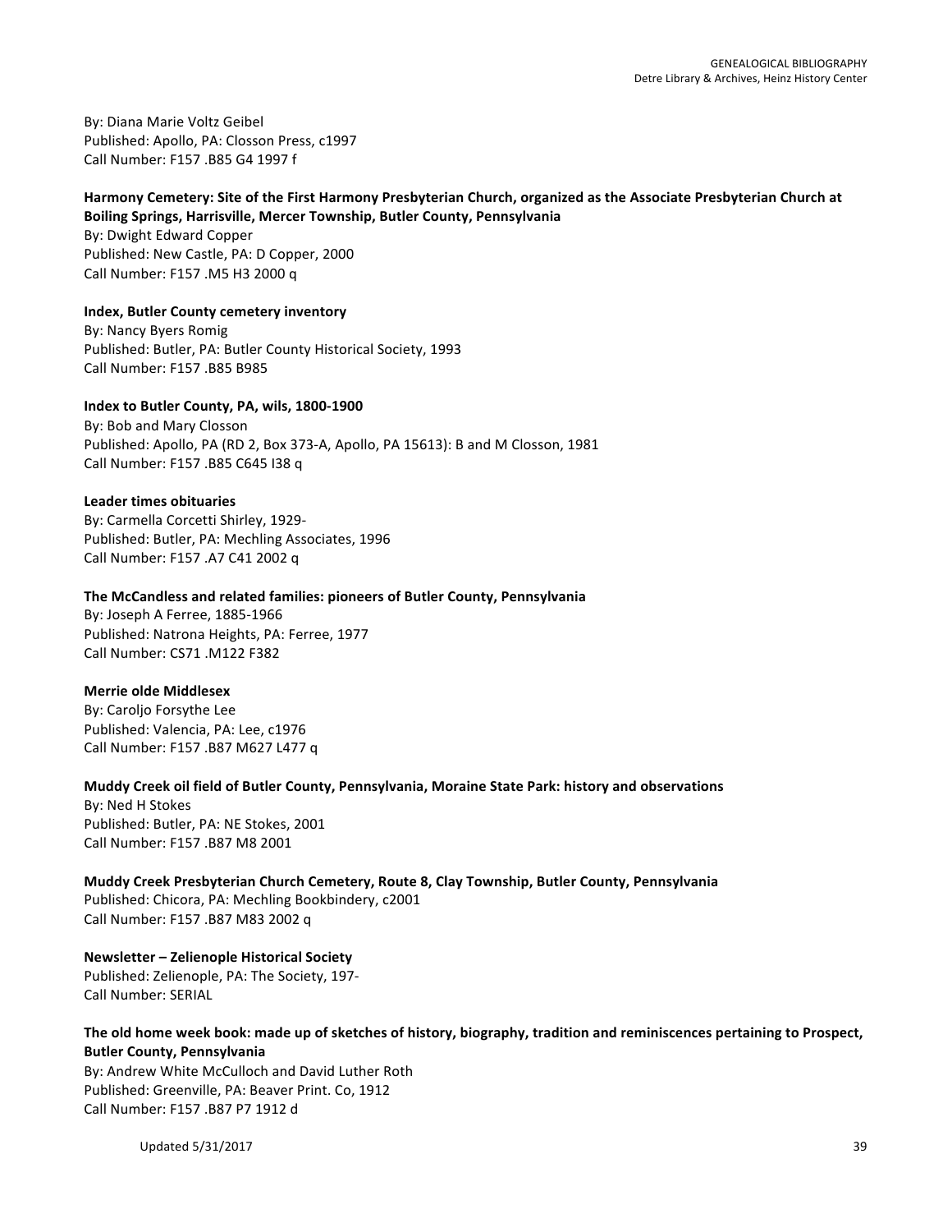By: Diana Marie Voltz Geibel
Published: Apollo, PA: Closson Press, c1997
Call Number: F157 .B85 G4 1997 f

**Harmony Cemetery: Site of the First Harmony Presbyterian Church, organized as the Associate Presbyterian Church at Boiling Springs, Harrisville, Mercer Township, Butler County, Pennsylvania**
By: Dwight Edward Copper
Published: New Castle, PA: D Copper, 2000
Call Number: F157 .M5 H3 2000 q

**Index, Butler County cemetery inventory**
By: Nancy Byers Romig
Published: Butler, PA: Butler County Historical Society, 1993
Call Number: F157 .B85 B985

**Index to Butler County, PA, wils, 1800-1900**
By: Bob and Mary Closson
Published: Apollo, PA (RD 2, Box 373-A, Apollo, PA 15613): B and M Closson, 1981
Call Number: F157 .B85 C645 I38 q

**Leader times obituaries**
By: Carmella Corcetti Shirley, 1929-
Published: Butler, PA: Mechling Associates, 1996
Call Number: F157 .A7 C41 2002 q

**The McCandless and related families: pioneers of Butler County, Pennsylvania**
By: Joseph A Ferree, 1885-1966
Published: Natrona Heights, PA: Ferree, 1977
Call Number: CS71 .M122 F382

**Merrie olde Middlesex**
By: Caroljo Forsythe Lee
Published: Valencia, PA: Lee, c1976
Call Number: F157 .B87 M627 L477 q

**Muddy Creek oil field of Butler County, Pennsylvania, Moraine State Park: history and observations**
By: Ned H Stokes
Published: Butler, PA: NE Stokes, 2001
Call Number: F157 .B87 M8 2001

**Muddy Creek Presbyterian Church Cemetery, Route 8, Clay Township, Butler County, Pennsylvania**
Published: Chicora, PA: Mechling Bookbindery, c2001
Call Number: F157 .B87 M83 2002 q

**Newsletter – Zelienople Historical Society**
Published: Zelienople, PA: The Society, 197-
Call Number: SERIAL

**The old home week book: made up of sketches of history, biography, tradition and reminiscences pertaining to Prospect, Butler County, Pennsylvania**
By: Andrew White McCulloch and David Luther Roth
Published: Greenville, PA: Beaver Print. Co, 1912
Call Number: F157 .B87 P7 1912 d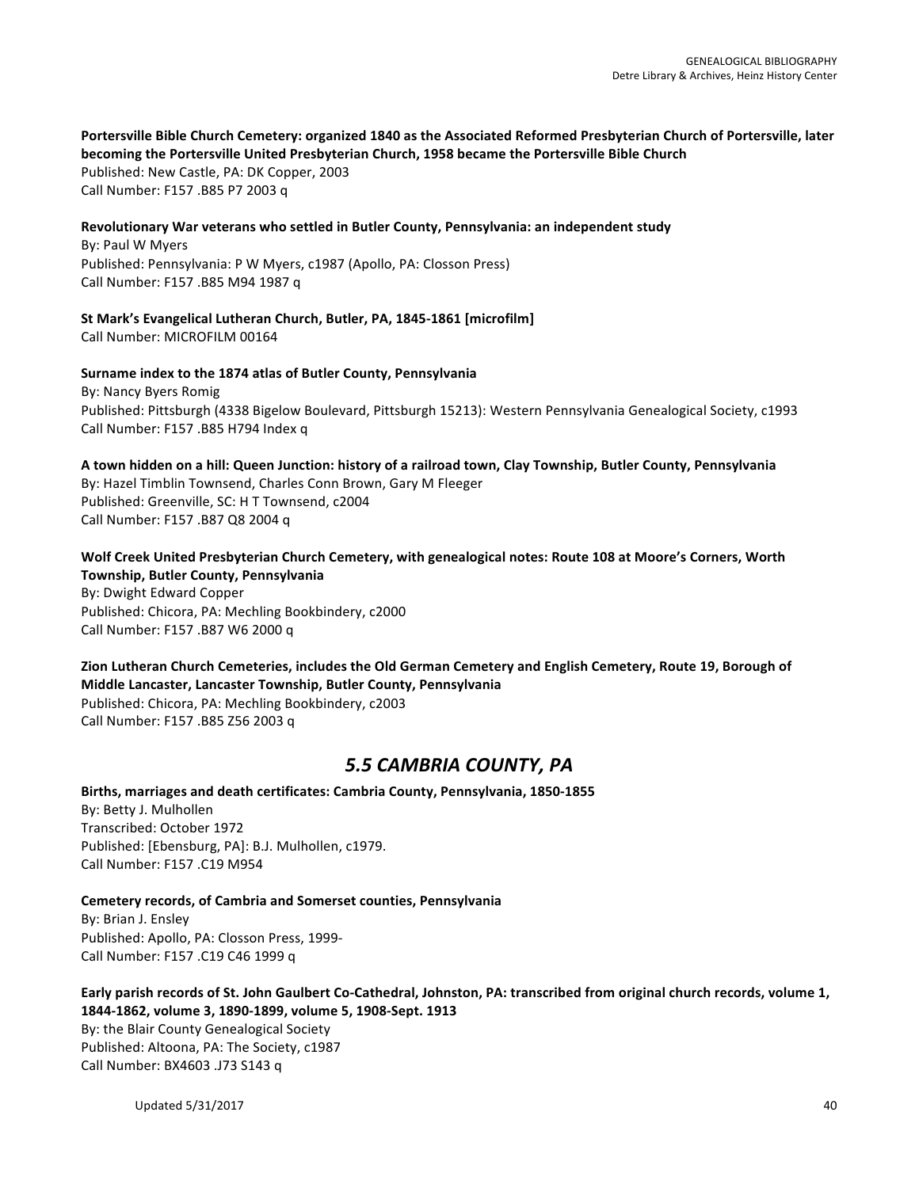**Portersville Bible Church Cemetery: organized 1840 as the Associated Reformed Presbyterian Church of Portersville, later becoming the Portersville United Presbyterian Church, 1958 became the Portersville Bible Church**
Published: New Castle, PA: DK Copper, 2003
Call Number: F157 .B85 P7 2003 q

**Revolutionary War veterans who settled in Butler County, Pennsylvania: an independent study**
By: Paul W Myers
Published: Pennsylvania: P W Myers, c1987 (Apollo, PA: Closson Press)
Call Number: F157 .B85 M94 1987 q

**St Mark's Evangelical Lutheran Church, Butler, PA, 1845-1861 [microfilm]**
Call Number: MICROFILM 00164

**Surname index to the 1874 atlas of Butler County, Pennsylvania**
By: Nancy Byers Romig
Published: Pittsburgh (4338 Bigelow Boulevard, Pittsburgh 15213): Western Pennsylvania Genealogical Society, c1993
Call Number: F157 .B85 H794 Index q

**A town hidden on a hill: Queen Junction: history of a railroad town, Clay Township, Butler County, Pennsylvania**
By: Hazel Timblin Townsend, Charles Conn Brown, Gary M Fleeger
Published: Greenville, SC: H T Townsend, c2004
Call Number: F157 .B87 Q8 2004 q

**Wolf Creek United Presbyterian Church Cemetery, with genealogical notes: Route 108 at Moore's Corners, Worth Township, Butler County, Pennsylvania**
By: Dwight Edward Copper
Published: Chicora, PA: Mechling Bookbindery, c2000
Call Number: F157 .B87 W6 2000 q

**Zion Lutheran Church Cemeteries, includes the Old German Cemetery and English Cemetery, Route 19, Borough of Middle Lancaster, Lancaster Township, Butler County, Pennsylvania**
Published: Chicora, PA: Mechling Bookbindery, c2003
Call Number: F157 .B85 Z56 2003 q

## *5.5 CAMBRIA COUNTY, PA*

**Births, marriages and death certificates: Cambria County, Pennsylvania, 1850-1855**
By: Betty J. Mulhollen
Transcribed: October 1972
Published: [Ebensburg, PA]: B.J. Mulhollen, c1979.
Call Number: F157 .C19 M954

**Cemetery records, of Cambria and Somerset counties, Pennsylvania**
By: Brian J. Ensley
Published: Apollo, PA: Closson Press, 1999-
Call Number: F157 .C19 C46 1999 q

**Early parish records of St. John Gaulbert Co-Cathedral, Johnston, PA: transcribed from original church records, volume 1, 1844-1862, volume 3, 1890-1899, volume 5, 1908-Sept. 1913**
By: the Blair County Genealogical Society
Published: Altoona, PA: The Society, c1987
Call Number: BX4603 .J73 S143 q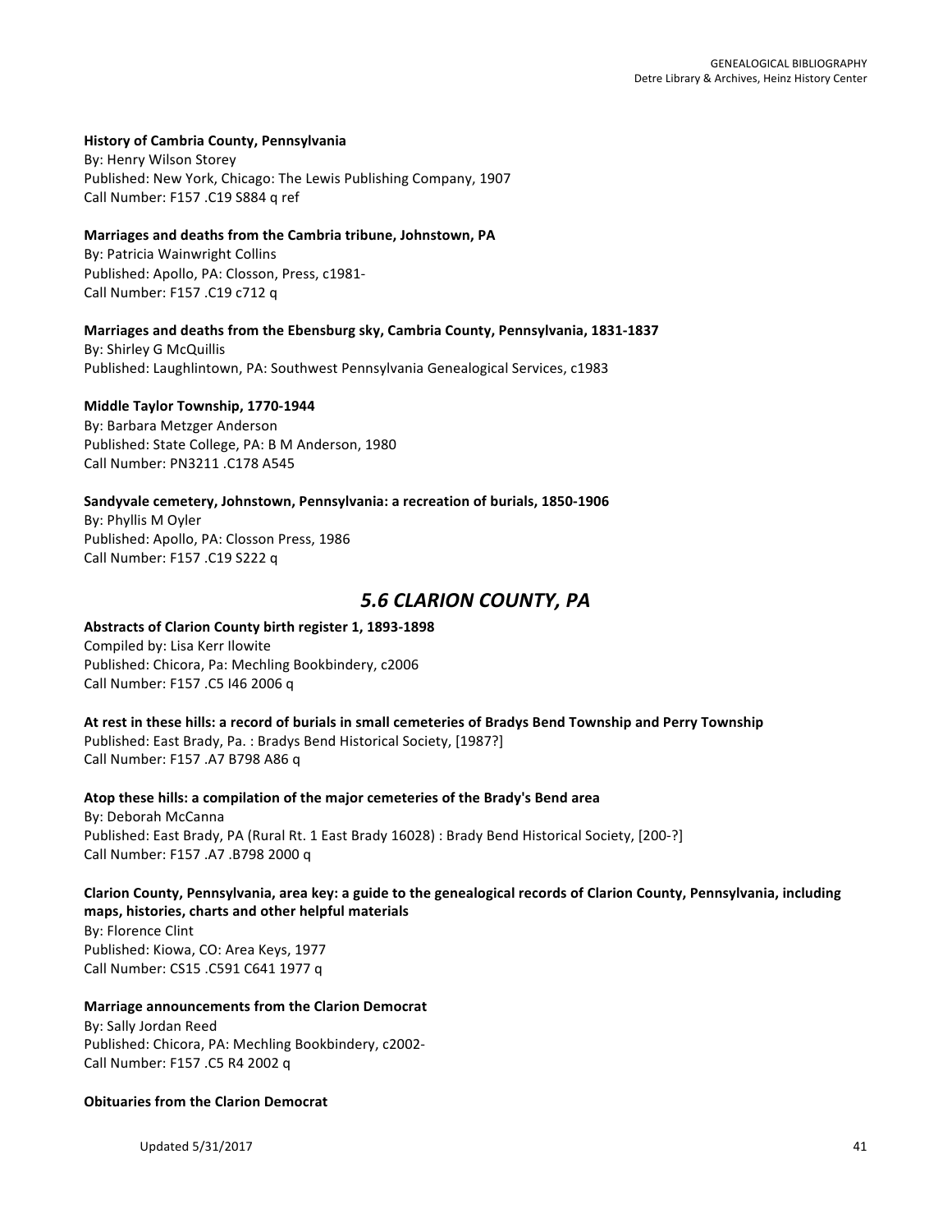**History of Cambria County, Pennsylvania**
By: Henry Wilson Storey
Published: New York, Chicago: The Lewis Publishing Company, 1907
Call Number: F157 .C19 S884 q ref

**Marriages and deaths from the Cambria tribune, Johnstown, PA**
By: Patricia Wainwright Collins
Published: Apollo, PA: Closson, Press, c1981-
Call Number: F157 .C19 c712 q

**Marriages and deaths from the Ebensburg sky, Cambria County, Pennsylvania, 1831-1837**
By: Shirley G McQuillis
Published: Laughlintown, PA: Southwest Pennsylvania Genealogical Services, c1983

**Middle Taylor Township, 1770-1944**
By: Barbara Metzger Anderson
Published: State College, PA: B M Anderson, 1980
Call Number: PN3211 .C178 A545

**Sandyvale cemetery, Johnstown, Pennsylvania: a recreation of burials, 1850-1906**
By: Phyllis M Oyler
Published: Apollo, PA: Closson Press, 1986
Call Number: F157 .C19 S222 q

## *5.6 CLARION COUNTY, PA*

**Abstracts of Clarion County birth register 1, 1893-1898**
Compiled by: Lisa Kerr Ilowite
Published: Chicora, Pa: Mechling Bookbindery, c2006
Call Number: F157 .C5 I46 2006 q

**At rest in these hills: a record of burials in small cemeteries of Bradys Bend Township and Perry Township**
Published: East Brady, Pa. : Bradys Bend Historical Society, [1987?]
Call Number: F157 .A7 B798 A86 q

**Atop these hills: a compilation of the major cemeteries of the Brady's Bend area**
By: Deborah McCanna
Published: East Brady, PA (Rural Rt. 1 East Brady 16028) : Brady Bend Historical Society, [200-?]
Call Number: F157 .A7 .B798 2000 q

**Clarion County, Pennsylvania, area key: a guide to the genealogical records of Clarion County, Pennsylvania, including maps, histories, charts and other helpful materials**
By: Florence Clint
Published: Kiowa, CO: Area Keys, 1977
Call Number: CS15 .C591 C641 1977 q

**Marriage announcements from the Clarion Democrat**
By: Sally Jordan Reed
Published: Chicora, PA: Mechling Bookbindery, c2002-
Call Number: F157 .C5 R4 2002 q

**Obituaries from the Clarion Democrat**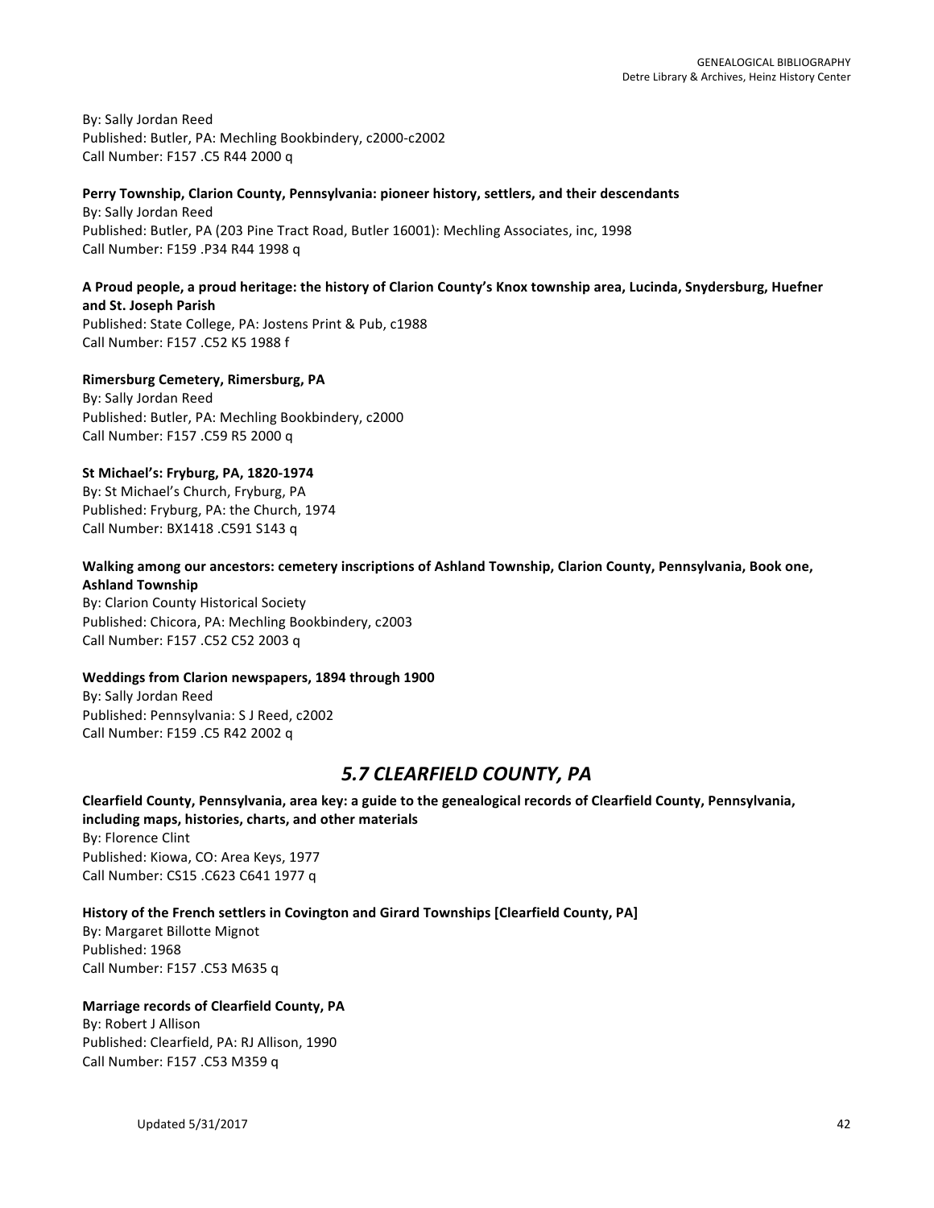By: Sally Jordan Reed
Published: Butler, PA: Mechling Bookbindery, c2000-c2002
Call Number: F157 .C5 R44 2000 q

**Perry Township, Clarion County, Pennsylvania: pioneer history, settlers, and their descendants**
By: Sally Jordan Reed
Published: Butler, PA (203 Pine Tract Road, Butler 16001): Mechling Associates, inc, 1998
Call Number: F159 .P34 R44 1998 q

**A Proud people, a proud heritage: the history of Clarion County's Knox township area, Lucinda, Snydersburg, Huefner and St. Joseph Parish**
Published: State College, PA: Jostens Print & Pub, c1988
Call Number: F157 .C52 K5 1988 f

**Rimersburg Cemetery, Rimersburg, PA**
By: Sally Jordan Reed
Published: Butler, PA: Mechling Bookbindery, c2000
Call Number: F157 .C59 R5 2000 q

**St Michael's: Fryburg, PA, 1820-1974**
By: St Michael's Church, Fryburg, PA
Published: Fryburg, PA: the Church, 1974
Call Number: BX1418 .C591 S143 q

**Walking among our ancestors: cemetery inscriptions of Ashland Township, Clarion County, Pennsylvania, Book one, Ashland Township**
By: Clarion County Historical Society
Published: Chicora, PA: Mechling Bookbindery, c2003
Call Number: F157 .C52 C52 2003 q

**Weddings from Clarion newspapers, 1894 through 1900**
By: Sally Jordan Reed
Published: Pennsylvania: S J Reed, c2002
Call Number: F159 .C5 R42 2002 q

## *5.7 CLEARFIELD COUNTY, PA*

**Clearfield County, Pennsylvania, area key: a guide to the genealogical records of Clearfield County, Pennsylvania, including maps, histories, charts, and other materials**
By: Florence Clint
Published: Kiowa, CO: Area Keys, 1977
Call Number: CS15 .C623 C641 1977 q

**History of the French settlers in Covington and Girard Townships [Clearfield County, PA]**
By: Margaret Billotte Mignot
Published: 1968
Call Number: F157 .C53 M635 q

**Marriage records of Clearfield County, PA**
By: Robert J Allison
Published: Clearfield, PA: RJ Allison, 1990
Call Number: F157 .C53 M359 q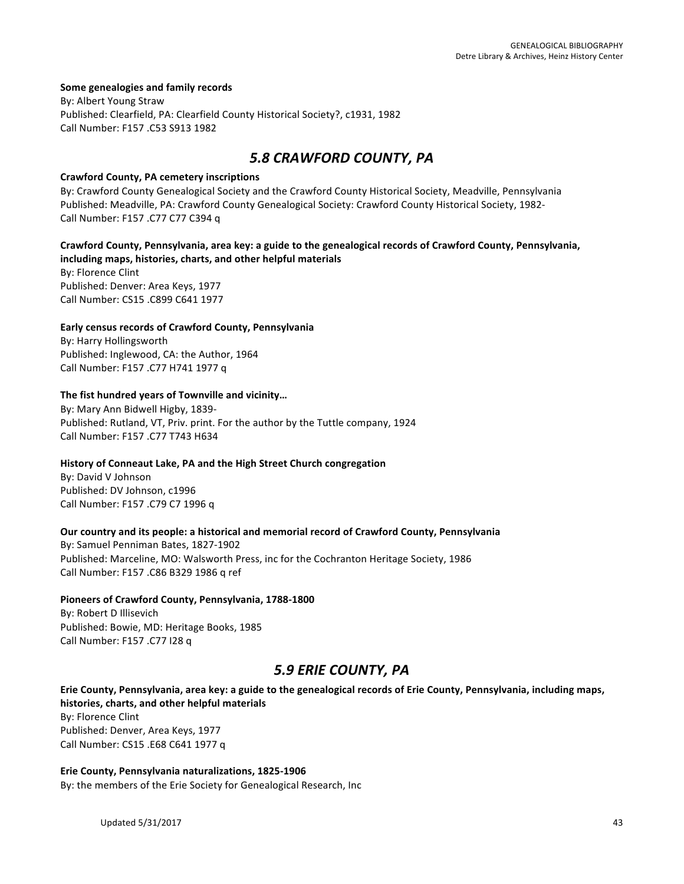**Some genealogies and family records**
By: Albert Young Straw
Published: Clearfield, PA: Clearfield County Historical Society?, c1931, 1982
Call Number: F157 .C53 S913 1982

## *5.8 CRAWFORD COUNTY, PA*

**Crawford County, PA cemetery inscriptions**
By: Crawford County Genealogical Society and the Crawford County Historical Society, Meadville, Pennsylvania
Published: Meadville, PA: Crawford County Genealogical Society: Crawford County Historical Society, 1982-
Call Number: F157 .C77 C77 C394 q

**Crawford County, Pennsylvania, area key: a guide to the genealogical records of Crawford County, Pennsylvania, including maps, histories, charts, and other helpful materials**
By: Florence Clint
Published: Denver: Area Keys, 1977
Call Number: CS15 .C899 C641 1977

**Early census records of Crawford County, Pennsylvania**
By: Harry Hollingsworth
Published: Inglewood, CA: the Author, 1964
Call Number: F157 .C77 H741 1977 q

**The fist hundred years of Townville and vicinity…**
By: Mary Ann Bidwell Higby, 1839-
Published: Rutland, VT, Priv. print. For the author by the Tuttle company, 1924
Call Number: F157 .C77 T743 H634

**History of Conneaut Lake, PA and the High Street Church congregation**
By: David V Johnson
Published: DV Johnson, c1996
Call Number: F157 .C79 C7 1996 q

**Our country and its people: a historical and memorial record of Crawford County, Pennsylvania**
By: Samuel Penniman Bates, 1827-1902
Published: Marceline, MO: Walsworth Press, inc for the Cochranton Heritage Society, 1986
Call Number: F157 .C86 B329 1986 q ref

**Pioneers of Crawford County, Pennsylvania, 1788-1800**
By: Robert D Illisevich
Published: Bowie, MD: Heritage Books, 1985
Call Number: F157 .C77 I28 q

## *5.9 ERIE COUNTY, PA*

**Erie County, Pennsylvania, area key: a guide to the genealogical records of Erie County, Pennsylvania, including maps, histories, charts, and other helpful materials**
By: Florence Clint
Published: Denver, Area Keys, 1977
Call Number: CS15 .E68 C641 1977 q

**Erie County, Pennsylvania naturalizations, 1825-1906**
By: the members of the Erie Society for Genealogical Research, Inc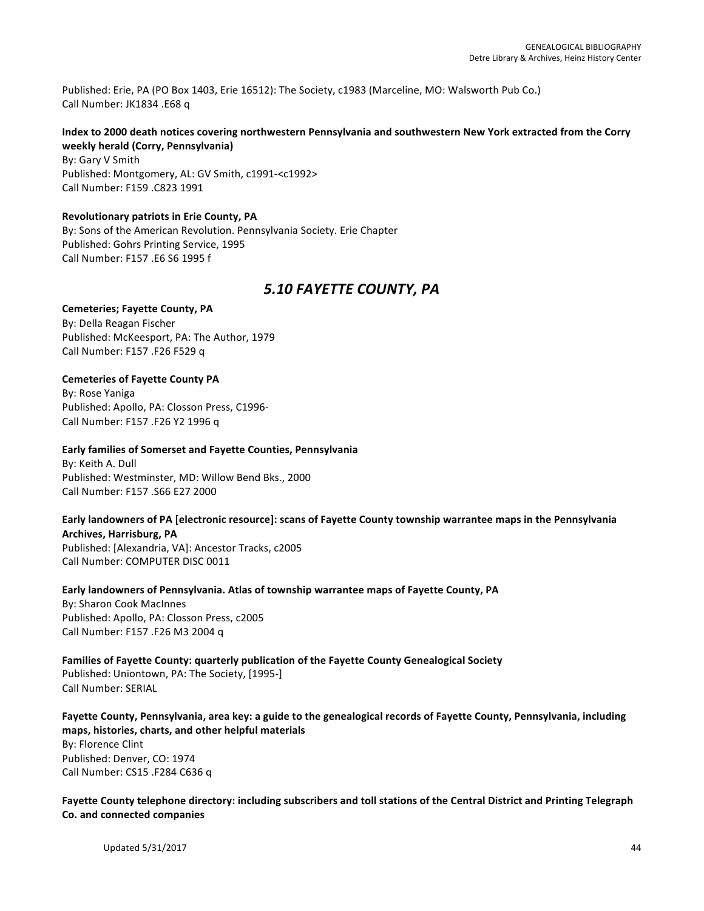Published: Erie, PA (PO Box 1403, Erie 16512): The Society, c1983 (Marceline, MO: Walsworth Pub Co.)
Call Number: JK1834 .E68 q

**Index to 2000 death notices covering northwestern Pennsylvania and southwestern New York extracted from the Corry weekly herald (Corry, Pennsylvania)**
By: Gary V Smith
Published: Montgomery, AL: GV Smith, c1991-<c1992>
Call Number: F159 .C823 1991

**Revolutionary patriots in Erie County, PA**
By: Sons of the American Revolution. Pennsylvania Society. Erie Chapter
Published: Gohrs Printing Service, 1995
Call Number: F157 .E6 S6 1995 f

## *5.10 FAYETTE COUNTY, PA*

**Cemeteries; Fayette County, PA**
By: Della Reagan Fischer
Published: McKeesport, PA: The Author, 1979
Call Number: F157 .F26 F529 q

**Cemeteries of Fayette County PA**
By: Rose Yaniga
Published: Apollo, PA: Closson Press, C1996-
Call Number: F157 .F26 Y2 1996 q

**Early families of Somerset and Fayette Counties, Pennsylvania**
By: Keith A. Dull
Published: Westminster, MD: Willow Bend Bks., 2000
Call Number: F157 .S66 E27 2000

**Early landowners of PA [electronic resource]: scans of Fayette County township warrantee maps in the Pennsylvania Archives, Harrisburg, PA**
Published: [Alexandria, VA]: Ancestor Tracks, c2005
Call Number: COMPUTER DISC 0011

**Early landowners of Pennsylvania. Atlas of township warrantee maps of Fayette County, PA**
By: Sharon Cook MacInnes
Published: Apollo, PA: Closson Press, c2005
Call Number: F157 .F26 M3 2004 q

**Families of Fayette County: quarterly publication of the Fayette County Genealogical Society**
Published: Uniontown, PA: The Society, [1995-]
Call Number: SERIAL

**Fayette County, Pennsylvania, area key: a guide to the genealogical records of Fayette County, Pennsylvania, including maps, histories, charts, and other helpful materials**
By: Florence Clint
Published: Denver, CO: 1974
Call Number: CS15 .F284 C636 q

**Fayette County telephone directory: including subscribers and toll stations of the Central District and Printing Telegraph Co. and connected companies**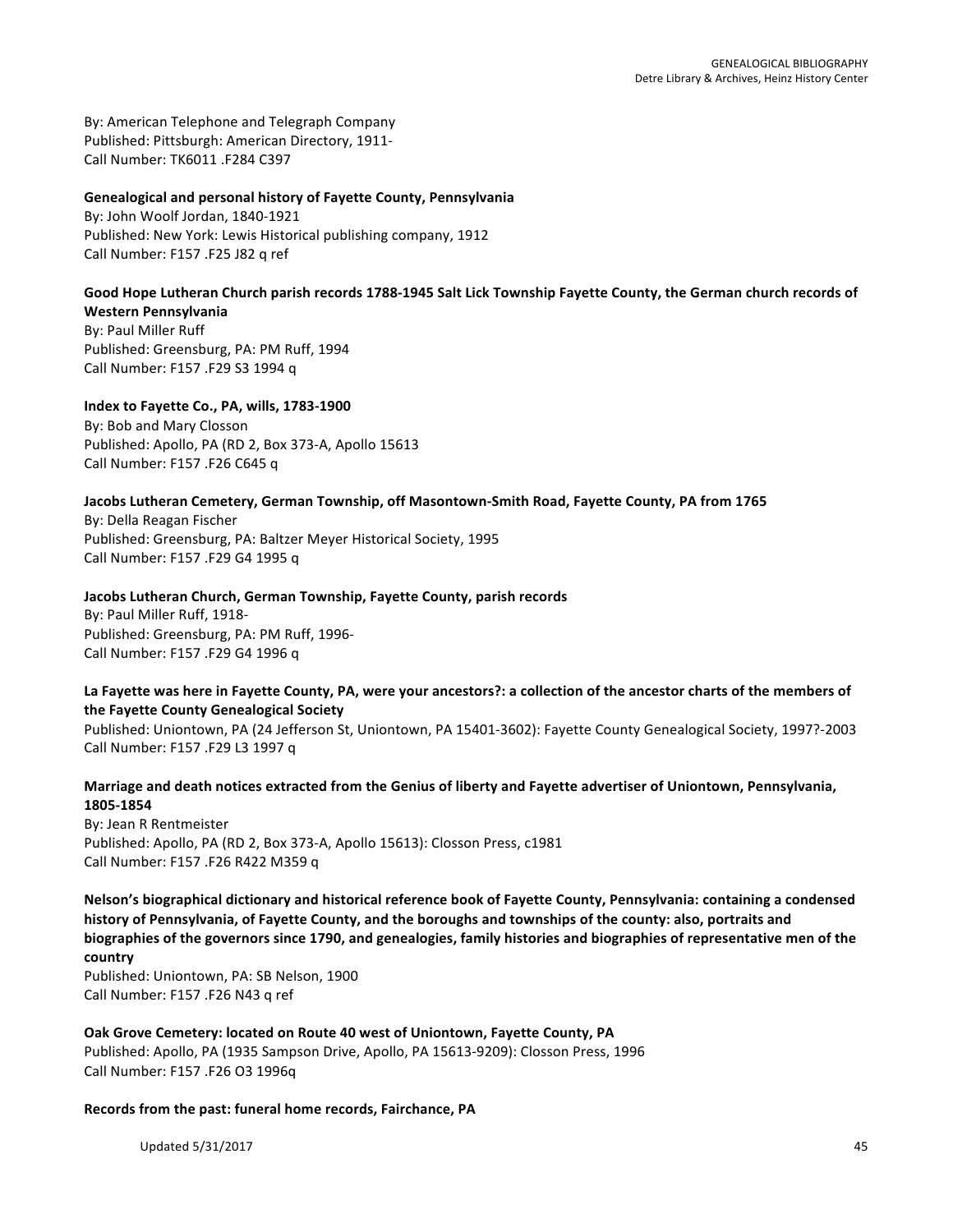By: American Telephone and Telegraph Company
Published: Pittsburgh: American Directory, 1911-
Call Number: TK6011 .F284 C397

**Genealogical and personal history of Fayette County, Pennsylvania**
By: John Woolf Jordan, 1840-1921
Published: New York: Lewis Historical publishing company, 1912
Call Number: F157 .F25 J82 q ref

**Good Hope Lutheran Church parish records 1788-1945 Salt Lick Township Fayette County, the German church records of Western Pennsylvania**
By: Paul Miller Ruff
Published: Greensburg, PA: PM Ruff, 1994
Call Number: F157 .F29 S3 1994 q

**Index to Fayette Co., PA, wills, 1783-1900**
By: Bob and Mary Closson
Published: Apollo, PA (RD 2, Box 373-A, Apollo 15613
Call Number: F157 .F26 C645 q

**Jacobs Lutheran Cemetery, German Township, off Masontown-Smith Road, Fayette County, PA from 1765**
By: Della Reagan Fischer
Published: Greensburg, PA: Baltzer Meyer Historical Society, 1995
Call Number: F157 .F29 G4 1995 q

**Jacobs Lutheran Church, German Township, Fayette County, parish records**
By: Paul Miller Ruff, 1918-
Published: Greensburg, PA: PM Ruff, 1996-
Call Number: F157 .F29 G4 1996 q

**La Fayette was here in Fayette County, PA, were your ancestors?: a collection of the ancestor charts of the members of the Fayette County Genealogical Society**
Published: Uniontown, PA (24 Jefferson St, Uniontown, PA 15401-3602): Fayette County Genealogical Society, 1997?-2003
Call Number: F157 .F29 L3 1997 q

**Marriage and death notices extracted from the Genius of liberty and Fayette advertiser of Uniontown, Pennsylvania, 1805-1854**
By: Jean R Rentmeister
Published: Apollo, PA (RD 2, Box 373-A, Apollo 15613): Closson Press, c1981
Call Number: F157 .F26 R422 M359 q

**Nelson's biographical dictionary and historical reference book of Fayette County, Pennsylvania: containing a condensed history of Pennsylvania, of Fayette County, and the boroughs and townships of the county: also, portraits and biographies of the governors since 1790, and genealogies, family histories and biographies of representative men of the country**
Published: Uniontown, PA: SB Nelson, 1900
Call Number: F157 .F26 N43 q ref

**Oak Grove Cemetery: located on Route 40 west of Uniontown, Fayette County, PA**
Published: Apollo, PA (1935 Sampson Drive, Apollo, PA 15613-9209): Closson Press, 1996
Call Number: F157 .F26 O3 1996q

**Records from the past: funeral home records, Fairchance, PA**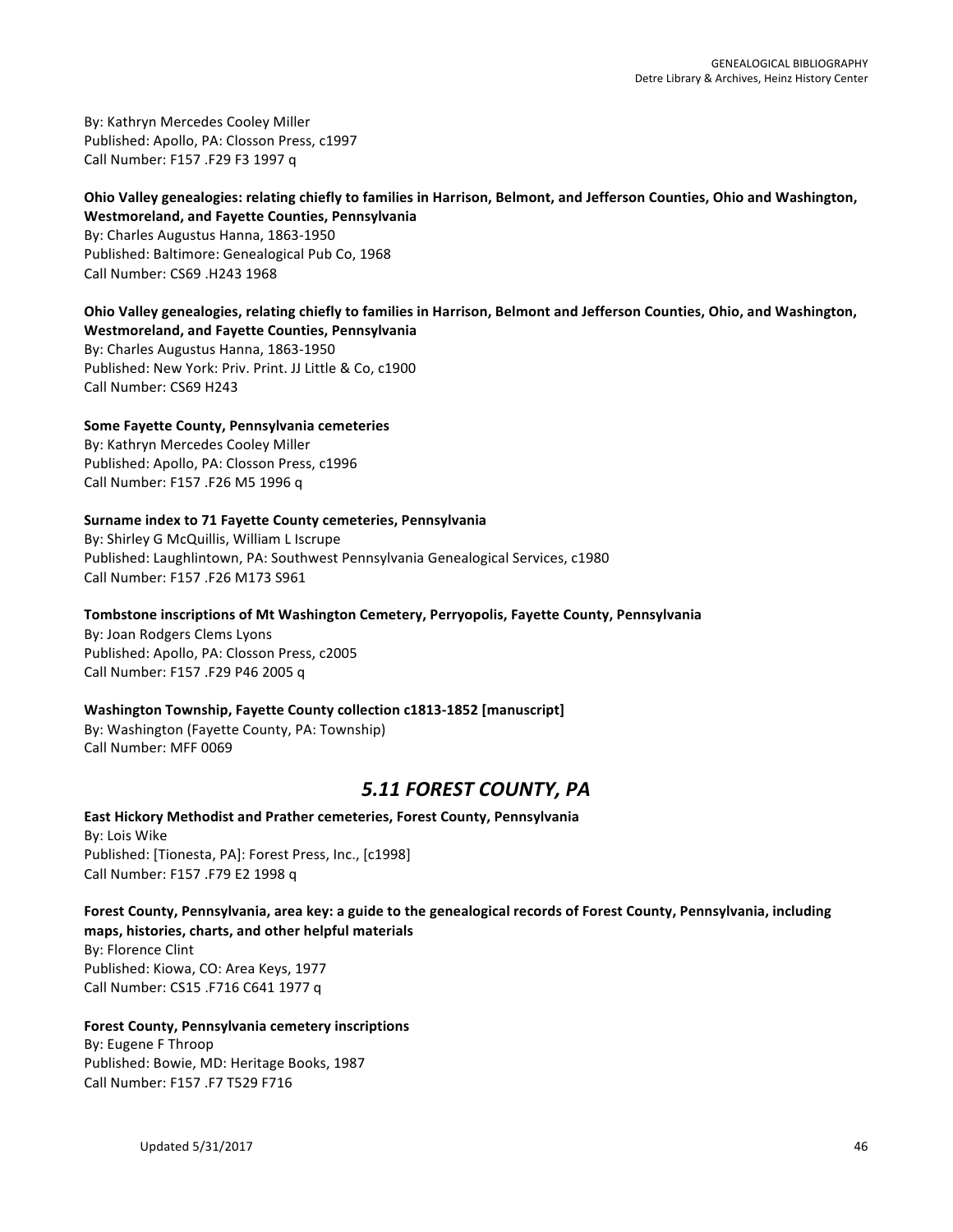By: Kathryn Mercedes Cooley Miller
Published: Apollo, PA: Closson Press, c1997
Call Number: F157 .F29 F3 1997 q

**Ohio Valley genealogies: relating chiefly to families in Harrison, Belmont, and Jefferson Counties, Ohio and Washington, Westmoreland, and Fayette Counties, Pennsylvania**
By: Charles Augustus Hanna, 1863-1950
Published: Baltimore: Genealogical Pub Co, 1968
Call Number: CS69 .H243 1968

**Ohio Valley genealogies, relating chiefly to families in Harrison, Belmont and Jefferson Counties, Ohio, and Washington, Westmoreland, and Fayette Counties, Pennsylvania**
By: Charles Augustus Hanna, 1863-1950
Published: New York: Priv. Print. JJ Little & Co, c1900
Call Number: CS69 H243

**Some Fayette County, Pennsylvania cemeteries**
By: Kathryn Mercedes Cooley Miller
Published: Apollo, PA: Closson Press, c1996
Call Number: F157 .F26 M5 1996 q

**Surname index to 71 Fayette County cemeteries, Pennsylvania**
By: Shirley G McQuillis, William L Iscrupe
Published: Laughlintown, PA: Southwest Pennsylvania Genealogical Services, c1980
Call Number: F157 .F26 M173 S961

**Tombstone inscriptions of Mt Washington Cemetery, Perryopolis, Fayette County, Pennsylvania**
By: Joan Rodgers Clems Lyons
Published: Apollo, PA: Closson Press, c2005
Call Number: F157 .F29 P46 2005 q

**Washington Township, Fayette County collection c1813-1852 [manuscript]**
By: Washington (Fayette County, PA: Township)
Call Number: MFF 0069

## *5.11 FOREST COUNTY, PA*

**East Hickory Methodist and Prather cemeteries, Forest County, Pennsylvania**
By: Lois Wike
Published: [Tionesta, PA]: Forest Press, Inc., [c1998]
Call Number: F157 .F79 E2 1998 q

**Forest County, Pennsylvania, area key: a guide to the genealogical records of Forest County, Pennsylvania, including maps, histories, charts, and other helpful materials**
By: Florence Clint
Published: Kiowa, CO: Area Keys, 1977
Call Number: CS15 .F716 C641 1977 q

**Forest County, Pennsylvania cemetery inscriptions**
By: Eugene F Throop
Published: Bowie, MD: Heritage Books, 1987
Call Number: F157 .F7 T529 F716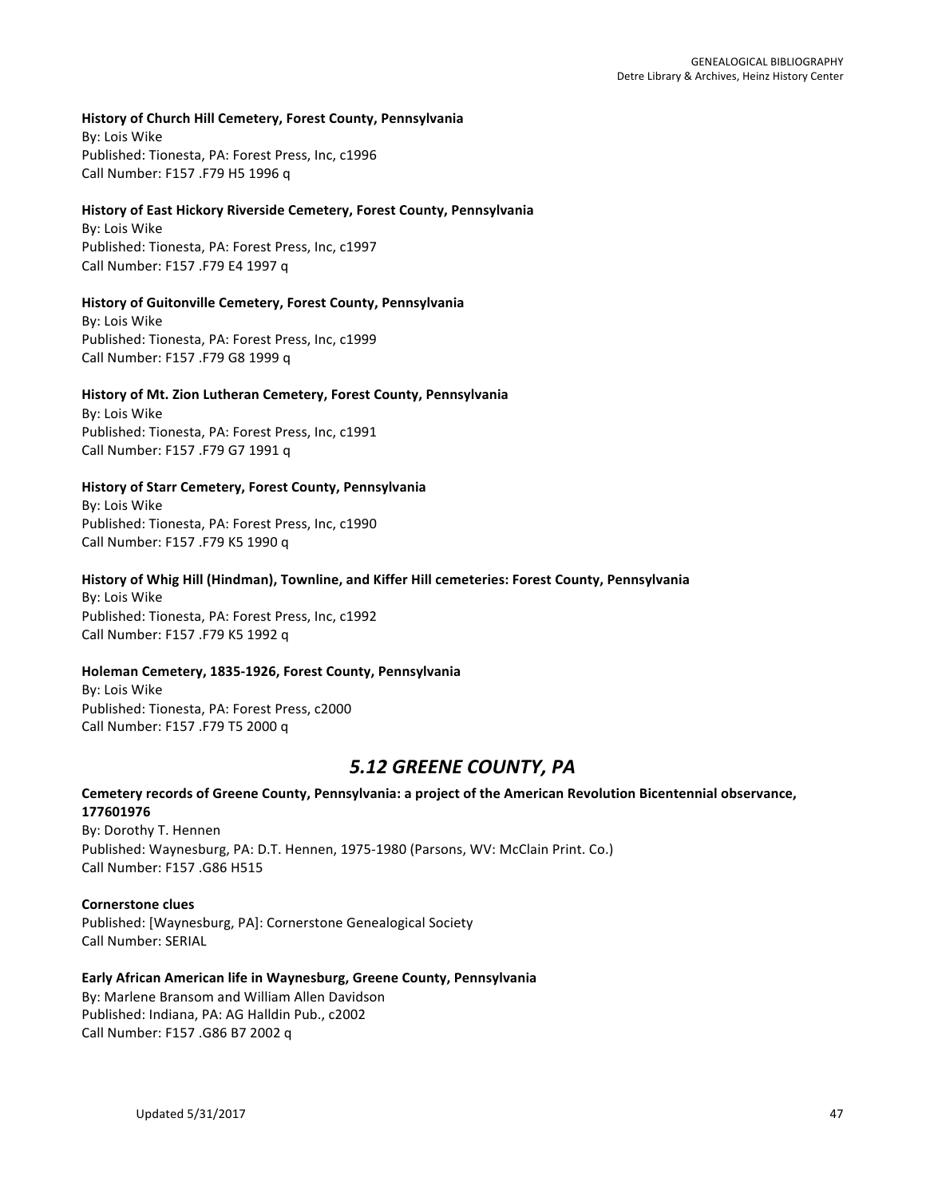**History of Church Hill Cemetery, Forest County, Pennsylvania**
By: Lois Wike
Published: Tionesta, PA: Forest Press, Inc, c1996
Call Number: F157 .F79 H5 1996 q

**History of East Hickory Riverside Cemetery, Forest County, Pennsylvania**
By: Lois Wike
Published: Tionesta, PA: Forest Press, Inc, c1997
Call Number: F157 .F79 E4 1997 q

**History of Guitonville Cemetery, Forest County, Pennsylvania**
By: Lois Wike
Published: Tionesta, PA: Forest Press, Inc, c1999
Call Number: F157 .F79 G8 1999 q

**History of Mt. Zion Lutheran Cemetery, Forest County, Pennsylvania**
By: Lois Wike
Published: Tionesta, PA: Forest Press, Inc, c1991
Call Number: F157 .F79 G7 1991 q

**History of Starr Cemetery, Forest County, Pennsylvania**
By: Lois Wike
Published: Tionesta, PA: Forest Press, Inc, c1990
Call Number: F157 .F79 K5 1990 q

**History of Whig Hill (Hindman), Townline, and Kiffer Hill cemeteries: Forest County, Pennsylvania**
By: Lois Wike
Published: Tionesta, PA: Forest Press, Inc, c1992
Call Number: F157 .F79 K5 1992 q

**Holeman Cemetery, 1835-1926, Forest County, Pennsylvania**
By: Lois Wike
Published: Tionesta, PA: Forest Press, c2000
Call Number: F157 .F79 T5 2000 q

## *5.12 GREENE COUNTY, PA*

**Cemetery records of Greene County, Pennsylvania: a project of the American Revolution Bicentennial observance, 177601976**
By: Dorothy T. Hennen
Published: Waynesburg, PA: D.T. Hennen, 1975-1980 (Parsons, WV: McClain Print. Co.)
Call Number: F157 .G86 H515

**Cornerstone clues**
Published: [Waynesburg, PA]: Cornerstone Genealogical Society
Call Number: SERIAL

**Early African American life in Waynesburg, Greene County, Pennsylvania**
By: Marlene Bransom and William Allen Davidson
Published: Indiana, PA: AG Halldin Pub., c2002
Call Number: F157 .G86 B7 2002 q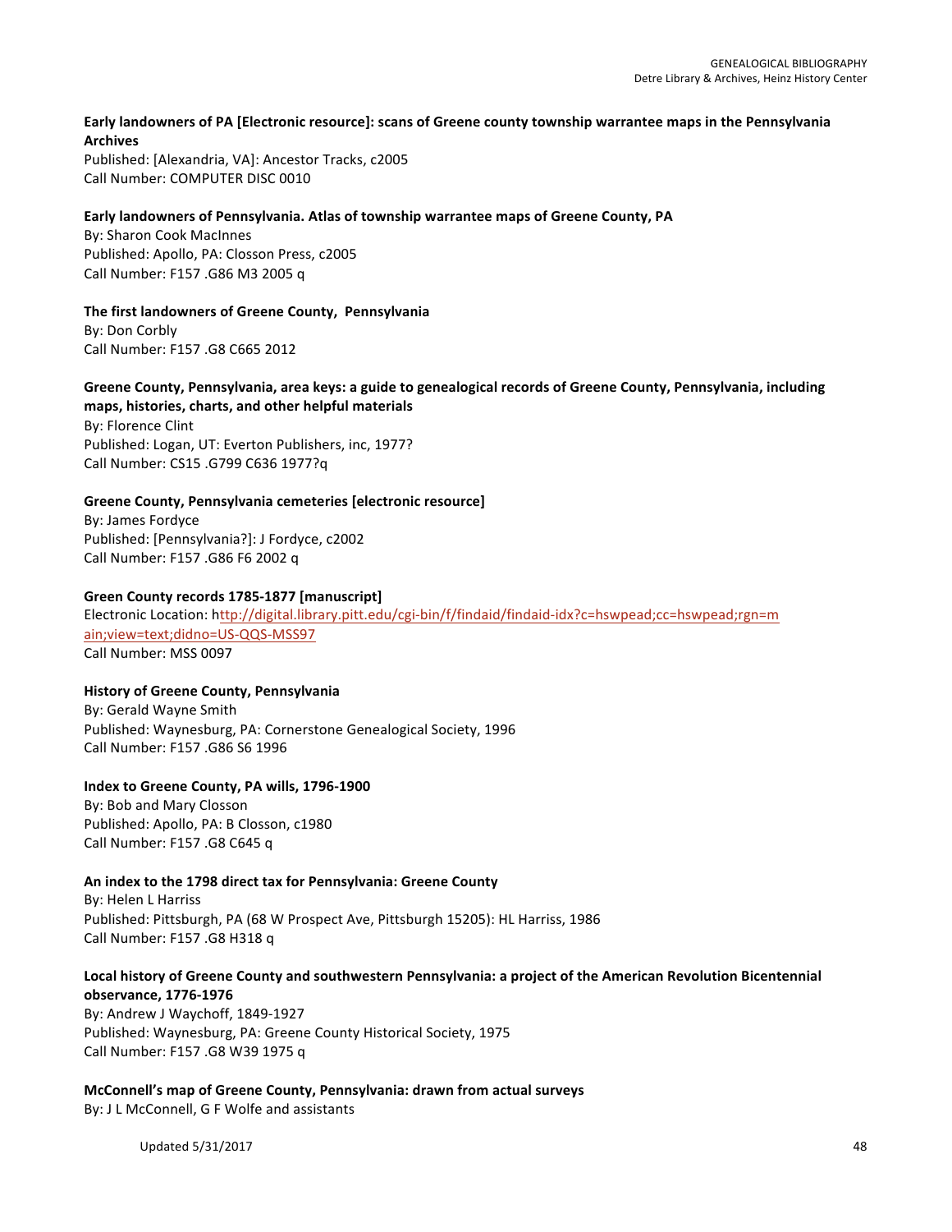**Early landowners of PA [Electronic resource]: scans of Greene county township warrantee maps in the Pennsylvania Archives**
Published: [Alexandria, VA]: Ancestor Tracks, c2005
Call Number: COMPUTER DISC 0010

**Early landowners of Pennsylvania. Atlas of township warrantee maps of Greene County, PA**
By: Sharon Cook MacInnes
Published: Apollo, PA: Closson Press, c2005
Call Number: F157 .G86 M3 2005 q

**The first landowners of Greene County, Pennsylvania**
By: Don Corbly
Call Number: F157 .G8 C665 2012

**Greene County, Pennsylvania, area keys: a guide to genealogical records of Greene County, Pennsylvania, including maps, histories, charts, and other helpful materials**
By: Florence Clint
Published: Logan, UT: Everton Publishers, inc, 1977?
Call Number: CS15 .G799 C636 1977?q

**Greene County, Pennsylvania cemeteries [electronic resource]**
By: James Fordyce
Published: [Pennsylvania?]: J Fordyce, c2002
Call Number: F157 .G86 F6 2002 q

**Green County records 1785-1877 [manuscript]**
Electronic Location: http://digital.library.pitt.edu/cgi-bin/f/findaid/findaid-idx?c=hswpead;cc=hswpead;rgn=main;view=text;didno=US-QQS-MSS97
Call Number: MSS 0097

**History of Greene County, Pennsylvania**
By: Gerald Wayne Smith
Published: Waynesburg, PA: Cornerstone Genealogical Society, 1996
Call Number: F157 .G86 S6 1996

**Index to Greene County, PA wills, 1796-1900**
By: Bob and Mary Closson
Published: Apollo, PA: B Closson, c1980
Call Number: F157 .G8 C645 q

**An index to the 1798 direct tax for Pennsylvania: Greene County**
By: Helen L Harriss
Published: Pittsburgh, PA (68 W Prospect Ave, Pittsburgh 15205): HL Harriss, 1986
Call Number: F157 .G8 H318 q

**Local history of Greene County and southwestern Pennsylvania: a project of the American Revolution Bicentennial observance, 1776-1976**
By: Andrew J Waychoff, 1849-1927
Published: Waynesburg, PA: Greene County Historical Society, 1975
Call Number: F157 .G8 W39 1975 q

**McConnell's map of Greene County, Pennsylvania: drawn from actual surveys**
By: J L McConnell, G F Wolfe and assistants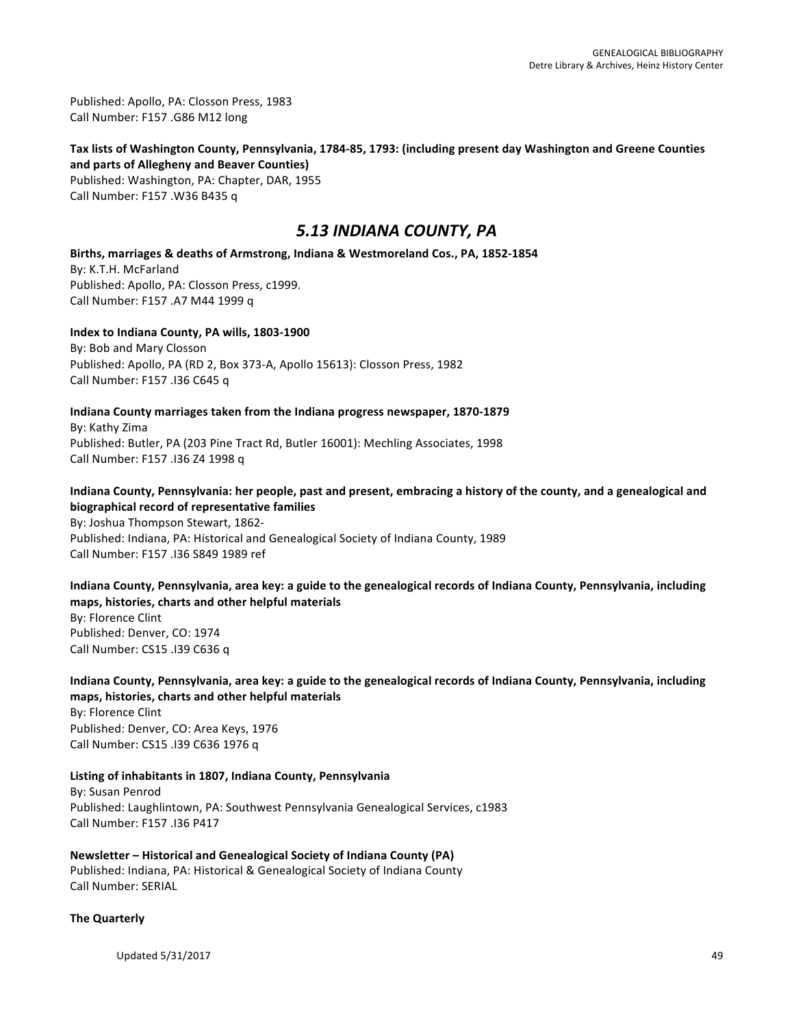Published: Apollo, PA: Closson Press, 1983
Call Number: F157 .G86 M12 long

**Tax lists of Washington County, Pennsylvania, 1784-85, 1793: (including present day Washington and Greene Counties and parts of Allegheny and Beaver Counties)**
Published: Washington, PA: Chapter, DAR, 1955
Call Number: F157 .W36 B435 q

## *5.13 INDIANA COUNTY, PA*

**Births, marriages & deaths of Armstrong, Indiana & Westmoreland Cos., PA, 1852-1854**
By: K.T.H. McFarland
Published: Apollo, PA: Closson Press, c1999.
Call Number: F157 .A7 M44 1999 q

**Index to Indiana County, PA wills, 1803-1900**
By: Bob and Mary Closson
Published: Apollo, PA (RD 2, Box 373-A, Apollo 15613): Closson Press, 1982
Call Number: F157 .I36 C645 q

**Indiana County marriages taken from the Indiana progress newspaper, 1870-1879**
By: Kathy Zima
Published: Butler, PA (203 Pine Tract Rd, Butler 16001): Mechling Associates, 1998
Call Number: F157 .I36 Z4 1998 q

**Indiana County, Pennsylvania: her people, past and present, embracing a history of the county, and a genealogical and biographical record of representative families**
By: Joshua Thompson Stewart, 1862-
Published: Indiana, PA: Historical and Genealogical Society of Indiana County, 1989
Call Number: F157 .I36 S849 1989 ref

**Indiana County, Pennsylvania, area key: a guide to the genealogical records of Indiana County, Pennsylvania, including maps, histories, charts and other helpful materials**
By: Florence Clint
Published: Denver, CO: 1974
Call Number: CS15 .I39 C636 q

**Indiana County, Pennsylvania, area key: a guide to the genealogical records of Indiana County, Pennsylvania, including maps, histories, charts and other helpful materials**
By: Florence Clint
Published: Denver, CO: Area Keys, 1976
Call Number: CS15 .I39 C636 1976 q

**Listing of inhabitants in 1807, Indiana County, Pennsylvania**
By: Susan Penrod
Published: Laughlintown, PA: Southwest Pennsylvania Genealogical Services, c1983
Call Number: F157 .I36 P417

**Newsletter – Historical and Genealogical Society of Indiana County (PA)**
Published: Indiana, PA: Historical & Genealogical Society of Indiana County
Call Number: SERIAL

**The Quarterly**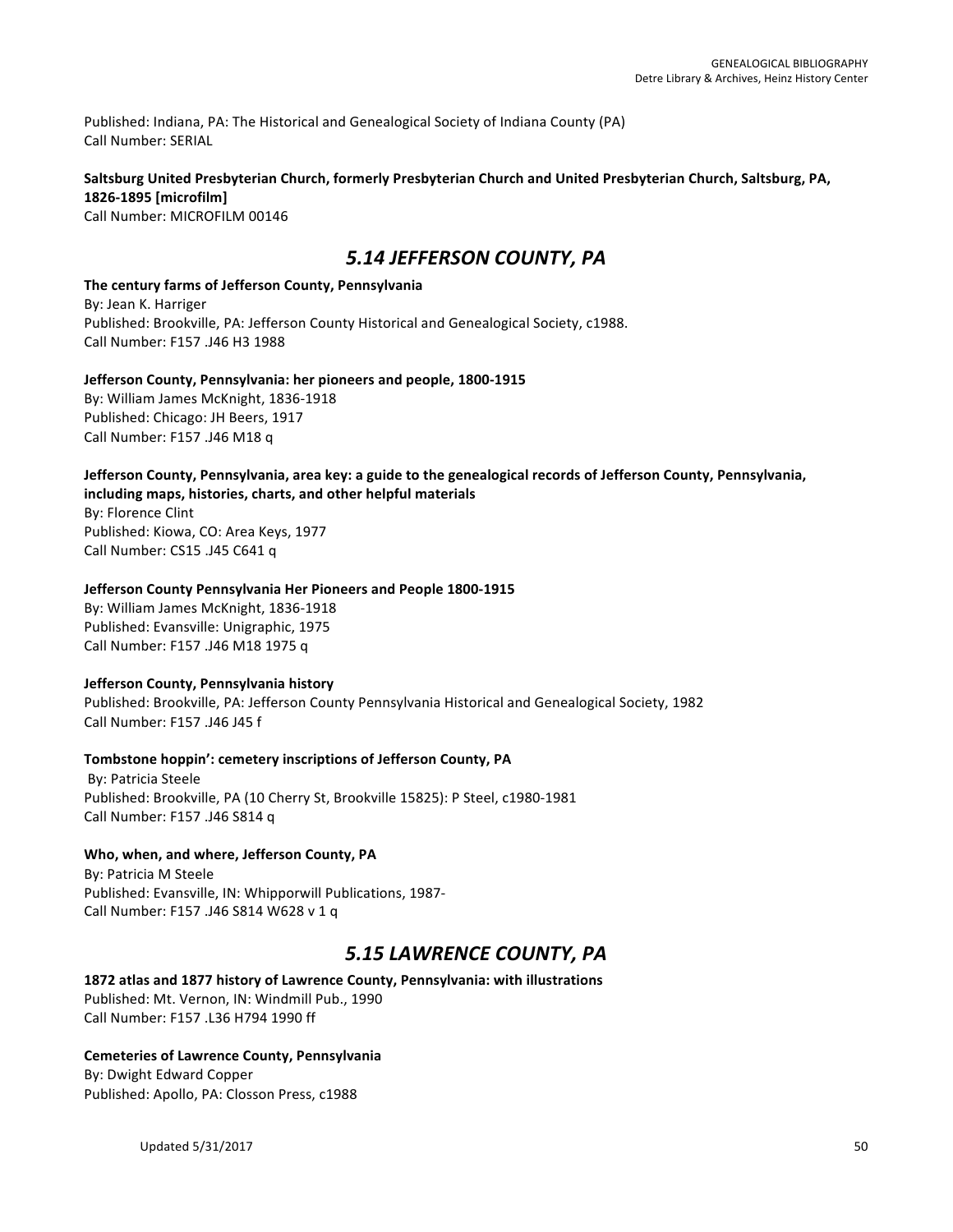Published: Indiana, PA: The Historical and Genealogical Society of Indiana County (PA)
Call Number: SERIAL

**Saltsburg United Presbyterian Church, formerly Presbyterian Church and United Presbyterian Church, Saltsburg, PA, 1826-1895 [microfilm]**
Call Number: MICROFILM 00146

## *5.14 JEFFERSON COUNTY, PA*

**The century farms of Jefferson County, Pennsylvania**
By: Jean K. Harriger
Published: Brookville, PA: Jefferson County Historical and Genealogical Society, c1988.
Call Number: F157 .J46 H3 1988

**Jefferson County, Pennsylvania: her pioneers and people, 1800-1915**
By: William James McKnight, 1836-1918
Published: Chicago: JH Beers, 1917
Call Number: F157 .J46 M18 q

**Jefferson County, Pennsylvania, area key: a guide to the genealogical records of Jefferson County, Pennsylvania, including maps, histories, charts, and other helpful materials**
By: Florence Clint
Published: Kiowa, CO: Area Keys, 1977
Call Number: CS15 .J45 C641 q

**Jefferson County Pennsylvania Her Pioneers and People 1800-1915**
By: William James McKnight, 1836-1918
Published: Evansville: Unigraphic, 1975
Call Number: F157 .J46 M18 1975 q

**Jefferson County, Pennsylvania history**
Published: Brookville, PA: Jefferson County Pennsylvania Historical and Genealogical Society, 1982
Call Number: F157 .J46 J45 f

**Tombstone hoppin': cemetery inscriptions of Jefferson County, PA**
By: Patricia Steele
Published: Brookville, PA (10 Cherry St, Brookville 15825): P Steel, c1980-1981
Call Number: F157 .J46 S814 q

**Who, when, and where, Jefferson County, PA**
By: Patricia M Steele
Published: Evansville, IN: Whipporwill Publications, 1987-
Call Number: F157 .J46 S814 W628 v 1 q

## *5.15 LAWRENCE COUNTY, PA*

**1872 atlas and 1877 history of Lawrence County, Pennsylvania: with illustrations**
Published: Mt. Vernon, IN: Windmill Pub., 1990
Call Number: F157 .L36 H794 1990 ff

**Cemeteries of Lawrence County, Pennsylvania**
By: Dwight Edward Copper
Published: Apollo, PA: Closson Press, c1988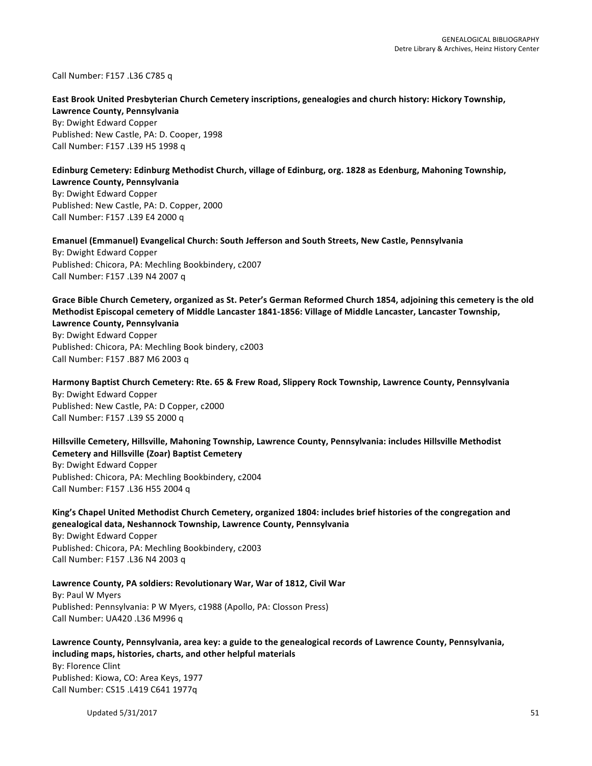Call Number: F157 .L36 C785 q

**East Brook United Presbyterian Church Cemetery inscriptions, genealogies and church history: Hickory Township, Lawrence County, Pennsylvania**
By: Dwight Edward Copper
Published: New Castle, PA: D. Cooper, 1998
Call Number: F157 .L39 H5 1998 q

**Edinburg Cemetery: Edinburg Methodist Church, village of Edinburg, org. 1828 as Edenburg, Mahoning Township, Lawrence County, Pennsylvania**
By: Dwight Edward Copper
Published: New Castle, PA: D. Copper, 2000
Call Number: F157 .L39 E4 2000 q

**Emanuel (Emmanuel) Evangelical Church: South Jefferson and South Streets, New Castle, Pennsylvania**
By: Dwight Edward Copper
Published: Chicora, PA: Mechling Bookbindery, c2007
Call Number: F157 .L39 N4 2007 q

**Grace Bible Church Cemetery, organized as St. Peter's German Reformed Church 1854, adjoining this cemetery is the old Methodist Episcopal cemetery of Middle Lancaster 1841-1856: Village of Middle Lancaster, Lancaster Township, Lawrence County, Pennsylvania**
By: Dwight Edward Copper
Published: Chicora, PA: Mechling Book bindery, c2003
Call Number: F157 .B87 M6 2003 q

**Harmony Baptist Church Cemetery: Rte. 65 & Frew Road, Slippery Rock Township, Lawrence County, Pennsylvania**
By: Dwight Edward Copper
Published: New Castle, PA: D Copper, c2000
Call Number: F157 .L39 S5 2000 q

**Hillsville Cemetery, Hillsville, Mahoning Township, Lawrence County, Pennsylvania: includes Hillsville Methodist Cemetery and Hillsville (Zoar) Baptist Cemetery**
By: Dwight Edward Copper
Published: Chicora, PA: Mechling Bookbindery, c2004
Call Number: F157 .L36 H55 2004 q

**King's Chapel United Methodist Church Cemetery, organized 1804: includes brief histories of the congregation and genealogical data, Neshannock Township, Lawrence County, Pennsylvania**
By: Dwight Edward Copper
Published: Chicora, PA: Mechling Bookbindery, c2003
Call Number: F157 .L36 N4 2003 q

**Lawrence County, PA soldiers: Revolutionary War, War of 1812, Civil War**
By: Paul W Myers
Published: Pennsylvania: P W Myers, c1988 (Apollo, PA: Closson Press)
Call Number: UA420 .L36 M996 q

**Lawrence County, Pennsylvania, area key: a guide to the genealogical records of Lawrence County, Pennsylvania, including maps, histories, charts, and other helpful materials**
By: Florence Clint
Published: Kiowa, CO: Area Keys, 1977
Call Number: CS15 .L419 C641 1977q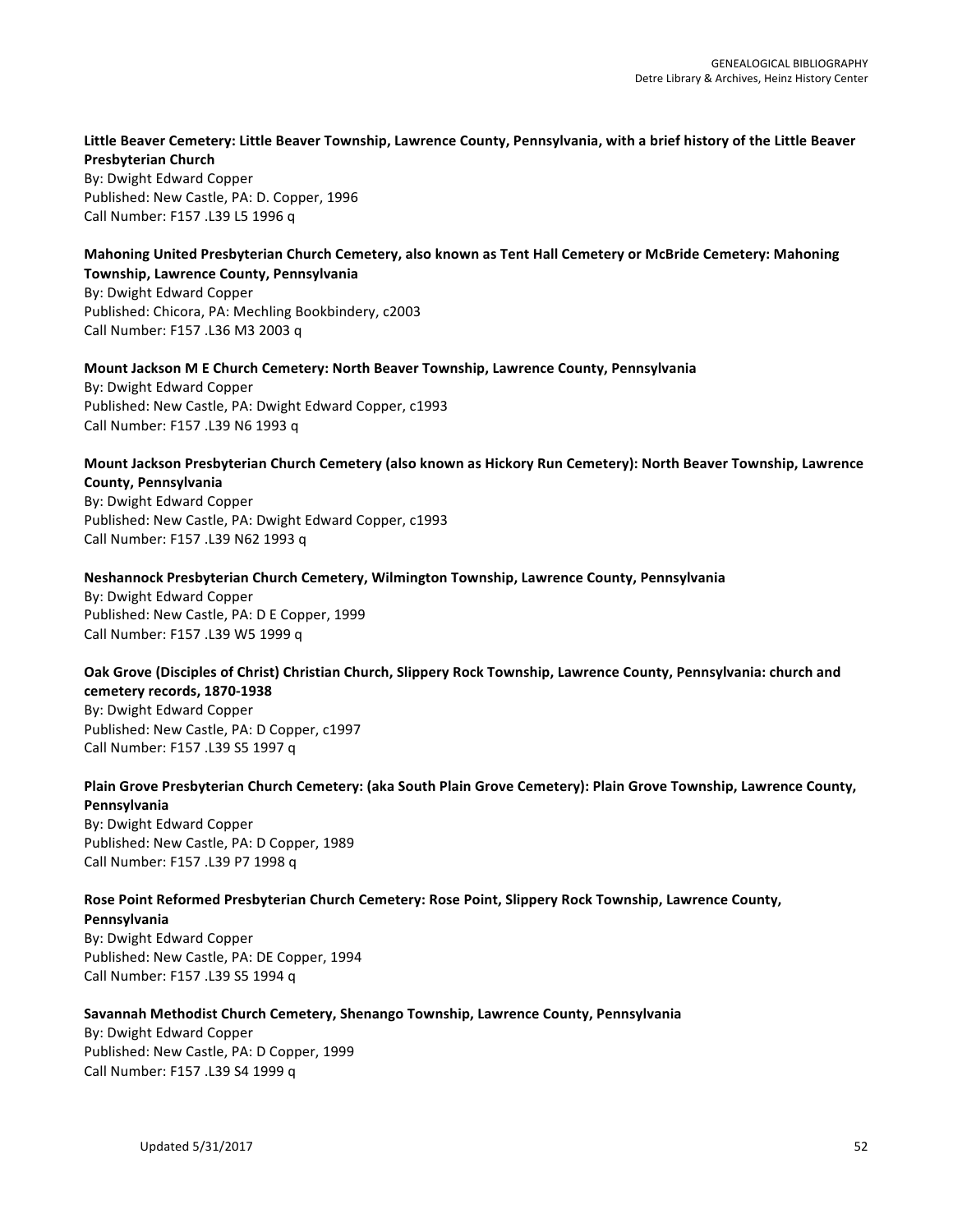**Little Beaver Cemetery: Little Beaver Township, Lawrence County, Pennsylvania, with a brief history of the Little Beaver Presbyterian Church**
By: Dwight Edward Copper
Published: New Castle, PA: D. Copper, 1996
Call Number: F157 .L39 L5 1996 q

**Mahoning United Presbyterian Church Cemetery, also known as Tent Hall Cemetery or McBride Cemetery: Mahoning Township, Lawrence County, Pennsylvania**
By: Dwight Edward Copper
Published: Chicora, PA: Mechling Bookbindery, c2003
Call Number: F157 .L36 M3 2003 q

**Mount Jackson M E Church Cemetery: North Beaver Township, Lawrence County, Pennsylvania**
By: Dwight Edward Copper
Published: New Castle, PA: Dwight Edward Copper, c1993
Call Number: F157 .L39 N6 1993 q

**Mount Jackson Presbyterian Church Cemetery (also known as Hickory Run Cemetery): North Beaver Township, Lawrence County, Pennsylvania**
By: Dwight Edward Copper
Published: New Castle, PA: Dwight Edward Copper, c1993
Call Number: F157 .L39 N62 1993 q

**Neshannock Presbyterian Church Cemetery, Wilmington Township, Lawrence County, Pennsylvania**
By: Dwight Edward Copper
Published: New Castle, PA: D E Copper, 1999
Call Number: F157 .L39 W5 1999 q

**Oak Grove (Disciples of Christ) Christian Church, Slippery Rock Township, Lawrence County, Pennsylvania: church and cemetery records, 1870-1938**
By: Dwight Edward Copper
Published: New Castle, PA: D Copper, c1997
Call Number: F157 .L39 S5 1997 q

**Plain Grove Presbyterian Church Cemetery: (aka South Plain Grove Cemetery): Plain Grove Township, Lawrence County, Pennsylvania**
By: Dwight Edward Copper
Published: New Castle, PA: D Copper, 1989
Call Number: F157 .L39 P7 1998 q

**Rose Point Reformed Presbyterian Church Cemetery: Rose Point, Slippery Rock Township, Lawrence County, Pennsylvania**
By: Dwight Edward Copper
Published: New Castle, PA: DE Copper, 1994
Call Number: F157 .L39 S5 1994 q

**Savannah Methodist Church Cemetery, Shenango Township, Lawrence County, Pennsylvania**
By: Dwight Edward Copper
Published: New Castle, PA: D Copper, 1999
Call Number: F157 .L39 S4 1999 q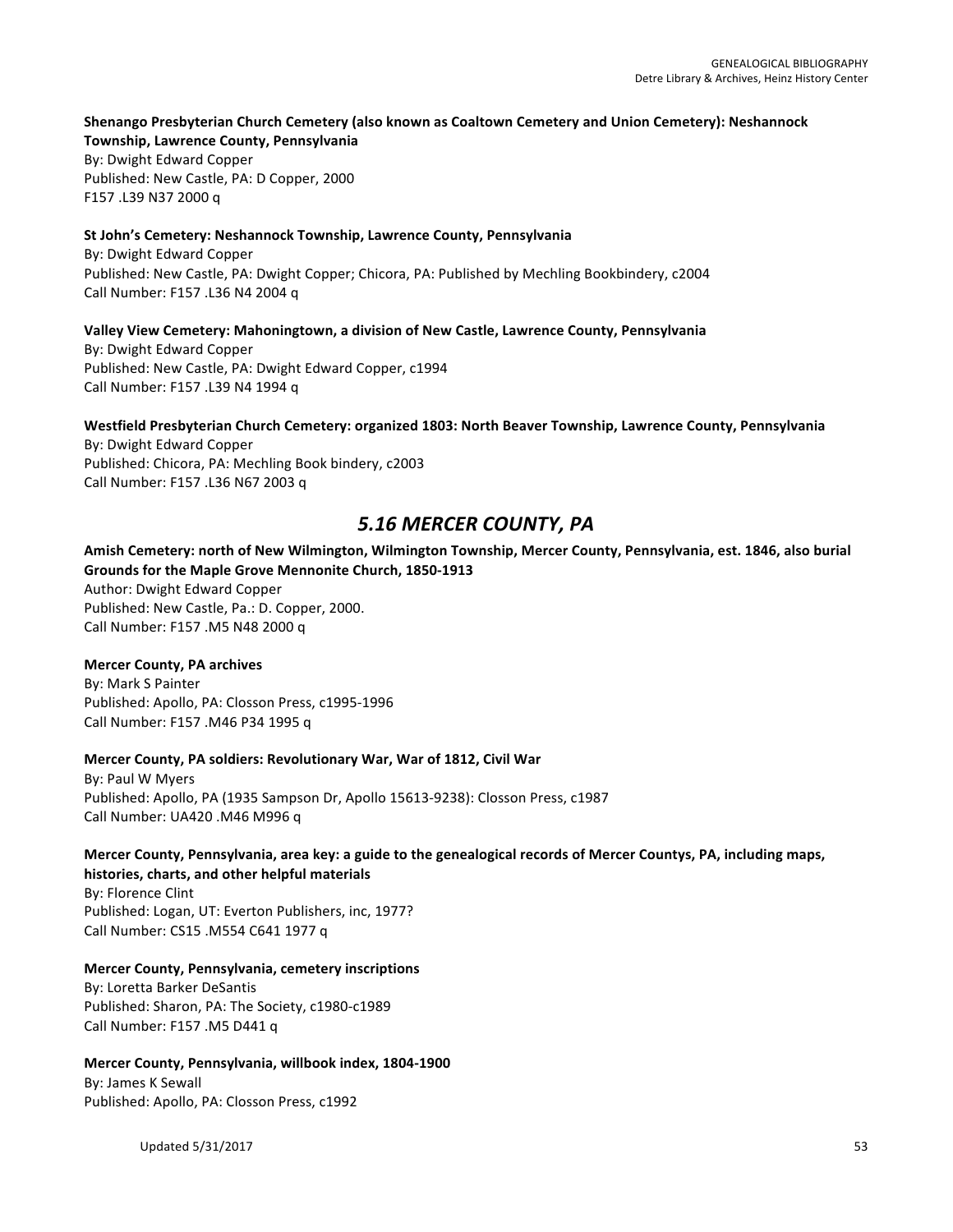**Shenango Presbyterian Church Cemetery (also known as Coaltown Cemetery and Union Cemetery): Neshannock Township, Lawrence County, Pennsylvania**
By: Dwight Edward Copper
Published: New Castle, PA: D Copper, 2000
F157 .L39 N37 2000 q

**St John's Cemetery: Neshannock Township, Lawrence County, Pennsylvania**
By: Dwight Edward Copper
Published: New Castle, PA: Dwight Copper; Chicora, PA: Published by Mechling Bookbindery, c2004
Call Number: F157 .L36 N4 2004 q

**Valley View Cemetery: Mahoningtown, a division of New Castle, Lawrence County, Pennsylvania**
By: Dwight Edward Copper
Published: New Castle, PA: Dwight Edward Copper, c1994
Call Number: F157 .L39 N4 1994 q

**Westfield Presbyterian Church Cemetery: organized 1803: North Beaver Township, Lawrence County, Pennsylvania**
By: Dwight Edward Copper
Published: Chicora, PA: Mechling Book bindery, c2003
Call Number: F157 .L36 N67 2003 q

## *5.16 MERCER COUNTY, PA*

**Amish Cemetery: north of New Wilmington, Wilmington Township, Mercer County, Pennsylvania, est. 1846, also burial Grounds for the Maple Grove Mennonite Church, 1850-1913**
Author: Dwight Edward Copper
Published: New Castle, Pa.: D. Copper, 2000.
Call Number: F157 .M5 N48 2000 q

**Mercer County, PA archives**
By: Mark S Painter
Published: Apollo, PA: Closson Press, c1995-1996
Call Number: F157 .M46 P34 1995 q

**Mercer County, PA soldiers: Revolutionary War, War of 1812, Civil War**
By: Paul W Myers
Published: Apollo, PA (1935 Sampson Dr, Apollo 15613-9238): Closson Press, c1987
Call Number: UA420 .M46 M996 q

**Mercer County, Pennsylvania, area key: a guide to the genealogical records of Mercer Countys, PA, including maps, histories, charts, and other helpful materials**
By: Florence Clint
Published: Logan, UT: Everton Publishers, inc, 1977?
Call Number: CS15 .M554 C641 1977 q

**Mercer County, Pennsylvania, cemetery inscriptions**
By: Loretta Barker DeSantis
Published: Sharon, PA: The Society, c1980-c1989
Call Number: F157 .M5 D441 q

**Mercer County, Pennsylvania, willbook index, 1804-1900**
By: James K Sewall
Published: Apollo, PA: Closson Press, c1992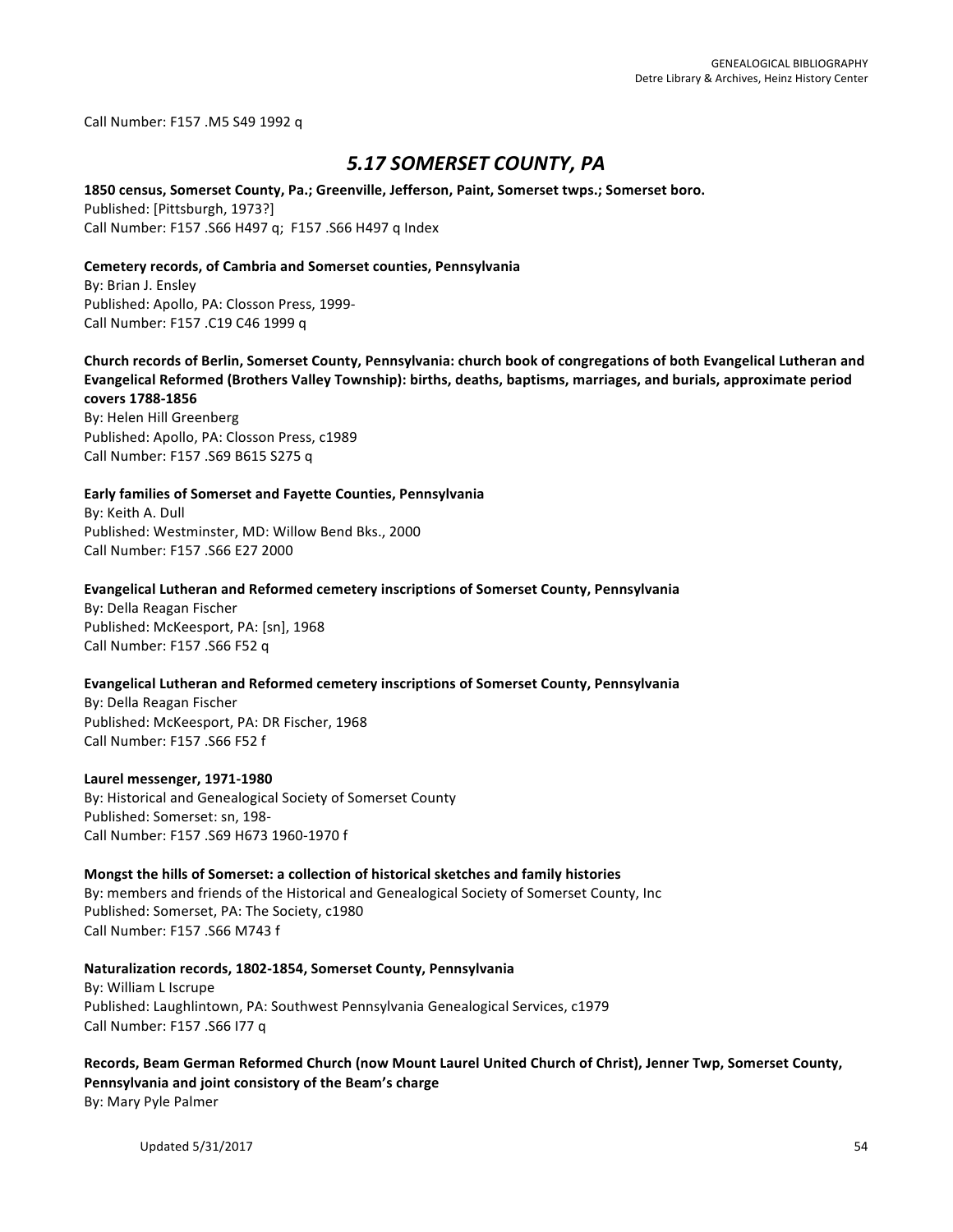Call Number: F157 .M5 S49 1992 q

## *5.17 SOMERSET COUNTY, PA*

**1850 census, Somerset County, Pa.; Greenville, Jefferson, Paint, Somerset twps.; Somerset boro.**
Published: [Pittsburgh, 1973?]
Call Number: F157 .S66 H497 q; F157 .S66 H497 q Index

**Cemetery records, of Cambria and Somerset counties, Pennsylvania**
By: Brian J. Ensley
Published: Apollo, PA: Closson Press, 1999-
Call Number: F157 .C19 C46 1999 q

**Church records of Berlin, Somerset County, Pennsylvania: church book of congregations of both Evangelical Lutheran and Evangelical Reformed (Brothers Valley Township): births, deaths, baptisms, marriages, and burials, approximate period covers 1788-1856**
By: Helen Hill Greenberg
Published: Apollo, PA: Closson Press, c1989
Call Number: F157 .S69 B615 S275 q

**Early families of Somerset and Fayette Counties, Pennsylvania**
By: Keith A. Dull
Published: Westminster, MD: Willow Bend Bks., 2000
Call Number: F157 .S66 E27 2000

**Evangelical Lutheran and Reformed cemetery inscriptions of Somerset County, Pennsylvania**
By: Della Reagan Fischer
Published: McKeesport, PA: [sn], 1968
Call Number: F157 .S66 F52 q

**Evangelical Lutheran and Reformed cemetery inscriptions of Somerset County, Pennsylvania**
By: Della Reagan Fischer
Published: McKeesport, PA: DR Fischer, 1968
Call Number: F157 .S66 F52 f

**Laurel messenger, 1971-1980**
By: Historical and Genealogical Society of Somerset County
Published: Somerset: sn, 198-
Call Number: F157 .S69 H673 1960-1970 f

**Mongst the hills of Somerset: a collection of historical sketches and family histories**
By: members and friends of the Historical and Genealogical Society of Somerset County, Inc
Published: Somerset, PA: The Society, c1980
Call Number: F157 .S66 M743 f

**Naturalization records, 1802-1854, Somerset County, Pennsylvania**
By: William L Iscrupe
Published: Laughlintown, PA: Southwest Pennsylvania Genealogical Services, c1979
Call Number: F157 .S66 I77 q

**Records, Beam German Reformed Church (now Mount Laurel United Church of Christ), Jenner Twp, Somerset County, Pennsylvania and joint consistory of the Beam's charge**
By: Mary Pyle Palmer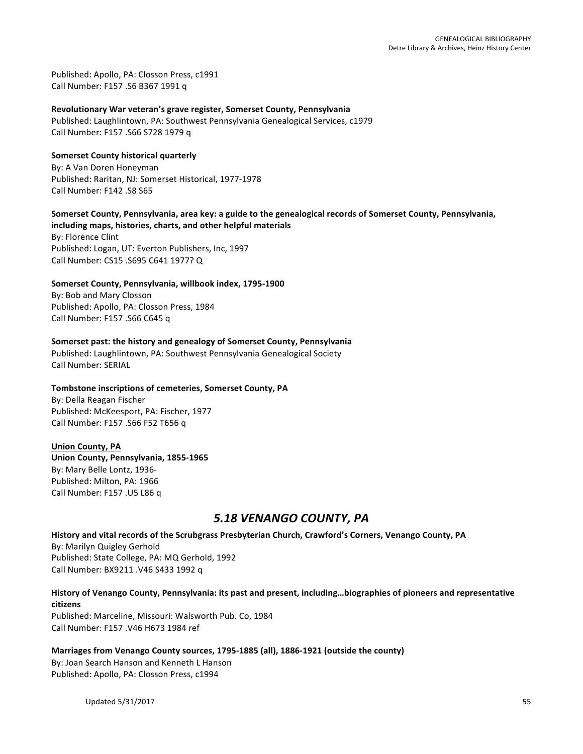Published: Apollo, PA: Closson Press, c1991
Call Number: F157 .S6 B367 1991 q

**Revolutionary War veteran's grave register, Somerset County, Pennsylvania**
Published: Laughlintown, PA: Southwest Pennsylvania Genealogical Services, c1979
Call Number: F157 .S66 S728 1979 q

**Somerset County historical quarterly**
By: A Van Doren Honeyman
Published: Raritan, NJ: Somerset Historical, 1977-1978
Call Number: F142 .S8 S65

**Somerset County, Pennsylvania, area key: a guide to the genealogical records of Somerset County, Pennsylvania, including maps, histories, charts, and other helpful materials**
By: Florence Clint
Published: Logan, UT: Everton Publishers, Inc, 1997
Call Number: CS15 .S695 C641 1977? Q

**Somerset County, Pennsylvania, willbook index, 1795-1900**
By: Bob and Mary Closson
Published: Apollo, PA: Closson Press, 1984
Call Number: F157 .S66 C645 q

**Somerset past: the history and genealogy of Somerset County, Pennsylvania**
Published: Laughlintown, PA: Southwest Pennsylvania Genealogical Society
Call Number: SERIAL

**Tombstone inscriptions of cemeteries, Somerset County, PA**
By: Della Reagan Fischer
Published: McKeesport, PA: Fischer, 1977
Call Number: F157 .S66 F52 T656 q

**Union County, PA**

**Union County, Pennsylvania, 1855-1965**
By: Mary Belle Lontz, 1936-
Published: Milton, PA: 1966
Call Number: F157 .U5 L86 q

## *5.18 VENANGO COUNTY, PA*

**History and vital records of the Scrubgrass Presbyterian Church, Crawford's Corners, Venango County, PA**
By: Marilyn Quigley Gerhold
Published: State College, PA: MQ Gerhold, 1992
Call Number: BX9211 .V46 S433 1992 q

**History of Venango County, Pennsylvania: its past and present, including…biographies of pioneers and representative citizens**
Published: Marceline, Missouri: Walsworth Pub. Co, 1984
Call Number: F157 .V46 H673 1984 ref

**Marriages from Venango County sources, 1795-1885 (all), 1886-1921 (outside the county)**
By: Joan Search Hanson and Kenneth L Hanson
Published: Apollo, PA: Closson Press, c1994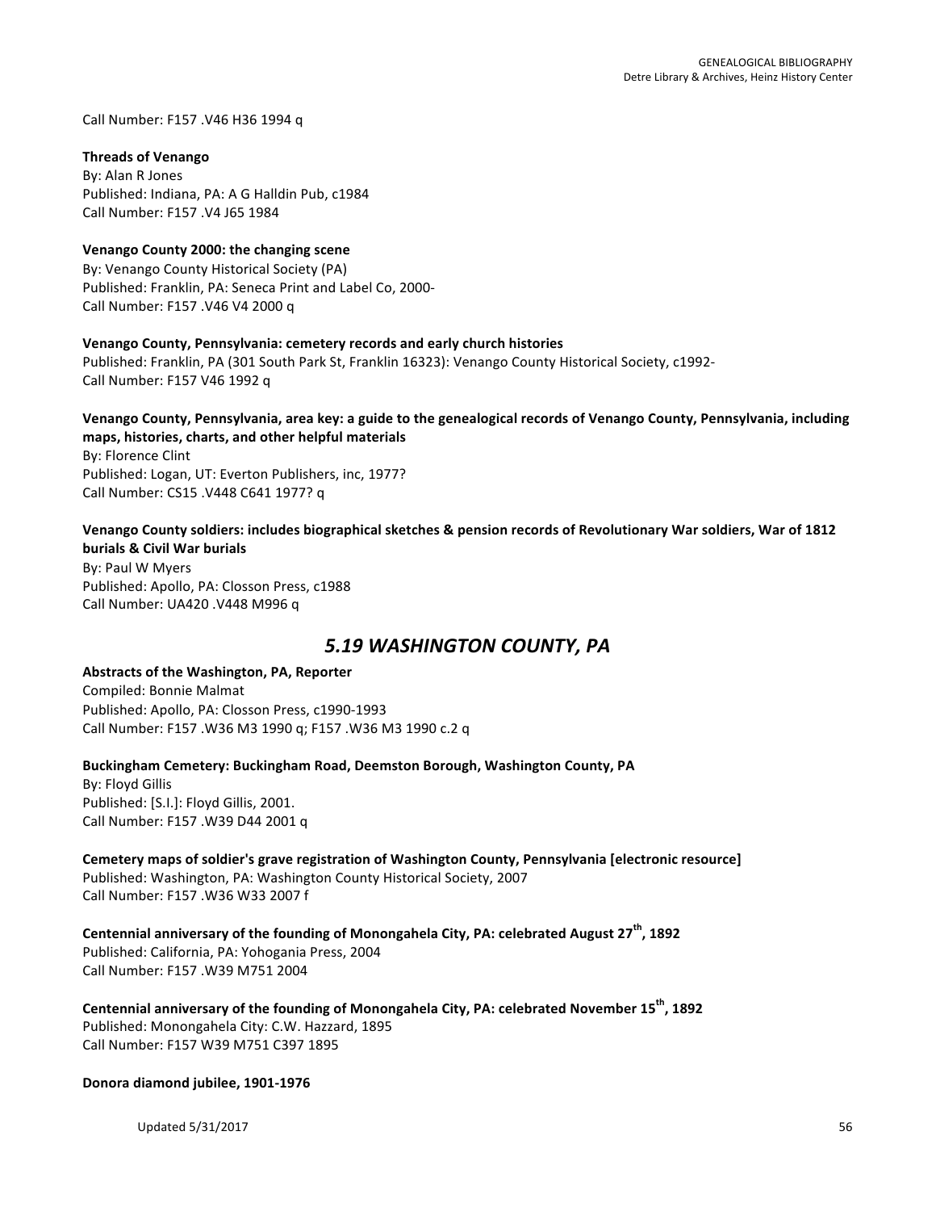Call Number: F157 .V46 H36 1994 q

**Threads of Venango**
By: Alan R Jones
Published: Indiana, PA: A G Halldin Pub, c1984
Call Number: F157 .V4 J65 1984

**Venango County 2000: the changing scene**
By: Venango County Historical Society (PA)
Published: Franklin, PA: Seneca Print and Label Co, 2000-
Call Number: F157 .V46 V4 2000 q

**Venango County, Pennsylvania: cemetery records and early church histories**
Published: Franklin, PA (301 South Park St, Franklin 16323): Venango County Historical Society, c1992-
Call Number: F157 V46 1992 q

**Venango County, Pennsylvania, area key: a guide to the genealogical records of Venango County, Pennsylvania, including maps, histories, charts, and other helpful materials**
By: Florence Clint
Published: Logan, UT: Everton Publishers, inc, 1977?
Call Number: CS15 .V448 C641 1977? q

**Venango County soldiers: includes biographical sketches & pension records of Revolutionary War soldiers, War of 1812 burials & Civil War burials**
By: Paul W Myers
Published: Apollo, PA: Closson Press, c1988
Call Number: UA420 .V448 M996 q

## *5.19 WASHINGTON COUNTY, PA*

**Abstracts of the Washington, PA, Reporter**
Compiled: Bonnie Malmat
Published: Apollo, PA: Closson Press, c1990-1993
Call Number: F157 .W36 M3 1990 q; F157 .W36 M3 1990 c.2 q

**Buckingham Cemetery: Buckingham Road, Deemston Borough, Washington County, PA**
By: Floyd Gillis
Published: [S.I.]: Floyd Gillis, 2001.
Call Number: F157 .W39 D44 2001 q

**Cemetery maps of soldier's grave registration of Washington County, Pennsylvania [electronic resource]**
Published: Washington, PA: Washington County Historical Society, 2007
Call Number: F157 .W36 W33 2007 f

**Centennial anniversary of the founding of Monongahela City, PA: celebrated August 27th, 1892**
Published: California, PA: Yohogania Press, 2004
Call Number: F157 .W39 M751 2004

**Centennial anniversary of the founding of Monongahela City, PA: celebrated November 15th, 1892**
Published: Monongahela City: C.W. Hazzard, 1895
Call Number: F157 W39 M751 C397 1895

**Donora diamond jubilee, 1901-1976**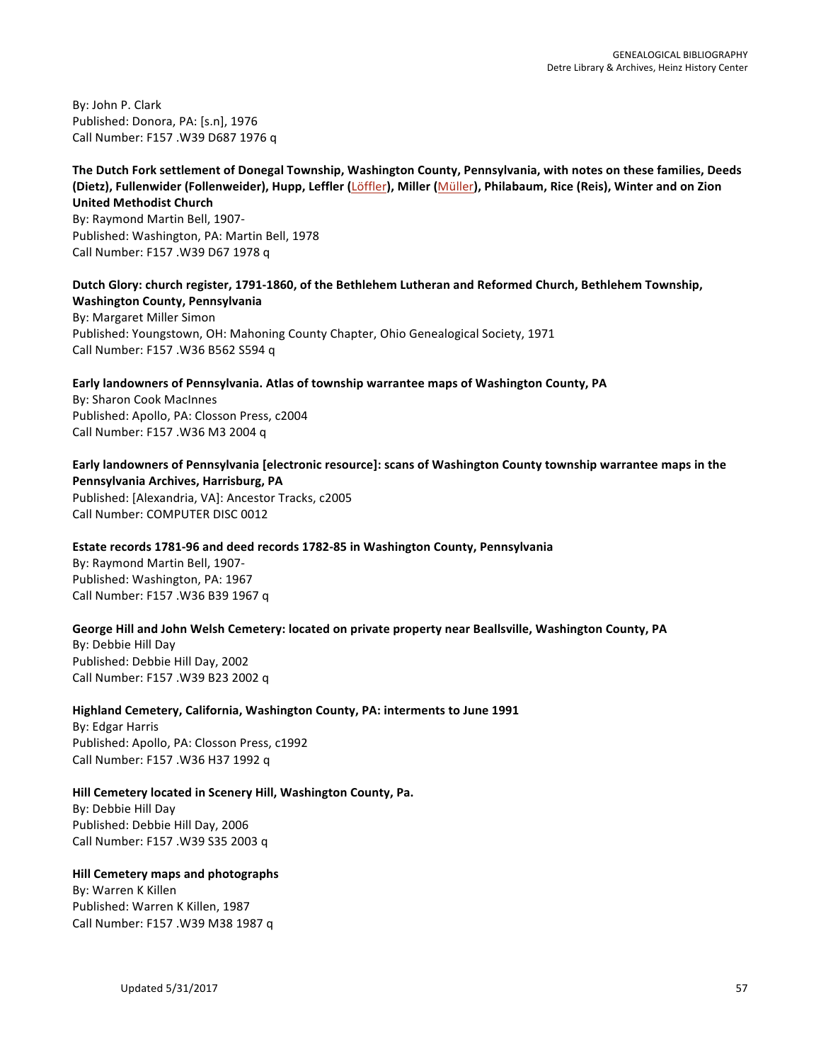By: John P. Clark
Published: Donora, PA: [s.n], 1976
Call Number: F157 .W39 D687 1976 q

**The Dutch Fork settlement of Donegal Township, Washington County, Pennsylvania, with notes on these families, Deeds (Dietz), Fullenwider (Follenweider), Hupp, Leffler (Löffler), Miller (Müller), Philabaum, Rice (Reis), Winter and on Zion United Methodist Church**
By: Raymond Martin Bell, 1907-
Published: Washington, PA: Martin Bell, 1978
Call Number: F157 .W39 D67 1978 q

**Dutch Glory: church register, 1791-1860, of the Bethlehem Lutheran and Reformed Church, Bethlehem Township, Washington County, Pennsylvania**
By: Margaret Miller Simon
Published: Youngstown, OH: Mahoning County Chapter, Ohio Genealogical Society, 1971
Call Number: F157 .W36 B562 S594 q

**Early landowners of Pennsylvania. Atlas of township warrantee maps of Washington County, PA**
By: Sharon Cook MacInnes
Published: Apollo, PA: Closson Press, c2004
Call Number: F157 .W36 M3 2004 q

**Early landowners of Pennsylvania [electronic resource]: scans of Washington County township warrantee maps in the Pennsylvania Archives, Harrisburg, PA**
Published: [Alexandria, VA]: Ancestor Tracks, c2005
Call Number: COMPUTER DISC 0012

**Estate records 1781-96 and deed records 1782-85 in Washington County, Pennsylvania**
By: Raymond Martin Bell, 1907-
Published: Washington, PA: 1967
Call Number: F157 .W36 B39 1967 q

**George Hill and John Welsh Cemetery: located on private property near Beallsville, Washington County, PA**
By: Debbie Hill Day
Published: Debbie Hill Day, 2002
Call Number: F157 .W39 B23 2002 q

**Highland Cemetery, California, Washington County, PA: interments to June 1991**
By: Edgar Harris
Published: Apollo, PA: Closson Press, c1992
Call Number: F157 .W36 H37 1992 q

**Hill Cemetery located in Scenery Hill, Washington County, Pa.**
By: Debbie Hill Day
Published: Debbie Hill Day, 2006
Call Number: F157 .W39 S35 2003 q

**Hill Cemetery maps and photographs**
By: Warren K Killen
Published: Warren K Killen, 1987
Call Number: F157 .W39 M38 1987 q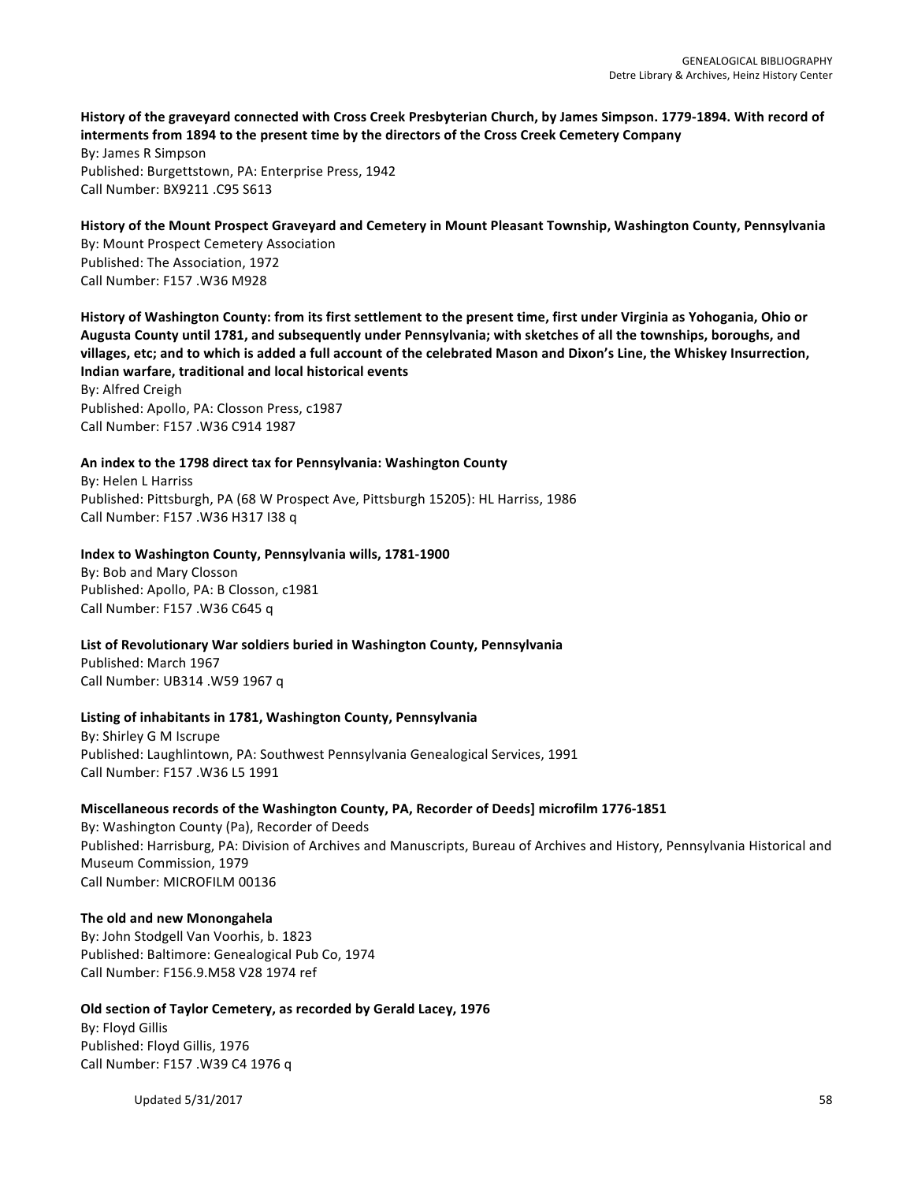**History of the graveyard connected with Cross Creek Presbyterian Church, by James Simpson. 1779-1894. With record of interments from 1894 to the present time by the directors of the Cross Creek Cemetery Company**
By: James R Simpson
Published: Burgettstown, PA: Enterprise Press, 1942
Call Number: BX9211 .C95 S613

**History of the Mount Prospect Graveyard and Cemetery in Mount Pleasant Township, Washington County, Pennsylvania**
By: Mount Prospect Cemetery Association
Published: The Association, 1972
Call Number: F157 .W36 M928

**History of Washington County: from its first settlement to the present time, first under Virginia as Yohogania, Ohio or Augusta County until 1781, and subsequently under Pennsylvania; with sketches of all the townships, boroughs, and villages, etc; and to which is added a full account of the celebrated Mason and Dixon's Line, the Whiskey Insurrection, Indian warfare, traditional and local historical events**
By: Alfred Creigh
Published: Apollo, PA: Closson Press, c1987
Call Number: F157 .W36 C914 1987

**An index to the 1798 direct tax for Pennsylvania: Washington County**
By: Helen L Harriss
Published: Pittsburgh, PA (68 W Prospect Ave, Pittsburgh 15205): HL Harriss, 1986
Call Number: F157 .W36 H317 I38 q

**Index to Washington County, Pennsylvania wills, 1781-1900**
By: Bob and Mary Closson
Published: Apollo, PA: B Closson, c1981
Call Number: F157 .W36 C645 q

**List of Revolutionary War soldiers buried in Washington County, Pennsylvania**
Published: March 1967
Call Number: UB314 .W59 1967 q

**Listing of inhabitants in 1781, Washington County, Pennsylvania**
By: Shirley G M Iscrupe
Published: Laughlintown, PA: Southwest Pennsylvania Genealogical Services, 1991
Call Number: F157 .W36 L5 1991

**Miscellaneous records of the Washington County, PA, Recorder of Deeds] microfilm 1776-1851**
By: Washington County (Pa), Recorder of Deeds
Published: Harrisburg, PA: Division of Archives and Manuscripts, Bureau of Archives and History, Pennsylvania Historical and Museum Commission, 1979
Call Number: MICROFILM 00136

**The old and new Monongahela**
By: John Stodgell Van Voorhis, b. 1823
Published: Baltimore: Genealogical Pub Co, 1974
Call Number: F156.9.M58 V28 1974 ref

**Old section of Taylor Cemetery, as recorded by Gerald Lacey, 1976**
By: Floyd Gillis
Published: Floyd Gillis, 1976
Call Number: F157 .W39 C4 1976 q

Updated 5/31/2017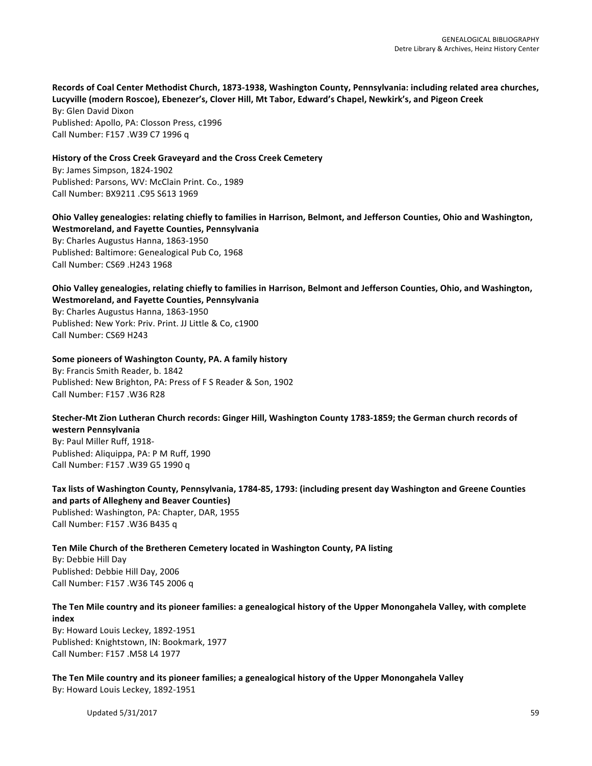**Records of Coal Center Methodist Church, 1873-1938, Washington County, Pennsylvania: including related area churches, Lucyville (modern Roscoe), Ebenezer's, Clover Hill, Mt Tabor, Edward's Chapel, Newkirk's, and Pigeon Creek**
By: Glen David Dixon
Published: Apollo, PA: Closson Press, c1996
Call Number: F157 .W39 C7 1996 q

**History of the Cross Creek Graveyard and the Cross Creek Cemetery**
By: James Simpson, 1824-1902
Published: Parsons, WV: McClain Print. Co., 1989
Call Number: BX9211 .C95 S613 1969

**Ohio Valley genealogies: relating chiefly to families in Harrison, Belmont, and Jefferson Counties, Ohio and Washington, Westmoreland, and Fayette Counties, Pennsylvania**
By: Charles Augustus Hanna, 1863-1950
Published: Baltimore: Genealogical Pub Co, 1968
Call Number: CS69 .H243 1968

**Ohio Valley genealogies, relating chiefly to families in Harrison, Belmont and Jefferson Counties, Ohio, and Washington, Westmoreland, and Fayette Counties, Pennsylvania**
By: Charles Augustus Hanna, 1863-1950
Published: New York: Priv. Print. JJ Little & Co, c1900
Call Number: CS69 H243

**Some pioneers of Washington County, PA. A family history**
By: Francis Smith Reader, b. 1842
Published: New Brighton, PA: Press of F S Reader & Son, 1902
Call Number: F157 .W36 R28

**Stecher-Mt Zion Lutheran Church records: Ginger Hill, Washington County 1783-1859; the German church records of western Pennsylvania**
By: Paul Miller Ruff, 1918-
Published: Aliquippa, PA: P M Ruff, 1990
Call Number: F157 .W39 G5 1990 q

**Tax lists of Washington County, Pennsylvania, 1784-85, 1793: (including present day Washington and Greene Counties and parts of Allegheny and Beaver Counties)**
Published: Washington, PA: Chapter, DAR, 1955
Call Number: F157 .W36 B435 q

**Ten Mile Church of the Bretheren Cemetery located in Washington County, PA listing**
By: Debbie Hill Day
Published: Debbie Hill Day, 2006
Call Number: F157 .W36 T45 2006 q

**The Ten Mile country and its pioneer families: a genealogical history of the Upper Monongahela Valley, with complete index**
By: Howard Louis Leckey, 1892-1951
Published: Knightstown, IN: Bookmark, 1977
Call Number: F157 .M58 L4 1977

**The Ten Mile country and its pioneer families; a genealogical history of the Upper Monongahela Valley**
By: Howard Louis Leckey, 1892-1951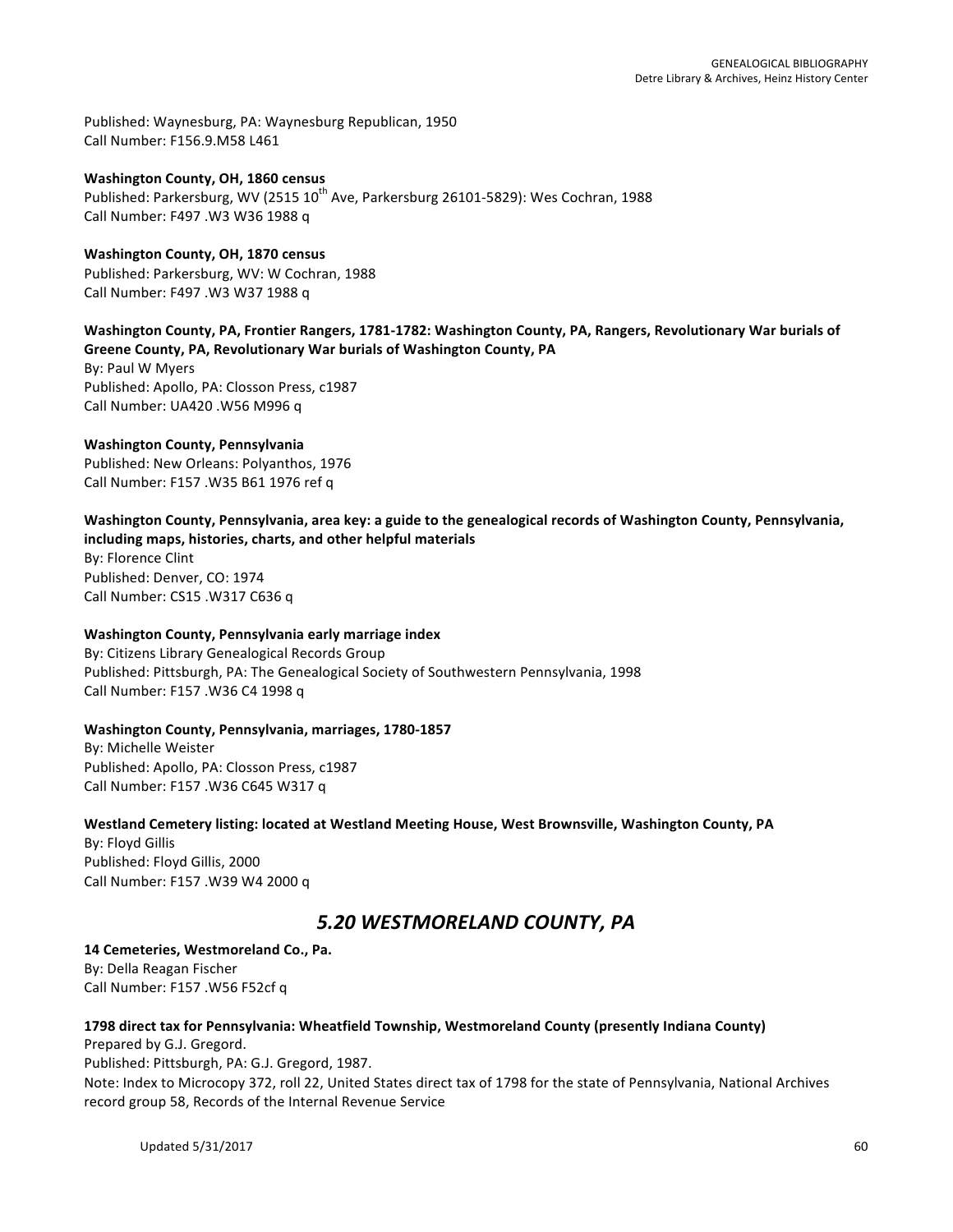Published: Waynesburg, PA: Waynesburg Republican, 1950
Call Number: F156.9.M58 L461

**Washington County, OH, 1860 census**
Published: Parkersburg, WV (2515 10th Ave, Parkersburg 26101-5829): Wes Cochran, 1988
Call Number: F497 .W3 W36 1988 q

**Washington County, OH, 1870 census**
Published: Parkersburg, WV: W Cochran, 1988
Call Number: F497 .W3 W37 1988 q

**Washington County, PA, Frontier Rangers, 1781-1782: Washington County, PA, Rangers, Revolutionary War burials of Greene County, PA, Revolutionary War burials of Washington County, PA**
By: Paul W Myers
Published: Apollo, PA: Closson Press, c1987
Call Number: UA420 .W56 M996 q

**Washington County, Pennsylvania**
Published: New Orleans: Polyanthos, 1976
Call Number: F157 .W35 B61 1976 ref q

**Washington County, Pennsylvania, area key: a guide to the genealogical records of Washington County, Pennsylvania, including maps, histories, charts, and other helpful materials**
By: Florence Clint
Published: Denver, CO: 1974
Call Number: CS15 .W317 C636 q

**Washington County, Pennsylvania early marriage index**
By: Citizens Library Genealogical Records Group
Published: Pittsburgh, PA: The Genealogical Society of Southwestern Pennsylvania, 1998
Call Number: F157 .W36 C4 1998 q

**Washington County, Pennsylvania, marriages, 1780-1857**
By: Michelle Weister
Published: Apollo, PA: Closson Press, c1987
Call Number: F157 .W36 C645 W317 q

**Westland Cemetery listing: located at Westland Meeting House, West Brownsville, Washington County, PA**
By: Floyd Gillis
Published: Floyd Gillis, 2000
Call Number: F157 .W39 W4 2000 q

## *5.20 WESTMORELAND COUNTY, PA*

**14 Cemeteries, Westmoreland Co., Pa.**
By: Della Reagan Fischer
Call Number: F157 .W56 F52cf q

**1798 direct tax for Pennsylvania: Wheatfield Township, Westmoreland County (presently Indiana County)**
Prepared by G.J. Gregord.
Published: Pittsburgh, PA: G.J. Gregord, 1987.
Note: Index to Microcopy 372, roll 22, United States direct tax of 1798 for the state of Pennsylvania, National Archives record group 58, Records of the Internal Revenue Service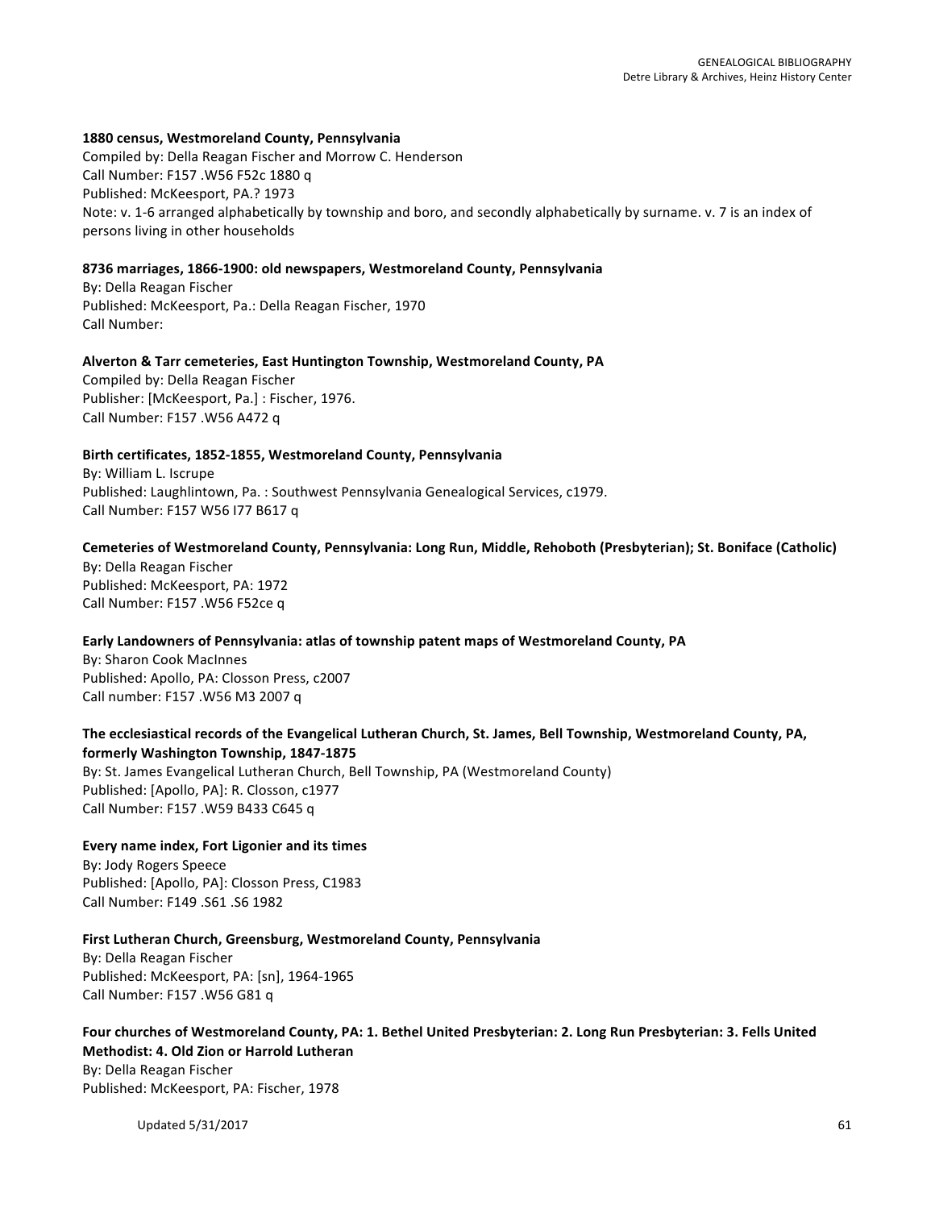**1880 census, Westmoreland County, Pennsylvania**
Compiled by: Della Reagan Fischer and Morrow C. Henderson
Call Number: F157 .W56 F52c 1880 q
Published: McKeesport, PA.? 1973
Note: v. 1-6 arranged alphabetically by township and boro, and secondly alphabetically by surname. v. 7 is an index of persons living in other households

**8736 marriages, 1866-1900: old newspapers, Westmoreland County, Pennsylvania**
By: Della Reagan Fischer
Published: McKeesport, Pa.: Della Reagan Fischer, 1970
Call Number:

**Alverton & Tarr cemeteries, East Huntington Township, Westmoreland County, PA**
Compiled by: Della Reagan Fischer
Publisher: [McKeesport, Pa.] : Fischer, 1976.
Call Number: F157 .W56 A472 q

**Birth certificates, 1852-1855, Westmoreland County, Pennsylvania**
By: William L. Iscrupe
Published: Laughlintown, Pa. : Southwest Pennsylvania Genealogical Services, c1979.
Call Number: F157 W56 I77 B617 q

**Cemeteries of Westmoreland County, Pennsylvania: Long Run, Middle, Rehoboth (Presbyterian); St. Boniface (Catholic)**
By: Della Reagan Fischer
Published: McKeesport, PA: 1972
Call Number: F157 .W56 F52ce q

**Early Landowners of Pennsylvania: atlas of township patent maps of Westmoreland County, PA**
By: Sharon Cook MacInnes
Published: Apollo, PA: Closson Press, c2007
Call number: F157 .W56 M3 2007 q

**The ecclesiastical records of the Evangelical Lutheran Church, St. James, Bell Township, Westmoreland County, PA, formerly Washington Township, 1847-1875**
By: St. James Evangelical Lutheran Church, Bell Township, PA (Westmoreland County)
Published: [Apollo, PA]: R. Closson, c1977
Call Number: F157 .W59 B433 C645 q

**Every name index, Fort Ligonier and its times**
By: Jody Rogers Speece
Published: [Apollo, PA]: Closson Press, C1983
Call Number: F149 .S61 .S6 1982

**First Lutheran Church, Greensburg, Westmoreland County, Pennsylvania**
By: Della Reagan Fischer
Published: McKeesport, PA: [sn], 1964-1965
Call Number: F157 .W56 G81 q

**Four churches of Westmoreland County, PA: 1. Bethel United Presbyterian: 2. Long Run Presbyterian: 3. Fells United Methodist: 4. Old Zion or Harrold Lutheran**
By: Della Reagan Fischer
Published: McKeesport, PA: Fischer, 1978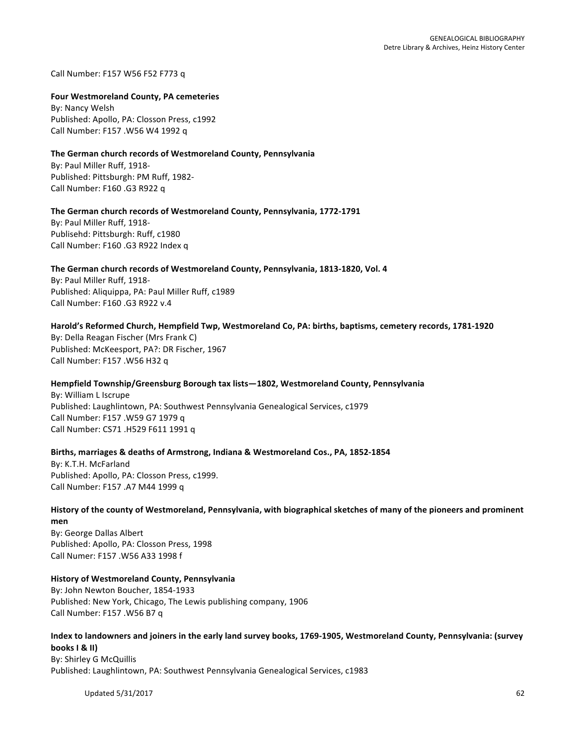Call Number: F157 W56 F52 F773 q

**Four Westmoreland County, PA cemeteries**
By: Nancy Welsh
Published: Apollo, PA: Closson Press, c1992
Call Number: F157 .W56 W4 1992 q

**The German church records of Westmoreland County, Pennsylvania**
By: Paul Miller Ruff, 1918-
Published: Pittsburgh: PM Ruff, 1982-
Call Number: F160 .G3 R922 q

**The German church records of Westmoreland County, Pennsylvania, 1772-1791**
By: Paul Miller Ruff, 1918-
Publisehd: Pittsburgh: Ruff, c1980
Call Number: F160 .G3 R922 Index q

**The German church records of Westmoreland County, Pennsylvania, 1813-1820, Vol. 4**
By: Paul Miller Ruff, 1918-
Published: Aliquippa, PA: Paul Miller Ruff, c1989
Call Number: F160 .G3 R922 v.4

**Harold's Reformed Church, Hempfield Twp, Westmoreland Co, PA: births, baptisms, cemetery records, 1781-1920**
By: Della Reagan Fischer (Mrs Frank C)
Published: McKeesport, PA?: DR Fischer, 1967
Call Number: F157 .W56 H32 q

**Hempfield Township/Greensburg Borough tax lists—1802, Westmoreland County, Pennsylvania**
By: William L Iscrupe
Published: Laughlintown, PA: Southwest Pennsylvania Genealogical Services, c1979
Call Number: F157 .W59 G7 1979 q
Call Number: CS71 .H529 F611 1991 q

**Births, marriages & deaths of Armstrong, Indiana & Westmoreland Cos., PA, 1852-1854**
By: K.T.H. McFarland
Published: Apollo, PA: Closson Press, c1999.
Call Number: F157 .A7 M44 1999 q

**History of the county of Westmoreland, Pennsylvania, with biographical sketches of many of the pioneers and prominent men**
By: George Dallas Albert
Published: Apollo, PA: Closson Press, 1998
Call Numer: F157 .W56 A33 1998 f

**History of Westmoreland County, Pennsylvania**
By: John Newton Boucher, 1854-1933
Published: New York, Chicago, The Lewis publishing company, 1906
Call Number: F157 .W56 B7 q

**Index to landowners and joiners in the early land survey books, 1769-1905, Westmoreland County, Pennsylvania: (survey books I & II)**
By: Shirley G McQuillis
Published: Laughlintown, PA: Southwest Pennsylvania Genealogical Services, c1983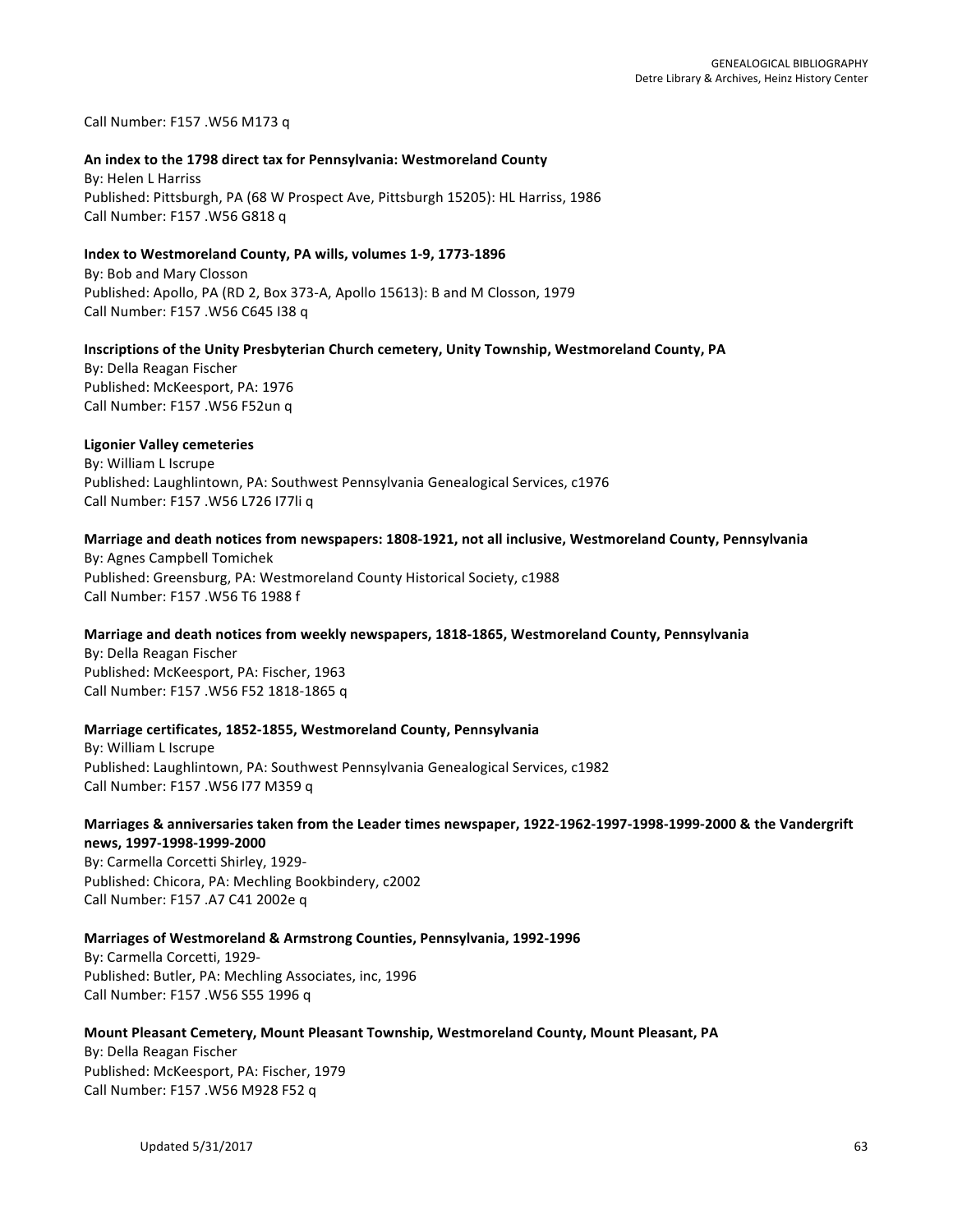Call Number: F157 .W56 M173 q

**An index to the 1798 direct tax for Pennsylvania: Westmoreland County**
By: Helen L Harriss
Published: Pittsburgh, PA (68 W Prospect Ave, Pittsburgh 15205): HL Harriss, 1986
Call Number: F157 .W56 G818 q

**Index to Westmoreland County, PA wills, volumes 1-9, 1773-1896**
By: Bob and Mary Closson
Published: Apollo, PA (RD 2, Box 373-A, Apollo 15613): B and M Closson, 1979
Call Number: F157 .W56 C645 I38 q

**Inscriptions of the Unity Presbyterian Church cemetery, Unity Township, Westmoreland County, PA**
By: Della Reagan Fischer
Published: McKeesport, PA: 1976
Call Number: F157 .W56 F52un q

**Ligonier Valley cemeteries**
By: William L Iscrupe
Published: Laughlintown, PA: Southwest Pennsylvania Genealogical Services, c1976
Call Number: F157 .W56 L726 I77li q

**Marriage and death notices from newspapers: 1808-1921, not all inclusive, Westmoreland County, Pennsylvania**
By: Agnes Campbell Tomichek
Published: Greensburg, PA: Westmoreland County Historical Society, c1988
Call Number: F157 .W56 T6 1988 f

**Marriage and death notices from weekly newspapers, 1818-1865, Westmoreland County, Pennsylvania**
By: Della Reagan Fischer
Published: McKeesport, PA: Fischer, 1963
Call Number: F157 .W56 F52 1818-1865 q

**Marriage certificates, 1852-1855, Westmoreland County, Pennsylvania**
By: William L Iscrupe
Published: Laughlintown, PA: Southwest Pennsylvania Genealogical Services, c1982
Call Number: F157 .W56 I77 M359 q

**Marriages & anniversaries taken from the Leader times newspaper, 1922-1962-1997-1998-1999-2000 & the Vandergrift news, 1997-1998-1999-2000**
By: Carmella Corcetti Shirley, 1929-
Published: Chicora, PA: Mechling Bookbindery, c2002
Call Number: F157 .A7 C41 2002e q

**Marriages of Westmoreland & Armstrong Counties, Pennsylvania, 1992-1996**
By: Carmella Corcetti, 1929-
Published: Butler, PA: Mechling Associates, inc, 1996
Call Number: F157 .W56 S55 1996 q

**Mount Pleasant Cemetery, Mount Pleasant Township, Westmoreland County, Mount Pleasant, PA**
By: Della Reagan Fischer
Published: McKeesport, PA: Fischer, 1979
Call Number: F157 .W56 M928 F52 q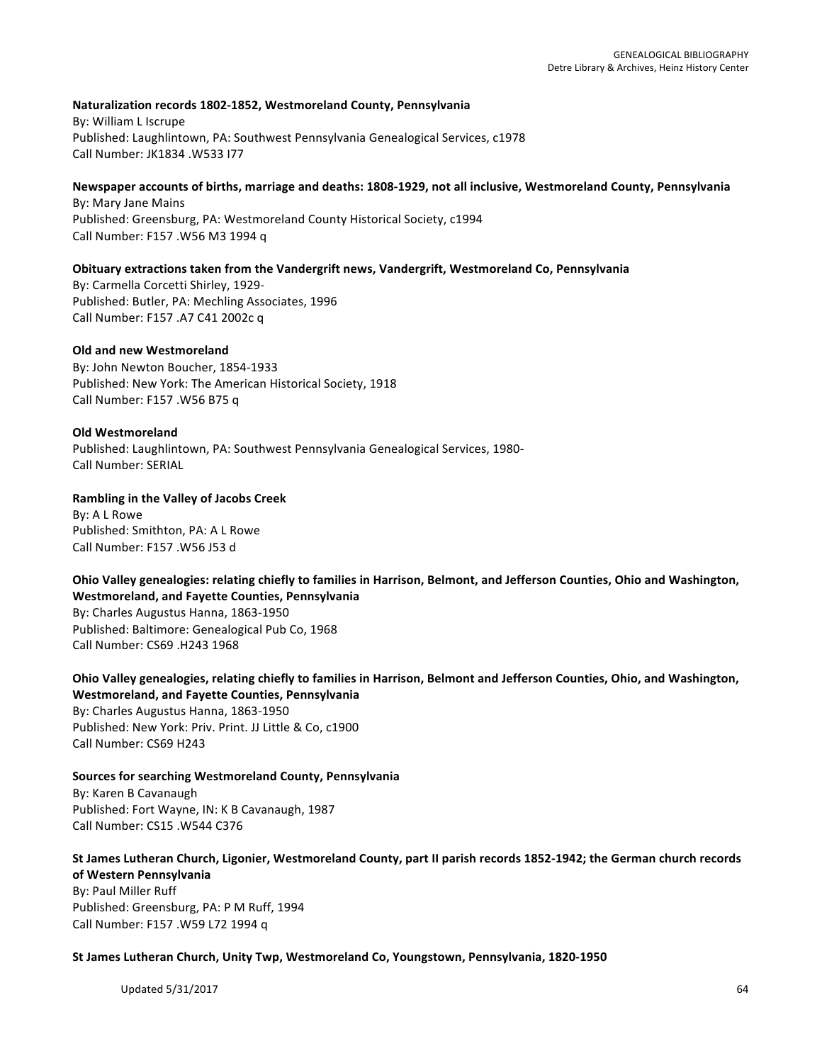**Naturalization records 1802-1852, Westmoreland County, Pennsylvania**
By: William L Iscrupe
Published: Laughlintown, PA: Southwest Pennsylvania Genealogical Services, c1978
Call Number: JK1834 .W533 I77

**Newspaper accounts of births, marriage and deaths: 1808-1929, not all inclusive, Westmoreland County, Pennsylvania**
By: Mary Jane Mains
Published: Greensburg, PA: Westmoreland County Historical Society, c1994
Call Number: F157 .W56 M3 1994 q

**Obituary extractions taken from the Vandergrift news, Vandergrift, Westmoreland Co, Pennsylvania**
By: Carmella Corcetti Shirley, 1929-
Published: Butler, PA: Mechling Associates, 1996
Call Number: F157 .A7 C41 2002c q

**Old and new Westmoreland**
By: John Newton Boucher, 1854-1933
Published: New York: The American Historical Society, 1918
Call Number: F157 .W56 B75 q

**Old Westmoreland**
Published: Laughlintown, PA: Southwest Pennsylvania Genealogical Services, 1980-
Call Number: SERIAL

**Rambling in the Valley of Jacobs Creek**
By: A L Rowe
Published: Smithton, PA: A L Rowe
Call Number: F157 .W56 J53 d

**Ohio Valley genealogies: relating chiefly to families in Harrison, Belmont, and Jefferson Counties, Ohio and Washington, Westmoreland, and Fayette Counties, Pennsylvania**
By: Charles Augustus Hanna, 1863-1950
Published: Baltimore: Genealogical Pub Co, 1968
Call Number: CS69 .H243 1968

**Ohio Valley genealogies, relating chiefly to families in Harrison, Belmont and Jefferson Counties, Ohio, and Washington, Westmoreland, and Fayette Counties, Pennsylvania**
By: Charles Augustus Hanna, 1863-1950
Published: New York: Priv. Print. JJ Little & Co, c1900
Call Number: CS69 H243

**Sources for searching Westmoreland County, Pennsylvania**
By: Karen B Cavanaugh
Published: Fort Wayne, IN: K B Cavanaugh, 1987
Call Number: CS15 .W544 C376

**St James Lutheran Church, Ligonier, Westmoreland County, part II parish records 1852-1942; the German church records of Western Pennsylvania**
By: Paul Miller Ruff
Published: Greensburg, PA: P M Ruff, 1994
Call Number: F157 .W59 L72 1994 q

**St James Lutheran Church, Unity Twp, Westmoreland Co, Youngstown, Pennsylvania, 1820-1950**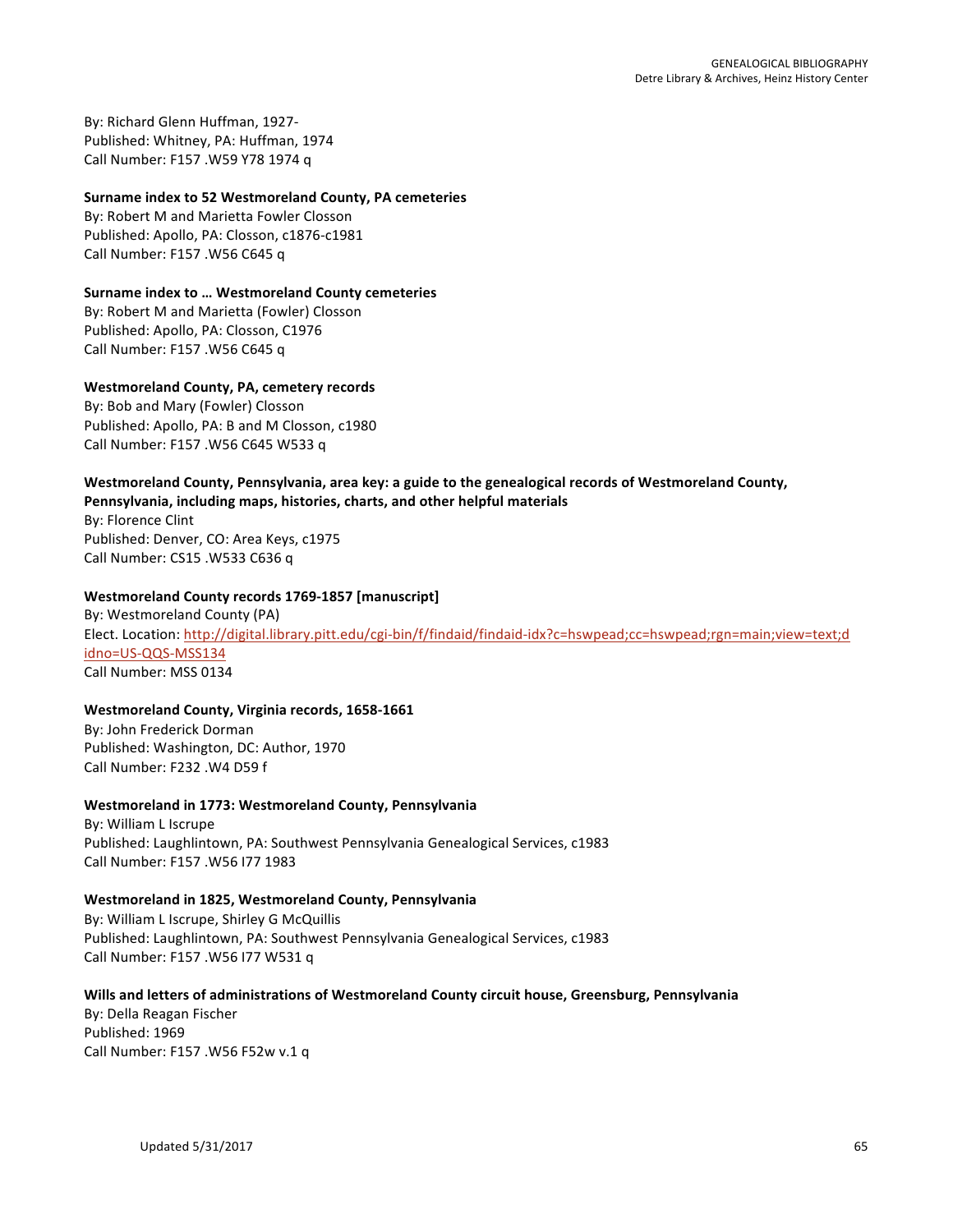By: Richard Glenn Huffman, 1927-
Published: Whitney, PA: Huffman, 1974
Call Number: F157 .W59 Y78 1974 q

**Surname index to 52 Westmoreland County, PA cemeteries**
By: Robert M and Marietta Fowler Closson
Published: Apollo, PA: Closson, c1876-c1981
Call Number: F157 .W56 C645 q

**Surname index to … Westmoreland County cemeteries**
By: Robert M and Marietta (Fowler) Closson
Published: Apollo, PA: Closson, C1976
Call Number: F157 .W56 C645 q

**Westmoreland County, PA, cemetery records**
By: Bob and Mary (Fowler) Closson
Published: Apollo, PA: B and M Closson, c1980
Call Number: F157 .W56 C645 W533 q

**Westmoreland County, Pennsylvania, area key: a guide to the genealogical records of Westmoreland County, Pennsylvania, including maps, histories, charts, and other helpful materials**
By: Florence Clint
Published: Denver, CO: Area Keys, c1975
Call Number: CS15 .W533 C636 q

**Westmoreland County records 1769-1857 [manuscript]**
By: Westmoreland County (PA)
Elect. Location: http://digital.library.pitt.edu/cgi-bin/f/findaid/findaid-idx?c=hswpead;cc=hswpead;rgn=main;view=text;idno=US-QQS-MSS134
Call Number: MSS 0134

**Westmoreland County, Virginia records, 1658-1661**
By: John Frederick Dorman
Published: Washington, DC: Author, 1970
Call Number: F232 .W4 D59 f

**Westmoreland in 1773: Westmoreland County, Pennsylvania**
By: William L Iscrupe
Published: Laughlintown, PA: Southwest Pennsylvania Genealogical Services, c1983
Call Number: F157 .W56 I77 1983

**Westmoreland in 1825, Westmoreland County, Pennsylvania**
By: William L Iscrupe, Shirley G McQuillis
Published: Laughlintown, PA: Southwest Pennsylvania Genealogical Services, c1983
Call Number: F157 .W56 I77 W531 q

**Wills and letters of administrations of Westmoreland County circuit house, Greensburg, Pennsylvania**
By: Della Reagan Fischer
Published: 1969
Call Number: F157 .W56 F52w v.1 q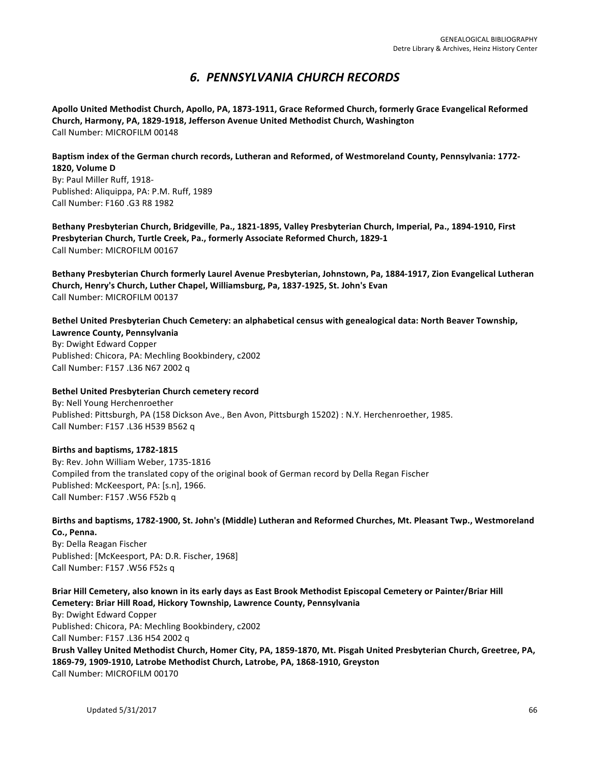# *6. PENNSYLVANIA CHURCH RECORDS*

**Apollo United Methodist Church, Apollo, PA, 1873-1911, Grace Reformed Church, formerly Grace Evangelical Reformed Church, Harmony, PA, 1829-1918, Jefferson Avenue United Methodist Church, Washington**
Call Number: MICROFILM 00148

**Baptism index of the German church records, Lutheran and Reformed, of Westmoreland County, Pennsylvania: 1772-1820, Volume D**
By: Paul Miller Ruff, 1918-
Published: Aliquippa, PA: P.M. Ruff, 1989
Call Number: F160 .G3 R8 1982

**Bethany Presbyterian Church, Bridgeville, Pa., 1821-1895, Valley Presbyterian Church, Imperial, Pa., 1894-1910, First Presbyterian Church, Turtle Creek, Pa., formerly Associate Reformed Church, 1829-1**
Call Number: MICROFILM 00167

**Bethany Presbyterian Church formerly Laurel Avenue Presbyterian, Johnstown, Pa, 1884-1917, Zion Evangelical Lutheran Church, Henry's Church, Luther Chapel, Williamsburg, Pa, 1837-1925, St. John's Evan**
Call Number: MICROFILM 00137

**Bethel United Presbyterian Chuch Cemetery: an alphabetical census with genealogical data: North Beaver Township, Lawrence County, Pennsylvania**
By: Dwight Edward Copper
Published: Chicora, PA: Mechling Bookbindery, c2002
Call Number: F157 .L36 N67 2002 q

**Bethel United Presbyterian Church cemetery record**
By: Nell Young Herchenroether
Published: Pittsburgh, PA (158 Dickson Ave., Ben Avon, Pittsburgh 15202) : N.Y. Herchenroether, 1985.
Call Number: F157 .L36 H539 B562 q

**Births and baptisms, 1782-1815**
By: Rev. John William Weber, 1735-1816
Compiled from the translated copy of the original book of German record by Della Regan Fischer
Published: McKeesport, PA: [s.n], 1966.
Call Number: F157 .W56 F52b q

**Births and baptisms, 1782-1900, St. John's (Middle) Lutheran and Reformed Churches, Mt. Pleasant Twp., Westmoreland Co., Penna.**
By: Della Reagan Fischer
Published: [McKeesport, PA: D.R. Fischer, 1968]
Call Number: F157 .W56 F52s q

**Briar Hill Cemetery, also known in its early days as East Brook Methodist Episcopal Cemetery or Painter/Briar Hill Cemetery: Briar Hill Road, Hickory Township, Lawrence County, Pennsylvania**
By: Dwight Edward Copper
Published: Chicora, PA: Mechling Bookbindery, c2002
Call Number: F157 .L36 H54 2002 q

**Brush Valley United Methodist Church, Homer City, PA, 1859-1870, Mt. Pisgah United Presbyterian Church, Greetree, PA, 1869-79, 1909-1910, Latrobe Methodist Church, Latrobe, PA, 1868-1910, Greyston**
Call Number: MICROFILM 00170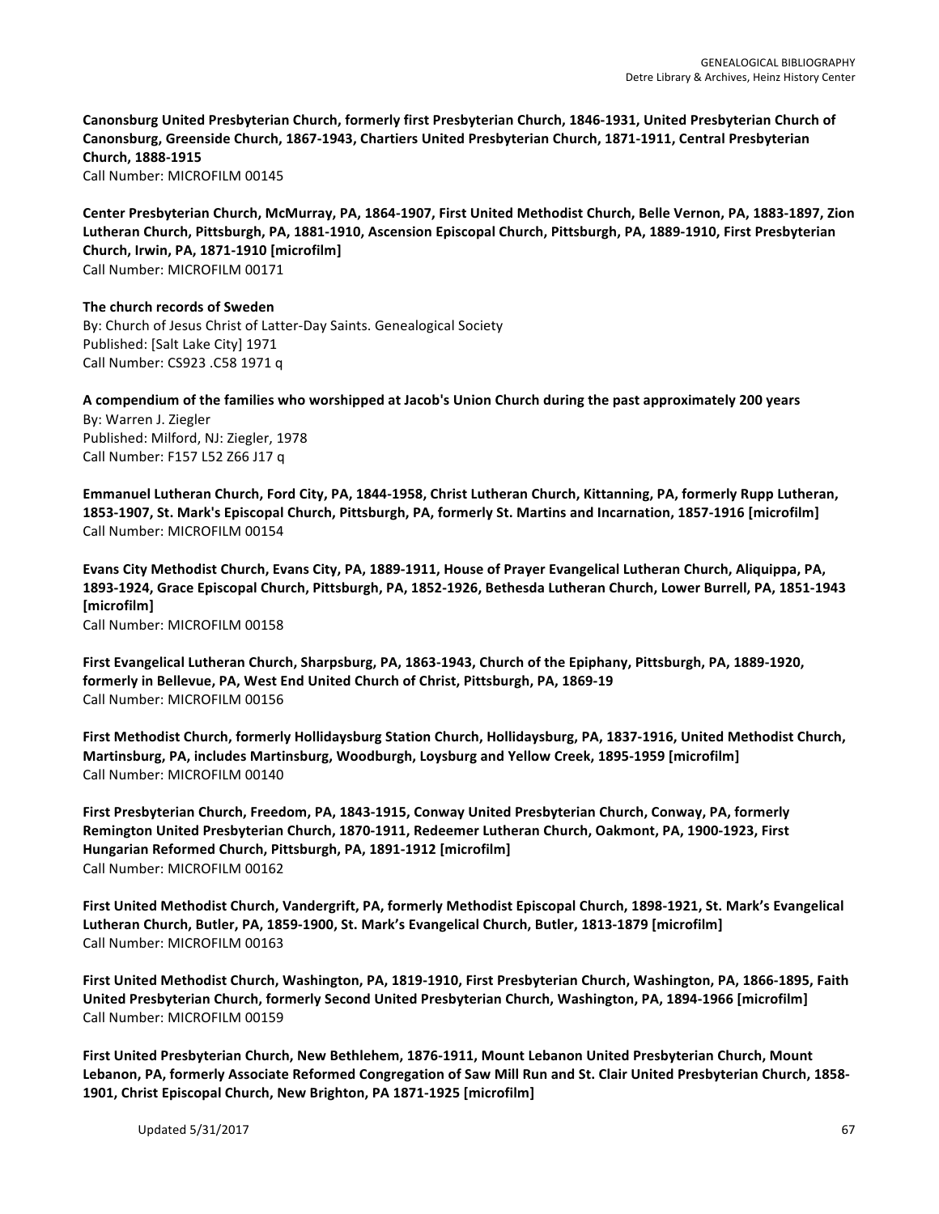**Canonsburg United Presbyterian Church, formerly first Presbyterian Church, 1846-1931, United Presbyterian Church of Canonsburg, Greenside Church, 1867-1943, Chartiers United Presbyterian Church, 1871-1911, Central Presbyterian Church, 1888-1915**
Call Number: MICROFILM 00145

**Center Presbyterian Church, McMurray, PA, 1864-1907, First United Methodist Church, Belle Vernon, PA, 1883-1897, Zion Lutheran Church, Pittsburgh, PA, 1881-1910, Ascension Episcopal Church, Pittsburgh, PA, 1889-1910, First Presbyterian Church, Irwin, PA, 1871-1910 [microfilm]**
Call Number: MICROFILM 00171

**The church records of Sweden**
By: Church of Jesus Christ of Latter-Day Saints. Genealogical Society
Published: [Salt Lake City] 1971
Call Number: CS923 .C58 1971 q

**A compendium of the families who worshipped at Jacob's Union Church during the past approximately 200 years**
By: Warren J. Ziegler
Published: Milford, NJ: Ziegler, 1978
Call Number: F157 L52 Z66 J17 q

**Emmanuel Lutheran Church, Ford City, PA, 1844-1958, Christ Lutheran Church, Kittanning, PA, formerly Rupp Lutheran, 1853-1907, St. Mark's Episcopal Church, Pittsburgh, PA, formerly St. Martins and Incarnation, 1857-1916 [microfilm]**
Call Number: MICROFILM 00154

**Evans City Methodist Church, Evans City, PA, 1889-1911, House of Prayer Evangelical Lutheran Church, Aliquippa, PA, 1893-1924, Grace Episcopal Church, Pittsburgh, PA, 1852-1926, Bethesda Lutheran Church, Lower Burrell, PA, 1851-1943 [microfilm]**
Call Number: MICROFILM 00158

**First Evangelical Lutheran Church, Sharpsburg, PA, 1863-1943, Church of the Epiphany, Pittsburgh, PA, 1889-1920, formerly in Bellevue, PA, West End United Church of Christ, Pittsburgh, PA, 1869-19**
Call Number: MICROFILM 00156

**First Methodist Church, formerly Hollidaysburg Station Church, Hollidaysburg, PA, 1837-1916, United Methodist Church, Martinsburg, PA, includes Martinsburg, Woodburgh, Loysburg and Yellow Creek, 1895-1959 [microfilm]**
Call Number: MICROFILM 00140

**First Presbyterian Church, Freedom, PA, 1843-1915, Conway United Presbyterian Church, Conway, PA, formerly Remington United Presbyterian Church, 1870-1911, Redeemer Lutheran Church, Oakmont, PA, 1900-1923, First Hungarian Reformed Church, Pittsburgh, PA, 1891-1912 [microfilm]**
Call Number: MICROFILM 00162

**First United Methodist Church, Vandergrift, PA, formerly Methodist Episcopal Church, 1898-1921, St. Mark's Evangelical Lutheran Church, Butler, PA, 1859-1900, St. Mark's Evangelical Church, Butler, 1813-1879 [microfilm]**
Call Number: MICROFILM 00163

**First United Methodist Church, Washington, PA, 1819-1910, First Presbyterian Church, Washington, PA, 1866-1895, Faith United Presbyterian Church, formerly Second United Presbyterian Church, Washington, PA, 1894-1966 [microfilm]**
Call Number: MICROFILM 00159

**First United Presbyterian Church, New Bethlehem, 1876-1911, Mount Lebanon United Presbyterian Church, Mount Lebanon, PA, formerly Associate Reformed Congregation of Saw Mill Run and St. Clair United Presbyterian Church, 1858-1901, Christ Episcopal Church, New Brighton, PA 1871-1925 [microfilm]**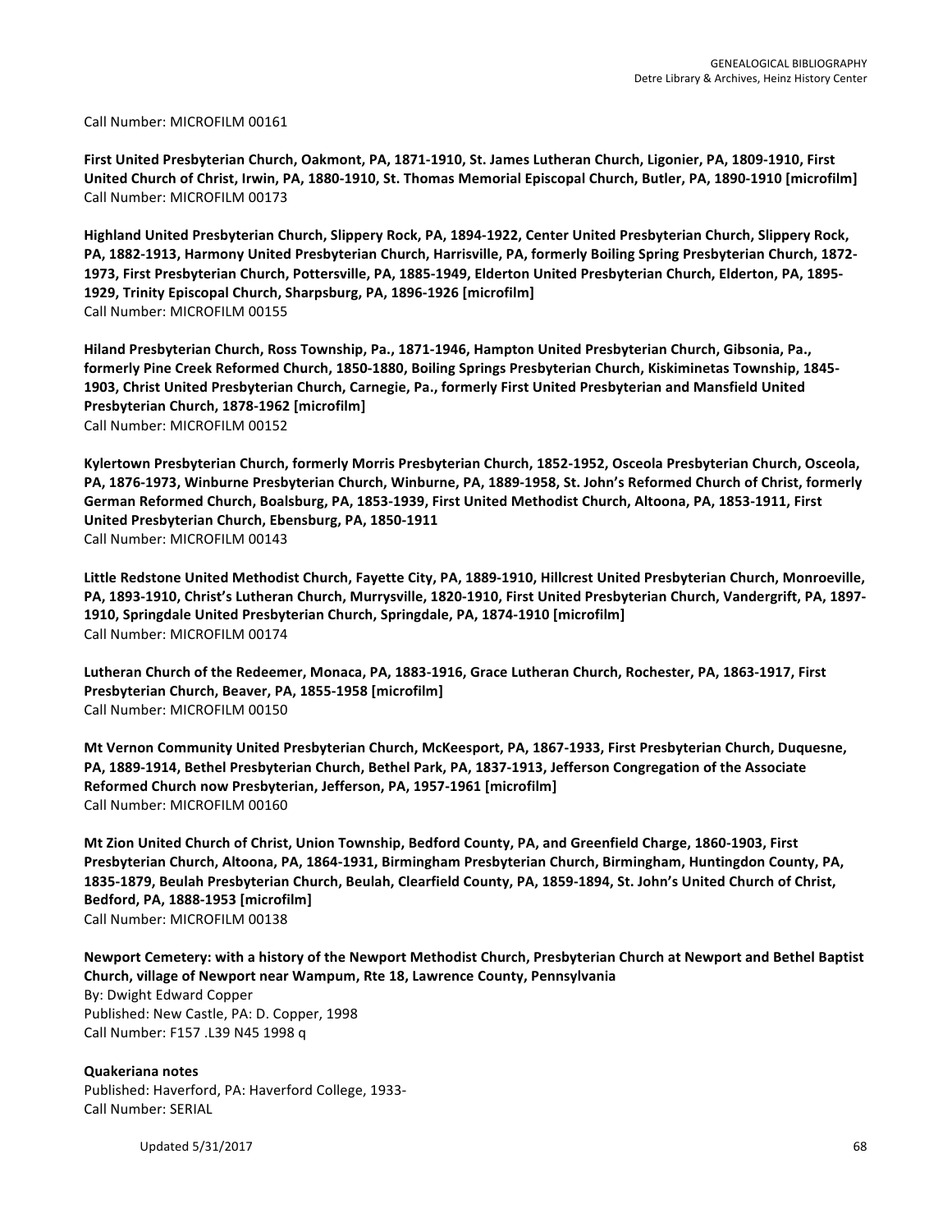Call Number: MICROFILM 00161

**First United Presbyterian Church, Oakmont, PA, 1871-1910, St. James Lutheran Church, Ligonier, PA, 1809-1910, First United Church of Christ, Irwin, PA, 1880-1910, St. Thomas Memorial Episcopal Church, Butler, PA, 1890-1910 [microfilm]**
Call Number: MICROFILM 00173

**Highland United Presbyterian Church, Slippery Rock, PA, 1894-1922, Center United Presbyterian Church, Slippery Rock, PA, 1882-1913, Harmony United Presbyterian Church, Harrisville, PA, formerly Boiling Spring Presbyterian Church, 1872-1973, First Presbyterian Church, Pottersville, PA, 1885-1949, Elderton United Presbyterian Church, Elderton, PA, 1895-1929, Trinity Episcopal Church, Sharpsburg, PA, 1896-1926 [microfilm]**
Call Number: MICROFILM 00155

**Hiland Presbyterian Church, Ross Township, Pa., 1871-1946, Hampton United Presbyterian Church, Gibsonia, Pa., formerly Pine Creek Reformed Church, 1850-1880, Boiling Springs Presbyterian Church, Kiskiminetas Township, 1845-1903, Christ United Presbyterian Church, Carnegie, Pa., formerly First United Presbyterian and Mansfield United Presbyterian Church, 1878-1962 [microfilm]**
Call Number: MICROFILM 00152

**Kylertown Presbyterian Church, formerly Morris Presbyterian Church, 1852-1952, Osceola Presbyterian Church, Osceola, PA, 1876-1973, Winburne Presbyterian Church, Winburne, PA, 1889-1958, St. John's Reformed Church of Christ, formerly German Reformed Church, Boalsburg, PA, 1853-1939, First United Methodist Church, Altoona, PA, 1853-1911, First United Presbyterian Church, Ebensburg, PA, 1850-1911**
Call Number: MICROFILM 00143

**Little Redstone United Methodist Church, Fayette City, PA, 1889-1910, Hillcrest United Presbyterian Church, Monroeville, PA, 1893-1910, Christ's Lutheran Church, Murrysville, 1820-1910, First United Presbyterian Church, Vandergrift, PA, 1897-1910, Springdale United Presbyterian Church, Springdale, PA, 1874-1910 [microfilm]**
Call Number: MICROFILM 00174

**Lutheran Church of the Redeemer, Monaca, PA, 1883-1916, Grace Lutheran Church, Rochester, PA, 1863-1917, First Presbyterian Church, Beaver, PA, 1855-1958 [microfilm]**
Call Number: MICROFILM 00150

**Mt Vernon Community United Presbyterian Church, McKeesport, PA, 1867-1933, First Presbyterian Church, Duquesne, PA, 1889-1914, Bethel Presbyterian Church, Bethel Park, PA, 1837-1913, Jefferson Congregation of the Associate Reformed Church now Presbyterian, Jefferson, PA, 1957-1961 [microfilm]**
Call Number: MICROFILM 00160

**Mt Zion United Church of Christ, Union Township, Bedford County, PA, and Greenfield Charge, 1860-1903, First Presbyterian Church, Altoona, PA, 1864-1931, Birmingham Presbyterian Church, Birmingham, Huntingdon County, PA, 1835-1879, Beulah Presbyterian Church, Beulah, Clearfield County, PA, 1859-1894, St. John's United Church of Christ, Bedford, PA, 1888-1953 [microfilm]**
Call Number: MICROFILM 00138

**Newport Cemetery: with a history of the Newport Methodist Church, Presbyterian Church at Newport and Bethel Baptist Church, village of Newport near Wampum, Rte 18, Lawrence County, Pennsylvania**
By: Dwight Edward Copper
Published: New Castle, PA: D. Copper, 1998
Call Number: F157 .L39 N45 1998 q

**Quakeriana notes**
Published: Haverford, PA: Haverford College, 1933-
Call Number: SERIAL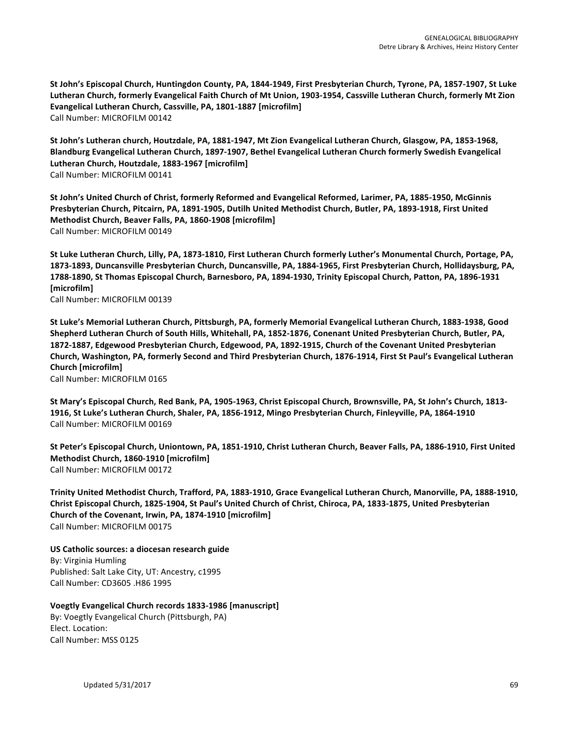**St John's Episcopal Church, Huntingdon County, PA, 1844-1949, First Presbyterian Church, Tyrone, PA, 1857-1907, St Luke Lutheran Church, formerly Evangelical Faith Church of Mt Union, 1903-1954, Cassville Lutheran Church, formerly Mt Zion Evangelical Lutheran Church, Cassville, PA, 1801-1887 [microfilm]**
Call Number: MICROFILM 00142

**St John's Lutheran church, Houtzdale, PA, 1881-1947, Mt Zion Evangelical Lutheran Church, Glasgow, PA, 1853-1968, Blandburg Evangelical Lutheran Church, 1897-1907, Bethel Evangelical Lutheran Church formerly Swedish Evangelical Lutheran Church, Houtzdale, 1883-1967 [microfilm]**
Call Number: MICROFILM 00141

**St John's United Church of Christ, formerly Reformed and Evangelical Reformed, Larimer, PA, 1885-1950, McGinnis Presbyterian Church, Pitcairn, PA, 1891-1905, Dutilh United Methodist Church, Butler, PA, 1893-1918, First United Methodist Church, Beaver Falls, PA, 1860-1908 [microfilm]**
Call Number: MICROFILM 00149

**St Luke Lutheran Church, Lilly, PA, 1873-1810, First Lutheran Church formerly Luther's Monumental Church, Portage, PA, 1873-1893, Duncansville Presbyterian Church, Duncansville, PA, 1884-1965, First Presbyterian Church, Hollidaysburg, PA, 1788-1890, St Thomas Episcopal Church, Barnesboro, PA, 1894-1930, Trinity Episcopal Church, Patton, PA, 1896-1931 [microfilm]**
Call Number: MICROFILM 00139

**St Luke's Memorial Lutheran Church, Pittsburgh, PA, formerly Memorial Evangelical Lutheran Church, 1883-1938, Good Shepherd Lutheran Church of South Hills, Whitehall, PA, 1852-1876, Conenant United Presbyterian Church, Butler, PA, 1872-1887, Edgewood Presbyterian Church, Edgewood, PA, 1892-1915, Church of the Covenant United Presbyterian Church, Washington, PA, formerly Second and Third Presbyterian Church, 1876-1914, First St Paul's Evangelical Lutheran Church [microfilm]**
Call Number: MICROFILM 0165

**St Mary's Episcopal Church, Red Bank, PA, 1905-1963, Christ Episcopal Church, Brownsville, PA, St John's Church, 1813-1916, St Luke's Lutheran Church, Shaler, PA, 1856-1912, Mingo Presbyterian Church, Finleyville, PA, 1864-1910**
Call Number: MICROFILM 00169

**St Peter's Episcopal Church, Uniontown, PA, 1851-1910, Christ Lutheran Church, Beaver Falls, PA, 1886-1910, First United Methodist Church, 1860-1910 [microfilm]**
Call Number: MICROFILM 00172

**Trinity United Methodist Church, Trafford, PA, 1883-1910, Grace Evangelical Lutheran Church, Manorville, PA, 1888-1910, Christ Episcopal Church, 1825-1904, St Paul's United Church of Christ, Chiroca, PA, 1833-1875, United Presbyterian Church of the Covenant, Irwin, PA, 1874-1910 [microfilm]**
Call Number: MICROFILM 00175

**US Catholic sources: a diocesan research guide**
By: Virginia Humling
Published: Salt Lake City, UT: Ancestry, c1995
Call Number: CD3605 .H86 1995

**Voegtly Evangelical Church records 1833-1986 [manuscript]**
By: Voegtly Evangelical Church (Pittsburgh, PA)
Elect. Location:
Call Number: MSS 0125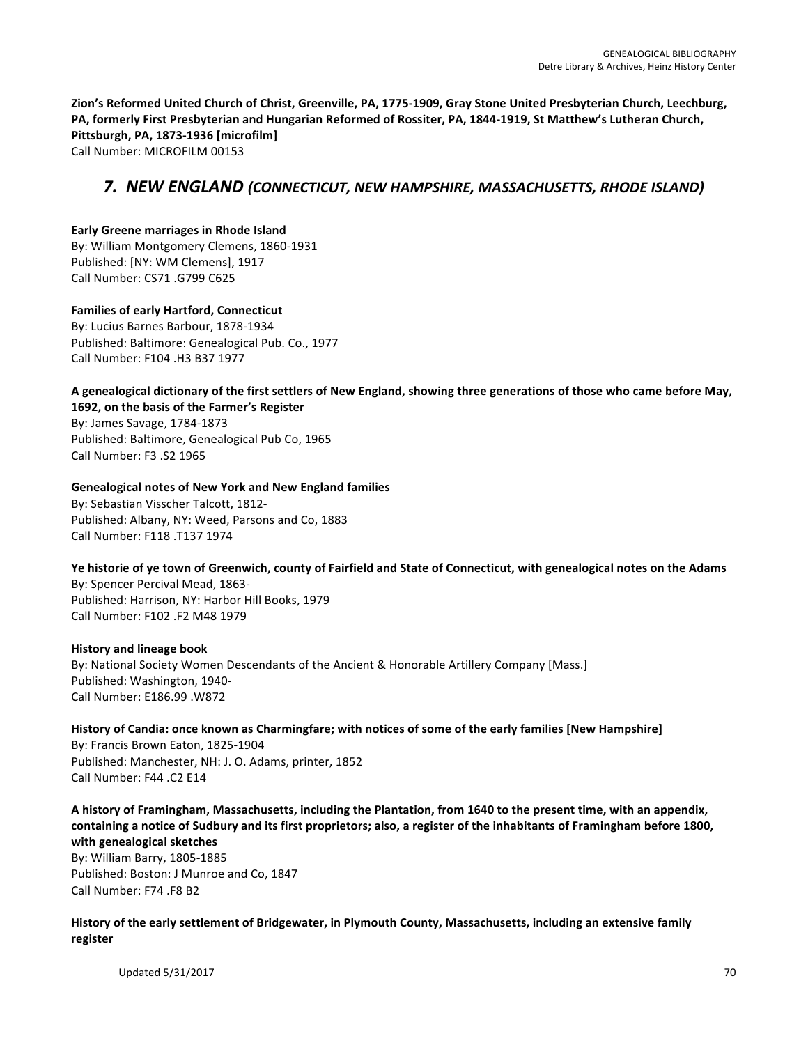**Zion's Reformed United Church of Christ, Greenville, PA, 1775-1909, Gray Stone United Presbyterian Church, Leechburg, PA, formerly First Presbyterian and Hungarian Reformed of Rossiter, PA, 1844-1919, St Matthew's Lutheran Church, Pittsburgh, PA, 1873-1936 [microfilm]**
Call Number: MICROFILM 00153

## *7. NEW ENGLAND (CONNECTICUT, NEW HAMPSHIRE, MASSACHUSETTS, RHODE ISLAND)*

**Early Greene marriages in Rhode Island**
By: William Montgomery Clemens, 1860-1931
Published: [NY: WM Clemens], 1917
Call Number: CS71 .G799 C625

**Families of early Hartford, Connecticut**
By: Lucius Barnes Barbour, 1878-1934
Published: Baltimore: Genealogical Pub. Co., 1977
Call Number: F104 .H3 B37 1977

**A genealogical dictionary of the first settlers of New England, showing three generations of those who came before May, 1692, on the basis of the Farmer's Register**
By: James Savage, 1784-1873
Published: Baltimore, Genealogical Pub Co, 1965
Call Number: F3 .S2 1965

**Genealogical notes of New York and New England families**
By: Sebastian Visscher Talcott, 1812-
Published: Albany, NY: Weed, Parsons and Co, 1883
Call Number: F118 .T137 1974

**Ye historie of ye town of Greenwich, county of Fairfield and State of Connecticut, with genealogical notes on the Adams**
By: Spencer Percival Mead, 1863-
Published: Harrison, NY: Harbor Hill Books, 1979
Call Number: F102 .F2 M48 1979

**History and lineage book**
By: National Society Women Descendants of the Ancient & Honorable Artillery Company [Mass.]
Published: Washington, 1940-
Call Number: E186.99 .W872

**History of Candia: once known as Charmingfare; with notices of some of the early families [New Hampshire]**
By: Francis Brown Eaton, 1825-1904
Published: Manchester, NH: J. O. Adams, printer, 1852
Call Number: F44 .C2 E14

**A history of Framingham, Massachusetts, including the Plantation, from 1640 to the present time, with an appendix, containing a notice of Sudbury and its first proprietors; also, a register of the inhabitants of Framingham before 1800, with genealogical sketches**
By: William Barry, 1805-1885
Published: Boston: J Munroe and Co, 1847
Call Number: F74 .F8 B2

**History of the early settlement of Bridgewater, in Plymouth County, Massachusetts, including an extensive family register**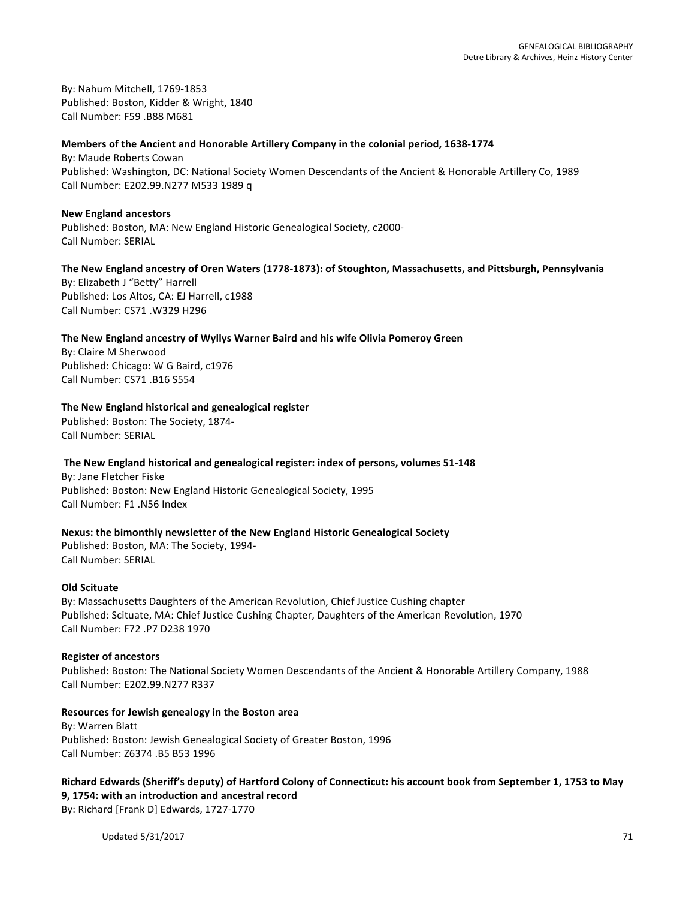By: Nahum Mitchell, 1769-1853
Published: Boston, Kidder & Wright, 1840
Call Number: F59 .B88 M681

**Members of the Ancient and Honorable Artillery Company in the colonial period, 1638-1774**
By: Maude Roberts Cowan
Published: Washington, DC: National Society Women Descendants of the Ancient & Honorable Artillery Co, 1989
Call Number: E202.99.N277 M533 1989 q

**New England ancestors**
Published: Boston, MA: New England Historic Genealogical Society, c2000-
Call Number: SERIAL

**The New England ancestry of Oren Waters (1778-1873): of Stoughton, Massachusetts, and Pittsburgh, Pennsylvania**
By: Elizabeth J "Betty" Harrell
Published: Los Altos, CA: EJ Harrell, c1988
Call Number: CS71 .W329 H296

**The New England ancestry of Wyllys Warner Baird and his wife Olivia Pomeroy Green**
By: Claire M Sherwood
Published: Chicago: W G Baird, c1976
Call Number: CS71 .B16 S554

**The New England historical and genealogical register**
Published: Boston: The Society, 1874-
Call Number: SERIAL

**The New England historical and genealogical register: index of persons, volumes 51-148**
By: Jane Fletcher Fiske
Published: Boston: New England Historic Genealogical Society, 1995
Call Number: F1 .N56 Index

**Nexus: the bimonthly newsletter of the New England Historic Genealogical Society**
Published: Boston, MA: The Society, 1994-
Call Number: SERIAL

**Old Scituate**
By: Massachusetts Daughters of the American Revolution, Chief Justice Cushing chapter
Published: Scituate, MA: Chief Justice Cushing Chapter, Daughters of the American Revolution, 1970
Call Number: F72 .P7 D238 1970

**Register of ancestors**
Published: Boston: The National Society Women Descendants of the Ancient & Honorable Artillery Company, 1988
Call Number: E202.99.N277 R337

**Resources for Jewish genealogy in the Boston area**
By: Warren Blatt
Published: Boston: Jewish Genealogical Society of Greater Boston, 1996
Call Number: Z6374 .B5 B53 1996

**Richard Edwards (Sheriff's deputy) of Hartford Colony of Connecticut: his account book from September 1, 1753 to May 9, 1754: with an introduction and ancestral record**
By: Richard [Frank D] Edwards, 1727-1770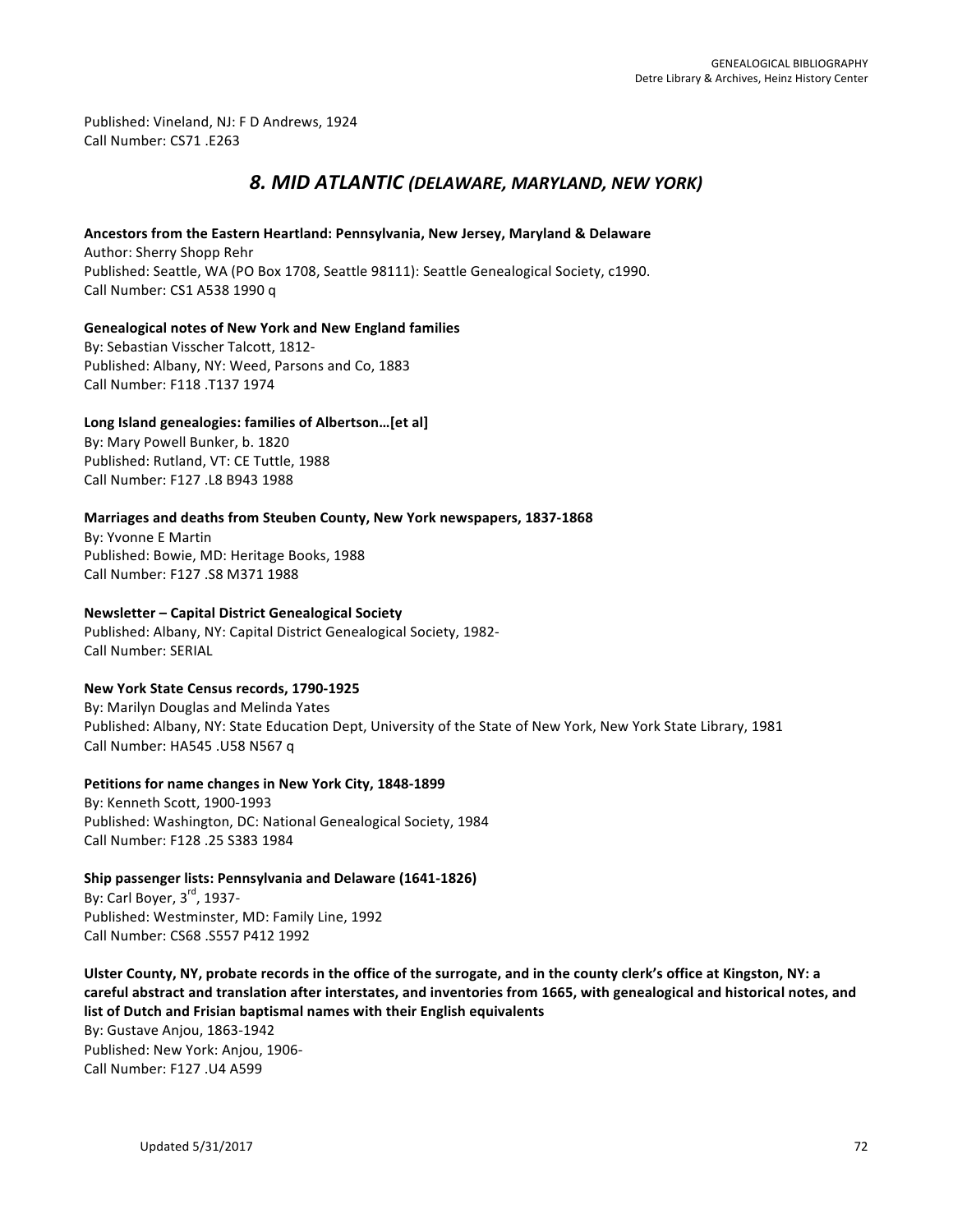Published: Vineland, NJ: F D Andrews, 1924
Call Number: CS71 .E263

## *8. MID ATLANTIC (DELAWARE, MARYLAND, NEW YORK)*

**Ancestors from the Eastern Heartland: Pennsylvania, New Jersey, Maryland & Delaware**
Author: Sherry Shopp Rehr
Published: Seattle, WA (PO Box 1708, Seattle 98111): Seattle Genealogical Society, c1990.
Call Number: CS1 A538 1990 q

**Genealogical notes of New York and New England families**
By: Sebastian Visscher Talcott, 1812-
Published: Albany, NY: Weed, Parsons and Co, 1883
Call Number: F118 .T137 1974

**Long Island genealogies: families of Albertson…[et al]**
By: Mary Powell Bunker, b. 1820
Published: Rutland, VT: CE Tuttle, 1988
Call Number: F127 .L8 B943 1988

**Marriages and deaths from Steuben County, New York newspapers, 1837-1868**
By: Yvonne E Martin
Published: Bowie, MD: Heritage Books, 1988
Call Number: F127 .S8 M371 1988

**Newsletter – Capital District Genealogical Society**
Published: Albany, NY: Capital District Genealogical Society, 1982-
Call Number: SERIAL

**New York State Census records, 1790-1925**
By: Marilyn Douglas and Melinda Yates
Published: Albany, NY: State Education Dept, University of the State of New York, New York State Library, 1981
Call Number: HA545 .U58 N567 q

**Petitions for name changes in New York City, 1848-1899**
By: Kenneth Scott, 1900-1993
Published: Washington, DC: National Genealogical Society, 1984
Call Number: F128 .25 S383 1984

**Ship passenger lists: Pennsylvania and Delaware (1641-1826)**
By: Carl Boyer, 3rd, 1937-
Published: Westminster, MD: Family Line, 1992
Call Number: CS68 .S557 P412 1992

**Ulster County, NY, probate records in the office of the surrogate, and in the county clerk's office at Kingston, NY: a careful abstract and translation after interstates, and inventories from 1665, with genealogical and historical notes, and list of Dutch and Frisian baptismal names with their English equivalents**
By: Gustave Anjou, 1863-1942
Published: New York: Anjou, 1906-
Call Number: F127 .U4 A599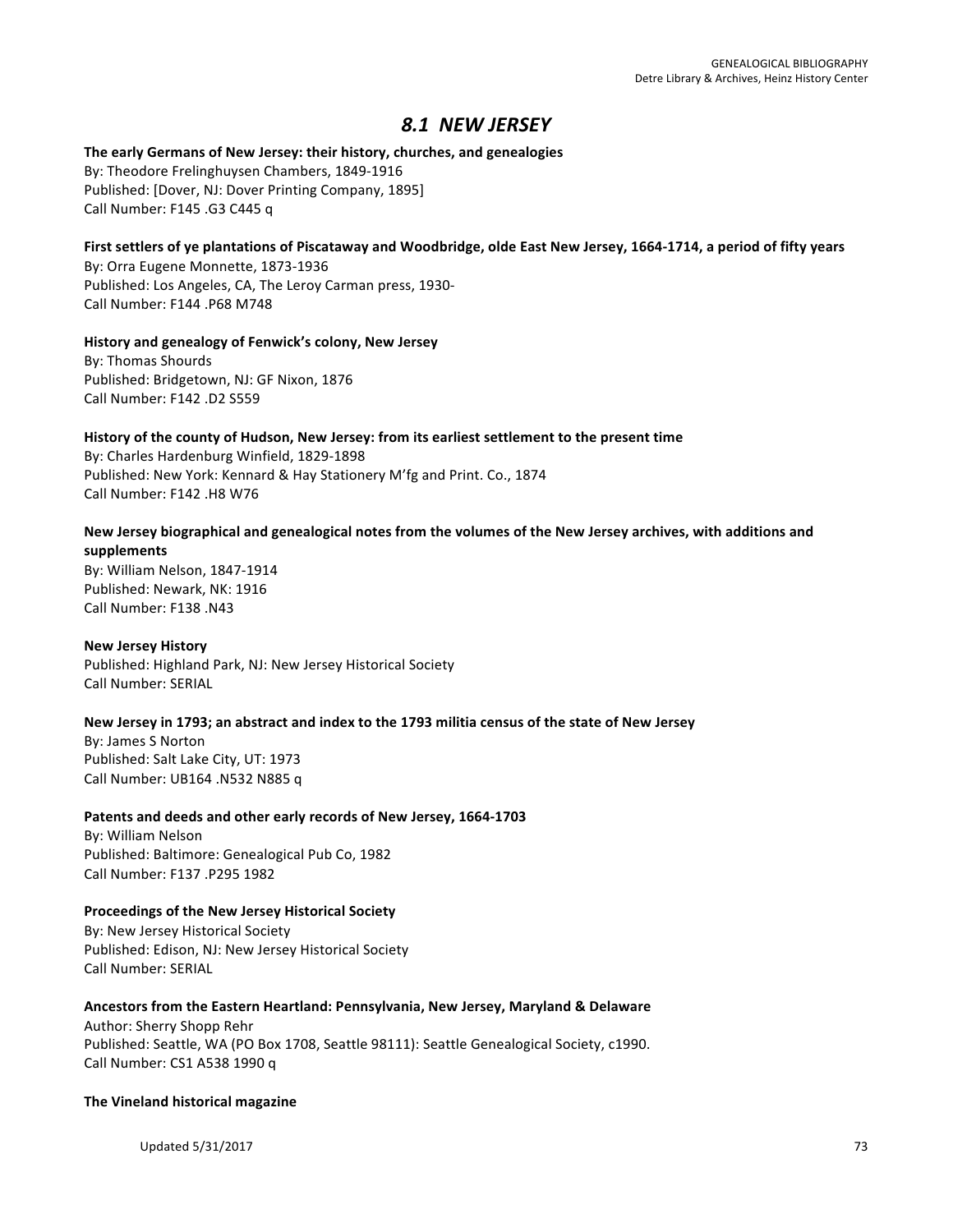# *8.1 NEW JERSEY*

**The early Germans of New Jersey: their history, churches, and genealogies**
By: Theodore Frelinghuysen Chambers, 1849-1916
Published: [Dover, NJ: Dover Printing Company, 1895]
Call Number: F145 .G3 C445 q

**First settlers of ye plantations of Piscataway and Woodbridge, olde East New Jersey, 1664-1714, a period of fifty years**
By: Orra Eugene Monnette, 1873-1936
Published: Los Angeles, CA, The Leroy Carman press, 1930-
Call Number: F144 .P68 M748

**History and genealogy of Fenwick's colony, New Jersey**
By: Thomas Shourds
Published: Bridgetown, NJ: GF Nixon, 1876
Call Number: F142 .D2 S559

**History of the county of Hudson, New Jersey: from its earliest settlement to the present time**
By: Charles Hardenburg Winfield, 1829-1898
Published: New York: Kennard & Hay Stationery M'fg and Print. Co., 1874
Call Number: F142 .H8 W76

**New Jersey biographical and genealogical notes from the volumes of the New Jersey archives, with additions and supplements**
By: William Nelson, 1847-1914
Published: Newark, NK: 1916
Call Number: F138 .N43

**New Jersey History**
Published: Highland Park, NJ: New Jersey Historical Society
Call Number: SERIAL

**New Jersey in 1793; an abstract and index to the 1793 militia census of the state of New Jersey**
By: James S Norton
Published: Salt Lake City, UT: 1973
Call Number: UB164 .N532 N885 q

**Patents and deeds and other early records of New Jersey, 1664-1703**
By: William Nelson
Published: Baltimore: Genealogical Pub Co, 1982
Call Number: F137 .P295 1982

**Proceedings of the New Jersey Historical Society**
By: New Jersey Historical Society
Published: Edison, NJ: New Jersey Historical Society
Call Number: SERIAL

**Ancestors from the Eastern Heartland: Pennsylvania, New Jersey, Maryland & Delaware**
Author: Sherry Shopp Rehr
Published: Seattle, WA (PO Box 1708, Seattle 98111): Seattle Genealogical Society, c1990.
Call Number: CS1 A538 1990 q

**The Vineland historical magazine**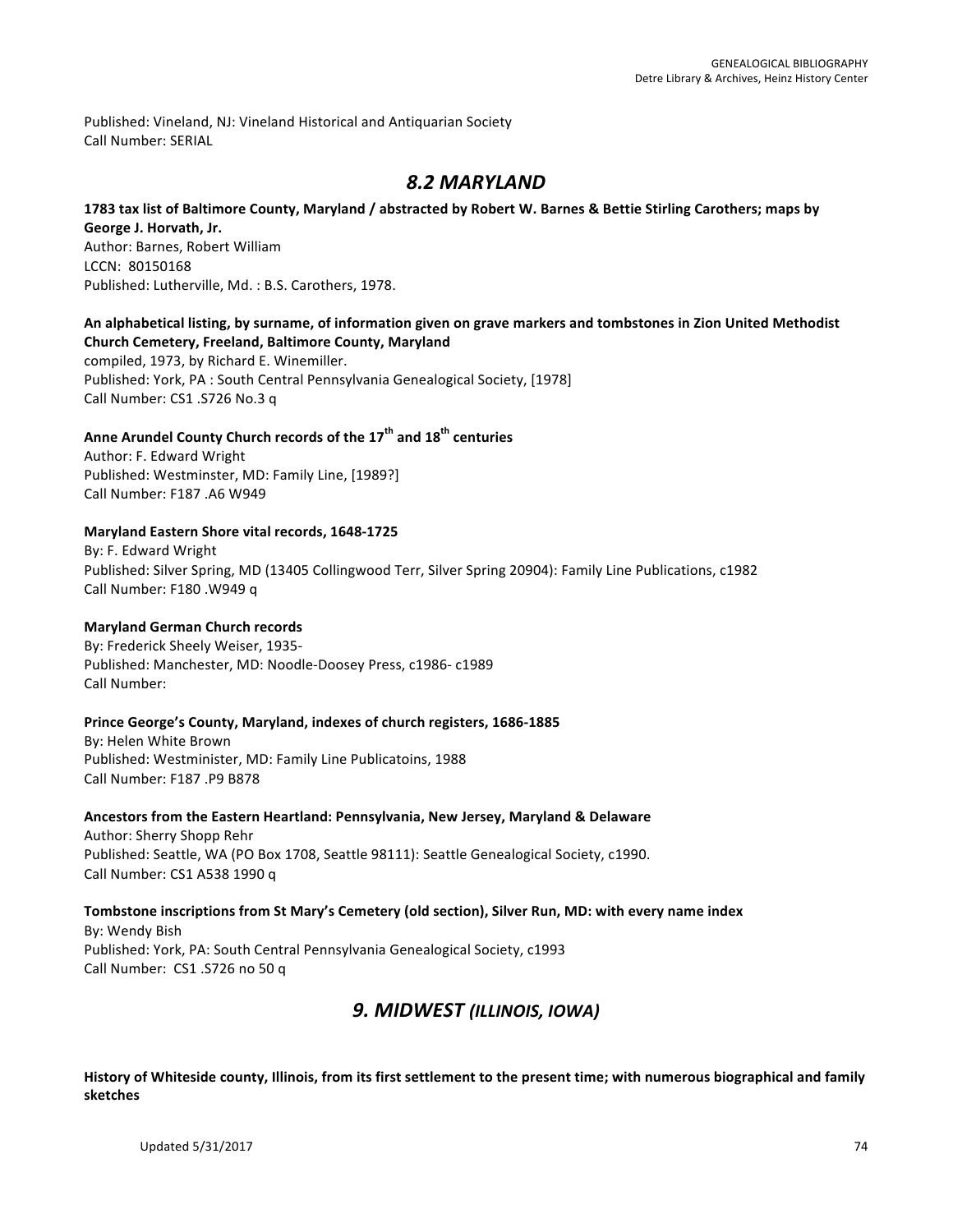Published: Vineland, NJ: Vineland Historical and Antiquarian Society
Call Number: SERIAL

## *8.2 MARYLAND*

**1783 tax list of Baltimore County, Maryland / abstracted by Robert W. Barnes & Bettie Stirling Carothers; maps by George J. Horvath, Jr.**
Author: Barnes, Robert William
LCCN: 80150168
Published: Lutherville, Md. : B.S. Carothers, 1978.

**An alphabetical listing, by surname, of information given on grave markers and tombstones in Zion United Methodist Church Cemetery, Freeland, Baltimore County, Maryland**
compiled, 1973, by Richard E. Winemiller.
Published: York, PA : South Central Pennsylvania Genealogical Society, [1978]
Call Number: CS1 .S726 No.3 q

**Anne Arundel County Church records of the 17th and 18th centuries**
Author: F. Edward Wright
Published: Westminster, MD: Family Line, [1989?]
Call Number: F187 .A6 W949

**Maryland Eastern Shore vital records, 1648-1725**
By: F. Edward Wright
Published: Silver Spring, MD (13405 Collingwood Terr, Silver Spring 20904): Family Line Publications, c1982
Call Number: F180 .W949 q

**Maryland German Church records**
By: Frederick Sheely Weiser, 1935-
Published: Manchester, MD: Noodle-Doosey Press, c1986- c1989
Call Number:

**Prince George's County, Maryland, indexes of church registers, 1686-1885**
By: Helen White Brown
Published: Westminister, MD: Family Line Publicatoins, 1988
Call Number: F187 .P9 B878

**Ancestors from the Eastern Heartland: Pennsylvania, New Jersey, Maryland & Delaware**
Author: Sherry Shopp Rehr
Published: Seattle, WA (PO Box 1708, Seattle 98111): Seattle Genealogical Society, c1990.
Call Number: CS1 A538 1990 q

**Tombstone inscriptions from St Mary's Cemetery (old section), Silver Run, MD: with every name index**
By: Wendy Bish
Published: York, PA: South Central Pennsylvania Genealogical Society, c1993
Call Number: CS1 .S726 no 50 q

## *9. MIDWEST (ILLINOIS, IOWA)*

**History of Whiteside county, Illinois, from its first settlement to the present time; with numerous biographical and family sketches**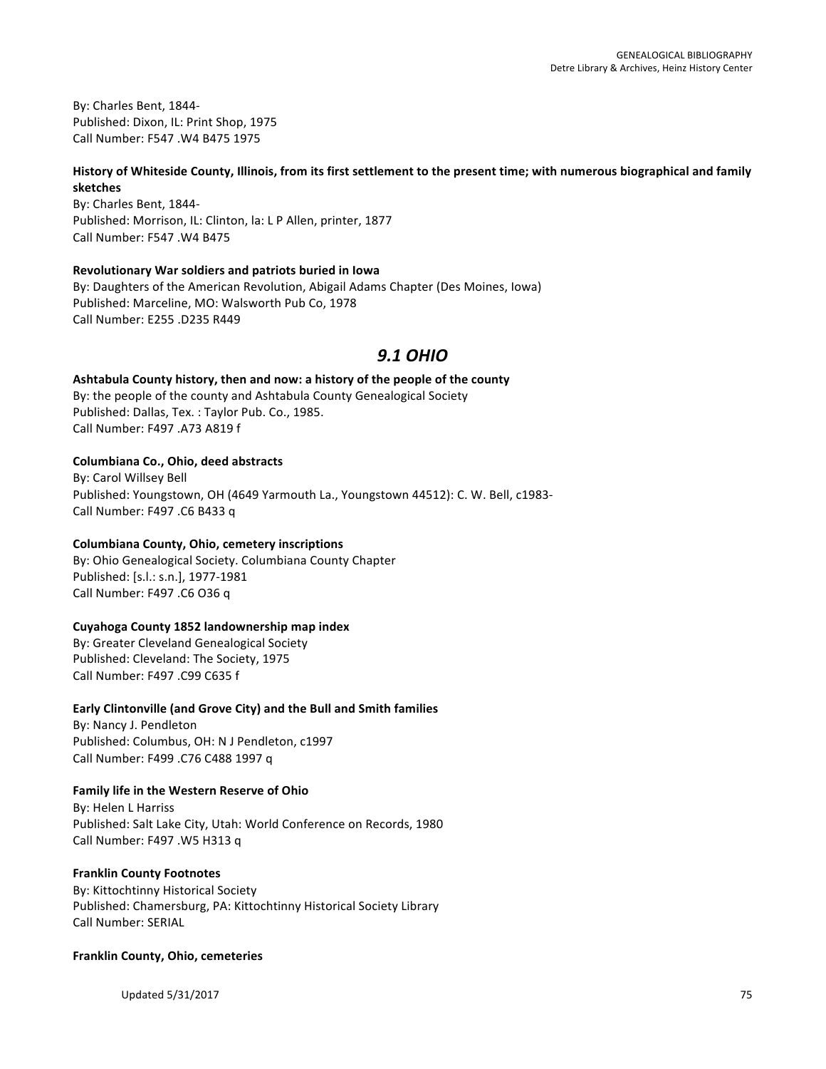By: Charles Bent, 1844-
Published: Dixon, IL: Print Shop, 1975
Call Number: F547 .W4 B475 1975

**History of Whiteside County, Illinois, from its first settlement to the present time; with numerous biographical and family sketches**
By: Charles Bent, 1844-
Published: Morrison, IL: Clinton, Ia: L P Allen, printer, 1877
Call Number: F547 .W4 B475

**Revolutionary War soldiers and patriots buried in Iowa**
By: Daughters of the American Revolution, Abigail Adams Chapter (Des Moines, Iowa)
Published: Marceline, MO: Walsworth Pub Co, 1978
Call Number: E255 .D235 R449

## *9.1 OHIO*

**Ashtabula County history, then and now: a history of the people of the county**
By: the people of the county and Ashtabula County Genealogical Society
Published: Dallas, Tex. : Taylor Pub. Co., 1985.
Call Number: F497 .A73 A819 f

**Columbiana Co., Ohio, deed abstracts**
By: Carol Willsey Bell
Published: Youngstown, OH (4649 Yarmouth La., Youngstown 44512): C. W. Bell, c1983-
Call Number: F497 .C6 B433 q

**Columbiana County, Ohio, cemetery inscriptions**
By: Ohio Genealogical Society. Columbiana County Chapter
Published: [s.l.: s.n.], 1977-1981
Call Number: F497 .C6 O36 q

**Cuyahoga County 1852 landownership map index**
By: Greater Cleveland Genealogical Society
Published: Cleveland: The Society, 1975
Call Number: F497 .C99 C635 f

**Early Clintonville (and Grove City) and the Bull and Smith families**
By: Nancy J. Pendleton
Published: Columbus, OH: N J Pendleton, c1997
Call Number: F499 .C76 C488 1997 q

**Family life in the Western Reserve of Ohio**
By: Helen L Harriss
Published: Salt Lake City, Utah: World Conference on Records, 1980
Call Number: F497 .W5 H313 q

**Franklin County Footnotes**
By: Kittochtinny Historical Society
Published: Chamersburg, PA: Kittochtinny Historical Society Library
Call Number: SERIAL

**Franklin County, Ohio, cemeteries**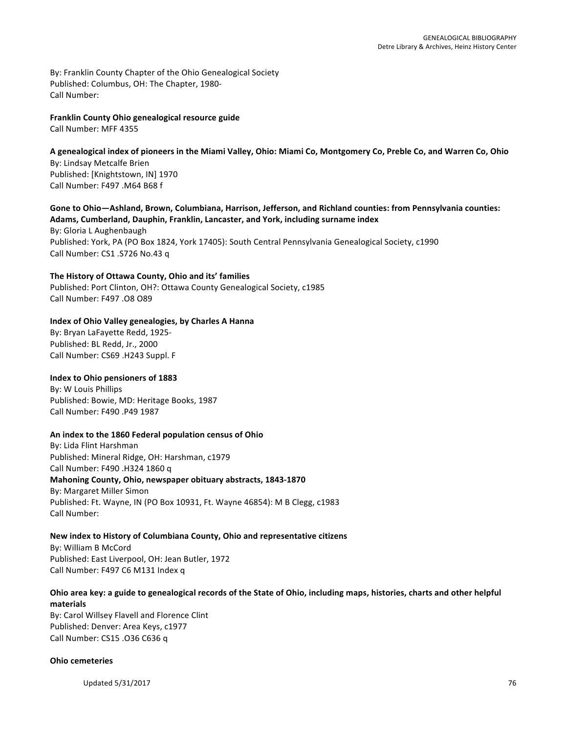By: Franklin County Chapter of the Ohio Genealogical Society
Published: Columbus, OH: The Chapter, 1980-
Call Number:

**Franklin County Ohio genealogical resource guide**
Call Number: MFF 4355

**A genealogical index of pioneers in the Miami Valley, Ohio: Miami Co, Montgomery Co, Preble Co, and Warren Co, Ohio**
By: Lindsay Metcalfe Brien
Published: [Knightstown, IN] 1970
Call Number: F497 .M64 B68 f

**Gone to Ohio—Ashland, Brown, Columbiana, Harrison, Jefferson, and Richland counties: from Pennsylvania counties: Adams, Cumberland, Dauphin, Franklin, Lancaster, and York, including surname index**
By: Gloria L Aughenbaugh
Published: York, PA (PO Box 1824, York 17405): South Central Pennsylvania Genealogical Society, c1990
Call Number: CS1 .S726 No.43 q

**The History of Ottawa County, Ohio and its' families**
Published: Port Clinton, OH?: Ottawa County Genealogical Society, c1985
Call Number: F497 .O8 O89

**Index of Ohio Valley genealogies, by Charles A Hanna**
By: Bryan LaFayette Redd, 1925-
Published: BL Redd, Jr., 2000
Call Number: CS69 .H243 Suppl. F

**Index to Ohio pensioners of 1883**
By: W Louis Phillips
Published: Bowie, MD: Heritage Books, 1987
Call Number: F490 .P49 1987

**An index to the 1860 Federal population census of Ohio**
By: Lida Flint Harshman
Published: Mineral Ridge, OH: Harshman, c1979
Call Number: F490 .H324 1860 q

**Mahoning County, Ohio, newspaper obituary abstracts, 1843-1870**
By: Margaret Miller Simon
Published: Ft. Wayne, IN (PO Box 10931, Ft. Wayne 46854): M B Clegg, c1983
Call Number:

**New index to History of Columbiana County, Ohio and representative citizens**
By: William B McCord
Published: East Liverpool, OH: Jean Butler, 1972
Call Number: F497 C6 M131 Index q

**Ohio area key: a guide to genealogical records of the State of Ohio, including maps, histories, charts and other helpful materials**
By: Carol Willsey Flavell and Florence Clint
Published: Denver: Area Keys, c1977
Call Number: CS15 .O36 C636 q

**Ohio cemeteries**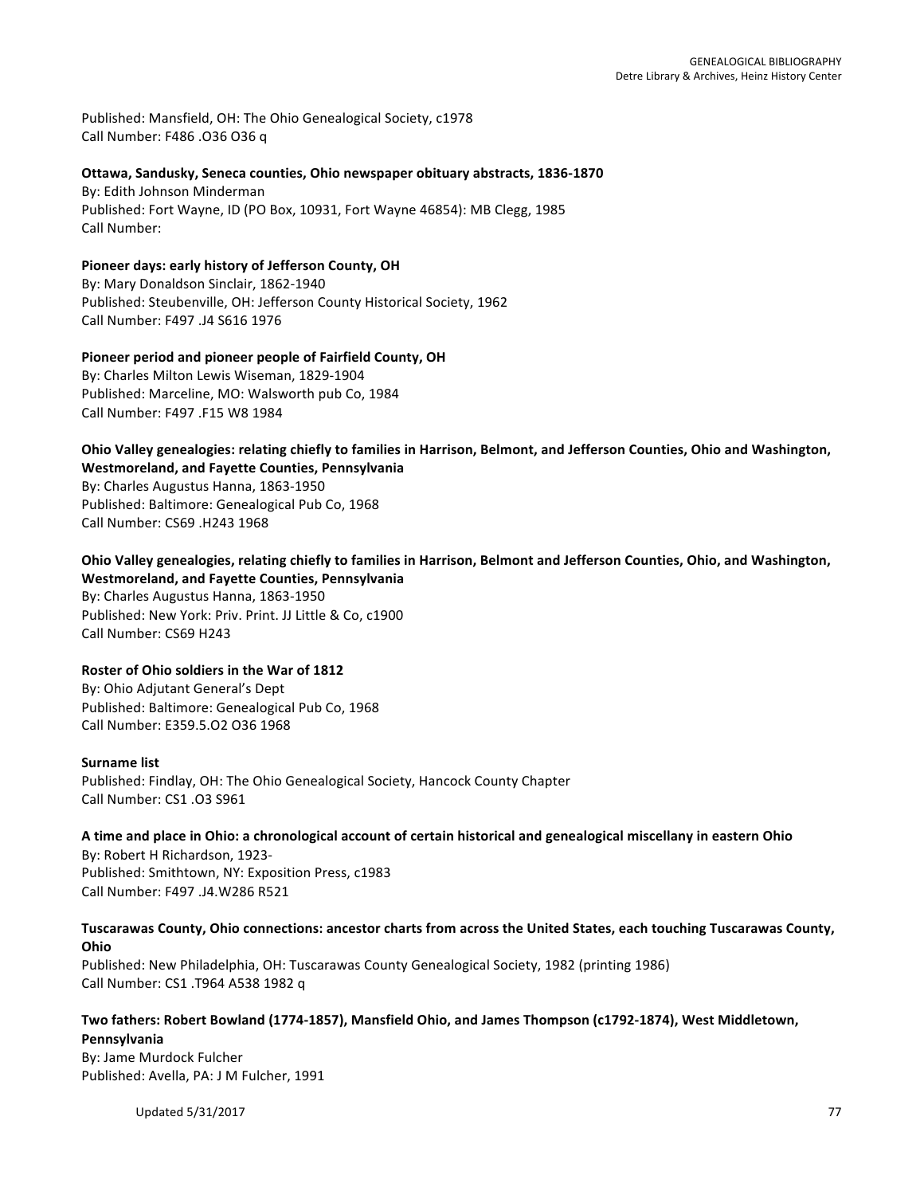Published: Mansfield, OH: The Ohio Genealogical Society, c1978
Call Number: F486 .O36 O36 q

**Ottawa, Sandusky, Seneca counties, Ohio newspaper obituary abstracts, 1836-1870**
By: Edith Johnson Minderman
Published: Fort Wayne, ID (PO Box, 10931, Fort Wayne 46854): MB Clegg, 1985
Call Number:

**Pioneer days: early history of Jefferson County, OH**
By: Mary Donaldson Sinclair, 1862-1940
Published: Steubenville, OH: Jefferson County Historical Society, 1962
Call Number: F497 .J4 S616 1976

**Pioneer period and pioneer people of Fairfield County, OH**
By: Charles Milton Lewis Wiseman, 1829-1904
Published: Marceline, MO: Walsworth pub Co, 1984
Call Number: F497 .F15 W8 1984

**Ohio Valley genealogies: relating chiefly to families in Harrison, Belmont, and Jefferson Counties, Ohio and Washington, Westmoreland, and Fayette Counties, Pennsylvania**
By: Charles Augustus Hanna, 1863-1950
Published: Baltimore: Genealogical Pub Co, 1968
Call Number: CS69 .H243 1968

**Ohio Valley genealogies, relating chiefly to families in Harrison, Belmont and Jefferson Counties, Ohio, and Washington, Westmoreland, and Fayette Counties, Pennsylvania**
By: Charles Augustus Hanna, 1863-1950
Published: New York: Priv. Print. JJ Little & Co, c1900
Call Number: CS69 H243

**Roster of Ohio soldiers in the War of 1812**
By: Ohio Adjutant General's Dept
Published: Baltimore: Genealogical Pub Co, 1968
Call Number: E359.5.O2 O36 1968

**Surname list**
Published: Findlay, OH: The Ohio Genealogical Society, Hancock County Chapter
Call Number: CS1 .O3 S961

**A time and place in Ohio: a chronological account of certain historical and genealogical miscellany in eastern Ohio**
By: Robert H Richardson, 1923-
Published: Smithtown, NY: Exposition Press, c1983
Call Number: F497 .J4.W286 R521

**Tuscarawas County, Ohio connections: ancestor charts from across the United States, each touching Tuscarawas County, Ohio**
Published: New Philadelphia, OH: Tuscarawas County Genealogical Society, 1982 (printing 1986)
Call Number: CS1 .T964 A538 1982 q

**Two fathers: Robert Bowland (1774-1857), Mansfield Ohio, and James Thompson (c1792-1874), West Middletown, Pennsylvania**
By: Jame Murdock Fulcher
Published: Avella, PA: J M Fulcher, 1991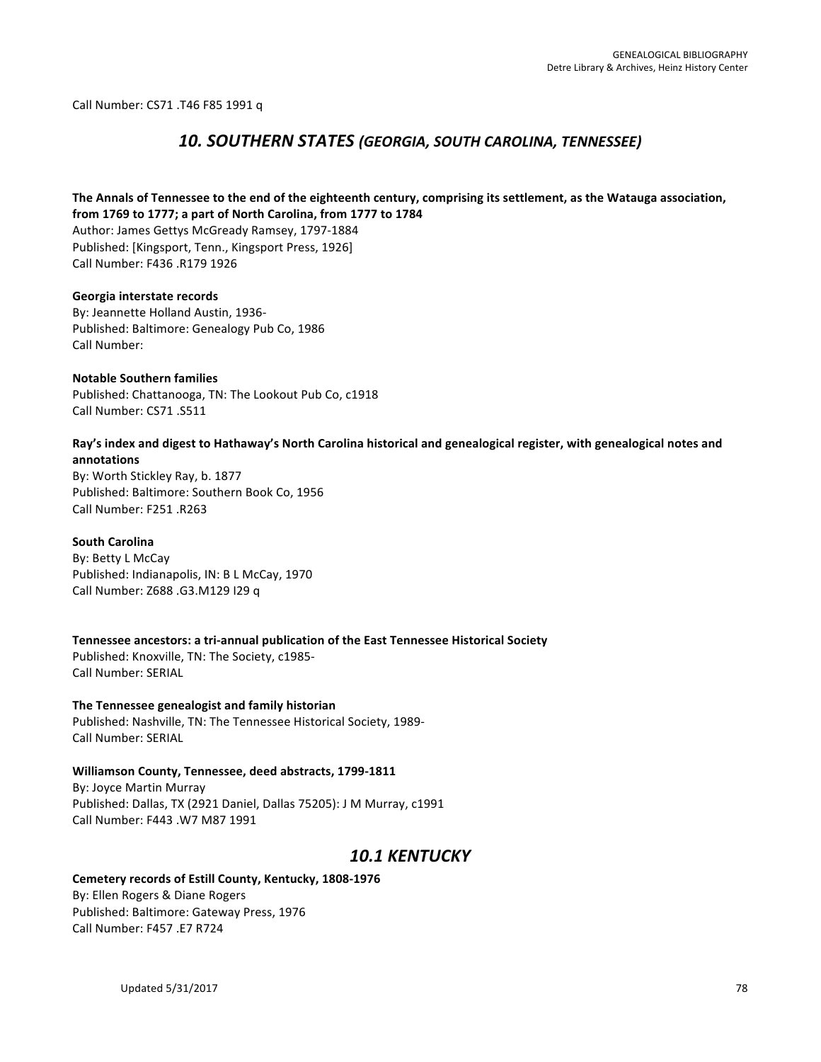Call Number: CS71 .T46 F85 1991 q

## *10. SOUTHERN STATES (GEORGIA, SOUTH CAROLINA, TENNESSEE)*

**The Annals of Tennessee to the end of the eighteenth century, comprising its settlement, as the Watauga association, from 1769 to 1777; a part of North Carolina, from 1777 to 1784**
Author: James Gettys McGready Ramsey, 1797-1884
Published: [Kingsport, Tenn., Kingsport Press, 1926]
Call Number: F436 .R179 1926

**Georgia interstate records**
By: Jeannette Holland Austin, 1936-
Published: Baltimore: Genealogy Pub Co, 1986
Call Number:

**Notable Southern families**
Published: Chattanooga, TN: The Lookout Pub Co, c1918
Call Number: CS71 .S511

**Ray's index and digest to Hathaway's North Carolina historical and genealogical register, with genealogical notes and annotations**
By: Worth Stickley Ray, b. 1877
Published: Baltimore: Southern Book Co, 1956
Call Number: F251 .R263

**South Carolina**
By: Betty L McCay
Published: Indianapolis, IN: B L McCay, 1970
Call Number: Z688 .G3.M129 I29 q

**Tennessee ancestors: a tri-annual publication of the East Tennessee Historical Society**
Published: Knoxville, TN: The Society, c1985-
Call Number: SERIAL

**The Tennessee genealogist and family historian**
Published: Nashville, TN: The Tennessee Historical Society, 1989-
Call Number: SERIAL

**Williamson County, Tennessee, deed abstracts, 1799-1811**
By: Joyce Martin Murray
Published: Dallas, TX (2921 Daniel, Dallas 75205): J M Murray, c1991
Call Number: F443 .W7 M87 1991

## *10.1 KENTUCKY*

**Cemetery records of Estill County, Kentucky, 1808-1976**
By: Ellen Rogers & Diane Rogers
Published: Baltimore: Gateway Press, 1976
Call Number: F457 .E7 R724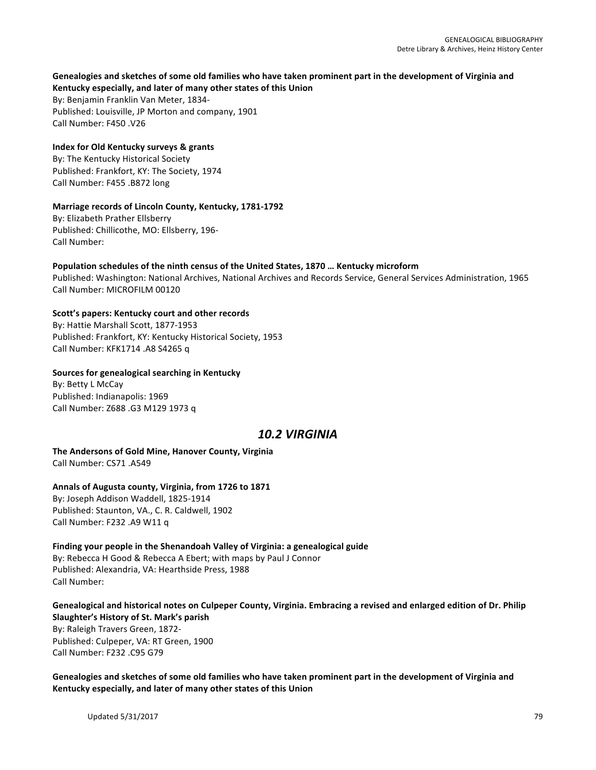**Genealogies and sketches of some old families who have taken prominent part in the development of Virginia and Kentucky especially, and later of many other states of this Union**
By: Benjamin Franklin Van Meter, 1834-
Published: Louisville, JP Morton and company, 1901
Call Number: F450 .V26

**Index for Old Kentucky surveys & grants**
By: The Kentucky Historical Society
Published: Frankfort, KY: The Society, 1974
Call Number: F455 .B872 long

**Marriage records of Lincoln County, Kentucky, 1781-1792**
By: Elizabeth Prather Ellsberry
Published: Chillicothe, MO: Ellsberry, 196-
Call Number:

**Population schedules of the ninth census of the United States, 1870 … Kentucky microform**
Published: Washington: National Archives, National Archives and Records Service, General Services Administration, 1965
Call Number: MICROFILM 00120

**Scott's papers: Kentucky court and other records**
By: Hattie Marshall Scott, 1877-1953
Published: Frankfort, KY: Kentucky Historical Society, 1953
Call Number: KFK1714 .A8 S4265 q

**Sources for genealogical searching in Kentucky**
By: Betty L McCay
Published: Indianapolis: 1969
Call Number: Z688 .G3 M129 1973 q

## *10.2 VIRGINIA*

**The Andersons of Gold Mine, Hanover County, Virginia**
Call Number: CS71 .A549

**Annals of Augusta county, Virginia, from 1726 to 1871**
By: Joseph Addison Waddell, 1825-1914
Published: Staunton, VA., C. R. Caldwell, 1902
Call Number: F232 .A9 W11 q

**Finding your people in the Shenandoah Valley of Virginia: a genealogical guide**
By: Rebecca H Good & Rebecca A Ebert; with maps by Paul J Connor
Published: Alexandria, VA: Hearthside Press, 1988
Call Number:

**Genealogical and historical notes on Culpeper County, Virginia. Embracing a revised and enlarged edition of Dr. Philip Slaughter's History of St. Mark's parish**
By: Raleigh Travers Green, 1872-
Published: Culpeper, VA: RT Green, 1900
Call Number: F232 .C95 G79

**Genealogies and sketches of some old families who have taken prominent part in the development of Virginia and Kentucky especially, and later of many other states of this Union**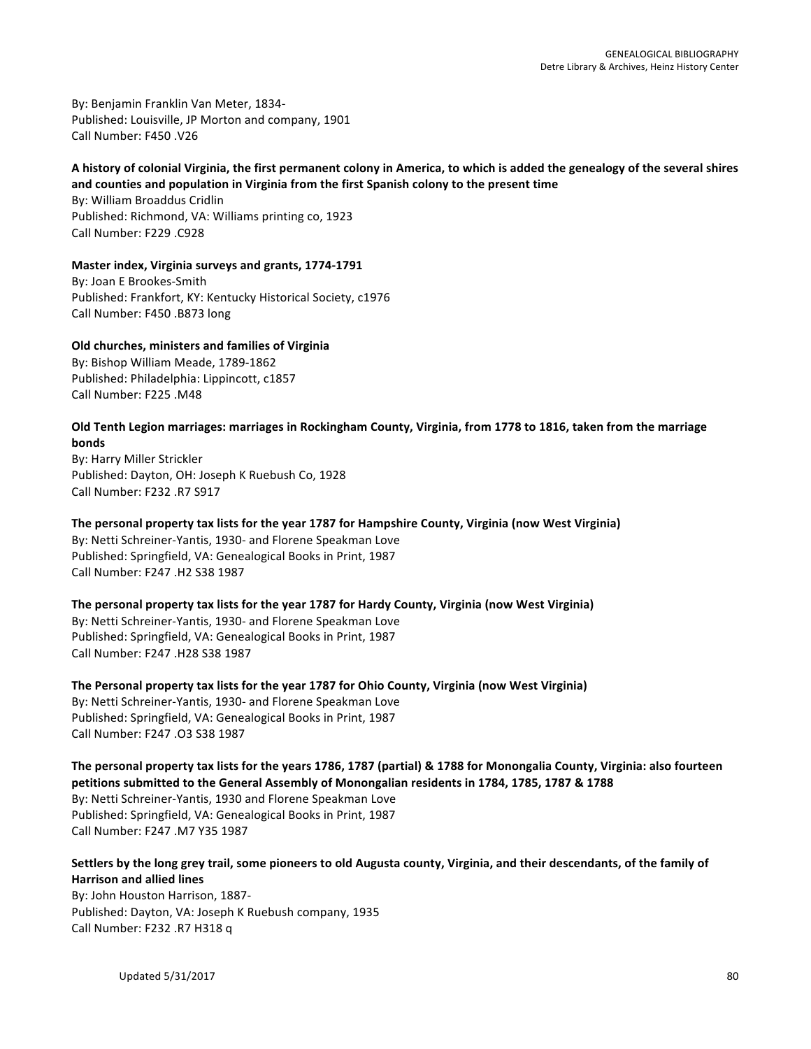By: Benjamin Franklin Van Meter, 1834-
Published: Louisville, JP Morton and company, 1901
Call Number: F450 .V26

**A history of colonial Virginia, the first permanent colony in America, to which is added the genealogy of the several shires and counties and population in Virginia from the first Spanish colony to the present time**
By: William Broaddus Cridlin
Published: Richmond, VA: Williams printing co, 1923
Call Number: F229 .C928

**Master index, Virginia surveys and grants, 1774-1791**
By: Joan E Brookes-Smith
Published: Frankfort, KY: Kentucky Historical Society, c1976
Call Number: F450 .B873 long

**Old churches, ministers and families of Virginia**
By: Bishop William Meade, 1789-1862
Published: Philadelphia: Lippincott, c1857
Call Number: F225 .M48

**Old Tenth Legion marriages: marriages in Rockingham County, Virginia, from 1778 to 1816, taken from the marriage bonds**
By: Harry Miller Strickler
Published: Dayton, OH: Joseph K Ruebush Co, 1928
Call Number: F232 .R7 S917

**The personal property tax lists for the year 1787 for Hampshire County, Virginia (now West Virginia)**
By: Netti Schreiner-Yantis, 1930- and Florene Speakman Love
Published: Springfield, VA: Genealogical Books in Print, 1987
Call Number: F247 .H2 S38 1987

**The personal property tax lists for the year 1787 for Hardy County, Virginia (now West Virginia)**
By: Netti Schreiner-Yantis, 1930- and Florene Speakman Love
Published: Springfield, VA: Genealogical Books in Print, 1987
Call Number: F247 .H28 S38 1987

**The Personal property tax lists for the year 1787 for Ohio County, Virginia (now West Virginia)**
By: Netti Schreiner-Yantis, 1930- and Florene Speakman Love
Published: Springfield, VA: Genealogical Books in Print, 1987
Call Number: F247 .O3 S38 1987

**The personal property tax lists for the years 1786, 1787 (partial) & 1788 for Monongalia County, Virginia: also fourteen petitions submitted to the General Assembly of Monongalian residents in 1784, 1785, 1787 & 1788**
By: Netti Schreiner-Yantis, 1930 and Florene Speakman Love
Published: Springfield, VA: Genealogical Books in Print, 1987
Call Number: F247 .M7 Y35 1987

**Settlers by the long grey trail, some pioneers to old Augusta county, Virginia, and their descendants, of the family of Harrison and allied lines**
By: John Houston Harrison, 1887-
Published: Dayton, VA: Joseph K Ruebush company, 1935
Call Number: F232 .R7 H318 q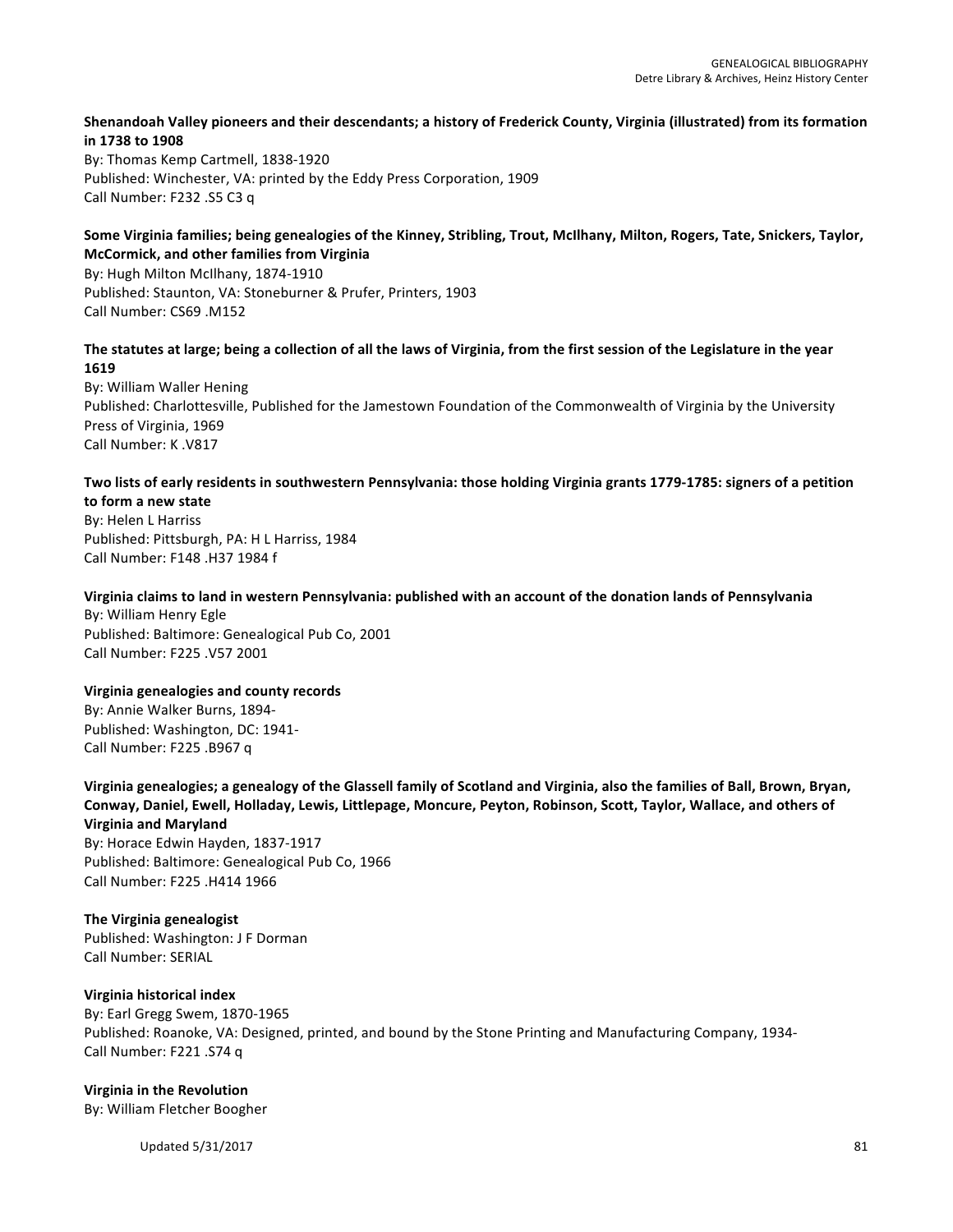**Shenandoah Valley pioneers and their descendants; a history of Frederick County, Virginia (illustrated) from its formation in 1738 to 1908**
By: Thomas Kemp Cartmell, 1838-1920
Published: Winchester, VA: printed by the Eddy Press Corporation, 1909
Call Number: F232 .S5 C3 q

**Some Virginia families; being genealogies of the Kinney, Stribling, Trout, McIlhany, Milton, Rogers, Tate, Snickers, Taylor, McCormick, and other families from Virginia**
By: Hugh Milton McIlhany, 1874-1910
Published: Staunton, VA: Stoneburner & Prufer, Printers, 1903
Call Number: CS69 .M152

**The statutes at large; being a collection of all the laws of Virginia, from the first session of the Legislature in the year 1619**
By: William Waller Hening
Published: Charlottesville, Published for the Jamestown Foundation of the Commonwealth of Virginia by the University Press of Virginia, 1969
Call Number: K .V817

**Two lists of early residents in southwestern Pennsylvania: those holding Virginia grants 1779-1785: signers of a petition to form a new state**
By: Helen L Harriss
Published: Pittsburgh, PA: H L Harriss, 1984
Call Number: F148 .H37 1984 f

**Virginia claims to land in western Pennsylvania: published with an account of the donation lands of Pennsylvania**
By: William Henry Egle
Published: Baltimore: Genealogical Pub Co, 2001
Call Number: F225 .V57 2001

**Virginia genealogies and county records**
By: Annie Walker Burns, 1894-
Published: Washington, DC: 1941-
Call Number: F225 .B967 q

**Virginia genealogies; a genealogy of the Glassell family of Scotland and Virginia, also the families of Ball, Brown, Bryan, Conway, Daniel, Ewell, Holladay, Lewis, Littlepage, Moncure, Peyton, Robinson, Scott, Taylor, Wallace, and others of Virginia and Maryland**
By: Horace Edwin Hayden, 1837-1917
Published: Baltimore: Genealogical Pub Co, 1966
Call Number: F225 .H414 1966

**The Virginia genealogist**
Published: Washington: J F Dorman
Call Number: SERIAL

**Virginia historical index**
By: Earl Gregg Swem, 1870-1965
Published: Roanoke, VA: Designed, printed, and bound by the Stone Printing and Manufacturing Company, 1934-
Call Number: F221 .S74 q

**Virginia in the Revolution**
By: William Fletcher Boogher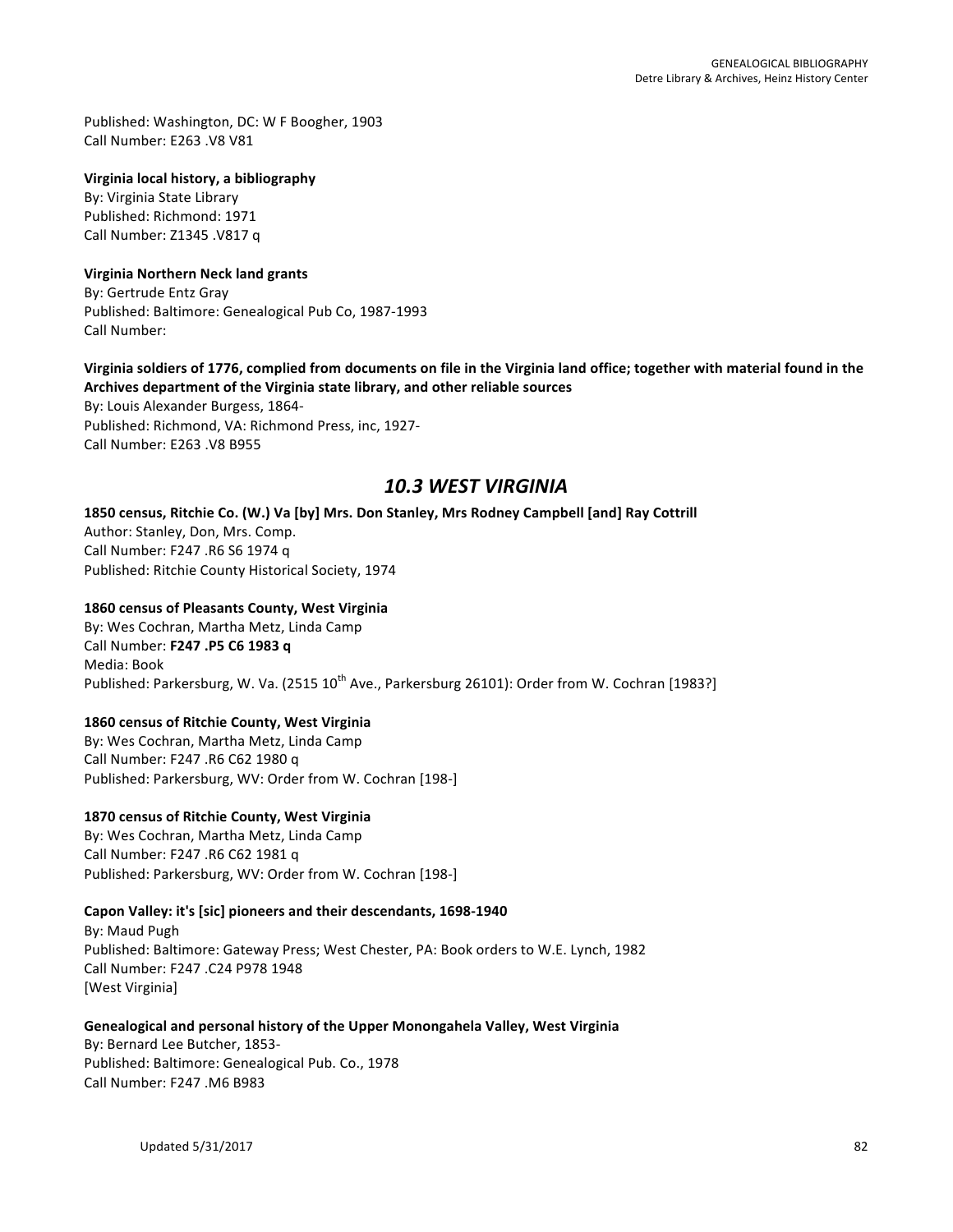Published: Washington, DC: W F Boogher, 1903  
Call Number: E263 .V8 V81

**Virginia local history, a bibliography**  
By: Virginia State Library  
Published: Richmond: 1971  
Call Number: Z1345 .V817 q

**Virginia Northern Neck land grants**  
By: Gertrude Entz Gray  
Published: Baltimore: Genealogical Pub Co, 1987-1993  
Call Number:

**Virginia soldiers of 1776, complied from documents on file in the Virginia land office; together with material found in the Archives department of the Virginia state library, and other reliable sources**  
By: Louis Alexander Burgess, 1864-  
Published: Richmond, VA: Richmond Press, inc, 1927-  
Call Number: E263 .V8 B955

## *10.3 WEST VIRGINIA*

**1850 census, Ritchie Co. (W.) Va [by] Mrs. Don Stanley, Mrs Rodney Campbell [and] Ray Cottrill**  
Author: Stanley, Don, Mrs. Comp.  
Call Number: F247 .R6 S6 1974 q  
Published: Ritchie County Historical Society, 1974

**1860 census of Pleasants County, West Virginia**  
By: Wes Cochran, Martha Metz, Linda Camp  
Call Number: **F247 .P5 C6 1983 q**  
Media: Book  
Published: Parkersburg, W. Va. (2515 10th Ave., Parkersburg 26101): Order from W. Cochran [1983?]

**1860 census of Ritchie County, West Virginia**  
By: Wes Cochran, Martha Metz, Linda Camp  
Call Number: F247 .R6 C62 1980 q  
Published: Parkersburg, WV: Order from W. Cochran [198-]

**1870 census of Ritchie County, West Virginia**  
By: Wes Cochran, Martha Metz, Linda Camp  
Call Number: F247 .R6 C62 1981 q  
Published: Parkersburg, WV: Order from W. Cochran [198-]

**Capon Valley: it's [sic] pioneers and their descendants, 1698-1940**  
By: Maud Pugh  
Published: Baltimore: Gateway Press; West Chester, PA: Book orders to W.E. Lynch, 1982  
Call Number: F247 .C24 P978 1948  
[West Virginia]

**Genealogical and personal history of the Upper Monongahela Valley, West Virginia**  
By: Bernard Lee Butcher, 1853-  
Published: Baltimore: Genealogical Pub. Co., 1978  
Call Number: F247 .M6 B983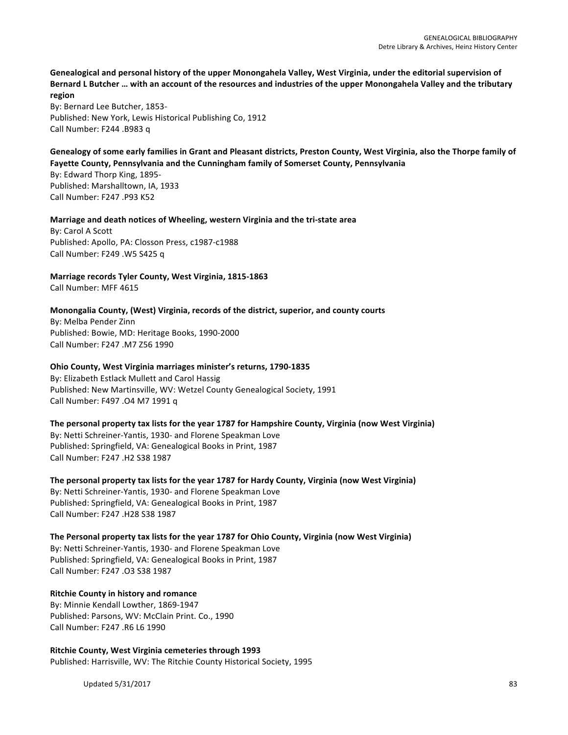**Genealogical and personal history of the upper Monongahela Valley, West Virginia, under the editorial supervision of Bernard L Butcher … with an account of the resources and industries of the upper Monongahela Valley and the tributary region**
By: Bernard Lee Butcher, 1853-
Published: New York, Lewis Historical Publishing Co, 1912
Call Number: F244 .B983 q

**Genealogy of some early families in Grant and Pleasant districts, Preston County, West Virginia, also the Thorpe family of Fayette County, Pennsylvania and the Cunningham family of Somerset County, Pennsylvania**
By: Edward Thorp King, 1895-
Published: Marshalltown, IA, 1933
Call Number: F247 .P93 K52

**Marriage and death notices of Wheeling, western Virginia and the tri-state area**
By: Carol A Scott
Published: Apollo, PA: Closson Press, c1987-c1988
Call Number: F249 .W5 S425 q

**Marriage records Tyler County, West Virginia, 1815-1863**
Call Number: MFF 4615

**Monongalia County, (West) Virginia, records of the district, superior, and county courts**
By: Melba Pender Zinn
Published: Bowie, MD: Heritage Books, 1990-2000
Call Number: F247 .M7 Z56 1990

**Ohio County, West Virginia marriages minister's returns, 1790-1835**
By: Elizabeth Estlack Mullett and Carol Hassig
Published: New Martinsville, WV: Wetzel County Genealogical Society, 1991
Call Number: F497 .O4 M7 1991 q

**The personal property tax lists for the year 1787 for Hampshire County, Virginia (now West Virginia)**
By: Netti Schreiner-Yantis, 1930- and Florene Speakman Love
Published: Springfield, VA: Genealogical Books in Print, 1987
Call Number: F247 .H2 S38 1987

**The personal property tax lists for the year 1787 for Hardy County, Virginia (now West Virginia)**
By: Netti Schreiner-Yantis, 1930- and Florene Speakman Love
Published: Springfield, VA: Genealogical Books in Print, 1987
Call Number: F247 .H28 S38 1987

**The Personal property tax lists for the year 1787 for Ohio County, Virginia (now West Virginia)**
By: Netti Schreiner-Yantis, 1930- and Florene Speakman Love
Published: Springfield, VA: Genealogical Books in Print, 1987
Call Number: F247 .O3 S38 1987

**Ritchie County in history and romance**
By: Minnie Kendall Lowther, 1869-1947
Published: Parsons, WV: McClain Print. Co., 1990
Call Number: F247 .R6 L6 1990

**Ritchie County, West Virginia cemeteries through 1993**
Published: Harrisville, WV: The Ritchie County Historical Society, 1995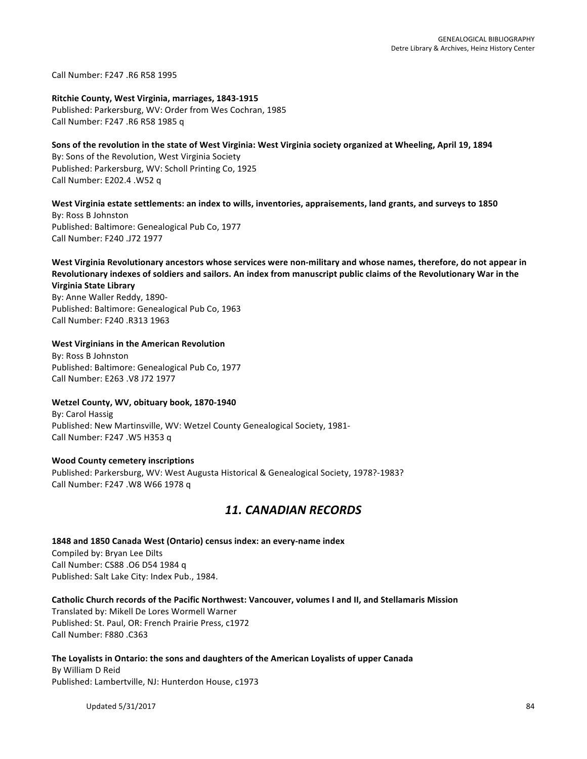Call Number: F247 .R6 R58 1995

**Ritchie County, West Virginia, marriages, 1843-1915**
Published: Parkersburg, WV: Order from Wes Cochran, 1985
Call Number: F247 .R6 R58 1985 q

**Sons of the revolution in the state of West Virginia: West Virginia society organized at Wheeling, April 19, 1894**
By: Sons of the Revolution, West Virginia Society
Published: Parkersburg, WV: Scholl Printing Co, 1925
Call Number: E202.4 .W52 q

**West Virginia estate settlements: an index to wills, inventories, appraisements, land grants, and surveys to 1850**
By: Ross B Johnston
Published: Baltimore: Genealogical Pub Co, 1977
Call Number: F240 .J72 1977

**West Virginia Revolutionary ancestors whose services were non-military and whose names, therefore, do not appear in Revolutionary indexes of soldiers and sailors. An index from manuscript public claims of the Revolutionary War in the Virginia State Library**
By: Anne Waller Reddy, 1890-
Published: Baltimore: Genealogical Pub Co, 1963
Call Number: F240 .R313 1963

**West Virginians in the American Revolution**
By: Ross B Johnston
Published: Baltimore: Genealogical Pub Co, 1977
Call Number: E263 .V8 J72 1977

**Wetzel County, WV, obituary book, 1870-1940**
By: Carol Hassig
Published: New Martinsville, WV: Wetzel County Genealogical Society, 1981-
Call Number: F247 .W5 H353 q

**Wood County cemetery inscriptions**
Published: Parkersburg, WV: West Augusta Historical & Genealogical Society, 1978?-1983?
Call Number: F247 .W8 W66 1978 q

## *11. CANADIAN RECORDS*

**1848 and 1850 Canada West (Ontario) census index: an every-name index**
Compiled by: Bryan Lee Dilts
Call Number: CS88 .O6 D54 1984 q
Published: Salt Lake City: Index Pub., 1984.

**Catholic Church records of the Pacific Northwest: Vancouver, volumes I and II, and Stellamaris Mission**
Translated by: Mikell De Lores Wormell Warner
Published: St. Paul, OR: French Prairie Press, c1972
Call Number: F880 .C363

**The Loyalists in Ontario: the sons and daughters of the American Loyalists of upper Canada**
By William D Reid
Published: Lambertville, NJ: Hunterdon House, c1973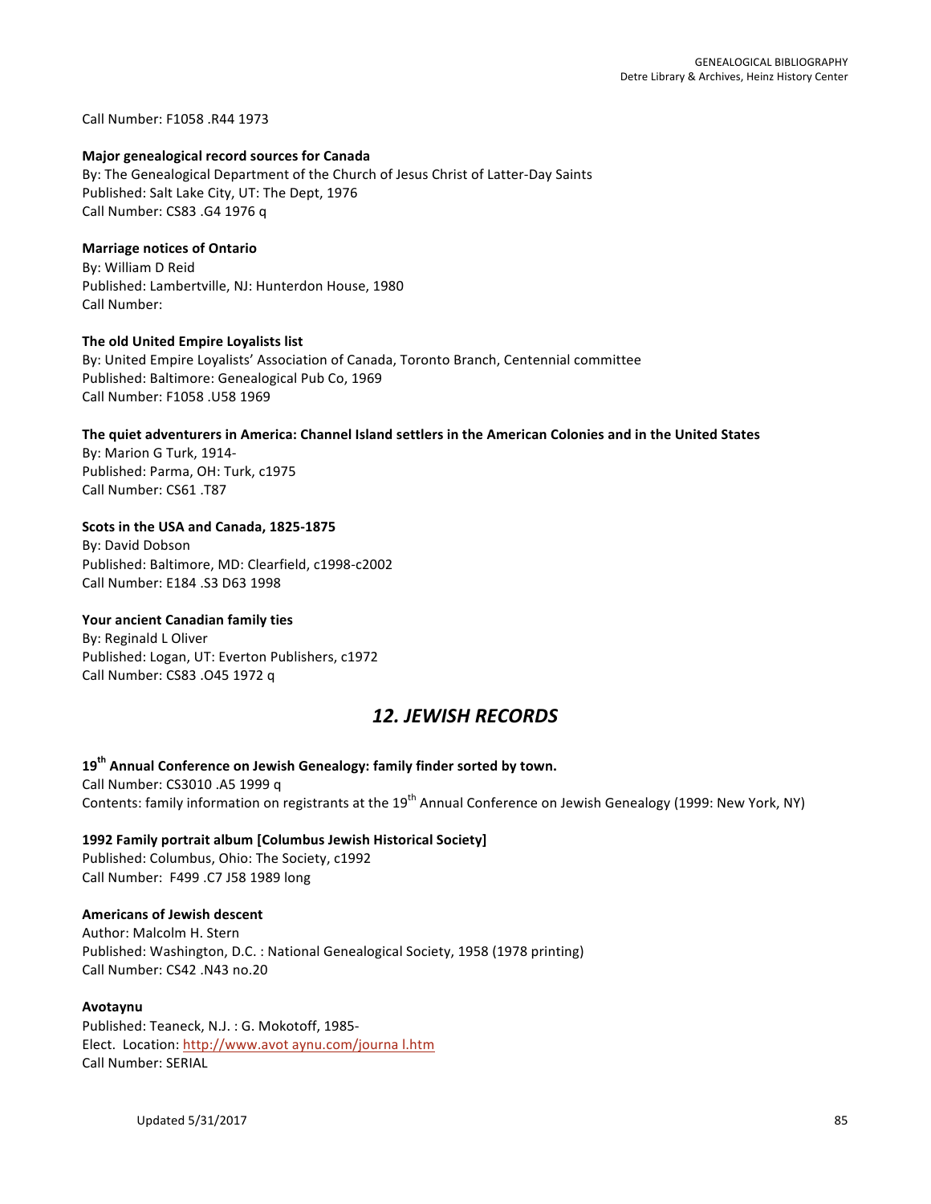Call Number: F1058 .R44 1973

**Major genealogical record sources for Canada**
By: The Genealogical Department of the Church of Jesus Christ of Latter-Day Saints
Published: Salt Lake City, UT: The Dept, 1976
Call Number: CS83 .G4 1976 q

**Marriage notices of Ontario**
By: William D Reid
Published: Lambertville, NJ: Hunterdon House, 1980
Call Number:

**The old United Empire Loyalists list**
By: United Empire Loyalists' Association of Canada, Toronto Branch, Centennial committee
Published: Baltimore: Genealogical Pub Co, 1969
Call Number: F1058 .U58 1969

**The quiet adventurers in America: Channel Island settlers in the American Colonies and in the United States**
By: Marion G Turk, 1914-
Published: Parma, OH: Turk, c1975
Call Number: CS61 .T87

**Scots in the USA and Canada, 1825-1875**
By: David Dobson
Published: Baltimore, MD: Clearfield, c1998-c2002
Call Number: E184 .S3 D63 1998

**Your ancient Canadian family ties**
By: Reginald L Oliver
Published: Logan, UT: Everton Publishers, c1972
Call Number: CS83 .O45 1972 q

## *12. JEWISH RECORDS*

**19th Annual Conference on Jewish Genealogy: family finder sorted by town.**
Call Number: CS3010 .A5 1999 q
Contents: family information on registrants at the 19th Annual Conference on Jewish Genealogy (1999: New York, NY)

**1992 Family portrait album [Columbus Jewish Historical Society]**
Published: Columbus, Ohio: The Society, c1992
Call Number: F499 .C7 J58 1989 long

**Americans of Jewish descent**
Author: Malcolm H. Stern
Published: Washington, D.C. : National Genealogical Society, 1958 (1978 printing)
Call Number: CS42 .N43 no.20

**Avotaynu**
Published: Teaneck, N.J. : G. Mokotoff, 1985-
Elect. Location: http://www.avot aynu.com/journa l.htm
Call Number: SERIAL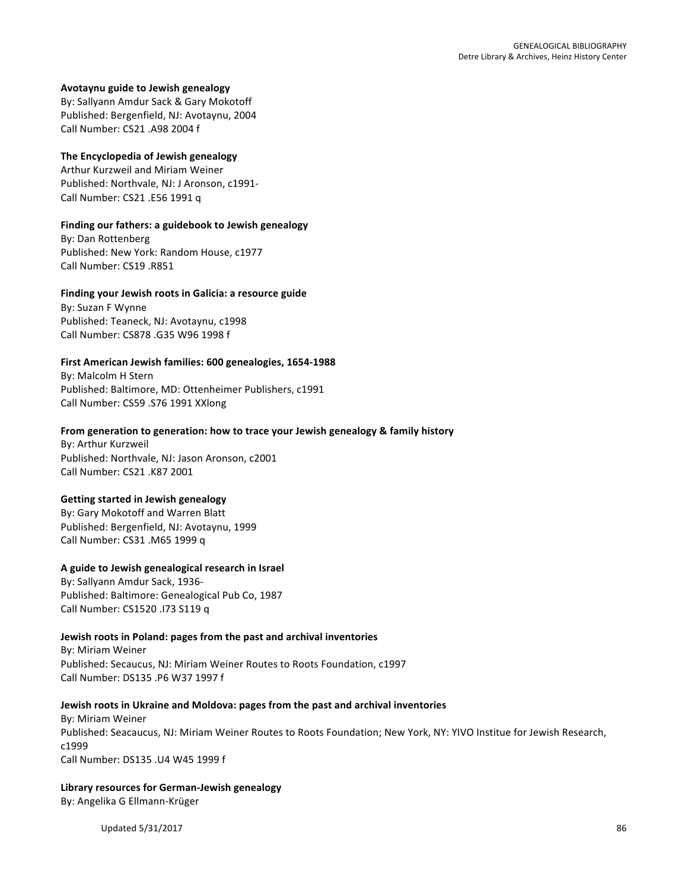**Avotaynu guide to Jewish genealogy**
By: Sallyann Amdur Sack & Gary Mokotoff
Published: Bergenfield, NJ: Avotaynu, 2004
Call Number: CS21 .A98 2004 f

**The Encyclopedia of Jewish genealogy**
Arthur Kurzweil and Miriam Weiner
Published: Northvale, NJ: J Aronson, c1991-
Call Number: CS21 .E56 1991 q

**Finding our fathers: a guidebook to Jewish genealogy**
By: Dan Rottenberg
Published: New York: Random House, c1977
Call Number: CS19 .R851

**Finding your Jewish roots in Galicia: a resource guide**
By: Suzan F Wynne
Published: Teaneck, NJ: Avotaynu, c1998
Call Number: CS878 .G35 W96 1998 f

**First American Jewish families: 600 genealogies, 1654-1988**
By: Malcolm H Stern
Published: Baltimore, MD: Ottenheimer Publishers, c1991
Call Number: CS59 .S76 1991 XXlong

**From generation to generation: how to trace your Jewish genealogy & family history**
By: Arthur Kurzweil
Published: Northvale, NJ: Jason Aronson, c2001
Call Number: CS21 .K87 2001

**Getting started in Jewish genealogy**
By: Gary Mokotoff and Warren Blatt
Published: Bergenfield, NJ: Avotaynu, 1999
Call Number: CS31 .M65 1999 q

**A guide to Jewish genealogical research in Israel**
By: Sallyann Amdur Sack, 1936-
Published: Baltimore: Genealogical Pub Co, 1987
Call Number: CS1520 .I73 S119 q

**Jewish roots in Poland: pages from the past and archival inventories**
By: Miriam Weiner
Published: Secaucus, NJ: Miriam Weiner Routes to Roots Foundation, c1997
Call Number: DS135 .P6 W37 1997 f

**Jewish roots in Ukraine and Moldova: pages from the past and archival inventories**
By: Miriam Weiner
Published: Seacaucus, NJ: Miriam Weiner Routes to Roots Foundation; New York, NY: YIVO Institue for Jewish Research, c1999
Call Number: DS135 .U4 W45 1999 f

**Library resources for German-Jewish genealogy**
By: Angelika G Ellmann-Krüger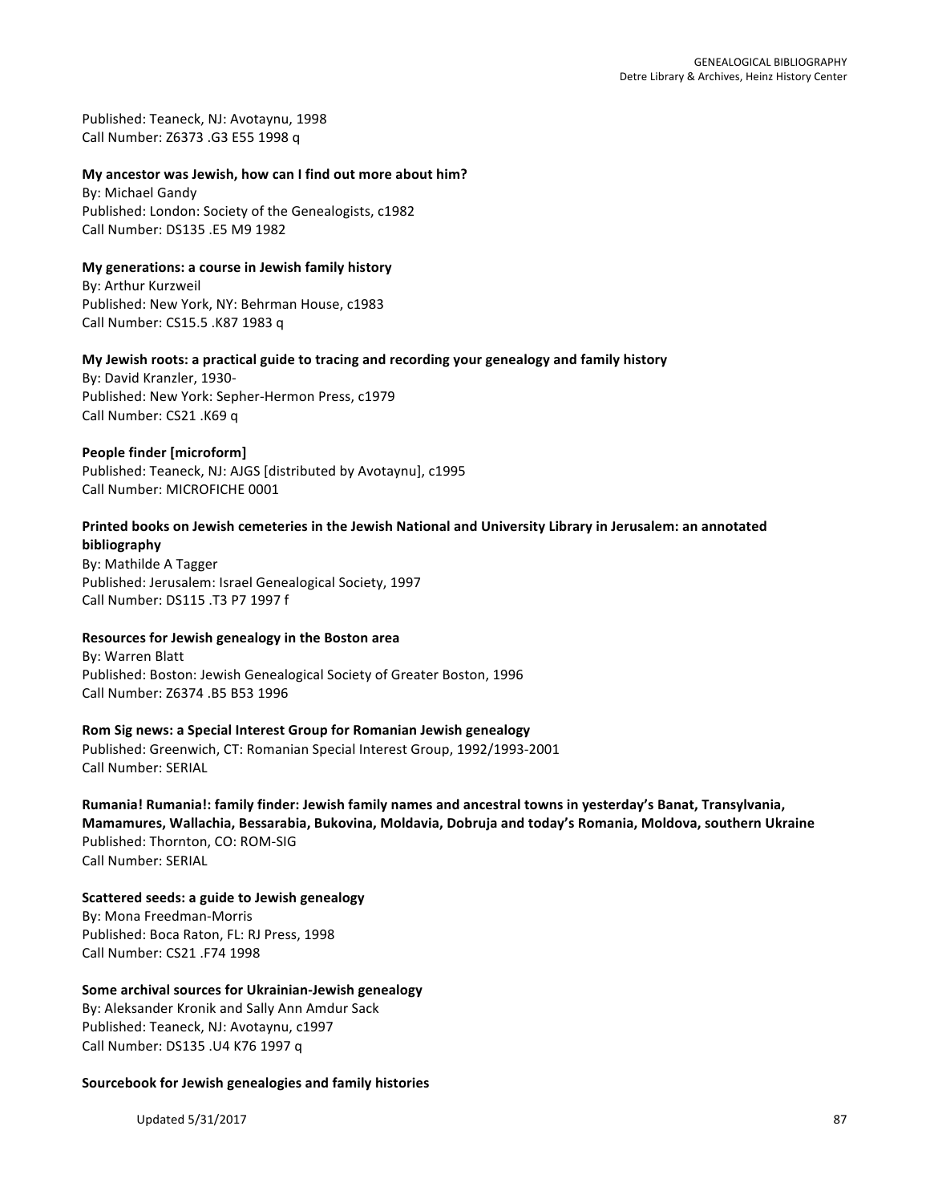Published: Teaneck, NJ: Avotaynu, 1998
Call Number: Z6373 .G3 E55 1998 q

**My ancestor was Jewish, how can I find out more about him?**
By: Michael Gandy
Published: London: Society of the Genealogists, c1982
Call Number: DS135 .E5 M9 1982

**My generations: a course in Jewish family history**
By: Arthur Kurzweil
Published: New York, NY: Behrman House, c1983
Call Number: CS15.5 .K87 1983 q

**My Jewish roots: a practical guide to tracing and recording your genealogy and family history**
By: David Kranzler, 1930-
Published: New York: Sepher-Hermon Press, c1979
Call Number: CS21 .K69 q

**People finder [microform]**
Published: Teaneck, NJ: AJGS [distributed by Avotaynu], c1995
Call Number: MICROFICHE 0001

**Printed books on Jewish cemeteries in the Jewish National and University Library in Jerusalem: an annotated bibliography**
By: Mathilde A Tagger
Published: Jerusalem: Israel Genealogical Society, 1997
Call Number: DS115 .T3 P7 1997 f

**Resources for Jewish genealogy in the Boston area**
By: Warren Blatt
Published: Boston: Jewish Genealogical Society of Greater Boston, 1996
Call Number: Z6374 .B5 B53 1996

**Rom Sig news: a Special Interest Group for Romanian Jewish genealogy**
Published: Greenwich, CT: Romanian Special Interest Group, 1992/1993-2001
Call Number: SERIAL

**Rumania! Rumania!: family finder: Jewish family names and ancestral towns in yesterday's Banat, Transylvania, Mamamures, Wallachia, Bessarabia, Bukovina, Moldavia, Dobruja and today's Romania, Moldova, southern Ukraine**
Published: Thornton, CO: ROM-SIG
Call Number: SERIAL

**Scattered seeds: a guide to Jewish genealogy**
By: Mona Freedman-Morris
Published: Boca Raton, FL: RJ Press, 1998
Call Number: CS21 .F74 1998

**Some archival sources for Ukrainian-Jewish genealogy**
By: Aleksander Kronik and Sally Ann Amdur Sack
Published: Teaneck, NJ: Avotaynu, c1997
Call Number: DS135 .U4 K76 1997 q

**Sourcebook for Jewish genealogies and family histories**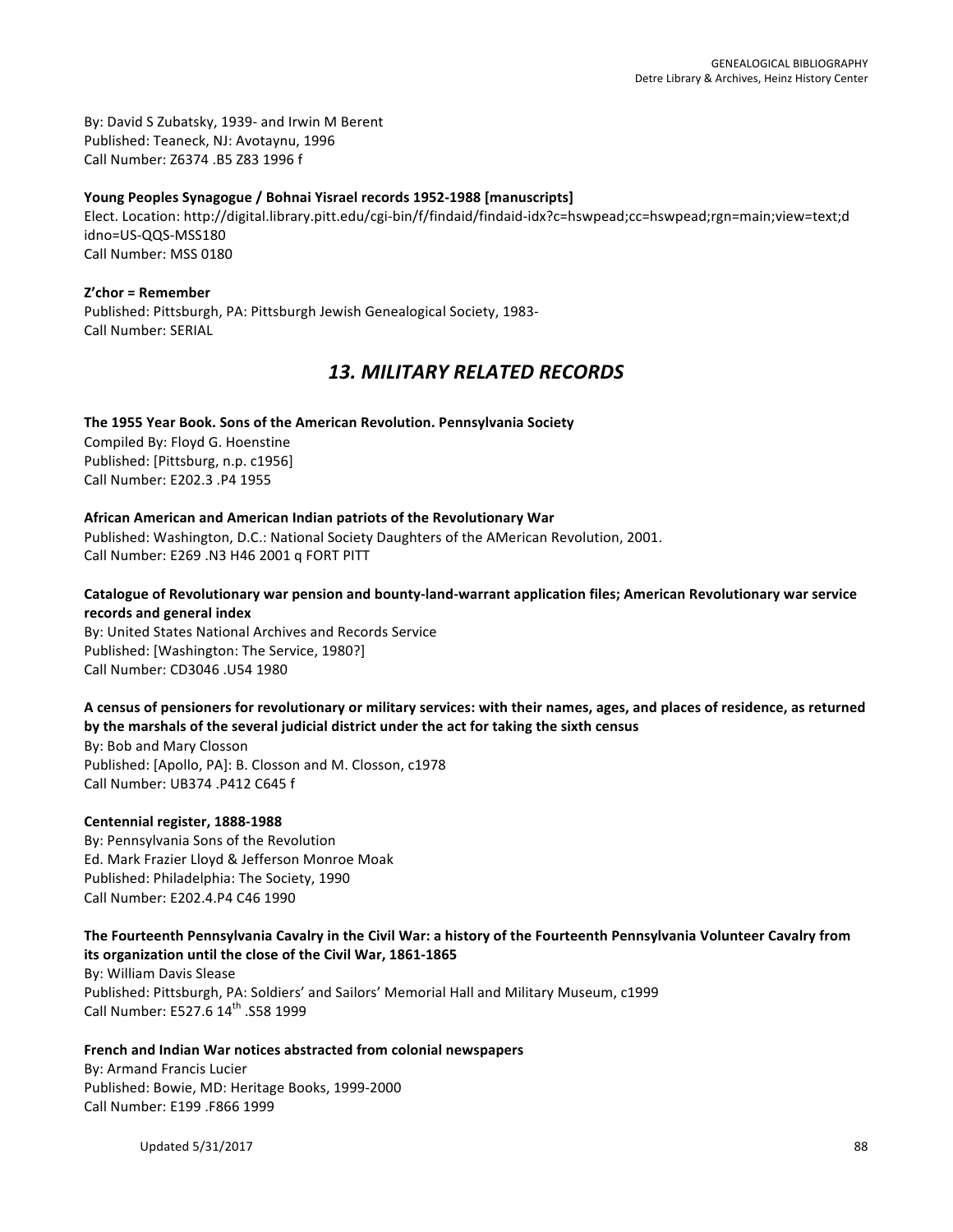By: David S Zubatsky, 1939- and Irwin M Berent
Published: Teaneck, NJ: Avotaynu, 1996
Call Number: Z6374 .B5 Z83 1996 f

**Young Peoples Synagogue / Bohnai Yisrael records 1952-1988 [manuscripts]**
Elect. Location: http://digital.library.pitt.edu/cgi-bin/f/findaid/findaid-idx?c=hswpead;cc=hswpead;rgn=main;view=text;didno=US-QQS-MSS180
Call Number: MSS 0180

**Z'chor = Remember**
Published: Pittsburgh, PA: Pittsburgh Jewish Genealogical Society, 1983-
Call Number: SERIAL

## *13. MILITARY RELATED RECORDS*

**The 1955 Year Book. Sons of the American Revolution. Pennsylvania Society**
Compiled By: Floyd G. Hoenstine
Published: [Pittsburg, n.p. c1956]
Call Number: E202.3 .P4 1955

**African American and American Indian patriots of the Revolutionary War**
Published: Washington, D.C.: National Society Daughters of the AMerican Revolution, 2001.
Call Number: E269 .N3 H46 2001 q FORT PITT

**Catalogue of Revolutionary war pension and bounty-land-warrant application files; American Revolutionary war service records and general index**
By: United States National Archives and Records Service
Published: [Washington: The Service, 1980?]
Call Number: CD3046 .U54 1980

**A census of pensioners for revolutionary or military services: with their names, ages, and places of residence, as returned by the marshals of the several judicial district under the act for taking the sixth census**
By: Bob and Mary Closson
Published: [Apollo, PA]: B. Closson and M. Closson, c1978
Call Number: UB374 .P412 C645 f

**Centennial register, 1888-1988**
By: Pennsylvania Sons of the Revolution
Ed. Mark Frazier Lloyd & Jefferson Monroe Moak
Published: Philadelphia: The Society, 1990
Call Number: E202.4.P4 C46 1990

**The Fourteenth Pennsylvania Cavalry in the Civil War: a history of the Fourteenth Pennsylvania Volunteer Cavalry from its organization until the close of the Civil War, 1861-1865**
By: William Davis Slease
Published: Pittsburgh, PA: Soldiers' and Sailors' Memorial Hall and Military Museum, c1999
Call Number: E527.6 14th .S58 1999

**French and Indian War notices abstracted from colonial newspapers**
By: Armand Francis Lucier
Published: Bowie, MD: Heritage Books, 1999-2000
Call Number: E199 .F866 1999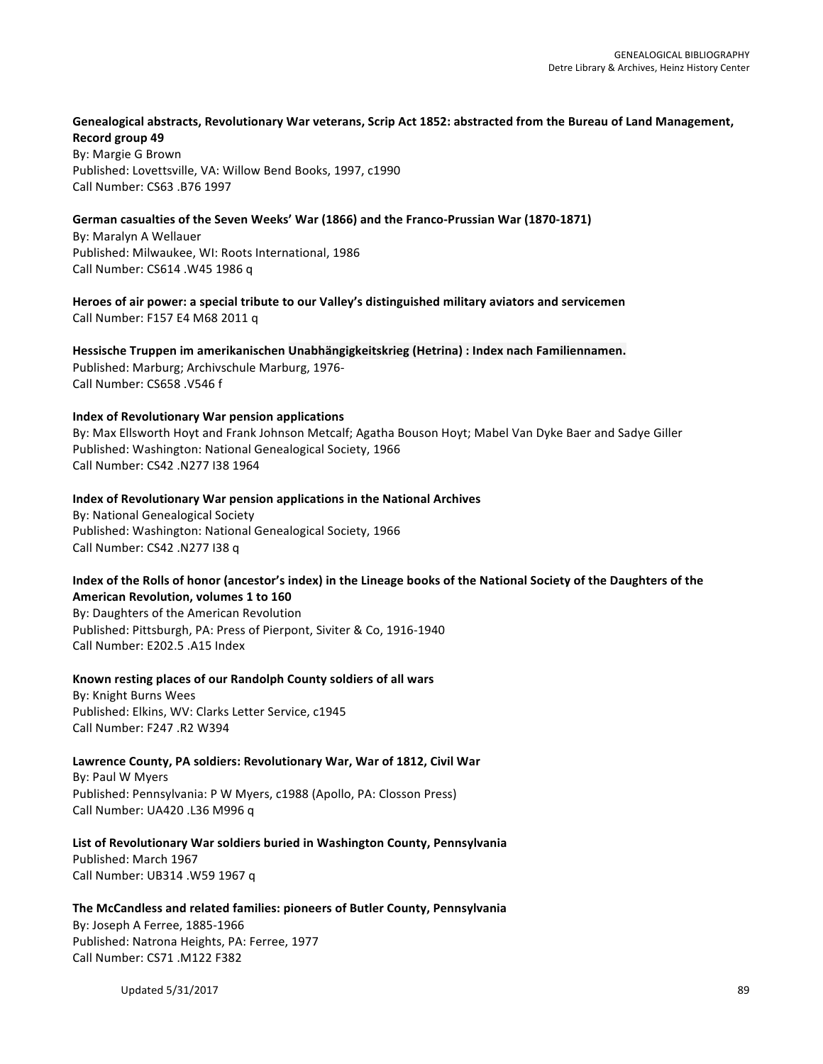**Genealogical abstracts, Revolutionary War veterans, Scrip Act 1852: abstracted from the Bureau of Land Management, Record group 49**
By: Margie G Brown
Published: Lovettsville, VA: Willow Bend Books, 1997, c1990
Call Number: CS63 .B76 1997

**German casualties of the Seven Weeks' War (1866) and the Franco-Prussian War (1870-1871)**
By: Maralyn A Wellauer
Published: Milwaukee, WI: Roots International, 1986
Call Number: CS614 .W45 1986 q

**Heroes of air power: a special tribute to our Valley's distinguished military aviators and servicemen**
Call Number: F157 E4 M68 2011 q

**Hessische Truppen im amerikanischen Unabhängigkeitskrieg (Hetrina) : Index nach Familiennamen.**
Published: Marburg; Archivschule Marburg, 1976-
Call Number: CS658 .V546 f

**Index of Revolutionary War pension applications**
By: Max Ellsworth Hoyt and Frank Johnson Metcalf; Agatha Bouson Hoyt; Mabel Van Dyke Baer and Sadye Giller
Published: Washington: National Genealogical Society, 1966
Call Number: CS42 .N277 I38 1964

**Index of Revolutionary War pension applications in the National Archives**
By: National Genealogical Society
Published: Washington: National Genealogical Society, 1966
Call Number: CS42 .N277 I38 q

**Index of the Rolls of honor (ancestor's index) in the Lineage books of the National Society of the Daughters of the American Revolution, volumes 1 to 160**
By: Daughters of the American Revolution
Published: Pittsburgh, PA: Press of Pierpont, Siviter & Co, 1916-1940
Call Number: E202.5 .A15 Index

**Known resting places of our Randolph County soldiers of all wars**
By: Knight Burns Wees
Published: Elkins, WV: Clarks Letter Service, c1945
Call Number: F247 .R2 W394

**Lawrence County, PA soldiers: Revolutionary War, War of 1812, Civil War**
By: Paul W Myers
Published: Pennsylvania: P W Myers, c1988 (Apollo, PA: Closson Press)
Call Number: UA420 .L36 M996 q

**List of Revolutionary War soldiers buried in Washington County, Pennsylvania**
Published: March 1967
Call Number: UB314 .W59 1967 q

**The McCandless and related families: pioneers of Butler County, Pennsylvania**
By: Joseph A Ferree, 1885-1966
Published: Natrona Heights, PA: Ferree, 1977
Call Number: CS71 .M122 F382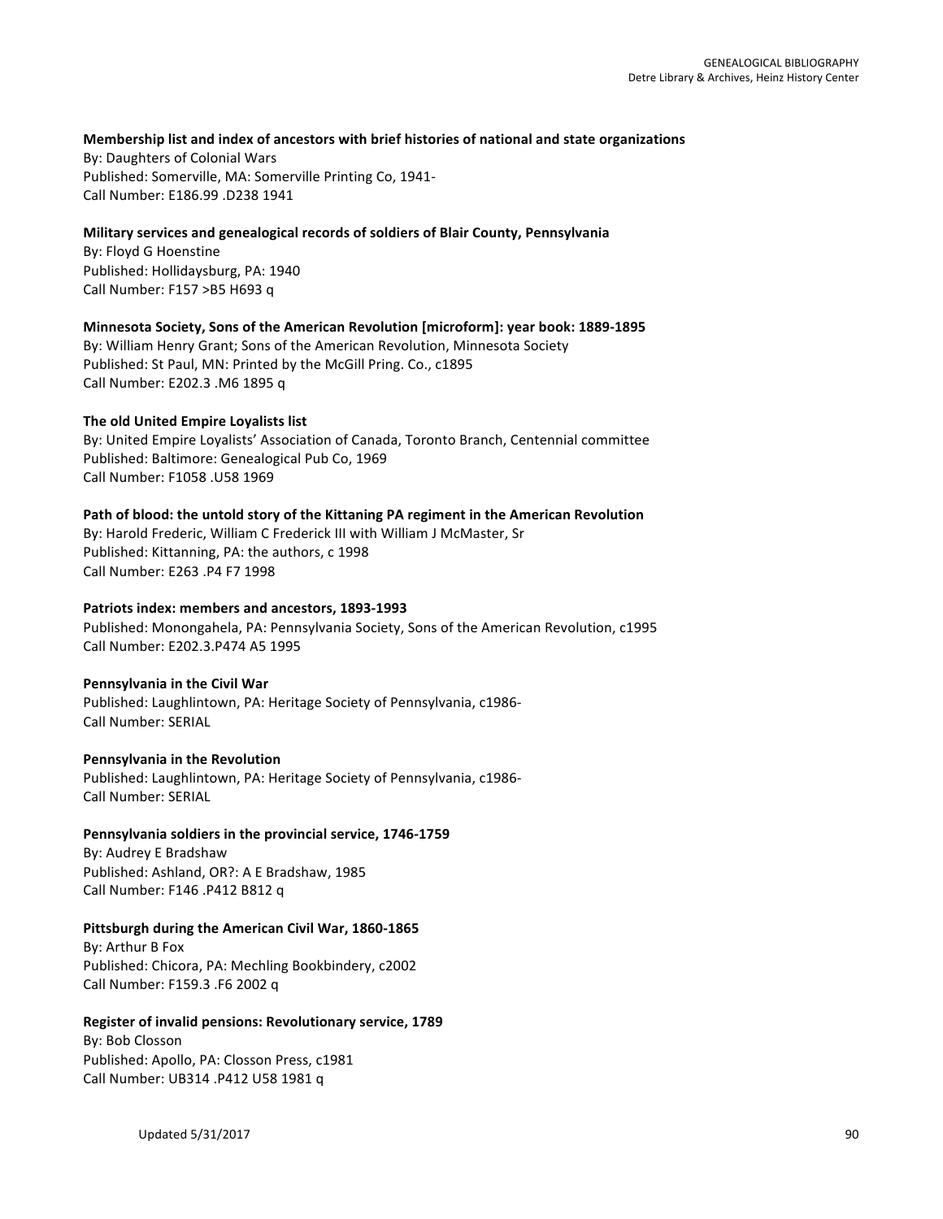**Membership list and index of ancestors with brief histories of national and state organizations**
By: Daughters of Colonial Wars
Published: Somerville, MA: Somerville Printing Co, 1941-
Call Number: E186.99 .D238 1941

**Military services and genealogical records of soldiers of Blair County, Pennsylvania**
By: Floyd G Hoenstine
Published: Hollidaysburg, PA: 1940
Call Number: F157 >B5 H693 q

**Minnesota Society, Sons of the American Revolution [microform]: year book: 1889-1895**
By: William Henry Grant; Sons of the American Revolution, Minnesota Society
Published: St Paul, MN: Printed by the McGill Pring. Co., c1895
Call Number: E202.3 .M6 1895 q

**The old United Empire Loyalists list**
By: United Empire Loyalists' Association of Canada, Toronto Branch, Centennial committee
Published: Baltimore: Genealogical Pub Co, 1969
Call Number: F1058 .U58 1969

**Path of blood: the untold story of the Kittaning PA regiment in the American Revolution**
By: Harold Frederic, William C Frederick III with William J McMaster, Sr
Published: Kittanning, PA: the authors, c 1998
Call Number: E263 .P4 F7 1998

**Patriots index: members and ancestors, 1893-1993**
Published: Monongahela, PA: Pennsylvania Society, Sons of the American Revolution, c1995
Call Number: E202.3.P474 A5 1995

**Pennsylvania in the Civil War**
Published: Laughlintown, PA: Heritage Society of Pennsylvania, c1986-
Call Number: SERIAL

**Pennsylvania in the Revolution**
Published: Laughlintown, PA: Heritage Society of Pennsylvania, c1986-
Call Number: SERIAL

**Pennsylvania soldiers in the provincial service, 1746-1759**
By: Audrey E Bradshaw
Published: Ashland, OR?: A E Bradshaw, 1985
Call Number: F146 .P412 B812 q

**Pittsburgh during the American Civil War, 1860-1865**
By: Arthur B Fox
Published: Chicora, PA: Mechling Bookbindery, c2002
Call Number: F159.3 .F6 2002 q

**Register of invalid pensions: Revolutionary service, 1789**
By: Bob Closson
Published: Apollo, PA: Closson Press, c1981
Call Number: UB314 .P412 U58 1981 q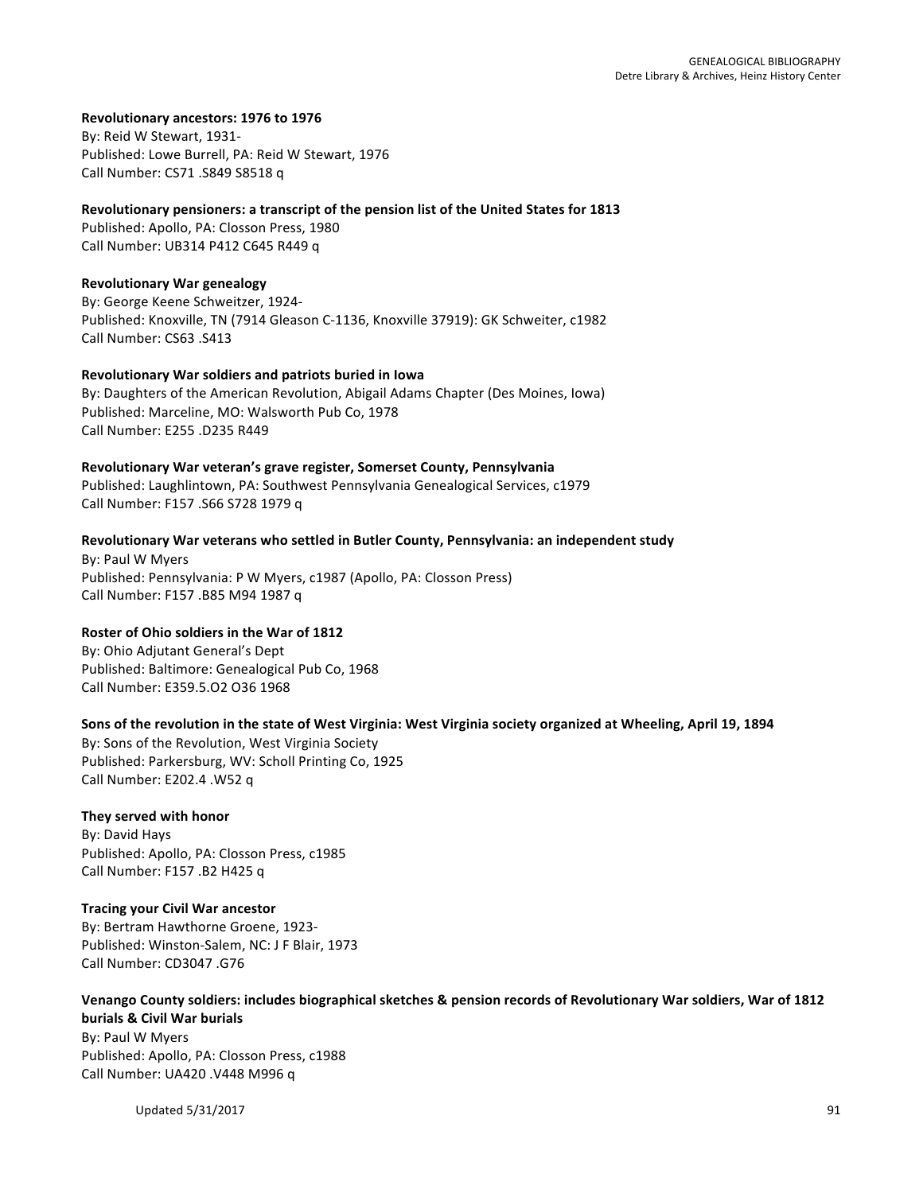**Revolutionary ancestors: 1976 to 1976**
By: Reid W Stewart, 1931-
Published: Lowe Burrell, PA: Reid W Stewart, 1976
Call Number: CS71 .S849 S8518 q

**Revolutionary pensioners: a transcript of the pension list of the United States for 1813**
Published: Apollo, PA: Closson Press, 1980
Call Number: UB314 P412 C645 R449 q

**Revolutionary War genealogy**
By: George Keene Schweitzer, 1924-
Published: Knoxville, TN (7914 Gleason C-1136, Knoxville 37919): GK Schweiter, c1982
Call Number: CS63 .S413

**Revolutionary War soldiers and patriots buried in Iowa**
By: Daughters of the American Revolution, Abigail Adams Chapter (Des Moines, Iowa)
Published: Marceline, MO: Walsworth Pub Co, 1978
Call Number: E255 .D235 R449

**Revolutionary War veteran's grave register, Somerset County, Pennsylvania**
Published: Laughlintown, PA: Southwest Pennsylvania Genealogical Services, c1979
Call Number: F157 .S66 S728 1979 q

**Revolutionary War veterans who settled in Butler County, Pennsylvania: an independent study**
By: Paul W Myers
Published: Pennsylvania: P W Myers, c1987 (Apollo, PA: Closson Press)
Call Number: F157 .B85 M94 1987 q

**Roster of Ohio soldiers in the War of 1812**
By: Ohio Adjutant General's Dept
Published: Baltimore: Genealogical Pub Co, 1968
Call Number: E359.5.O2 O36 1968

**Sons of the revolution in the state of West Virginia: West Virginia society organized at Wheeling, April 19, 1894**
By: Sons of the Revolution, West Virginia Society
Published: Parkersburg, WV: Scholl Printing Co, 1925
Call Number: E202.4 .W52 q

**They served with honor**
By: David Hays
Published: Apollo, PA: Closson Press, c1985
Call Number: F157 .B2 H425 q

**Tracing your Civil War ancestor**
By: Bertram Hawthorne Groene, 1923-
Published: Winston-Salem, NC: J F Blair, 1973
Call Number: CD3047 .G76

**Venango County soldiers: includes biographical sketches & pension records of Revolutionary War soldiers, War of 1812 burials & Civil War burials**
By: Paul W Myers
Published: Apollo, PA: Closson Press, c1988
Call Number: UA420 .V448 M996 q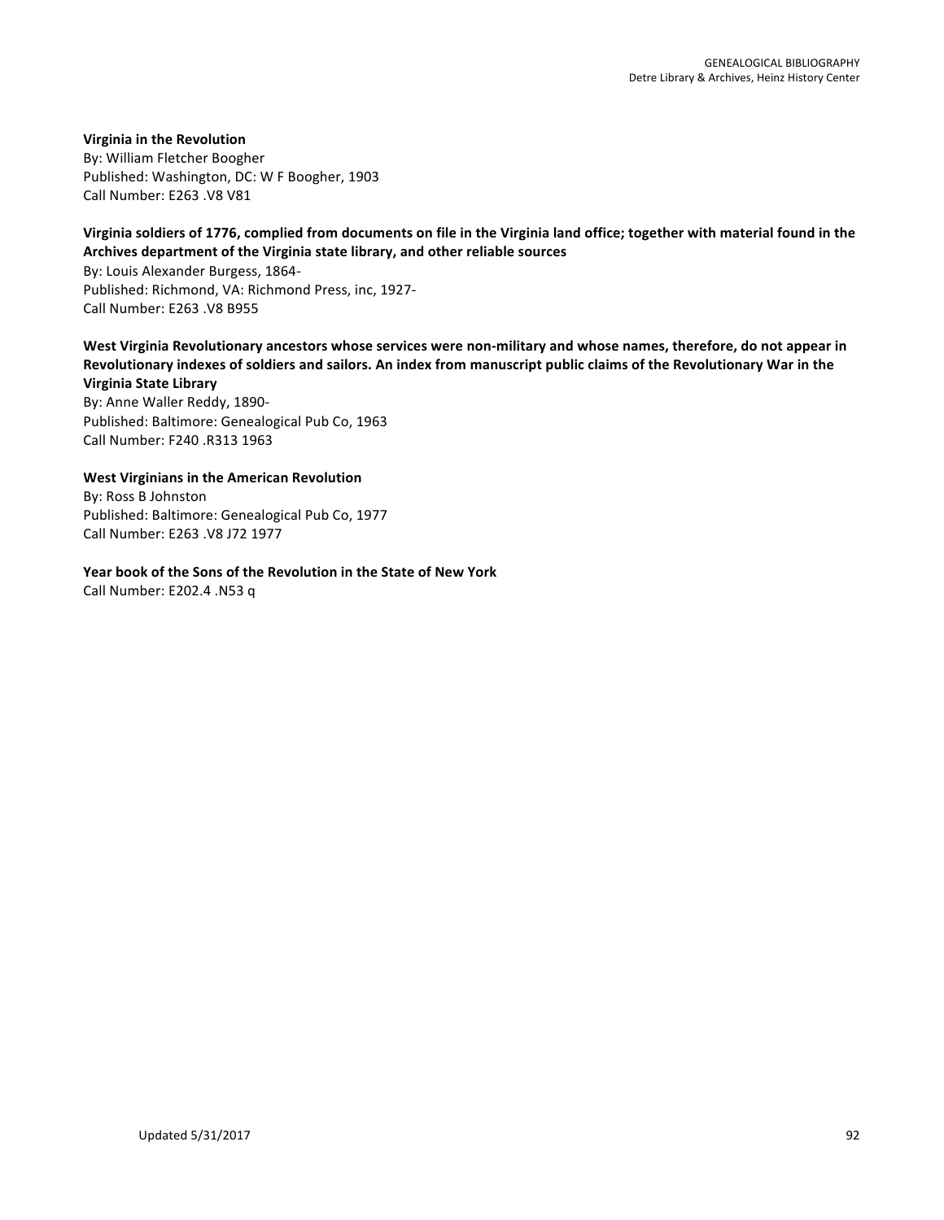**Virginia in the Revolution**
By: William Fletcher Boogher
Published: Washington, DC: W F Boogher, 1903
Call Number: E263 .V8 V81

**Virginia soldiers of 1776, complied from documents on file in the Virginia land office; together with material found in the Archives department of the Virginia state library, and other reliable sources**
By: Louis Alexander Burgess, 1864-
Published: Richmond, VA: Richmond Press, inc, 1927-
Call Number: E263 .V8 B955

**West Virginia Revolutionary ancestors whose services were non-military and whose names, therefore, do not appear in Revolutionary indexes of soldiers and sailors. An index from manuscript public claims of the Revolutionary War in the Virginia State Library**
By: Anne Waller Reddy, 1890-
Published: Baltimore: Genealogical Pub Co, 1963
Call Number: F240 .R313 1963

**West Virginians in the American Revolution**
By: Ross B Johnston
Published: Baltimore: Genealogical Pub Co, 1977
Call Number: E263 .V8 J72 1977

**Year book of the Sons of the Revolution in the State of New York**
Call Number: E202.4 .N53 q